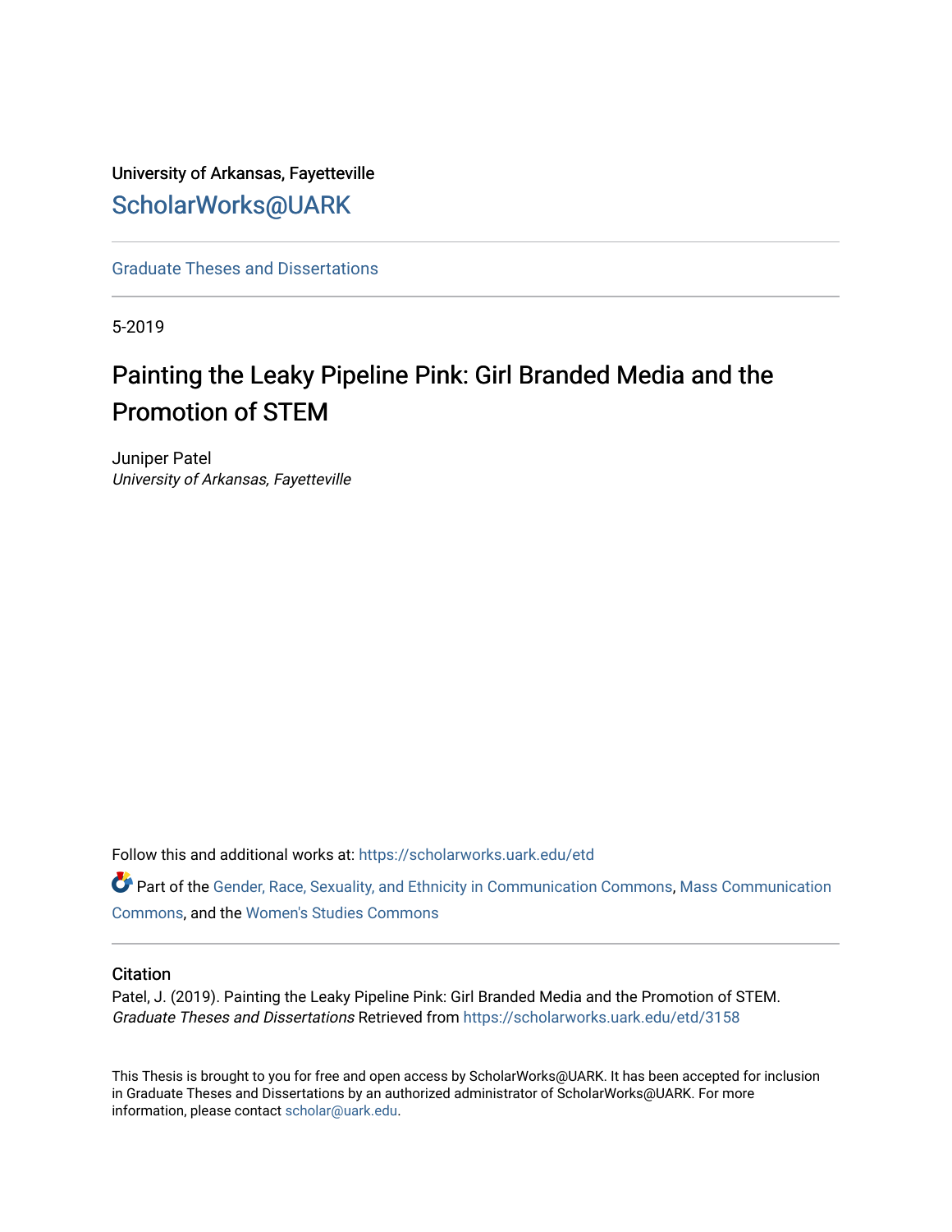University of Arkansas, Fayetteville

# ScholarWorks@UARK

Graduate Theses and Dissertations

5-2019

# Painting the Leaky Pipeline Pink: Girl Branded Media and the Promotion of STEM

Juniper Patel
*University of Arkansas, Fayetteville*

Follow this and additional works at: https://scholarworks.uark.edu/etd

Part of the Gender, Race, Sexuality, and Ethnicity in Communication Commons, Mass Communication Commons, and the Women's Studies Commons

## Citation

Patel, J. (2019). Painting the Leaky Pipeline Pink: Girl Branded Media and the Promotion of STEM. *Graduate Theses and Dissertations* Retrieved from https://scholarworks.uark.edu/etd/3158

This Thesis is brought to you for free and open access by ScholarWorks@UARK. It has been accepted for inclusion in Graduate Theses and Dissertations by an authorized administrator of ScholarWorks@UARK. For more information, please contact scholar@uark.edu.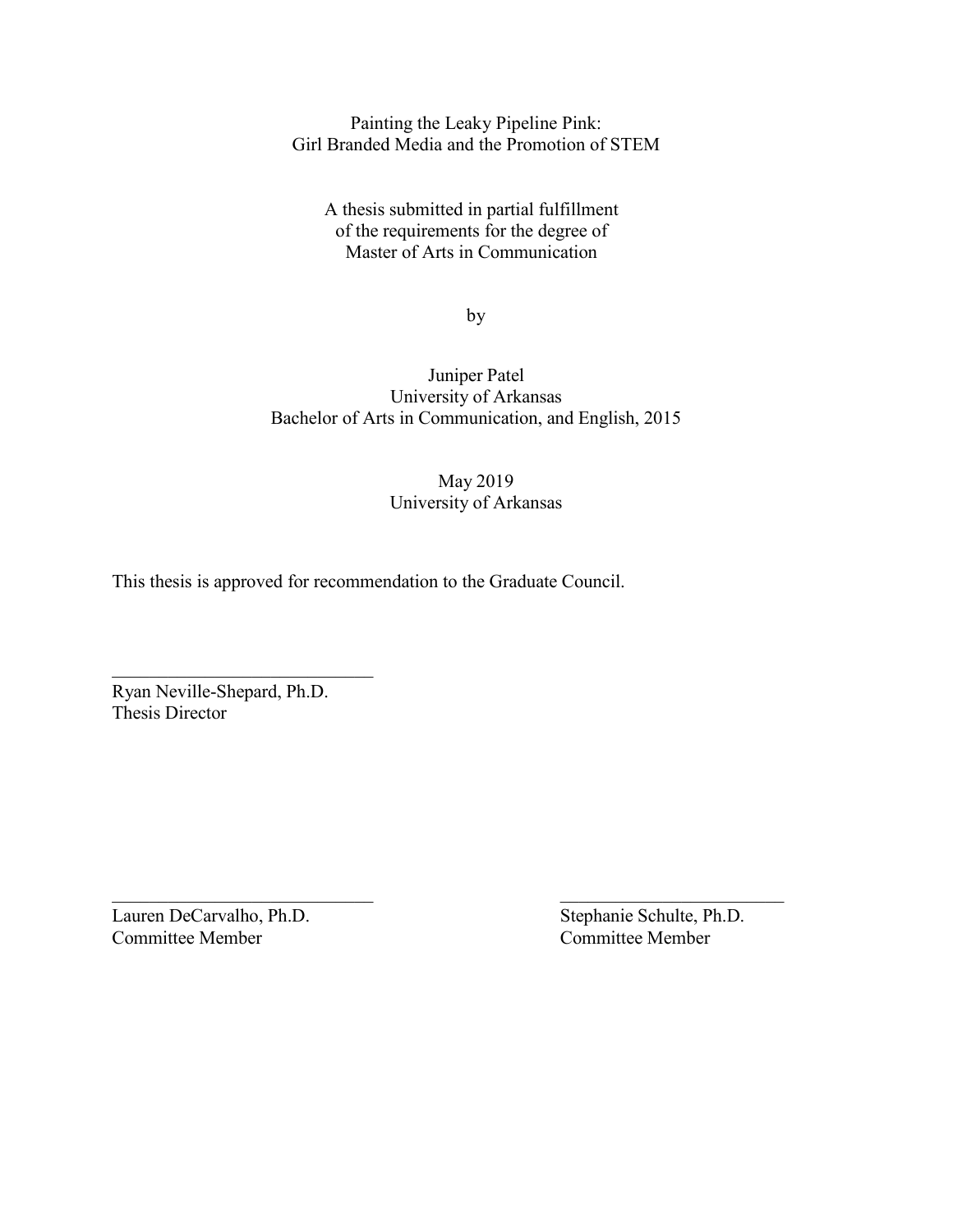Painting the Leaky Pipeline Pink:
Girl Branded Media and the Promotion of STEM

A thesis submitted in partial fulfillment
of the requirements for the degree of
Master of Arts in Communication

by

Juniper Patel
University of Arkansas
Bachelor of Arts in Communication, and English, 2015

May 2019
University of Arkansas

This thesis is approved for recommendation to the Graduate Council.

_____________________________
Ryan Neville-Shepard, Ph.D.
Thesis Director

_____________________________
Lauren DeCarvalho, Ph.D.
Committee Member

_____________________________
Stephanie Schulte, Ph.D.
Committee Member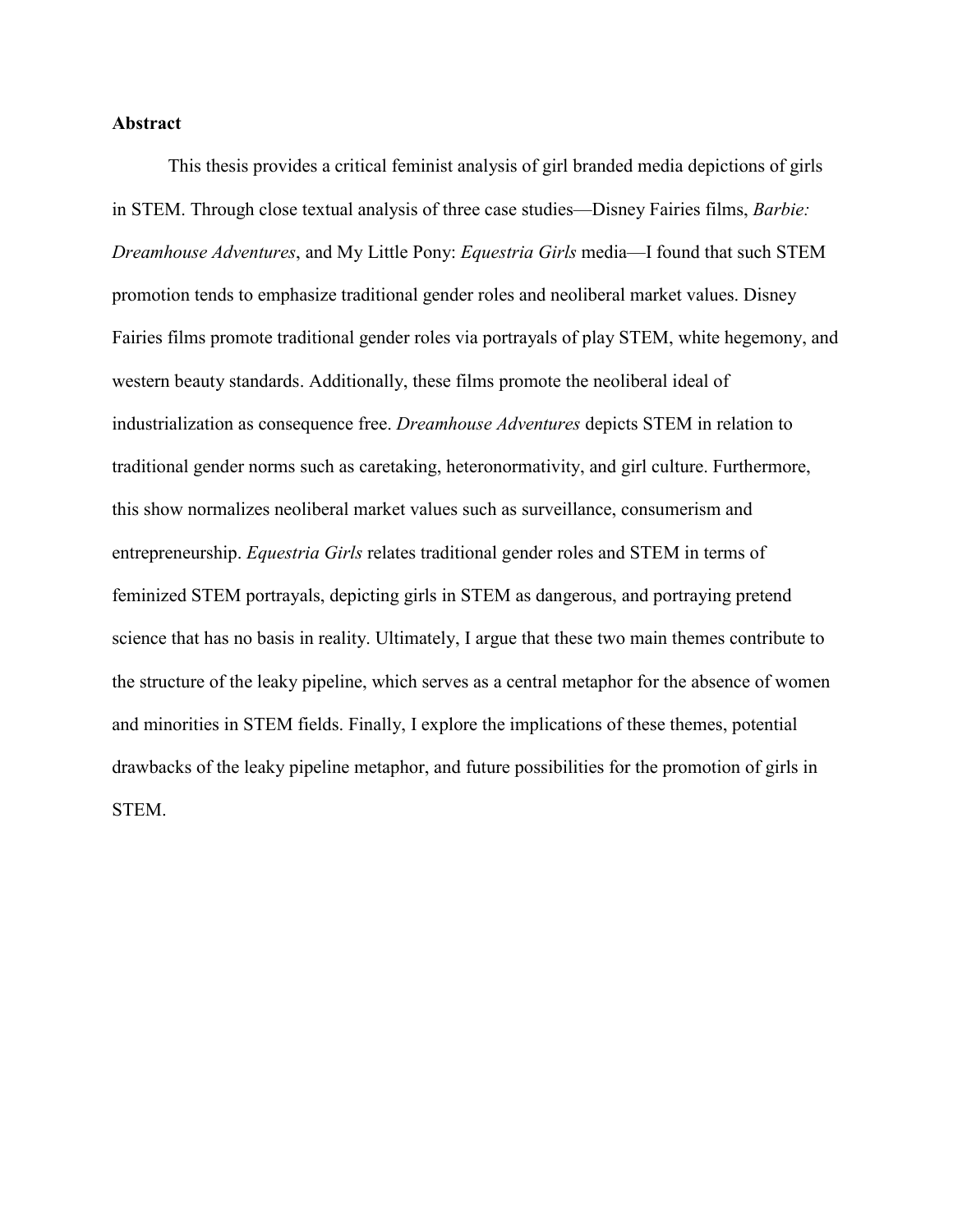**Abstract**

This thesis provides a critical feminist analysis of girl branded media depictions of girls in STEM. Through close textual analysis of three case studies—Disney Fairies films, *Barbie: Dreamhouse Adventures*, and My Little Pony: *Equestria Girls* media—I found that such STEM promotion tends to emphasize traditional gender roles and neoliberal market values. Disney Fairies films promote traditional gender roles via portrayals of play STEM, white hegemony, and western beauty standards. Additionally, these films promote the neoliberal ideal of industrialization as consequence free. *Dreamhouse Adventures* depicts STEM in relation to traditional gender norms such as caretaking, heteronormativity, and girl culture. Furthermore, this show normalizes neoliberal market values such as surveillance, consumerism and entrepreneurship. *Equestria Girls* relates traditional gender roles and STEM in terms of feminized STEM portrayals, depicting girls in STEM as dangerous, and portraying pretend science that has no basis in reality. Ultimately, I argue that these two main themes contribute to the structure of the leaky pipeline, which serves as a central metaphor for the absence of women and minorities in STEM fields. Finally, I explore the implications of these themes, potential drawbacks of the leaky pipeline metaphor, and future possibilities for the promotion of girls in STEM.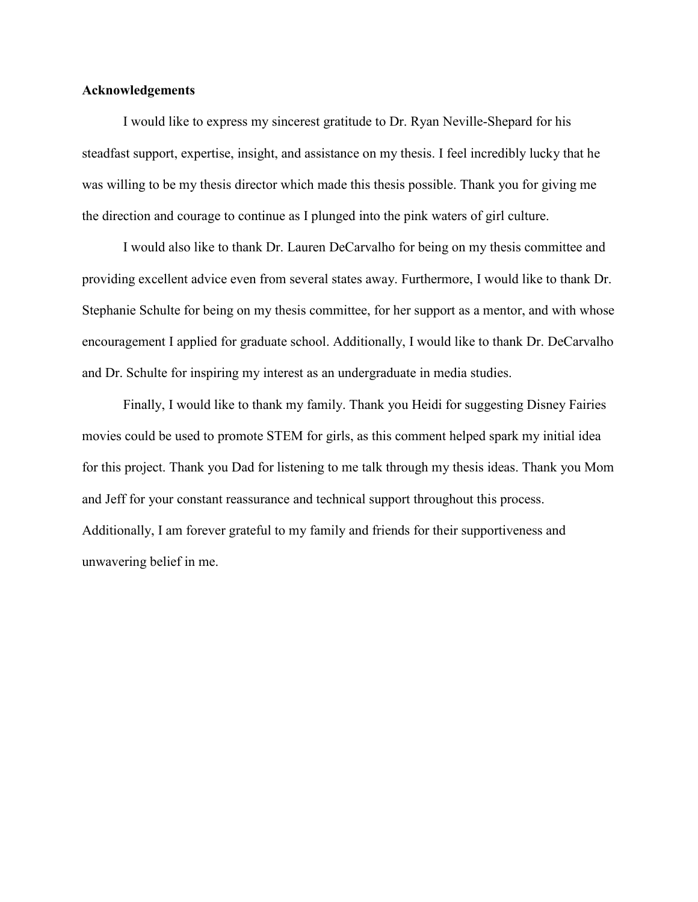**Acknowledgements**

I would like to express my sincerest gratitude to Dr. Ryan Neville-Shepard for his steadfast support, expertise, insight, and assistance on my thesis. I feel incredibly lucky that he was willing to be my thesis director which made this thesis possible. Thank you for giving me the direction and courage to continue as I plunged into the pink waters of girl culture.

I would also like to thank Dr. Lauren DeCarvalho for being on my thesis committee and providing excellent advice even from several states away. Furthermore, I would like to thank Dr. Stephanie Schulte for being on my thesis committee, for her support as a mentor, and with whose encouragement I applied for graduate school. Additionally, I would like to thank Dr. DeCarvalho and Dr. Schulte for inspiring my interest as an undergraduate in media studies.

Finally, I would like to thank my family. Thank you Heidi for suggesting Disney Fairies movies could be used to promote STEM for girls, as this comment helped spark my initial idea for this project. Thank you Dad for listening to me talk through my thesis ideas. Thank you Mom and Jeff for your constant reassurance and technical support throughout this process. Additionally, I am forever grateful to my family and friends for their supportiveness and unwavering belief in me.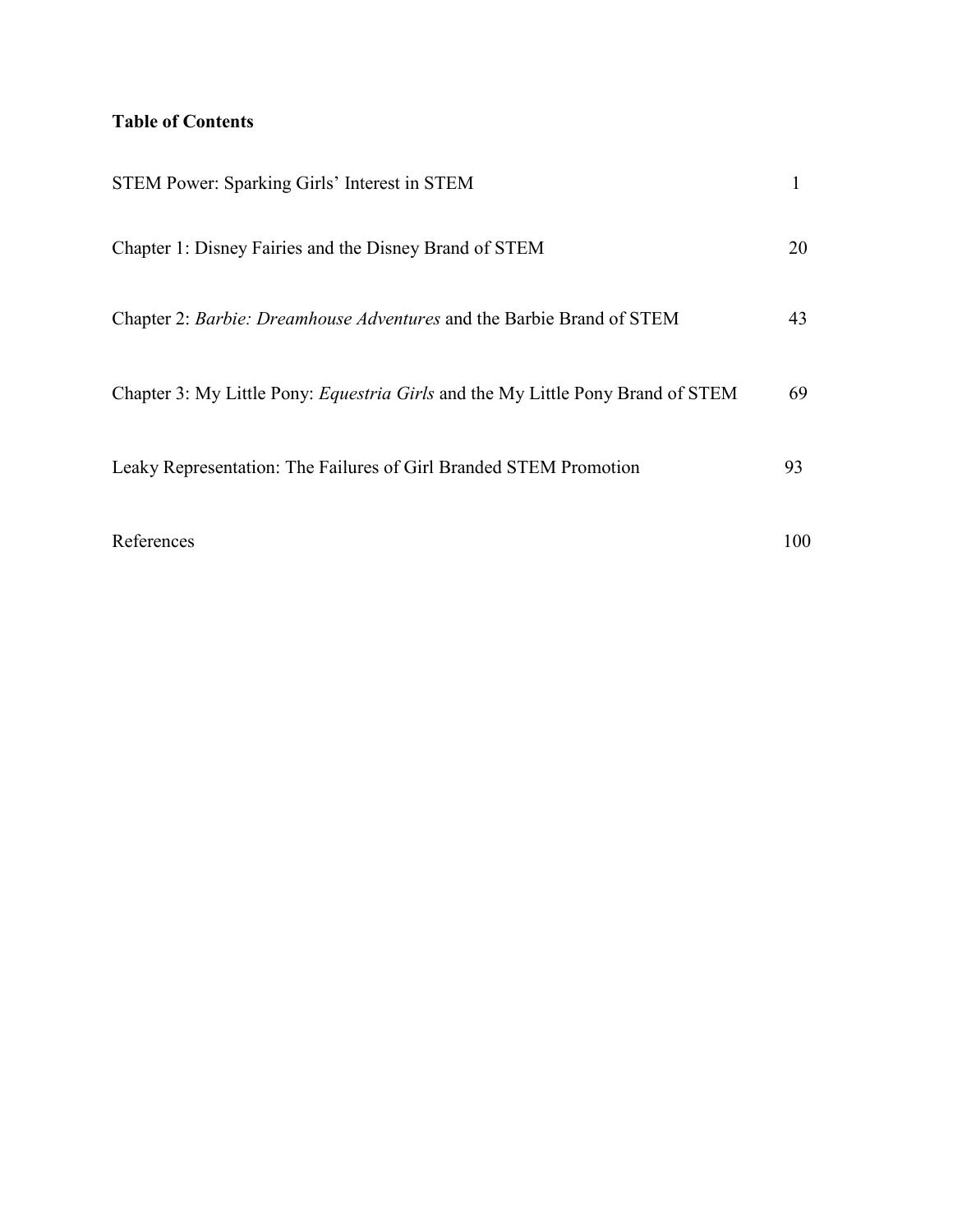**Table of Contents**

| | |
|---|---|
| STEM Power: Sparking Girls' Interest in STEM | 1 |
| Chapter 1: Disney Fairies and the Disney Brand of STEM | 20 |
| Chapter 2: *Barbie: Dreamhouse Adventures* and the Barbie Brand of STEM | 43 |
| Chapter 3: My Little Pony: *Equestria Girls* and the My Little Pony Brand of STEM | 69 |
| Leaky Representation: The Failures of Girl Branded STEM Promotion | 93 |
| References | 100 |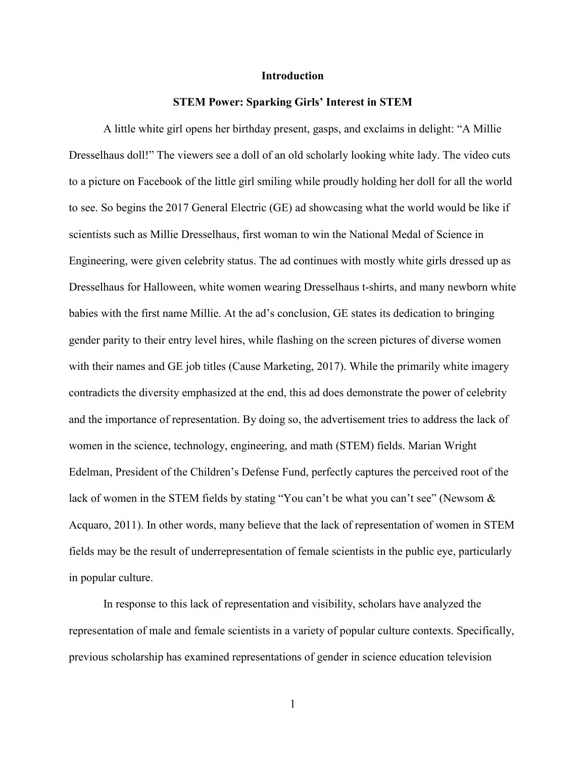# Introduction

## STEM Power: Sparking Girls' Interest in STEM

A little white girl opens her birthday present, gasps, and exclaims in delight: "A Millie Dresselhaus doll!" The viewers see a doll of an old scholarly looking white lady. The video cuts to a picture on Facebook of the little girl smiling while proudly holding her doll for all the world to see. So begins the 2017 General Electric (GE) ad showcasing what the world would be like if scientists such as Millie Dresselhaus, first woman to win the National Medal of Science in Engineering, were given celebrity status. The ad continues with mostly white girls dressed up as Dresselhaus for Halloween, white women wearing Dresselhaus t-shirts, and many newborn white babies with the first name Millie. At the ad's conclusion, GE states its dedication to bringing gender parity to their entry level hires, while flashing on the screen pictures of diverse women with their names and GE job titles (Cause Marketing, 2017). While the primarily white imagery contradicts the diversity emphasized at the end, this ad does demonstrate the power of celebrity and the importance of representation. By doing so, the advertisement tries to address the lack of women in the science, technology, engineering, and math (STEM) fields. Marian Wright Edelman, President of the Children's Defense Fund, perfectly captures the perceived root of the lack of women in the STEM fields by stating "You can't be what you can't see" (Newsom & Acquaro, 2011). In other words, many believe that the lack of representation of women in STEM fields may be the result of underrepresentation of female scientists in the public eye, particularly in popular culture.

In response to this lack of representation and visibility, scholars have analyzed the representation of male and female scientists in a variety of popular culture contexts. Specifically, previous scholarship has examined representations of gender in science education television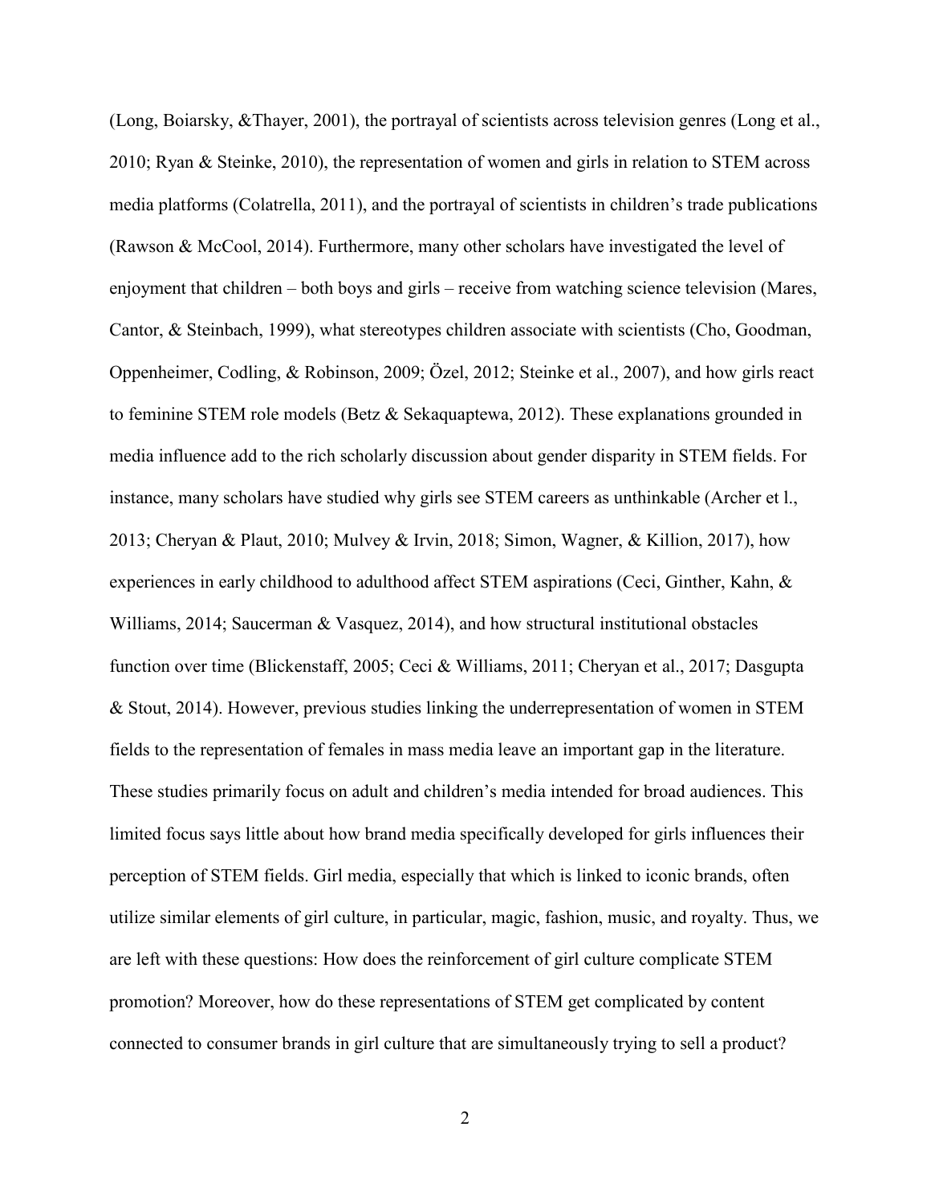(Long, Boiarsky, &Thayer, 2001), the portrayal of scientists across television genres (Long et al., 2010; Ryan & Steinke, 2010), the representation of women and girls in relation to STEM across media platforms (Colatrella, 2011), and the portrayal of scientists in children's trade publications (Rawson & McCool, 2014). Furthermore, many other scholars have investigated the level of enjoyment that children – both boys and girls – receive from watching science television (Mares, Cantor, & Steinbach, 1999), what stereotypes children associate with scientists (Cho, Goodman, Oppenheimer, Codling, & Robinson, 2009; Özel, 2012; Steinke et al., 2007), and how girls react to feminine STEM role models (Betz & Sekaquaptewa, 2012). These explanations grounded in media influence add to the rich scholarly discussion about gender disparity in STEM fields. For instance, many scholars have studied why girls see STEM careers as unthinkable (Archer et l., 2013; Cheryan & Plaut, 2010; Mulvey & Irvin, 2018; Simon, Wagner, & Killion, 2017), how experiences in early childhood to adulthood affect STEM aspirations (Ceci, Ginther, Kahn, & Williams, 2014; Saucerman & Vasquez, 2014), and how structural institutional obstacles function over time (Blickenstaff, 2005; Ceci & Williams, 2011; Cheryan et al., 2017; Dasgupta & Stout, 2014). However, previous studies linking the underrepresentation of women in STEM fields to the representation of females in mass media leave an important gap in the literature. These studies primarily focus on adult and children's media intended for broad audiences. This limited focus says little about how brand media specifically developed for girls influences their perception of STEM fields. Girl media, especially that which is linked to iconic brands, often utilize similar elements of girl culture, in particular, magic, fashion, music, and royalty. Thus, we are left with these questions: How does the reinforcement of girl culture complicate STEM promotion? Moreover, how do these representations of STEM get complicated by content connected to consumer brands in girl culture that are simultaneously trying to sell a product?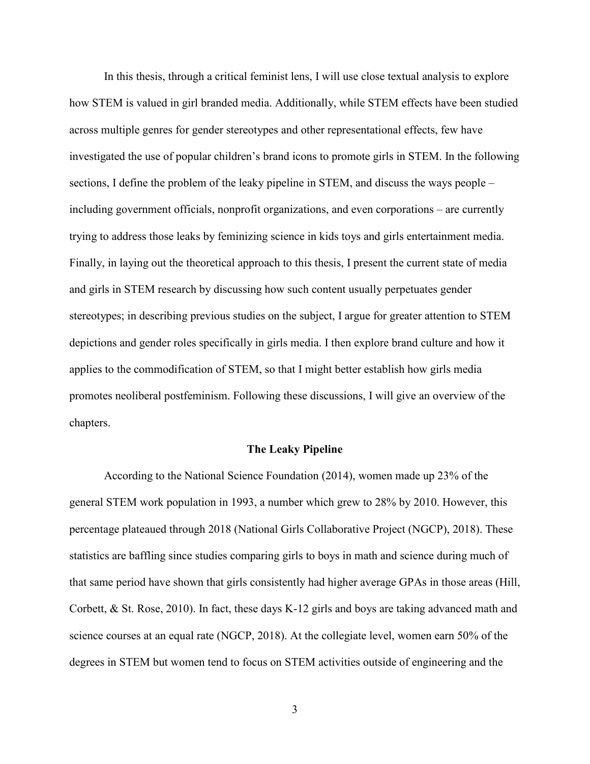In this thesis, through a critical feminist lens, I will use close textual analysis to explore how STEM is valued in girl branded media. Additionally, while STEM effects have been studied across multiple genres for gender stereotypes and other representational effects, few have investigated the use of popular children's brand icons to promote girls in STEM. In the following sections, I define the problem of the leaky pipeline in STEM, and discuss the ways people – including government officials, nonprofit organizations, and even corporations – are currently trying to address those leaks by feminizing science in kids toys and girls entertainment media. Finally, in laying out the theoretical approach to this thesis, I present the current state of media and girls in STEM research by discussing how such content usually perpetuates gender stereotypes; in describing previous studies on the subject, I argue for greater attention to STEM depictions and gender roles specifically in girls media. I then explore brand culture and how it applies to the commodification of STEM, so that I might better establish how girls media promotes neoliberal postfeminism. Following these discussions, I will give an overview of the chapters.

## The Leaky Pipeline

According to the National Science Foundation (2014), women made up 23% of the general STEM work population in 1993, a number which grew to 28% by 2010. However, this percentage plateaued through 2018 (National Girls Collaborative Project (NGCP), 2018). These statistics are baffling since studies comparing girls to boys in math and science during much of that same period have shown that girls consistently had higher average GPAs in those areas (Hill, Corbett, & St. Rose, 2010). In fact, these days K-12 girls and boys are taking advanced math and science courses at an equal rate (NGCP, 2018). At the collegiate level, women earn 50% of the degrees in STEM but women tend to focus on STEM activities outside of engineering and the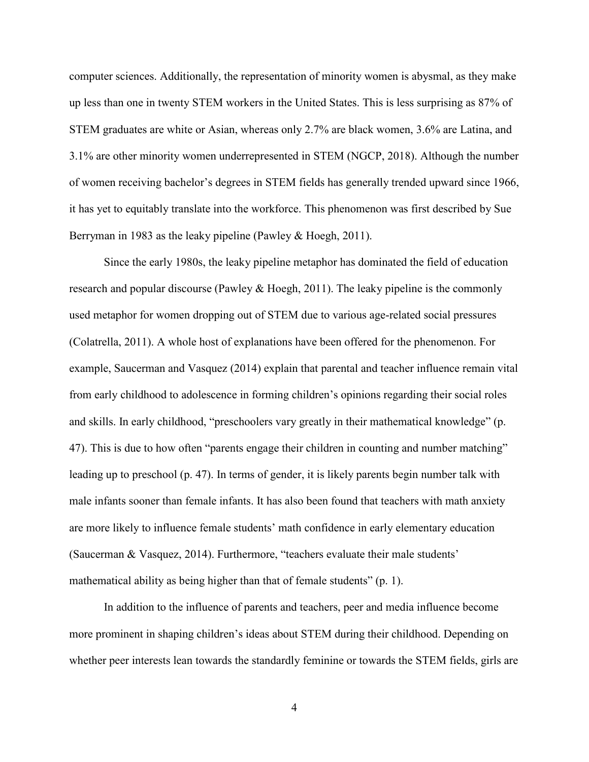computer sciences. Additionally, the representation of minority women is abysmal, as they make up less than one in twenty STEM workers in the United States. This is less surprising as 87% of STEM graduates are white or Asian, whereas only 2.7% are black women, 3.6% are Latina, and 3.1% are other minority women underrepresented in STEM (NGCP, 2018). Although the number of women receiving bachelor's degrees in STEM fields has generally trended upward since 1966, it has yet to equitably translate into the workforce. This phenomenon was first described by Sue Berryman in 1983 as the leaky pipeline (Pawley & Hoegh, 2011).

Since the early 1980s, the leaky pipeline metaphor has dominated the field of education research and popular discourse (Pawley & Hoegh, 2011). The leaky pipeline is the commonly used metaphor for women dropping out of STEM due to various age-related social pressures (Colatrella, 2011). A whole host of explanations have been offered for the phenomenon. For example, Saucerman and Vasquez (2014) explain that parental and teacher influence remain vital from early childhood to adolescence in forming children's opinions regarding their social roles and skills. In early childhood, "preschoolers vary greatly in their mathematical knowledge" (p. 47). This is due to how often "parents engage their children in counting and number matching" leading up to preschool (p. 47). In terms of gender, it is likely parents begin number talk with male infants sooner than female infants. It has also been found that teachers with math anxiety are more likely to influence female students' math confidence in early elementary education (Saucerman & Vasquez, 2014). Furthermore, "teachers evaluate their male students' mathematical ability as being higher than that of female students" (p. 1).

In addition to the influence of parents and teachers, peer and media influence become more prominent in shaping children's ideas about STEM during their childhood. Depending on whether peer interests lean towards the standardly feminine or towards the STEM fields, girls are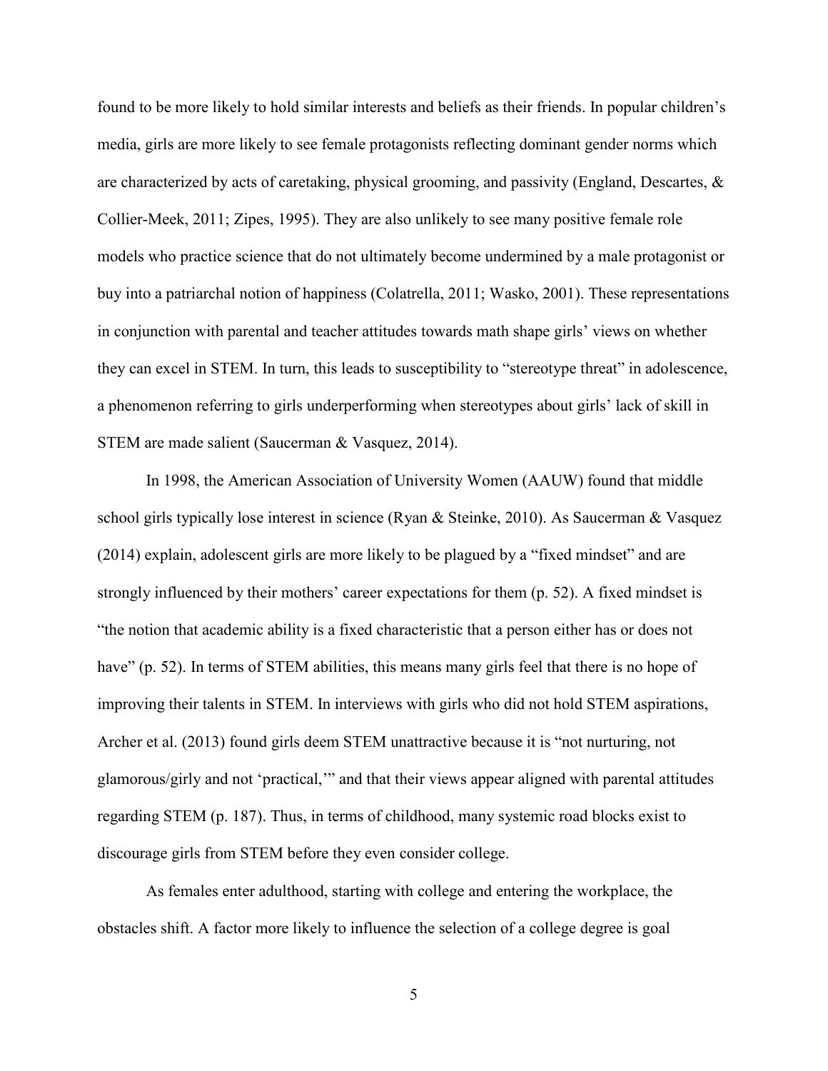found to be more likely to hold similar interests and beliefs as their friends. In popular children's media, girls are more likely to see female protagonists reflecting dominant gender norms which are characterized by acts of caretaking, physical grooming, and passivity (England, Descartes, & Collier-Meek, 2011; Zipes, 1995). They are also unlikely to see many positive female role models who practice science that do not ultimately become undermined by a male protagonist or buy into a patriarchal notion of happiness (Colatrella, 2011; Wasko, 2001). These representations in conjunction with parental and teacher attitudes towards math shape girls' views on whether they can excel in STEM. In turn, this leads to susceptibility to "stereotype threat" in adolescence, a phenomenon referring to girls underperforming when stereotypes about girls' lack of skill in STEM are made salient (Saucerman & Vasquez, 2014).

In 1998, the American Association of University Women (AAUW) found that middle school girls typically lose interest in science (Ryan & Steinke, 2010). As Saucerman & Vasquez (2014) explain, adolescent girls are more likely to be plagued by a "fixed mindset" and are strongly influenced by their mothers' career expectations for them (p. 52). A fixed mindset is "the notion that academic ability is a fixed characteristic that a person either has or does not have" (p. 52). In terms of STEM abilities, this means many girls feel that there is no hope of improving their talents in STEM. In interviews with girls who did not hold STEM aspirations, Archer et al. (2013) found girls deem STEM unattractive because it is "not nurturing, not glamorous/girly and not 'practical,'" and that their views appear aligned with parental attitudes regarding STEM (p. 187). Thus, in terms of childhood, many systemic road blocks exist to discourage girls from STEM before they even consider college.

As females enter adulthood, starting with college and entering the workplace, the obstacles shift. A factor more likely to influence the selection of a college degree is goal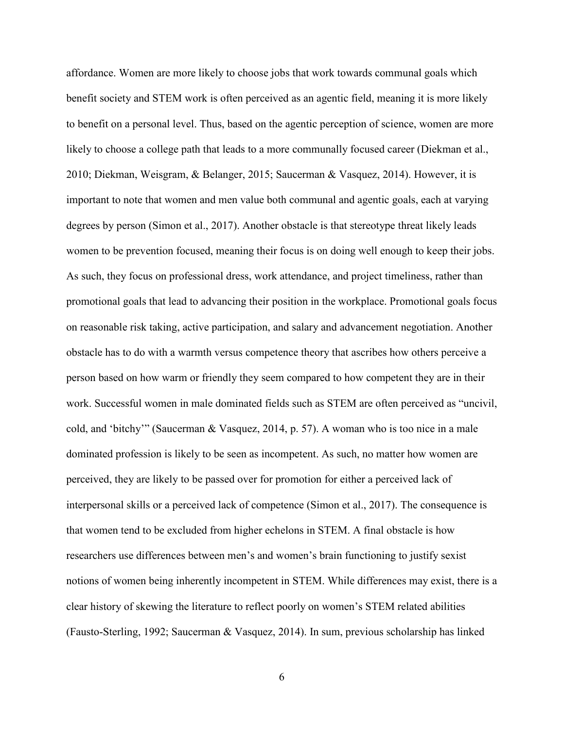affordance. Women are more likely to choose jobs that work towards communal goals which benefit society and STEM work is often perceived as an agentic field, meaning it is more likely to benefit on a personal level. Thus, based on the agentic perception of science, women are more likely to choose a college path that leads to a more communally focused career (Diekman et al., 2010; Diekman, Weisgram, & Belanger, 2015; Saucerman & Vasquez, 2014). However, it is important to note that women and men value both communal and agentic goals, each at varying degrees by person (Simon et al., 2017). Another obstacle is that stereotype threat likely leads women to be prevention focused, meaning their focus is on doing well enough to keep their jobs. As such, they focus on professional dress, work attendance, and project timeliness, rather than promotional goals that lead to advancing their position in the workplace. Promotional goals focus on reasonable risk taking, active participation, and salary and advancement negotiation. Another obstacle has to do with a warmth versus competence theory that ascribes how others perceive a person based on how warm or friendly they seem compared to how competent they are in their work. Successful women in male dominated fields such as STEM are often perceived as "uncivil, cold, and 'bitchy'" (Saucerman & Vasquez, 2014, p. 57). A woman who is too nice in a male dominated profession is likely to be seen as incompetent. As such, no matter how women are perceived, they are likely to be passed over for promotion for either a perceived lack of interpersonal skills or a perceived lack of competence (Simon et al., 2017). The consequence is that women tend to be excluded from higher echelons in STEM. A final obstacle is how researchers use differences between men's and women's brain functioning to justify sexist notions of women being inherently incompetent in STEM. While differences may exist, there is a clear history of skewing the literature to reflect poorly on women's STEM related abilities (Fausto-Sterling, 1992; Saucerman & Vasquez, 2014). In sum, previous scholarship has linked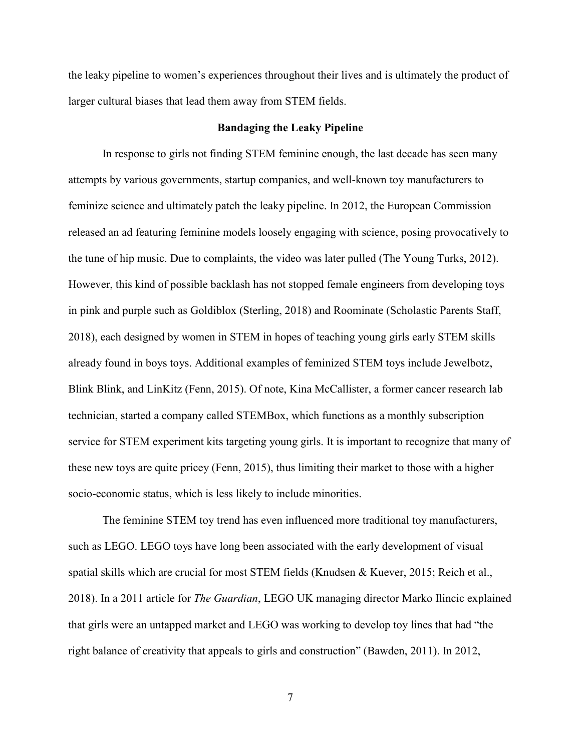the leaky pipeline to women's experiences throughout their lives and is ultimately the product of larger cultural biases that lead them away from STEM fields.

## Bandaging the Leaky Pipeline

In response to girls not finding STEM feminine enough, the last decade has seen many attempts by various governments, startup companies, and well-known toy manufacturers to feminize science and ultimately patch the leaky pipeline. In 2012, the European Commission released an ad featuring feminine models loosely engaging with science, posing provocatively to the tune of hip music. Due to complaints, the video was later pulled (The Young Turks, 2012). However, this kind of possible backlash has not stopped female engineers from developing toys in pink and purple such as Goldiblox (Sterling, 2018) and Roominate (Scholastic Parents Staff, 2018), each designed by women in STEM in hopes of teaching young girls early STEM skills already found in boys toys. Additional examples of feminized STEM toys include Jewelbotz, Blink Blink, and LinKitz (Fenn, 2015). Of note, Kina McCallister, a former cancer research lab technician, started a company called STEMBox, which functions as a monthly subscription service for STEM experiment kits targeting young girls. It is important to recognize that many of these new toys are quite pricey (Fenn, 2015), thus limiting their market to those with a higher socio-economic status, which is less likely to include minorities.

The feminine STEM toy trend has even influenced more traditional toy manufacturers, such as LEGO. LEGO toys have long been associated with the early development of visual spatial skills which are crucial for most STEM fields (Knudsen & Kuever, 2015; Reich et al., 2018). In a 2011 article for *The Guardian*, LEGO UK managing director Marko Ilincic explained that girls were an untapped market and LEGO was working to develop toy lines that had "the right balance of creativity that appeals to girls and construction" (Bawden, 2011). In 2012,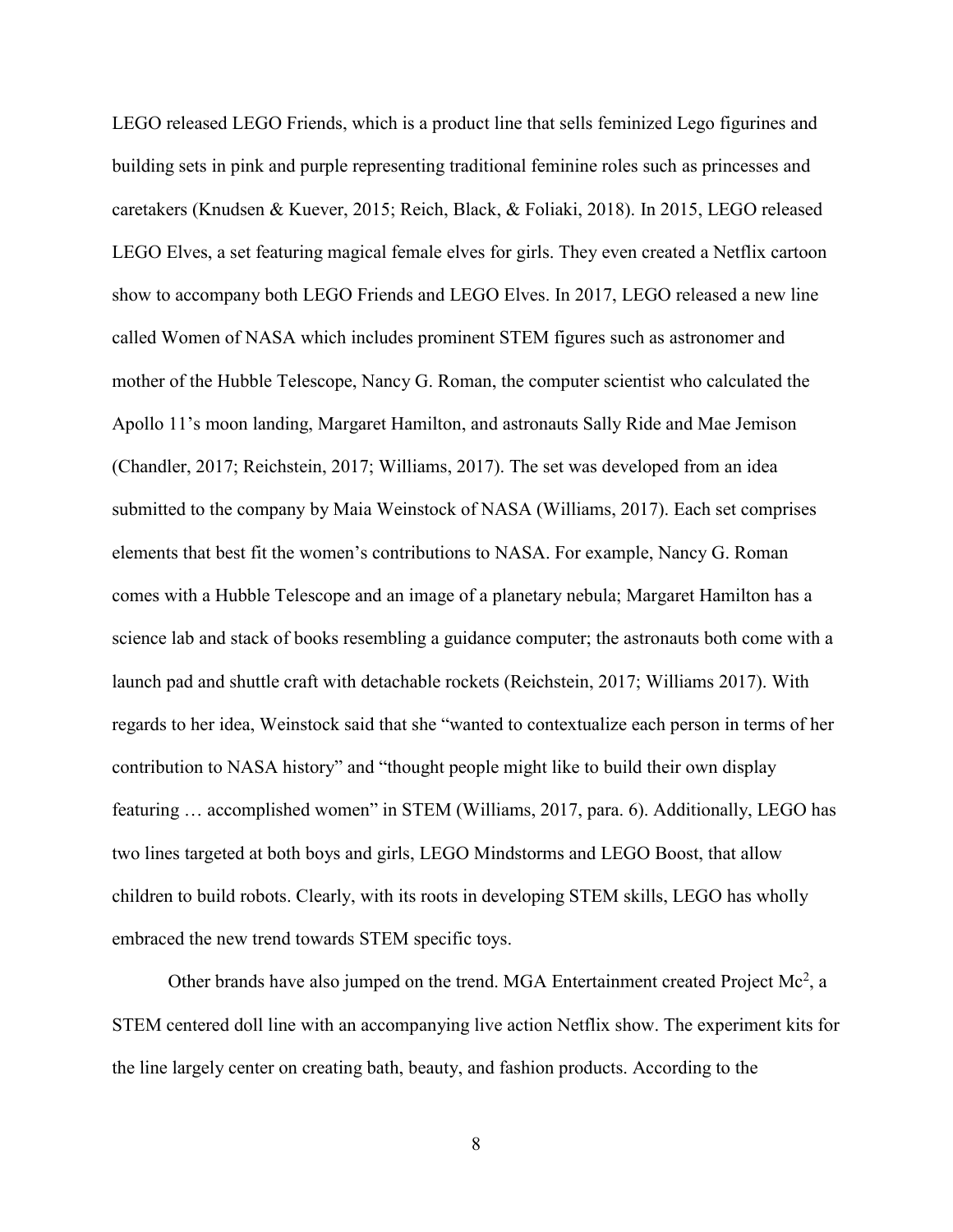LEGO released LEGO Friends, which is a product line that sells feminized Lego figurines and building sets in pink and purple representing traditional feminine roles such as princesses and caretakers (Knudsen & Kuever, 2015; Reich, Black, & Foliaki, 2018). In 2015, LEGO released LEGO Elves, a set featuring magical female elves for girls. They even created a Netflix cartoon show to accompany both LEGO Friends and LEGO Elves. In 2017, LEGO released a new line called Women of NASA which includes prominent STEM figures such as astronomer and mother of the Hubble Telescope, Nancy G. Roman, the computer scientist who calculated the Apollo 11's moon landing, Margaret Hamilton, and astronauts Sally Ride and Mae Jemison (Chandler, 2017; Reichstein, 2017; Williams, 2017). The set was developed from an idea submitted to the company by Maia Weinstock of NASA (Williams, 2017). Each set comprises elements that best fit the women's contributions to NASA. For example, Nancy G. Roman comes with a Hubble Telescope and an image of a planetary nebula; Margaret Hamilton has a science lab and stack of books resembling a guidance computer; the astronauts both come with a launch pad and shuttle craft with detachable rockets (Reichstein, 2017; Williams 2017). With regards to her idea, Weinstock said that she "wanted to contextualize each person in terms of her contribution to NASA history" and "thought people might like to build their own display featuring … accomplished women" in STEM (Williams, 2017, para. 6). Additionally, LEGO has two lines targeted at both boys and girls, LEGO Mindstorms and LEGO Boost, that allow children to build robots. Clearly, with its roots in developing STEM skills, LEGO has wholly embraced the new trend towards STEM specific toys.

Other brands have also jumped on the trend. MGA Entertainment created Project $Mc^2$, a STEM centered doll line with an accompanying live action Netflix show. The experiment kits for the line largely center on creating bath, beauty, and fashion products. According to the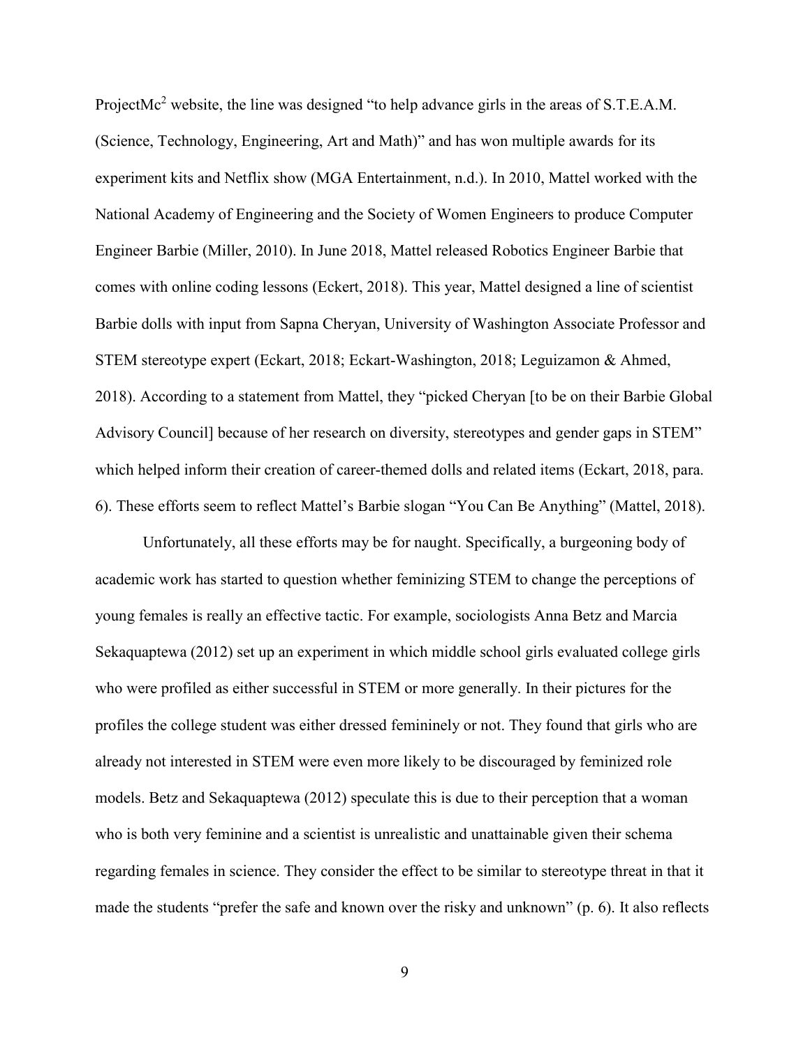ProjectMc$^2$ website, the line was designed "to help advance girls in the areas of S.T.E.A.M. (Science, Technology, Engineering, Art and Math)" and has won multiple awards for its experiment kits and Netflix show (MGA Entertainment, n.d.). In 2010, Mattel worked with the National Academy of Engineering and the Society of Women Engineers to produce Computer Engineer Barbie (Miller, 2010). In June 2018, Mattel released Robotics Engineer Barbie that comes with online coding lessons (Eckert, 2018). This year, Mattel designed a line of scientist Barbie dolls with input from Sapna Cheryan, University of Washington Associate Professor and STEM stereotype expert (Eckart, 2018; Eckart-Washington, 2018; Leguizamon & Ahmed, 2018). According to a statement from Mattel, they "picked Cheryan [to be on their Barbie Global Advisory Council] because of her research on diversity, stereotypes and gender gaps in STEM" which helped inform their creation of career-themed dolls and related items (Eckart, 2018, para. 6). These efforts seem to reflect Mattel's Barbie slogan "You Can Be Anything" (Mattel, 2018).

Unfortunately, all these efforts may be for naught. Specifically, a burgeoning body of academic work has started to question whether feminizing STEM to change the perceptions of young females is really an effective tactic. For example, sociologists Anna Betz and Marcia Sekaquaptewa (2012) set up an experiment in which middle school girls evaluated college girls who were profiled as either successful in STEM or more generally. In their pictures for the profiles the college student was either dressed femininely or not. They found that girls who are already not interested in STEM were even more likely to be discouraged by feminized role models. Betz and Sekaquaptewa (2012) speculate this is due to their perception that a woman who is both very feminine and a scientist is unrealistic and unattainable given their schema regarding females in science. They consider the effect to be similar to stereotype threat in that it made the students "prefer the safe and known over the risky and unknown" (p. 6). It also reflects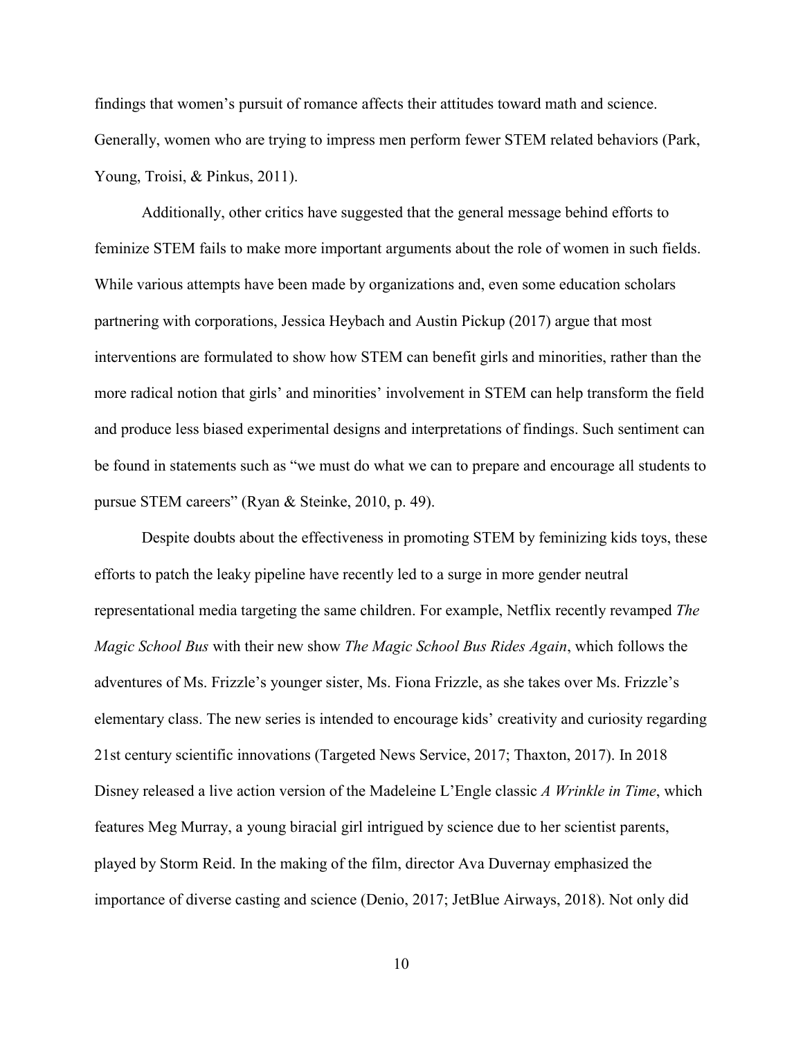findings that women's pursuit of romance affects their attitudes toward math and science. Generally, women who are trying to impress men perform fewer STEM related behaviors (Park, Young, Troisi, & Pinkus, 2011).

Additionally, other critics have suggested that the general message behind efforts to feminize STEM fails to make more important arguments about the role of women in such fields. While various attempts have been made by organizations and, even some education scholars partnering with corporations, Jessica Heybach and Austin Pickup (2017) argue that most interventions are formulated to show how STEM can benefit girls and minorities, rather than the more radical notion that girls' and minorities' involvement in STEM can help transform the field and produce less biased experimental designs and interpretations of findings. Such sentiment can be found in statements such as "we must do what we can to prepare and encourage all students to pursue STEM careers" (Ryan & Steinke, 2010, p. 49).

Despite doubts about the effectiveness in promoting STEM by feminizing kids toys, these efforts to patch the leaky pipeline have recently led to a surge in more gender neutral representational media targeting the same children. For example, Netflix recently revamped *The Magic School Bus* with their new show *The Magic School Bus Rides Again*, which follows the adventures of Ms. Frizzle's younger sister, Ms. Fiona Frizzle, as she takes over Ms. Frizzle's elementary class. The new series is intended to encourage kids' creativity and curiosity regarding 21st century scientific innovations (Targeted News Service, 2017; Thaxton, 2017). In 2018 Disney released a live action version of the Madeleine L'Engle classic *A Wrinkle in Time*, which features Meg Murray, a young biracial girl intrigued by science due to her scientist parents, played by Storm Reid. In the making of the film, director Ava Duvernay emphasized the importance of diverse casting and science (Denio, 2017; JetBlue Airways, 2018). Not only did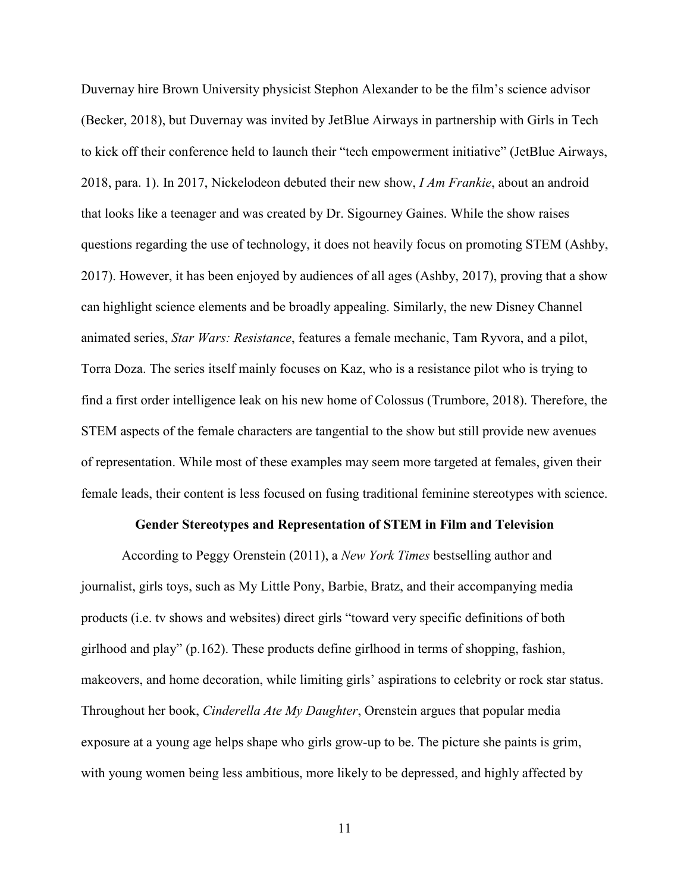Duvernay hire Brown University physicist Stephon Alexander to be the film's science advisor (Becker, 2018), but Duvernay was invited by JetBlue Airways in partnership with Girls in Tech to kick off their conference held to launch their "tech empowerment initiative" (JetBlue Airways, 2018, para. 1). In 2017, Nickelodeon debuted their new show, *I Am Frankie*, about an android that looks like a teenager and was created by Dr. Sigourney Gaines. While the show raises questions regarding the use of technology, it does not heavily focus on promoting STEM (Ashby, 2017). However, it has been enjoyed by audiences of all ages (Ashby, 2017), proving that a show can highlight science elements and be broadly appealing. Similarly, the new Disney Channel animated series, *Star Wars: Resistance*, features a female mechanic, Tam Ryvora, and a pilot, Torra Doza. The series itself mainly focuses on Kaz, who is a resistance pilot who is trying to find a first order intelligence leak on his new home of Colossus (Trumbore, 2018). Therefore, the STEM aspects of the female characters are tangential to the show but still provide new avenues of representation. While most of these examples may seem more targeted at females, given their female leads, their content is less focused on fusing traditional feminine stereotypes with science.

## Gender Stereotypes and Representation of STEM in Film and Television

According to Peggy Orenstein (2011), a *New York Times* bestselling author and journalist, girls toys, such as My Little Pony, Barbie, Bratz, and their accompanying media products (i.e. tv shows and websites) direct girls "toward very specific definitions of both girlhood and play" (p.162). These products define girlhood in terms of shopping, fashion, makeovers, and home decoration, while limiting girls' aspirations to celebrity or rock star status. Throughout her book, *Cinderella Ate My Daughter*, Orenstein argues that popular media exposure at a young age helps shape who girls grow-up to be. The picture she paints is grim, with young women being less ambitious, more likely to be depressed, and highly affected by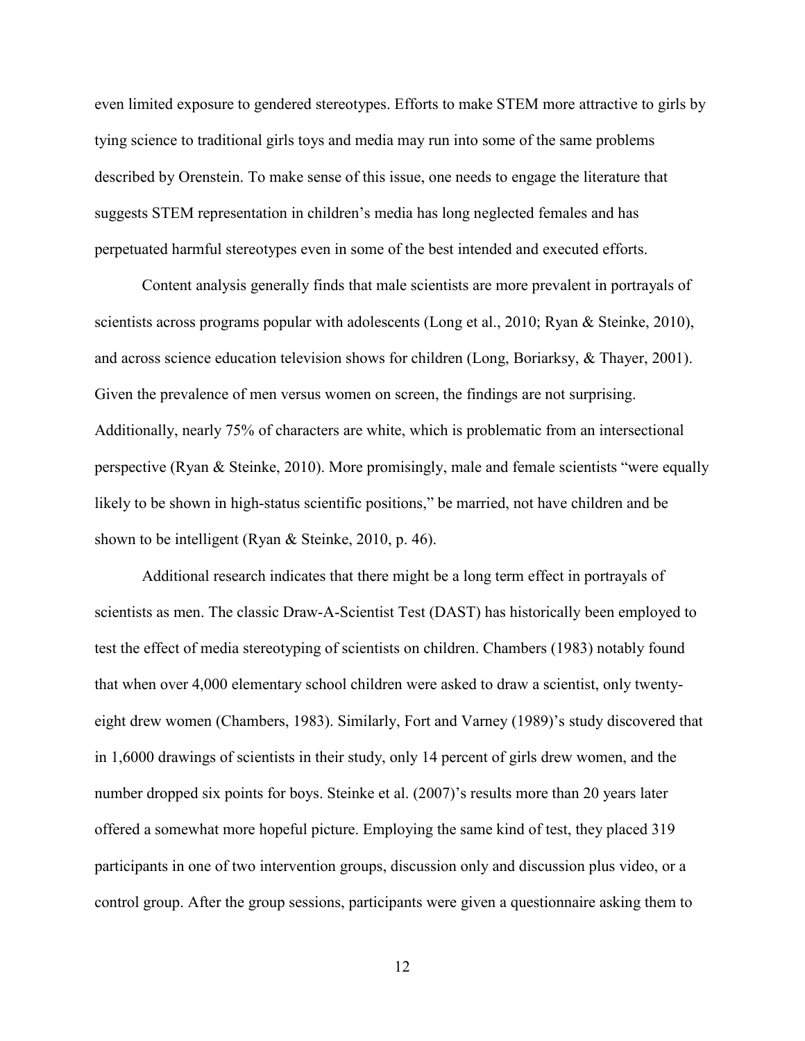even limited exposure to gendered stereotypes. Efforts to make STEM more attractive to girls by tying science to traditional girls toys and media may run into some of the same problems described by Orenstein. To make sense of this issue, one needs to engage the literature that suggests STEM representation in children's media has long neglected females and has perpetuated harmful stereotypes even in some of the best intended and executed efforts.

Content analysis generally finds that male scientists are more prevalent in portrayals of scientists across programs popular with adolescents (Long et al., 2010; Ryan & Steinke, 2010), and across science education television shows for children (Long, Boriarksy, & Thayer, 2001). Given the prevalence of men versus women on screen, the findings are not surprising. Additionally, nearly 75% of characters are white, which is problematic from an intersectional perspective (Ryan & Steinke, 2010). More promisingly, male and female scientists "were equally likely to be shown in high-status scientific positions," be married, not have children and be shown to be intelligent (Ryan & Steinke, 2010, p. 46).

Additional research indicates that there might be a long term effect in portrayals of scientists as men. The classic Draw-A-Scientist Test (DAST) has historically been employed to test the effect of media stereotyping of scientists on children. Chambers (1983) notably found that when over 4,000 elementary school children were asked to draw a scientist, only twenty-eight drew women (Chambers, 1983). Similarly, Fort and Varney (1989)'s study discovered that in 1,6000 drawings of scientists in their study, only 14 percent of girls drew women, and the number dropped six points for boys. Steinke et al. (2007)'s results more than 20 years later offered a somewhat more hopeful picture. Employing the same kind of test, they placed 319 participants in one of two intervention groups, discussion only and discussion plus video, or a control group. After the group sessions, participants were given a questionnaire asking them to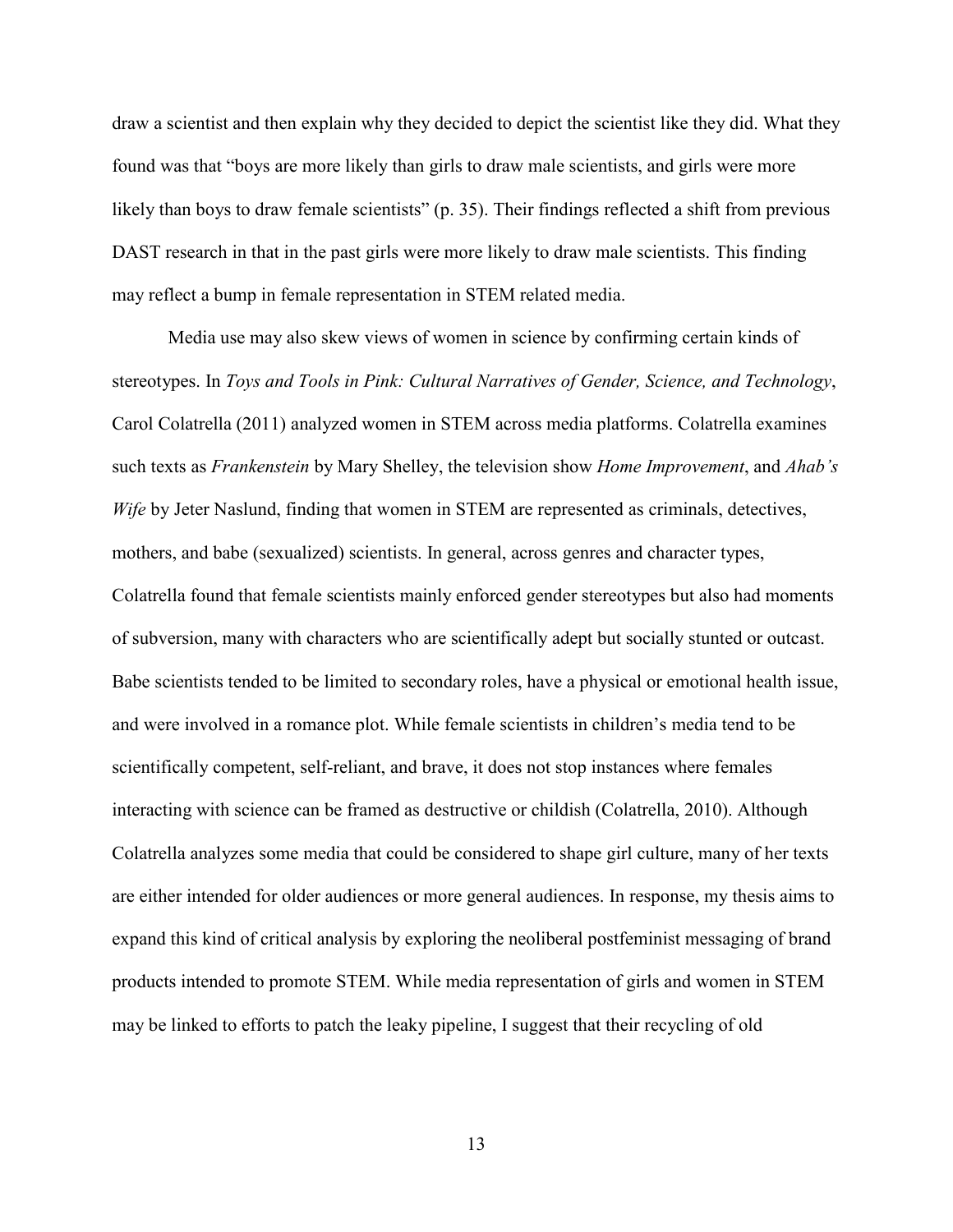draw a scientist and then explain why they decided to depict the scientist like they did. What they found was that "boys are more likely than girls to draw male scientists, and girls were more likely than boys to draw female scientists" (p. 35). Their findings reflected a shift from previous DAST research in that in the past girls were more likely to draw male scientists. This finding may reflect a bump in female representation in STEM related media.

Media use may also skew views of women in science by confirming certain kinds of stereotypes. In *Toys and Tools in Pink: Cultural Narratives of Gender, Science, and Technology*, Carol Colatrella (2011) analyzed women in STEM across media platforms. Colatrella examines such texts as *Frankenstein* by Mary Shelley, the television show *Home Improvement*, and *Ahab's Wife* by Jeter Naslund, finding that women in STEM are represented as criminals, detectives, mothers, and babe (sexualized) scientists. In general, across genres and character types, Colatrella found that female scientists mainly enforced gender stereotypes but also had moments of subversion, many with characters who are scientifically adept but socially stunted or outcast. Babe scientists tended to be limited to secondary roles, have a physical or emotional health issue, and were involved in a romance plot. While female scientists in children's media tend to be scientifically competent, self-reliant, and brave, it does not stop instances where females interacting with science can be framed as destructive or childish (Colatrella, 2010). Although Colatrella analyzes some media that could be considered to shape girl culture, many of her texts are either intended for older audiences or more general audiences. In response, my thesis aims to expand this kind of critical analysis by exploring the neoliberal postfeminist messaging of brand products intended to promote STEM. While media representation of girls and women in STEM may be linked to efforts to patch the leaky pipeline, I suggest that their recycling of old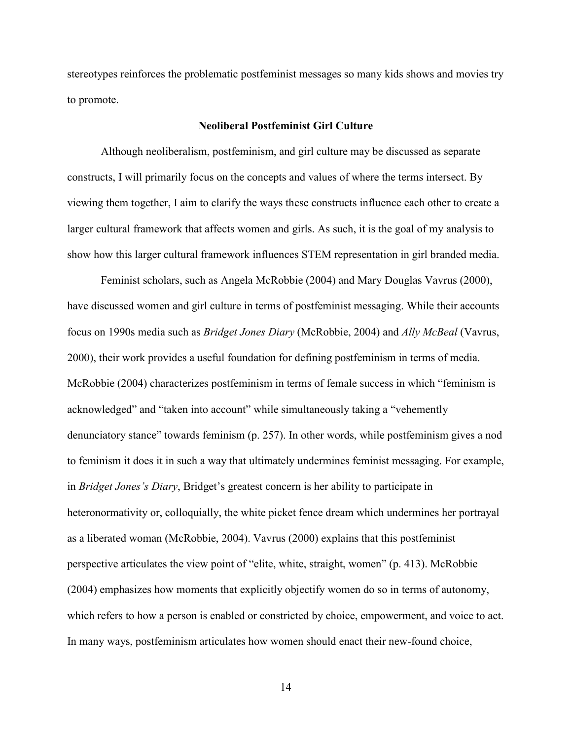stereotypes reinforces the problematic postfeminist messages so many kids shows and movies try to promote.

### Neoliberal Postfeminist Girl Culture

Although neoliberalism, postfeminism, and girl culture may be discussed as separate constructs, I will primarily focus on the concepts and values of where the terms intersect. By viewing them together, I aim to clarify the ways these constructs influence each other to create a larger cultural framework that affects women and girls. As such, it is the goal of my analysis to show how this larger cultural framework influences STEM representation in girl branded media.

Feminist scholars, such as Angela McRobbie (2004) and Mary Douglas Vavrus (2000), have discussed women and girl culture in terms of postfeminist messaging. While their accounts focus on 1990s media such as *Bridget Jones Diary* (McRobbie, 2004) and *Ally McBeal* (Vavrus, 2000), their work provides a useful foundation for defining postfeminism in terms of media. McRobbie (2004) characterizes postfeminism in terms of female success in which "feminism is acknowledged" and "taken into account" while simultaneously taking a "vehemently denunciatory stance" towards feminism (p. 257). In other words, while postfeminism gives a nod to feminism it does it in such a way that ultimately undermines feminist messaging. For example, in *Bridget Jones's Diary*, Bridget's greatest concern is her ability to participate in heteronormativity or, colloquially, the white picket fence dream which undermines her portrayal as a liberated woman (McRobbie, 2004). Vavrus (2000) explains that this postfeminist perspective articulates the view point of "elite, white, straight, women" (p. 413). McRobbie (2004) emphasizes how moments that explicitly objectify women do so in terms of autonomy, which refers to how a person is enabled or constricted by choice, empowerment, and voice to act. In many ways, postfeminism articulates how women should enact their new-found choice,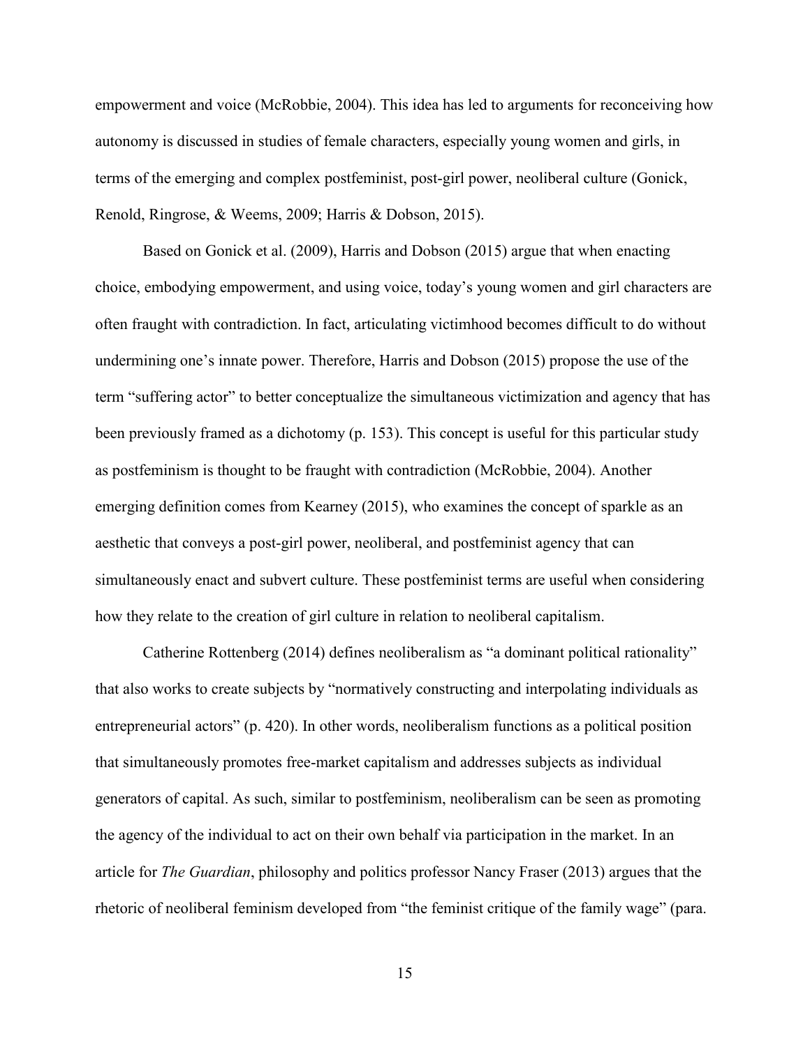empowerment and voice (McRobbie, 2004). This idea has led to arguments for reconceiving how autonomy is discussed in studies of female characters, especially young women and girls, in terms of the emerging and complex postfeminist, post-girl power, neoliberal culture (Gonick, Renold, Ringrose, & Weems, 2009; Harris & Dobson, 2015).

Based on Gonick et al. (2009), Harris and Dobson (2015) argue that when enacting choice, embodying empowerment, and using voice, today's young women and girl characters are often fraught with contradiction. In fact, articulating victimhood becomes difficult to do without undermining one's innate power. Therefore, Harris and Dobson (2015) propose the use of the term "suffering actor" to better conceptualize the simultaneous victimization and agency that has been previously framed as a dichotomy (p. 153). This concept is useful for this particular study as postfeminism is thought to be fraught with contradiction (McRobbie, 2004). Another emerging definition comes from Kearney (2015), who examines the concept of sparkle as an aesthetic that conveys a post-girl power, neoliberal, and postfeminist agency that can simultaneously enact and subvert culture. These postfeminist terms are useful when considering how they relate to the creation of girl culture in relation to neoliberal capitalism.

Catherine Rottenberg (2014) defines neoliberalism as "a dominant political rationality" that also works to create subjects by "normatively constructing and interpolating individuals as entrepreneurial actors" (p. 420). In other words, neoliberalism functions as a political position that simultaneously promotes free-market capitalism and addresses subjects as individual generators of capital. As such, similar to postfeminism, neoliberalism can be seen as promoting the agency of the individual to act on their own behalf via participation in the market. In an article for *The Guardian*, philosophy and politics professor Nancy Fraser (2013) argues that the rhetoric of neoliberal feminism developed from "the feminist critique of the family wage" (para.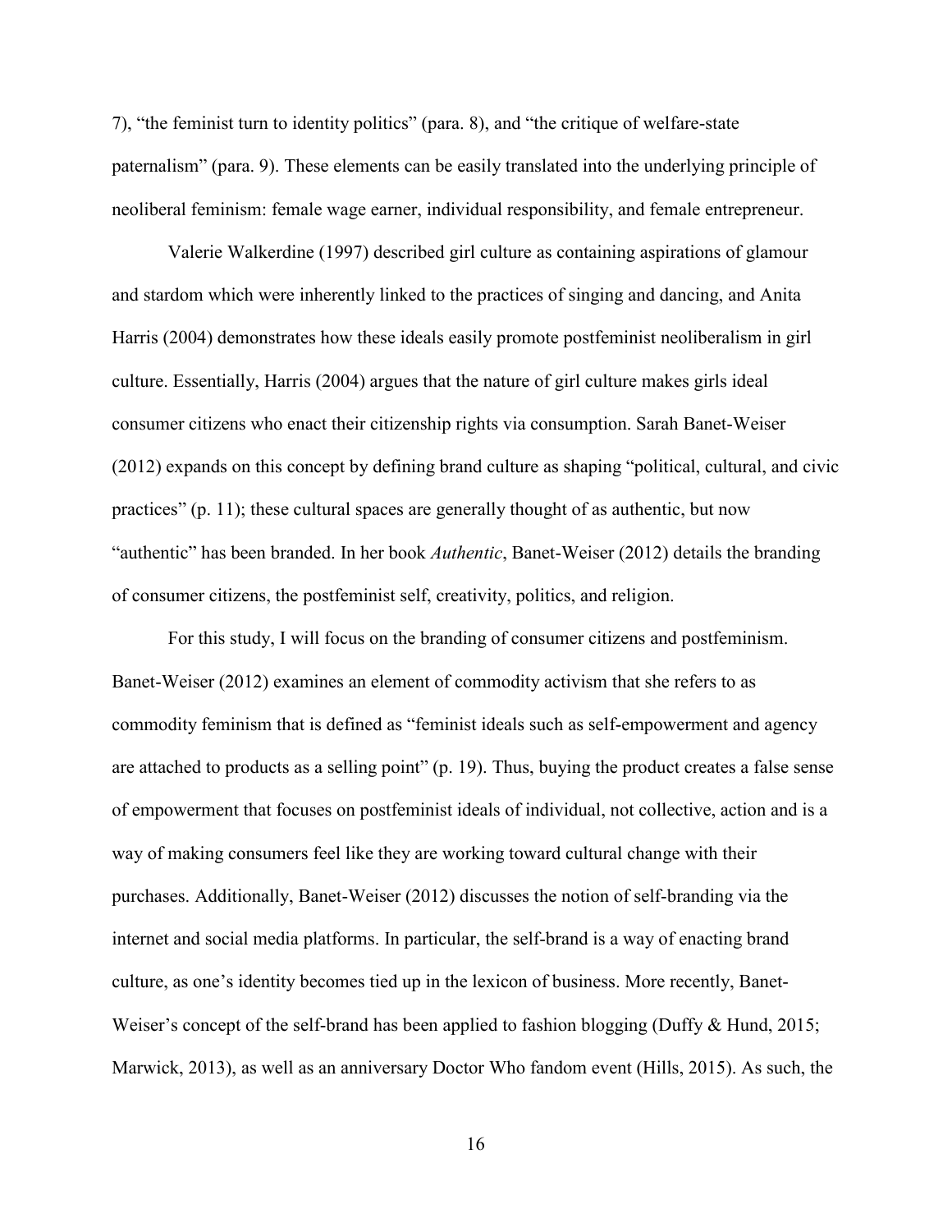7), "the feminist turn to identity politics" (para. 8), and "the critique of welfare-state paternalism" (para. 9). These elements can be easily translated into the underlying principle of neoliberal feminism: female wage earner, individual responsibility, and female entrepreneur.

Valerie Walkerdine (1997) described girl culture as containing aspirations of glamour and stardom which were inherently linked to the practices of singing and dancing, and Anita Harris (2004) demonstrates how these ideals easily promote postfeminist neoliberalism in girl culture. Essentially, Harris (2004) argues that the nature of girl culture makes girls ideal consumer citizens who enact their citizenship rights via consumption. Sarah Banet-Weiser (2012) expands on this concept by defining brand culture as shaping "political, cultural, and civic practices" (p. 11); these cultural spaces are generally thought of as authentic, but now "authentic" has been branded. In her book *Authentic*, Banet-Weiser (2012) details the branding of consumer citizens, the postfeminist self, creativity, politics, and religion.

For this study, I will focus on the branding of consumer citizens and postfeminism. Banet-Weiser (2012) examines an element of commodity activism that she refers to as commodity feminism that is defined as "feminist ideals such as self-empowerment and agency are attached to products as a selling point" (p. 19). Thus, buying the product creates a false sense of empowerment that focuses on postfeminist ideals of individual, not collective, action and is a way of making consumers feel like they are working toward cultural change with their purchases. Additionally, Banet-Weiser (2012) discusses the notion of self-branding via the internet and social media platforms. In particular, the self-brand is a way of enacting brand culture, as one's identity becomes tied up in the lexicon of business. More recently, Banet-Weiser's concept of the self-brand has been applied to fashion blogging (Duffy & Hund, 2015; Marwick, 2013), as well as an anniversary Doctor Who fandom event (Hills, 2015). As such, the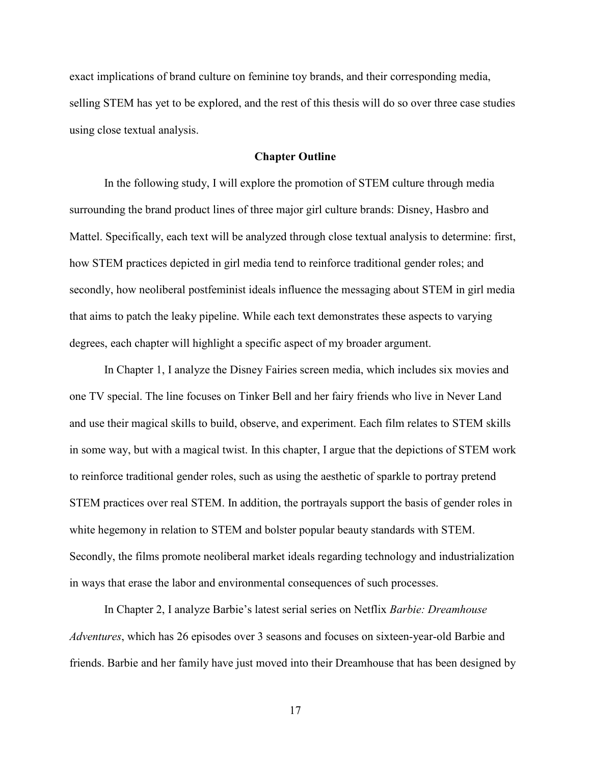exact implications of brand culture on feminine toy brands, and their corresponding media, selling STEM has yet to be explored, and the rest of this thesis will do so over three case studies using close textual analysis.

## Chapter Outline

In the following study, I will explore the promotion of STEM culture through media surrounding the brand product lines of three major girl culture brands: Disney, Hasbro and Mattel. Specifically, each text will be analyzed through close textual analysis to determine: first, how STEM practices depicted in girl media tend to reinforce traditional gender roles; and secondly, how neoliberal postfeminist ideals influence the messaging about STEM in girl media that aims to patch the leaky pipeline. While each text demonstrates these aspects to varying degrees, each chapter will highlight a specific aspect of my broader argument.

In Chapter 1, I analyze the Disney Fairies screen media, which includes six movies and one TV special. The line focuses on Tinker Bell and her fairy friends who live in Never Land and use their magical skills to build, observe, and experiment. Each film relates to STEM skills in some way, but with a magical twist. In this chapter, I argue that the depictions of STEM work to reinforce traditional gender roles, such as using the aesthetic of sparkle to portray pretend STEM practices over real STEM. In addition, the portrayals support the basis of gender roles in white hegemony in relation to STEM and bolster popular beauty standards with STEM. Secondly, the films promote neoliberal market ideals regarding technology and industrialization in ways that erase the labor and environmental consequences of such processes.

In Chapter 2, I analyze Barbie's latest serial series on Netflix *Barbie: Dreamhouse Adventures*, which has 26 episodes over 3 seasons and focuses on sixteen-year-old Barbie and friends. Barbie and her family have just moved into their Dreamhouse that has been designed by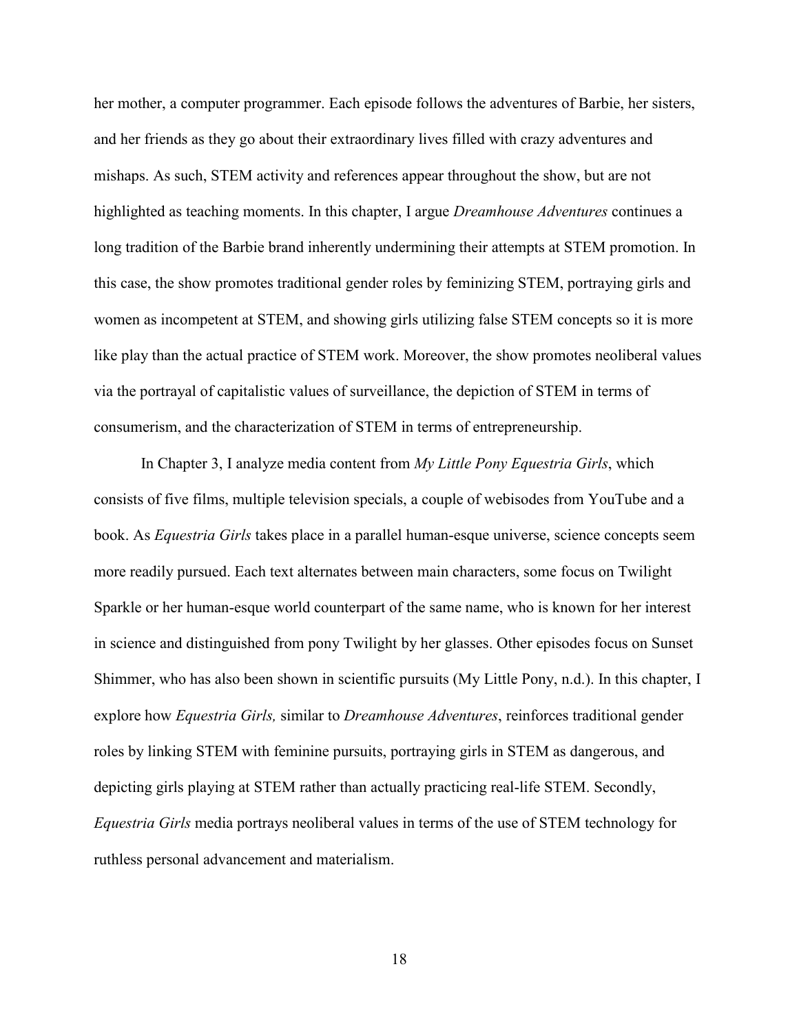her mother, a computer programmer. Each episode follows the adventures of Barbie, her sisters, and her friends as they go about their extraordinary lives filled with crazy adventures and mishaps. As such, STEM activity and references appear throughout the show, but are not highlighted as teaching moments. In this chapter, I argue *Dreamhouse Adventures* continues a long tradition of the Barbie brand inherently undermining their attempts at STEM promotion. In this case, the show promotes traditional gender roles by feminizing STEM, portraying girls and women as incompetent at STEM, and showing girls utilizing false STEM concepts so it is more like play than the actual practice of STEM work. Moreover, the show promotes neoliberal values via the portrayal of capitalistic values of surveillance, the depiction of STEM in terms of consumerism, and the characterization of STEM in terms of entrepreneurship.

In Chapter 3, I analyze media content from *My Little Pony Equestria Girls*, which consists of five films, multiple television specials, a couple of webisodes from YouTube and a book. As *Equestria Girls* takes place in a parallel human-esque universe, science concepts seem more readily pursued. Each text alternates between main characters, some focus on Twilight Sparkle or her human-esque world counterpart of the same name, who is known for her interest in science and distinguished from pony Twilight by her glasses. Other episodes focus on Sunset Shimmer, who has also been shown in scientific pursuits (My Little Pony, n.d.). In this chapter, I explore how *Equestria Girls,* similar to *Dreamhouse Adventures*, reinforces traditional gender roles by linking STEM with feminine pursuits, portraying girls in STEM as dangerous, and depicting girls playing at STEM rather than actually practicing real-life STEM. Secondly, *Equestria Girls* media portrays neoliberal values in terms of the use of STEM technology for ruthless personal advancement and materialism.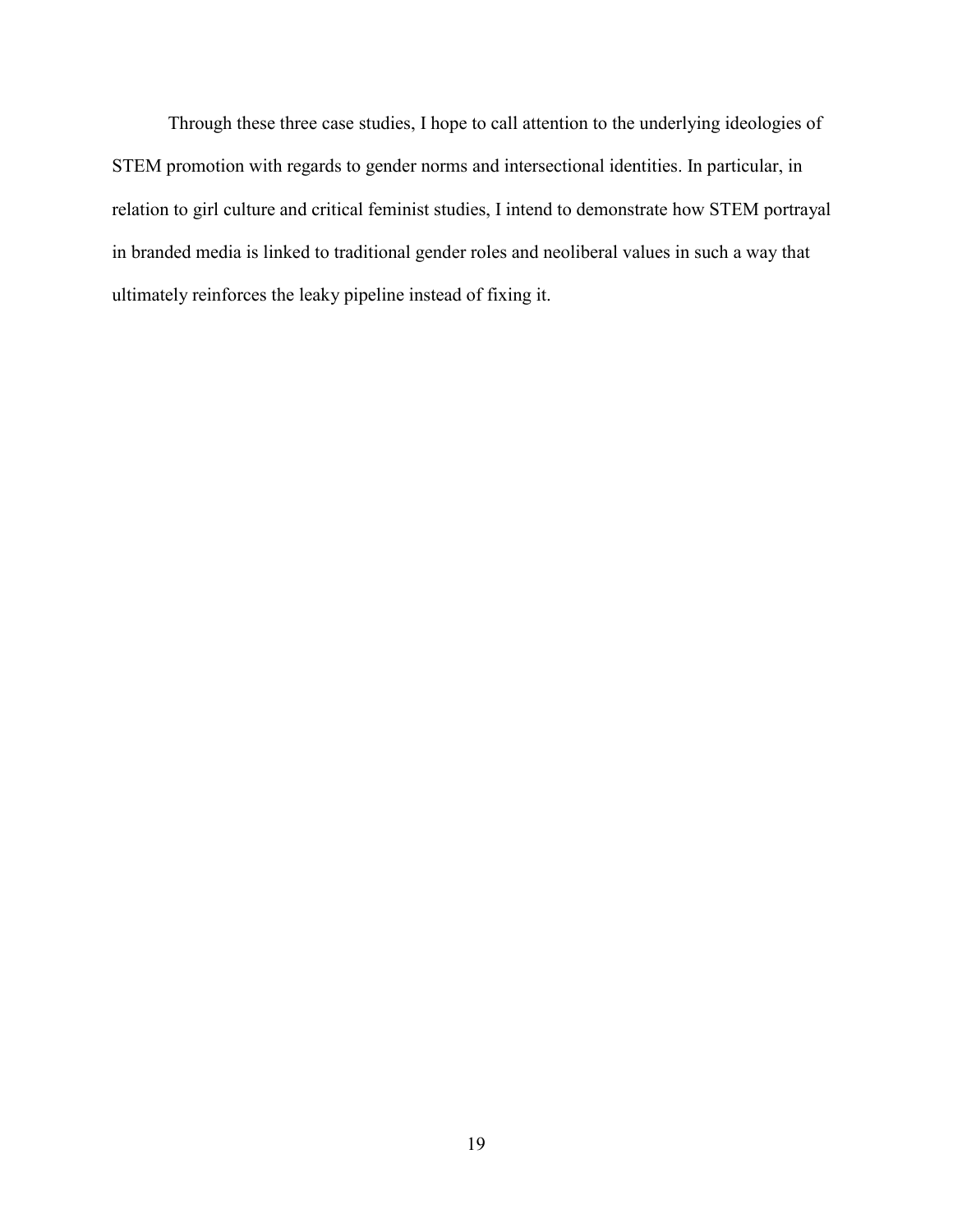Through these three case studies, I hope to call attention to the underlying ideologies of STEM promotion with regards to gender norms and intersectional identities. In particular, in relation to girl culture and critical feminist studies, I intend to demonstrate how STEM portrayal in branded media is linked to traditional gender roles and neoliberal values in such a way that ultimately reinforces the leaky pipeline instead of fixing it.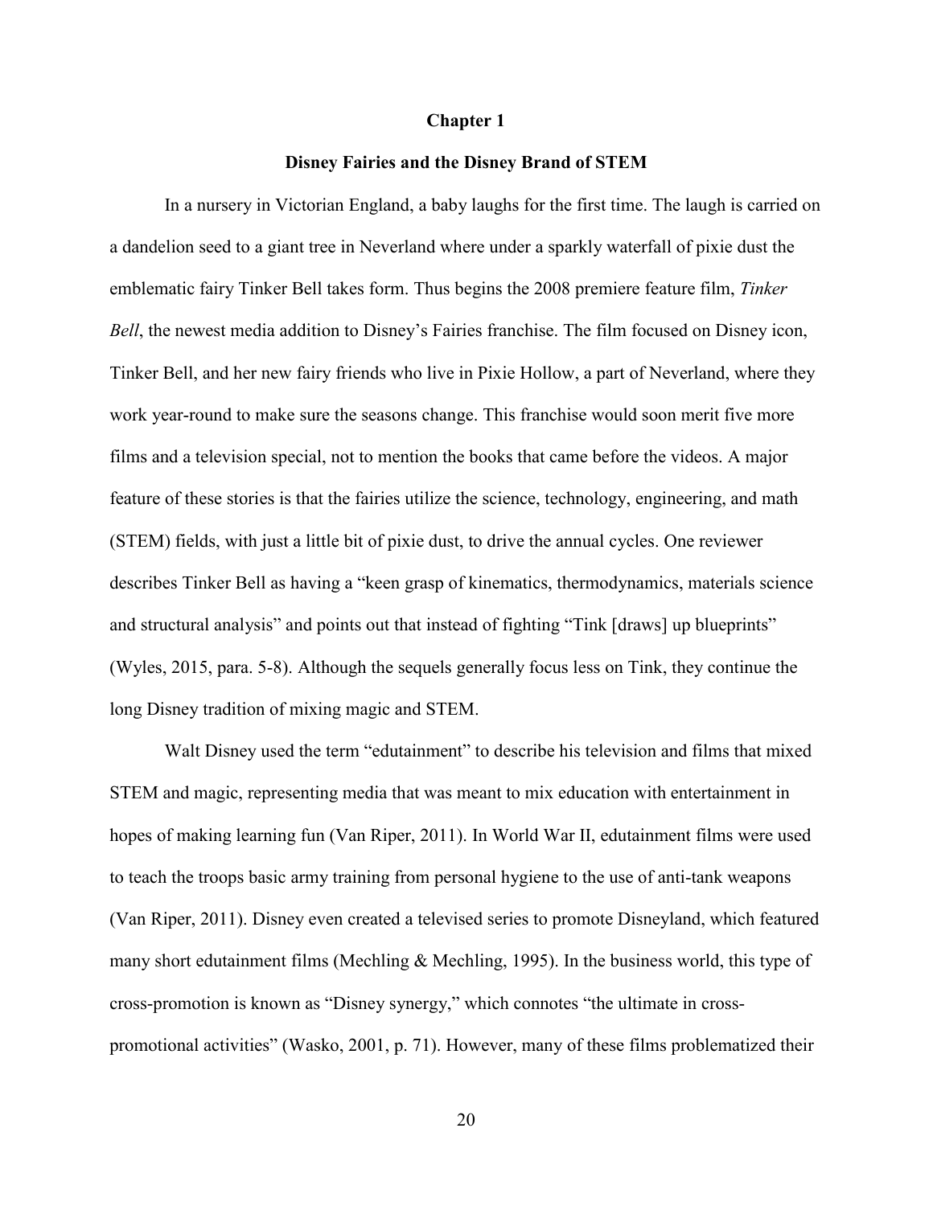# Chapter 1

## Disney Fairies and the Disney Brand of STEM

In a nursery in Victorian England, a baby laughs for the first time. The laugh is carried on a dandelion seed to a giant tree in Neverland where under a sparkly waterfall of pixie dust the emblematic fairy Tinker Bell takes form. Thus begins the 2008 premiere feature film, *Tinker Bell*, the newest media addition to Disney's Fairies franchise. The film focused on Disney icon, Tinker Bell, and her new fairy friends who live in Pixie Hollow, a part of Neverland, where they work year-round to make sure the seasons change. This franchise would soon merit five more films and a television special, not to mention the books that came before the videos. A major feature of these stories is that the fairies utilize the science, technology, engineering, and math (STEM) fields, with just a little bit of pixie dust, to drive the annual cycles. One reviewer describes Tinker Bell as having a "keen grasp of kinematics, thermodynamics, materials science and structural analysis" and points out that instead of fighting "Tink [draws] up blueprints" (Wyles, 2015, para. 5-8). Although the sequels generally focus less on Tink, they continue the long Disney tradition of mixing magic and STEM.

Walt Disney used the term "edutainment" to describe his television and films that mixed STEM and magic, representing media that was meant to mix education with entertainment in hopes of making learning fun (Van Riper, 2011). In World War II, edutainment films were used to teach the troops basic army training from personal hygiene to the use of anti-tank weapons (Van Riper, 2011). Disney even created a televised series to promote Disneyland, which featured many short edutainment films (Mechling & Mechling, 1995). In the business world, this type of cross-promotion is known as "Disney synergy," which connotes "the ultimate in cross-promotional activities" (Wasko, 2001, p. 71). However, many of these films problematized their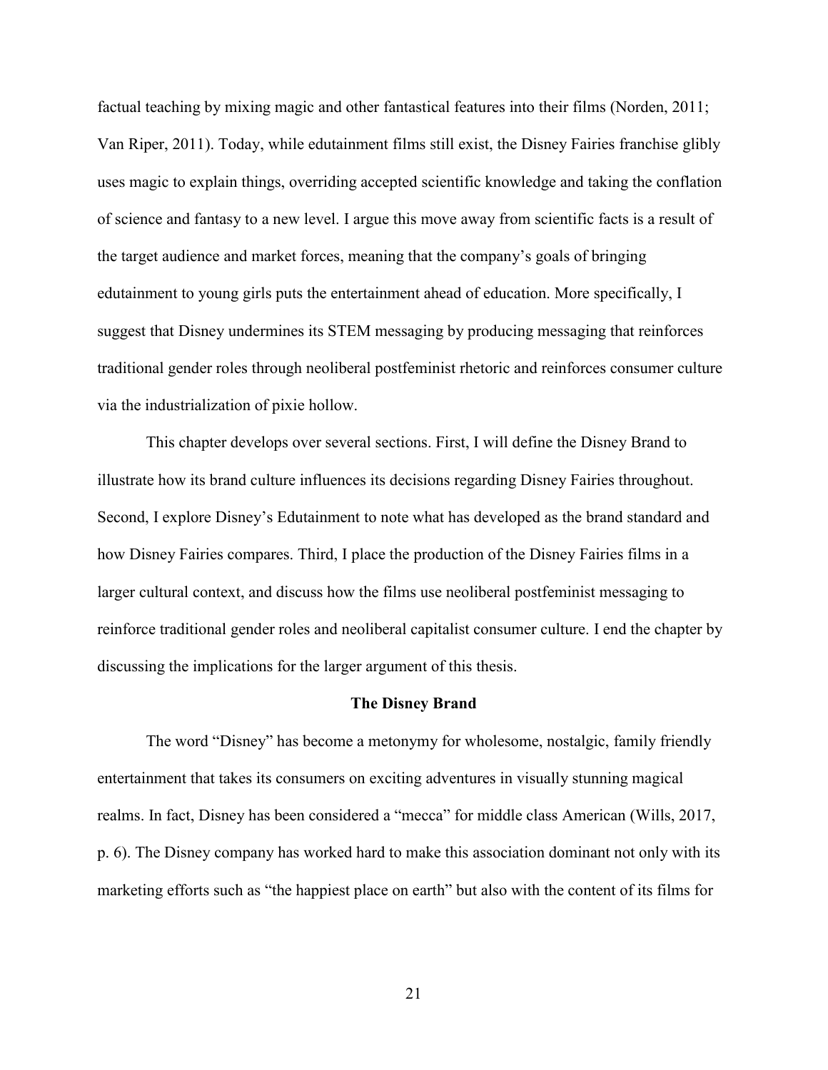factual teaching by mixing magic and other fantastical features into their films (Norden, 2011; Van Riper, 2011). Today, while edutainment films still exist, the Disney Fairies franchise glibly uses magic to explain things, overriding accepted scientific knowledge and taking the conflation of science and fantasy to a new level. I argue this move away from scientific facts is a result of the target audience and market forces, meaning that the company's goals of bringing edutainment to young girls puts the entertainment ahead of education. More specifically, I suggest that Disney undermines its STEM messaging by producing messaging that reinforces traditional gender roles through neoliberal postfeminist rhetoric and reinforces consumer culture via the industrialization of pixie hollow.

This chapter develops over several sections. First, I will define the Disney Brand to illustrate how its brand culture influences its decisions regarding Disney Fairies throughout. Second, I explore Disney's Edutainment to note what has developed as the brand standard and how Disney Fairies compares. Third, I place the production of the Disney Fairies films in a larger cultural context, and discuss how the films use neoliberal postfeminist messaging to reinforce traditional gender roles and neoliberal capitalist consumer culture. I end the chapter by discussing the implications for the larger argument of this thesis.

## The Disney Brand

The word "Disney" has become a metonymy for wholesome, nostalgic, family friendly entertainment that takes its consumers on exciting adventures in visually stunning magical realms. In fact, Disney has been considered a "mecca" for middle class American (Wills, 2017, p. 6). The Disney company has worked hard to make this association dominant not only with its marketing efforts such as "the happiest place on earth" but also with the content of its films for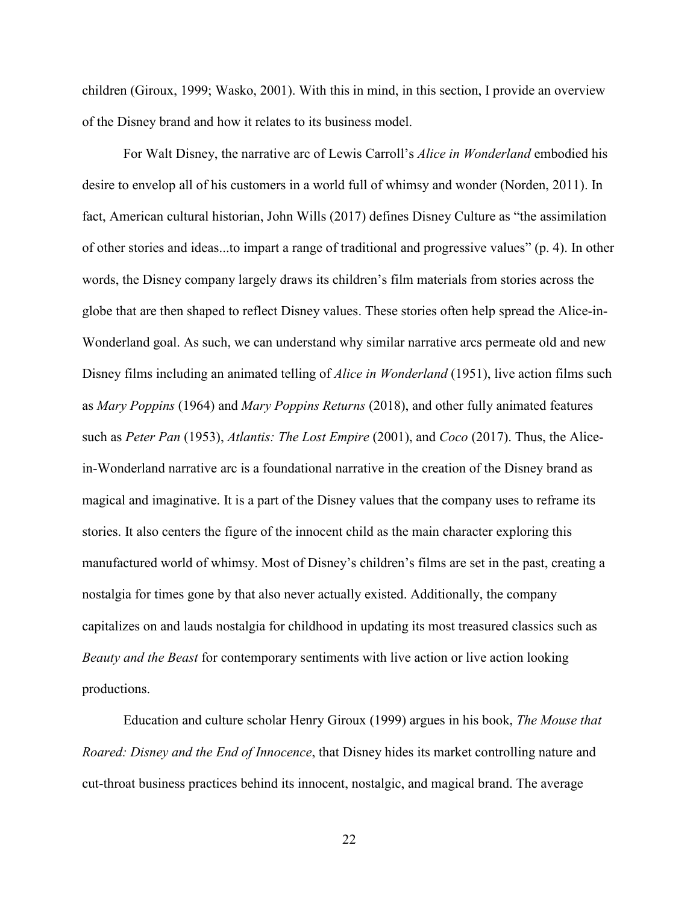children (Giroux, 1999; Wasko, 2001). With this in mind, in this section, I provide an overview of the Disney brand and how it relates to its business model.

For Walt Disney, the narrative arc of Lewis Carroll's *Alice in Wonderland* embodied his desire to envelop all of his customers in a world full of whimsy and wonder (Norden, 2011). In fact, American cultural historian, John Wills (2017) defines Disney Culture as "the assimilation of other stories and ideas...to impart a range of traditional and progressive values" (p. 4). In other words, the Disney company largely draws its children's film materials from stories across the globe that are then shaped to reflect Disney values. These stories often help spread the Alice-in-Wonderland goal. As such, we can understand why similar narrative arcs permeate old and new Disney films including an animated telling of *Alice in Wonderland* (1951), live action films such as *Mary Poppins* (1964) and *Mary Poppins Returns* (2018), and other fully animated features such as *Peter Pan* (1953), *Atlantis: The Lost Empire* (2001), and *Coco* (2017). Thus, the Alice-in-Wonderland narrative arc is a foundational narrative in the creation of the Disney brand as magical and imaginative. It is a part of the Disney values that the company uses to reframe its stories. It also centers the figure of the innocent child as the main character exploring this manufactured world of whimsy. Most of Disney's children's films are set in the past, creating a nostalgia for times gone by that also never actually existed. Additionally, the company capitalizes on and lauds nostalgia for childhood in updating its most treasured classics such as *Beauty and the Beast* for contemporary sentiments with live action or live action looking productions.

Education and culture scholar Henry Giroux (1999) argues in his book, *The Mouse that Roared: Disney and the End of Innocence*, that Disney hides its market controlling nature and cut-throat business practices behind its innocent, nostalgic, and magical brand. The average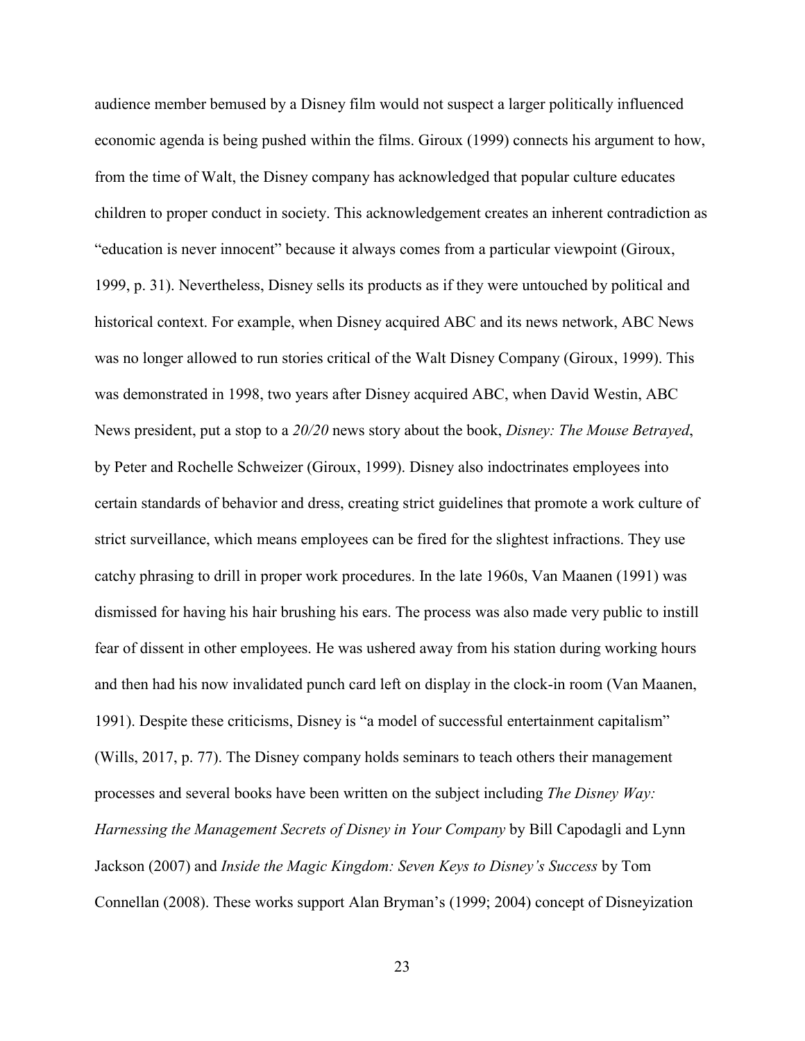audience member bemused by a Disney film would not suspect a larger politically influenced economic agenda is being pushed within the films. Giroux (1999) connects his argument to how, from the time of Walt, the Disney company has acknowledged that popular culture educates children to proper conduct in society. This acknowledgement creates an inherent contradiction as "education is never innocent" because it always comes from a particular viewpoint (Giroux, 1999, p. 31). Nevertheless, Disney sells its products as if they were untouched by political and historical context. For example, when Disney acquired ABC and its news network, ABC News was no longer allowed to run stories critical of the Walt Disney Company (Giroux, 1999). This was demonstrated in 1998, two years after Disney acquired ABC, when David Westin, ABC News president, put a stop to a *20/20* news story about the book, *Disney: The Mouse Betrayed*, by Peter and Rochelle Schweizer (Giroux, 1999). Disney also indoctrinates employees into certain standards of behavior and dress, creating strict guidelines that promote a work culture of strict surveillance, which means employees can be fired for the slightest infractions. They use catchy phrasing to drill in proper work procedures. In the late 1960s, Van Maanen (1991) was dismissed for having his hair brushing his ears. The process was also made very public to instill fear of dissent in other employees. He was ushered away from his station during working hours and then had his now invalidated punch card left on display in the clock-in room (Van Maanen, 1991). Despite these criticisms, Disney is "a model of successful entertainment capitalism" (Wills, 2017, p. 77). The Disney company holds seminars to teach others their management processes and several books have been written on the subject including *The Disney Way: Harnessing the Management Secrets of Disney in Your Company* by Bill Capodagli and Lynn Jackson (2007) and *Inside the Magic Kingdom: Seven Keys to Disney's Success* by Tom Connellan (2008). These works support Alan Bryman's (1999; 2004) concept of Disneyization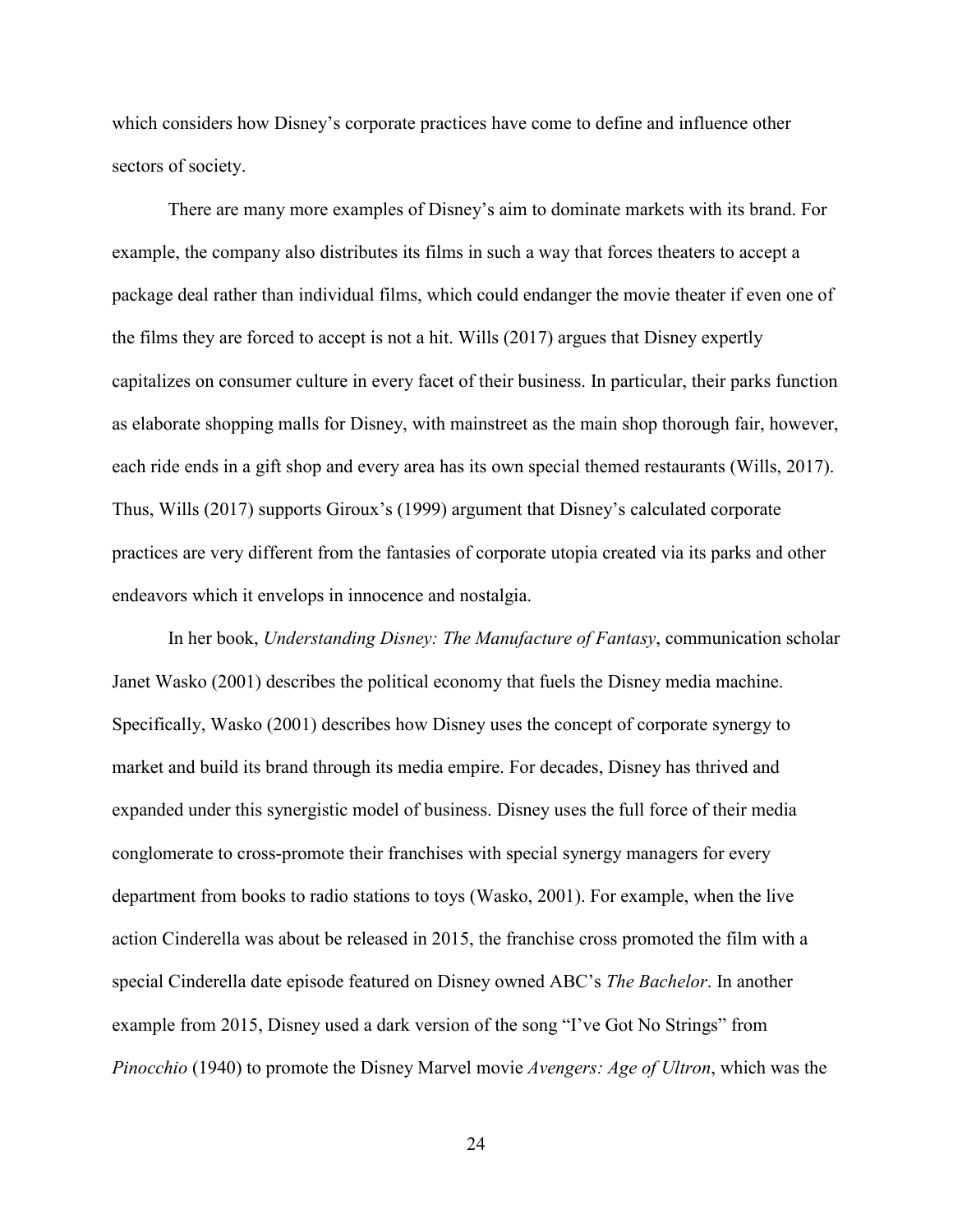which considers how Disney's corporate practices have come to define and influence other sectors of society.

There are many more examples of Disney's aim to dominate markets with its brand. For example, the company also distributes its films in such a way that forces theaters to accept a package deal rather than individual films, which could endanger the movie theater if even one of the films they are forced to accept is not a hit. Wills (2017) argues that Disney expertly capitalizes on consumer culture in every facet of their business. In particular, their parks function as elaborate shopping malls for Disney, with mainstreet as the main shop thorough fair, however, each ride ends in a gift shop and every area has its own special themed restaurants (Wills, 2017). Thus, Wills (2017) supports Giroux's (1999) argument that Disney's calculated corporate practices are very different from the fantasies of corporate utopia created via its parks and other endeavors which it envelops in innocence and nostalgia.

In her book, *Understanding Disney: The Manufacture of Fantasy*, communication scholar Janet Wasko (2001) describes the political economy that fuels the Disney media machine. Specifically, Wasko (2001) describes how Disney uses the concept of corporate synergy to market and build its brand through its media empire. For decades, Disney has thrived and expanded under this synergistic model of business. Disney uses the full force of their media conglomerate to cross-promote their franchises with special synergy managers for every department from books to radio stations to toys (Wasko, 2001). For example, when the live action Cinderella was about be released in 2015, the franchise cross promoted the film with a special Cinderella date episode featured on Disney owned ABC's *The Bachelor*. In another example from 2015, Disney used a dark version of the song "I've Got No Strings" from *Pinocchio* (1940) to promote the Disney Marvel movie *Avengers: Age of Ultron*, which was the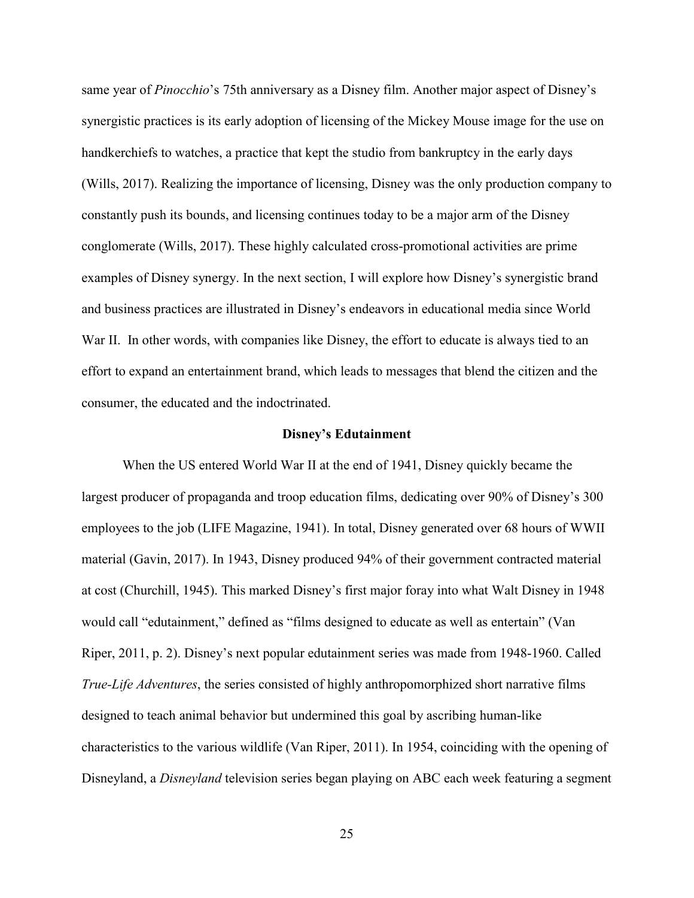same year of *Pinocchio*'s 75th anniversary as a Disney film. Another major aspect of Disney's synergistic practices is its early adoption of licensing of the Mickey Mouse image for the use on handkerchiefs to watches, a practice that kept the studio from bankruptcy in the early days (Wills, 2017). Realizing the importance of licensing, Disney was the only production company to constantly push its bounds, and licensing continues today to be a major arm of the Disney conglomerate (Wills, 2017). These highly calculated cross-promotional activities are prime examples of Disney synergy. In the next section, I will explore how Disney's synergistic brand and business practices are illustrated in Disney's endeavors in educational media since World War II. In other words, with companies like Disney, the effort to educate is always tied to an effort to expand an entertainment brand, which leads to messages that blend the citizen and the consumer, the educated and the indoctrinated.

## Disney's Edutainment

When the US entered World War II at the end of 1941, Disney quickly became the largest producer of propaganda and troop education films, dedicating over 90% of Disney's 300 employees to the job (LIFE Magazine, 1941). In total, Disney generated over 68 hours of WWII material (Gavin, 2017). In 1943, Disney produced 94% of their government contracted material at cost (Churchill, 1945). This marked Disney's first major foray into what Walt Disney in 1948 would call "edutainment," defined as "films designed to educate as well as entertain" (Van Riper, 2011, p. 2). Disney's next popular edutainment series was made from 1948-1960. Called *True-Life Adventures*, the series consisted of highly anthropomorphized short narrative films designed to teach animal behavior but undermined this goal by ascribing human-like characteristics to the various wildlife (Van Riper, 2011). In 1954, coinciding with the opening of Disneyland, a *Disneyland* television series began playing on ABC each week featuring a segment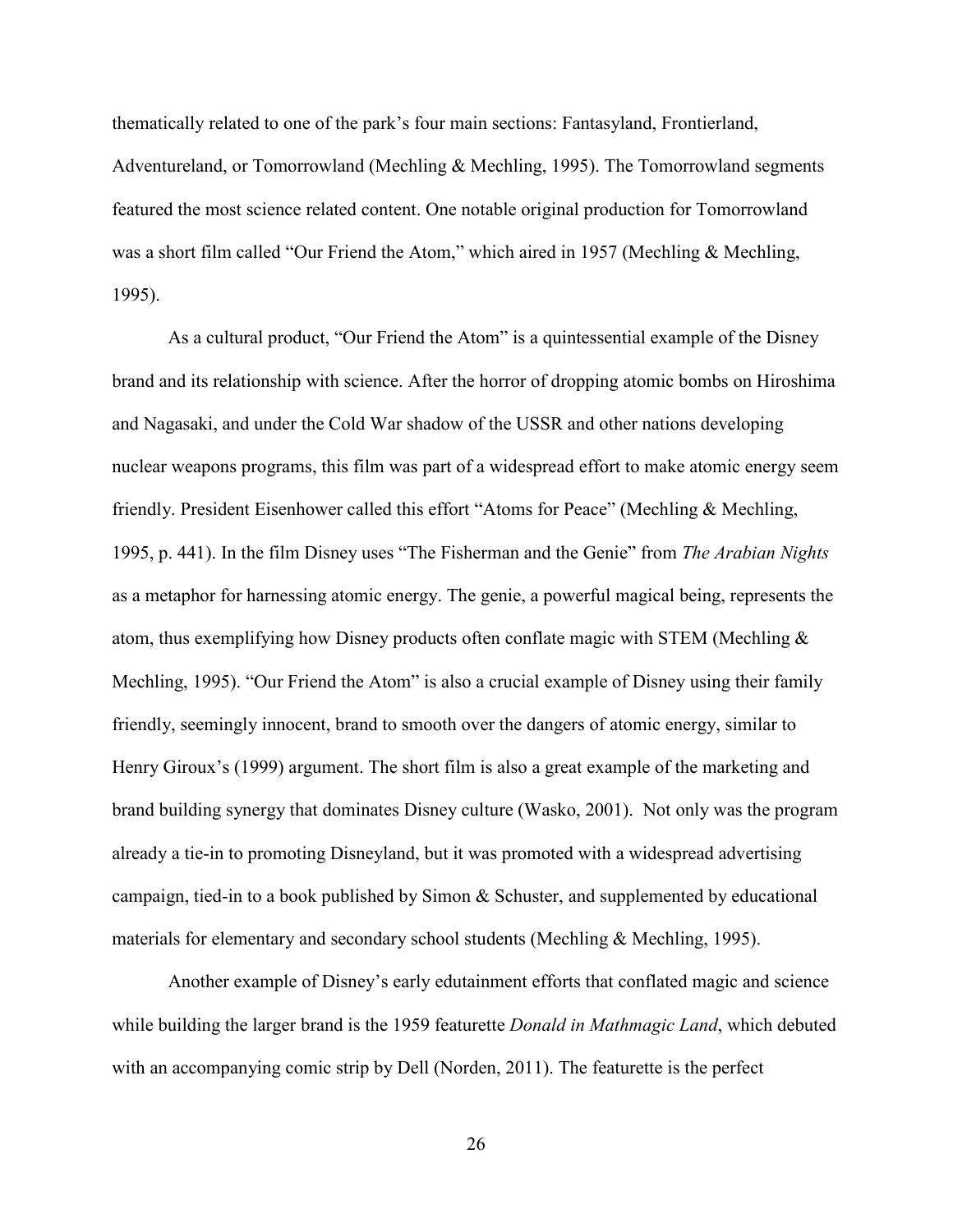thematically related to one of the park's four main sections: Fantasyland, Frontierland, Adventureland, or Tomorrowland (Mechling & Mechling, 1995). The Tomorrowland segments featured the most science related content. One notable original production for Tomorrowland was a short film called "Our Friend the Atom," which aired in 1957 (Mechling & Mechling, 1995).

As a cultural product, "Our Friend the Atom" is a quintessential example of the Disney brand and its relationship with science. After the horror of dropping atomic bombs on Hiroshima and Nagasaki, and under the Cold War shadow of the USSR and other nations developing nuclear weapons programs, this film was part of a widespread effort to make atomic energy seem friendly. President Eisenhower called this effort "Atoms for Peace" (Mechling & Mechling, 1995, p. 441). In the film Disney uses "The Fisherman and the Genie" from *The Arabian Nights* as a metaphor for harnessing atomic energy. The genie, a powerful magical being, represents the atom, thus exemplifying how Disney products often conflate magic with STEM (Mechling & Mechling, 1995). "Our Friend the Atom" is also a crucial example of Disney using their family friendly, seemingly innocent, brand to smooth over the dangers of atomic energy, similar to Henry Giroux's (1999) argument. The short film is also a great example of the marketing and brand building synergy that dominates Disney culture (Wasko, 2001). Not only was the program already a tie-in to promoting Disneyland, but it was promoted with a widespread advertising campaign, tied-in to a book published by Simon & Schuster, and supplemented by educational materials for elementary and secondary school students (Mechling & Mechling, 1995).

Another example of Disney's early edutainment efforts that conflated magic and science while building the larger brand is the 1959 featurette *Donald in Mathmagic Land*, which debuted with an accompanying comic strip by Dell (Norden, 2011). The featurette is the perfect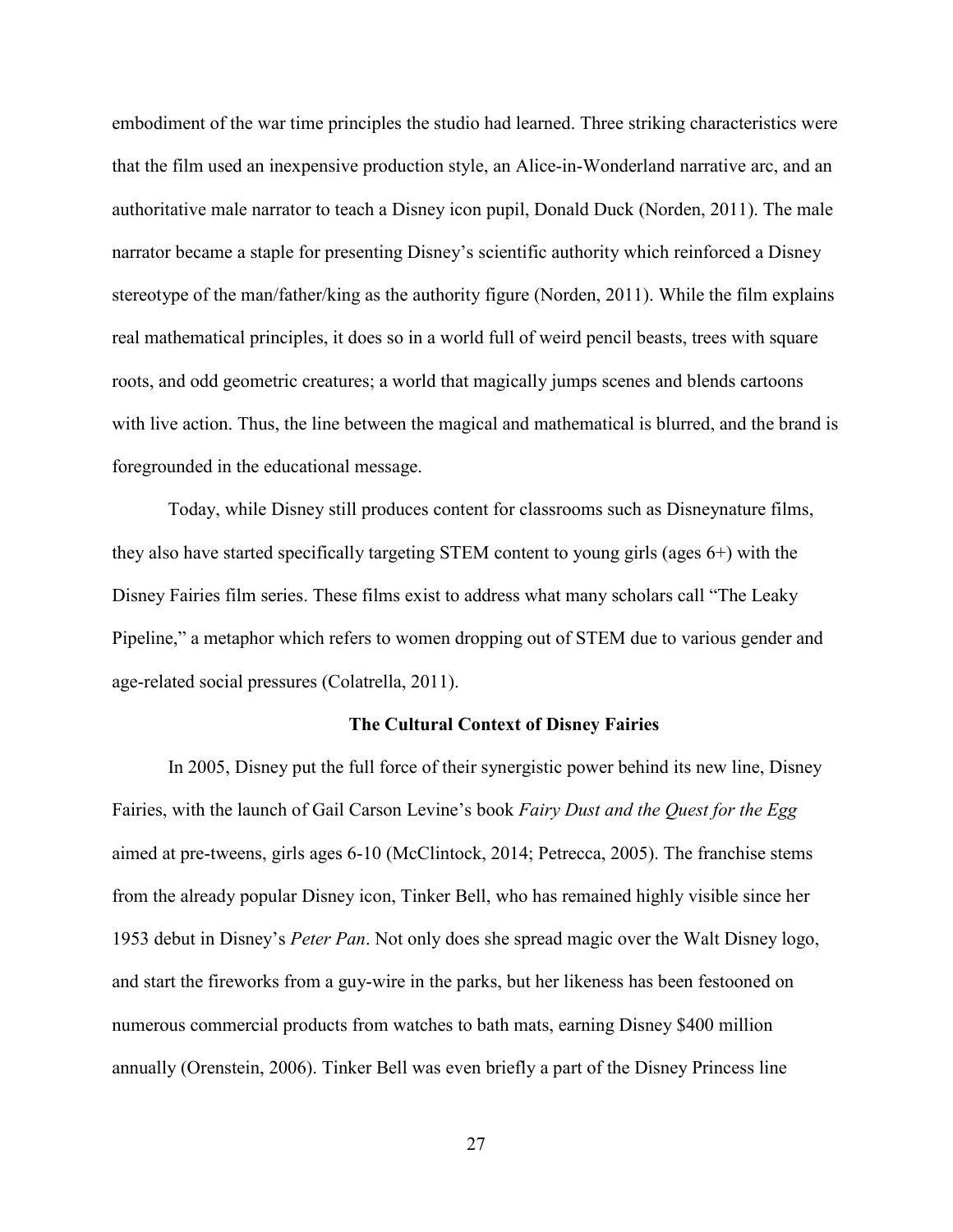embodiment of the war time principles the studio had learned. Three striking characteristics were that the film used an inexpensive production style, an Alice-in-Wonderland narrative arc, and an authoritative male narrator to teach a Disney icon pupil, Donald Duck (Norden, 2011). The male narrator became a staple for presenting Disney's scientific authority which reinforced a Disney stereotype of the man/father/king as the authority figure (Norden, 2011). While the film explains real mathematical principles, it does so in a world full of weird pencil beasts, trees with square roots, and odd geometric creatures; a world that magically jumps scenes and blends cartoons with live action. Thus, the line between the magical and mathematical is blurred, and the brand is foregrounded in the educational message.

Today, while Disney still produces content for classrooms such as Disneynature films, they also have started specifically targeting STEM content to young girls (ages 6+) with the Disney Fairies film series. These films exist to address what many scholars call "The Leaky Pipeline," a metaphor which refers to women dropping out of STEM due to various gender and age-related social pressures (Colatrella, 2011).

## The Cultural Context of Disney Fairies

In 2005, Disney put the full force of their synergistic power behind its new line, Disney Fairies, with the launch of Gail Carson Levine's book *Fairy Dust and the Quest for the Egg* aimed at pre-tweens, girls ages 6-10 (McClintock, 2014; Petrecca, 2005). The franchise stems from the already popular Disney icon, Tinker Bell, who has remained highly visible since her 1953 debut in Disney's *Peter Pan*. Not only does she spread magic over the Walt Disney logo, and start the fireworks from a guy-wire in the parks, but her likeness has been festooned on numerous commercial products from watches to bath mats, earning Disney $400 million annually (Orenstein, 2006). Tinker Bell was even briefly a part of the Disney Princess line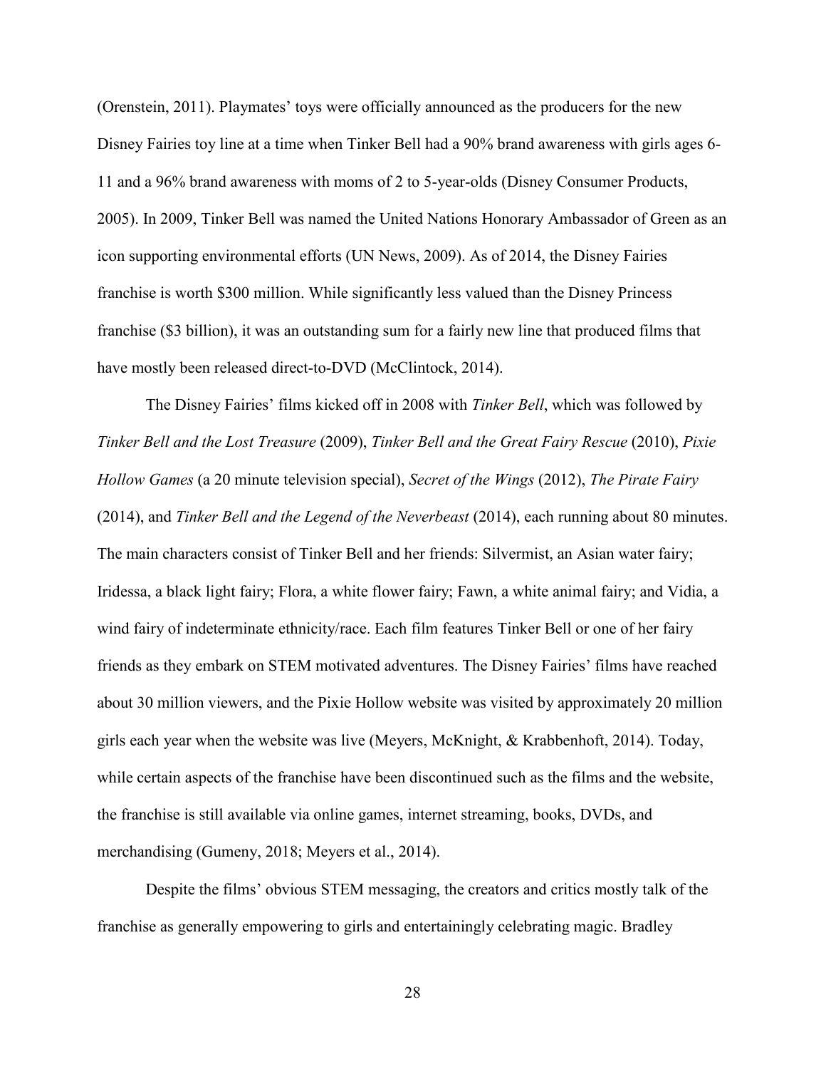(Orenstein, 2011). Playmates' toys were officially announced as the producers for the new Disney Fairies toy line at a time when Tinker Bell had a 90% brand awareness with girls ages 6-11 and a 96% brand awareness with moms of 2 to 5-year-olds (Disney Consumer Products, 2005). In 2009, Tinker Bell was named the United Nations Honorary Ambassador of Green as an icon supporting environmental efforts (UN News, 2009). As of 2014, the Disney Fairies franchise is worth $300 million. While significantly less valued than the Disney Princess franchise ($3 billion), it was an outstanding sum for a fairly new line that produced films that have mostly been released direct-to-DVD (McClintock, 2014).

The Disney Fairies' films kicked off in 2008 with *Tinker Bell*, which was followed by *Tinker Bell and the Lost Treasure* (2009), *Tinker Bell and the Great Fairy Rescue* (2010), *Pixie Hollow Games* (a 20 minute television special), *Secret of the Wings* (2012), *The Pirate Fairy* (2014), and *Tinker Bell and the Legend of the Neverbeast* (2014), each running about 80 minutes. The main characters consist of Tinker Bell and her friends: Silvermist, an Asian water fairy; Iridessa, a black light fairy; Flora, a white flower fairy; Fawn, a white animal fairy; and Vidia, a wind fairy of indeterminate ethnicity/race. Each film features Tinker Bell or one of her fairy friends as they embark on STEM motivated adventures. The Disney Fairies' films have reached about 30 million viewers, and the Pixie Hollow website was visited by approximately 20 million girls each year when the website was live (Meyers, McKnight, & Krabbenhoft, 2014). Today, while certain aspects of the franchise have been discontinued such as the films and the website, the franchise is still available via online games, internet streaming, books, DVDs, and merchandising (Gumeny, 2018; Meyers et al., 2014).

Despite the films' obvious STEM messaging, the creators and critics mostly talk of the franchise as generally empowering to girls and entertainingly celebrating magic. Bradley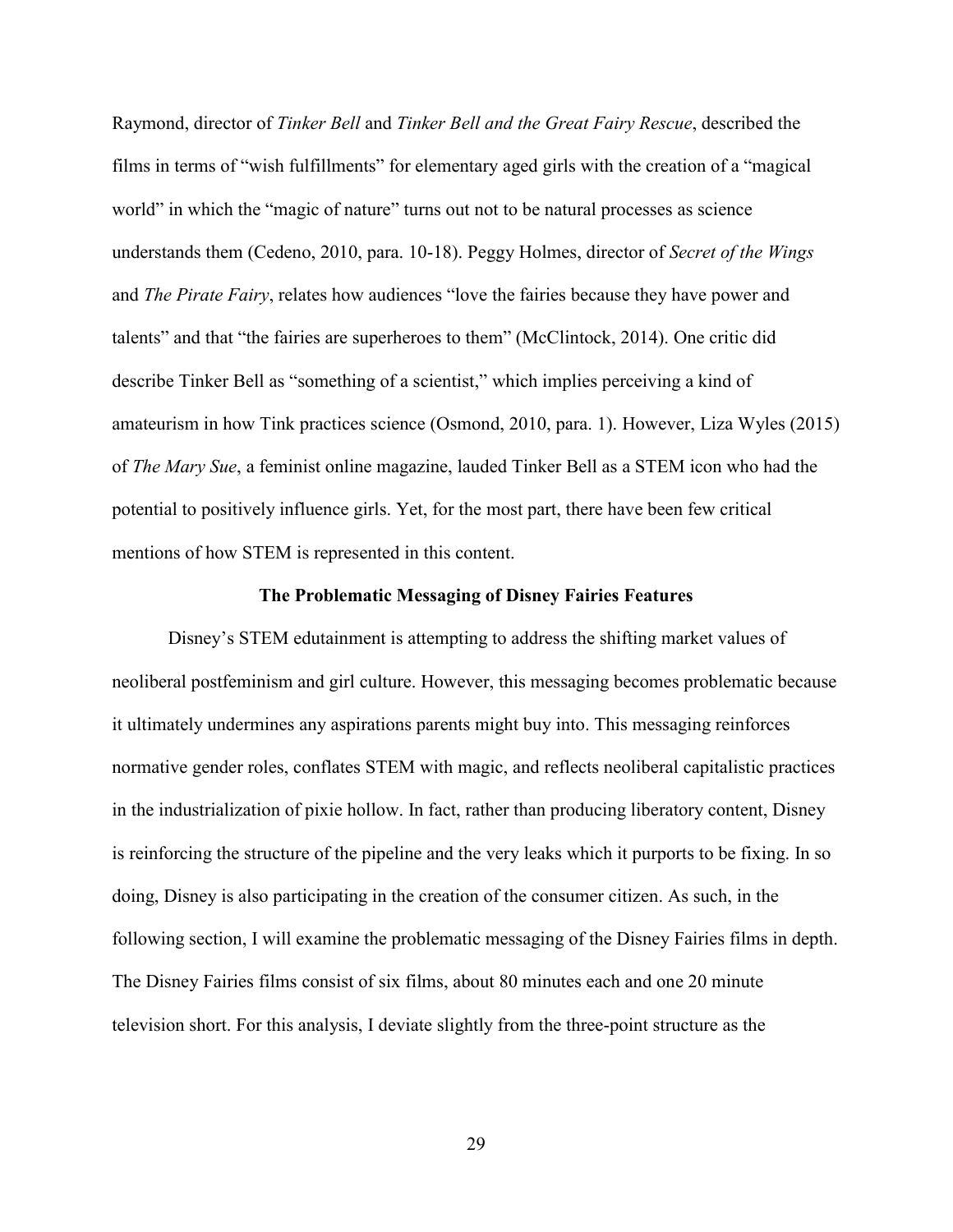Raymond, director of *Tinker Bell* and *Tinker Bell and the Great Fairy Rescue*, described the films in terms of "wish fulfillments" for elementary aged girls with the creation of a "magical world" in which the "magic of nature" turns out not to be natural processes as science understands them (Cedeno, 2010, para. 10-18). Peggy Holmes, director of *Secret of the Wings* and *The Pirate Fairy*, relates how audiences "love the fairies because they have power and talents" and that "the fairies are superheroes to them" (McClintock, 2014). One critic did describe Tinker Bell as "something of a scientist," which implies perceiving a kind of amateurism in how Tink practices science (Osmond, 2010, para. 1). However, Liza Wyles (2015) of *The Mary Sue*, a feminist online magazine, lauded Tinker Bell as a STEM icon who had the potential to positively influence girls. Yet, for the most part, there have been few critical mentions of how STEM is represented in this content.

## The Problematic Messaging of Disney Fairies Features

Disney's STEM edutainment is attempting to address the shifting market values of neoliberal postfeminism and girl culture. However, this messaging becomes problematic because it ultimately undermines any aspirations parents might buy into. This messaging reinforces normative gender roles, conflates STEM with magic, and reflects neoliberal capitalistic practices in the industrialization of pixie hollow. In fact, rather than producing liberatory content, Disney is reinforcing the structure of the pipeline and the very leaks which it purports to be fixing. In so doing, Disney is also participating in the creation of the consumer citizen. As such, in the following section, I will examine the problematic messaging of the Disney Fairies films in depth. The Disney Fairies films consist of six films, about 80 minutes each and one 20 minute television short. For this analysis, I deviate slightly from the three-point structure as the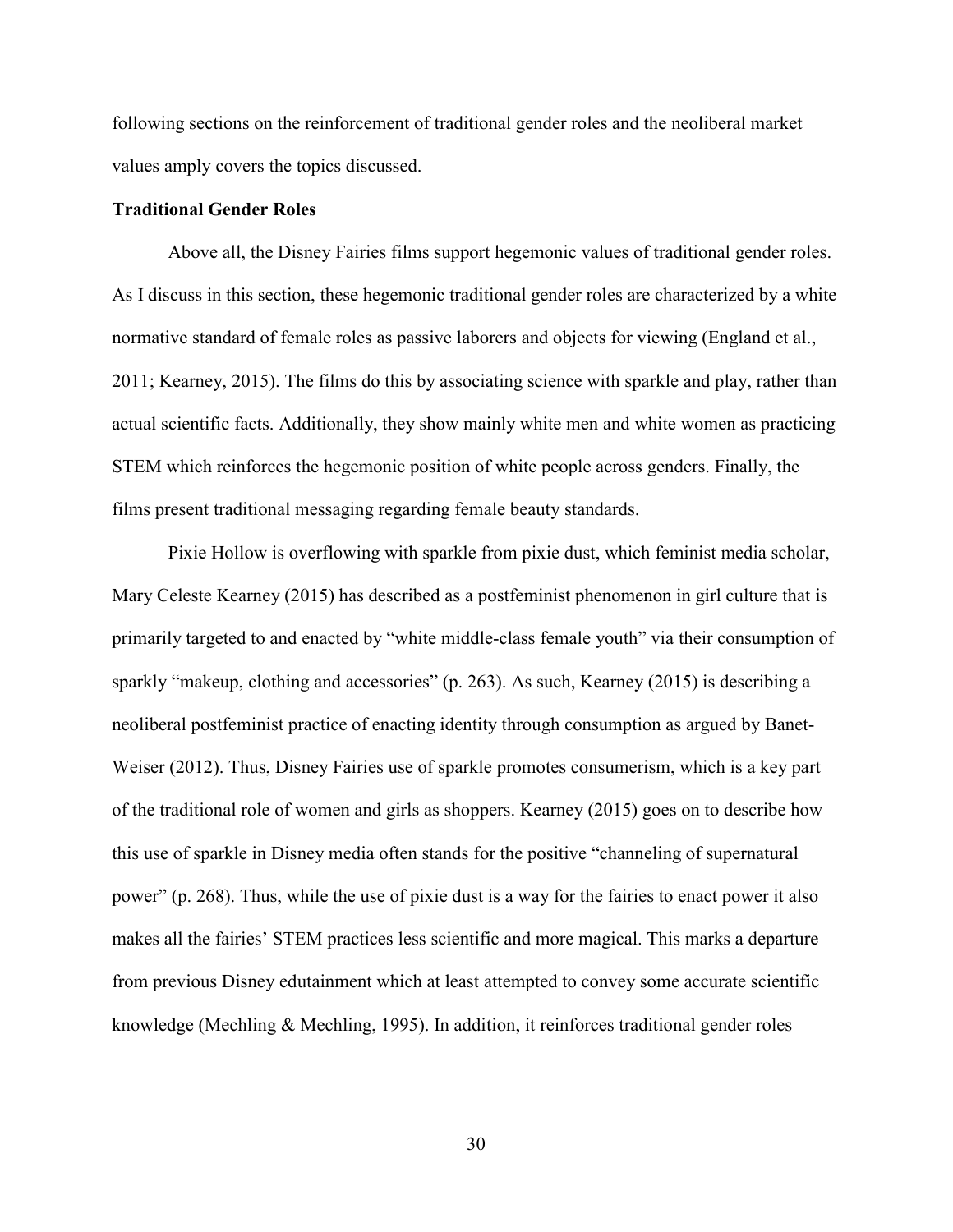following sections on the reinforcement of traditional gender roles and the neoliberal market values amply covers the topics discussed.

### Traditional Gender Roles

Above all, the Disney Fairies films support hegemonic values of traditional gender roles. As I discuss in this section, these hegemonic traditional gender roles are characterized by a white normative standard of female roles as passive laborers and objects for viewing (England et al., 2011; Kearney, 2015). The films do this by associating science with sparkle and play, rather than actual scientific facts. Additionally, they show mainly white men and white women as practicing STEM which reinforces the hegemonic position of white people across genders. Finally, the films present traditional messaging regarding female beauty standards.

Pixie Hollow is overflowing with sparkle from pixie dust, which feminist media scholar, Mary Celeste Kearney (2015) has described as a postfeminist phenomenon in girl culture that is primarily targeted to and enacted by "white middle-class female youth" via their consumption of sparkly "makeup, clothing and accessories" (p. 263). As such, Kearney (2015) is describing a neoliberal postfeminist practice of enacting identity through consumption as argued by Banet-Weiser (2012). Thus, Disney Fairies use of sparkle promotes consumerism, which is a key part of the traditional role of women and girls as shoppers. Kearney (2015) goes on to describe how this use of sparkle in Disney media often stands for the positive "channeling of supernatural power" (p. 268). Thus, while the use of pixie dust is a way for the fairies to enact power it also makes all the fairies' STEM practices less scientific and more magical. This marks a departure from previous Disney edutainment which at least attempted to convey some accurate scientific knowledge (Mechling & Mechling, 1995). In addition, it reinforces traditional gender roles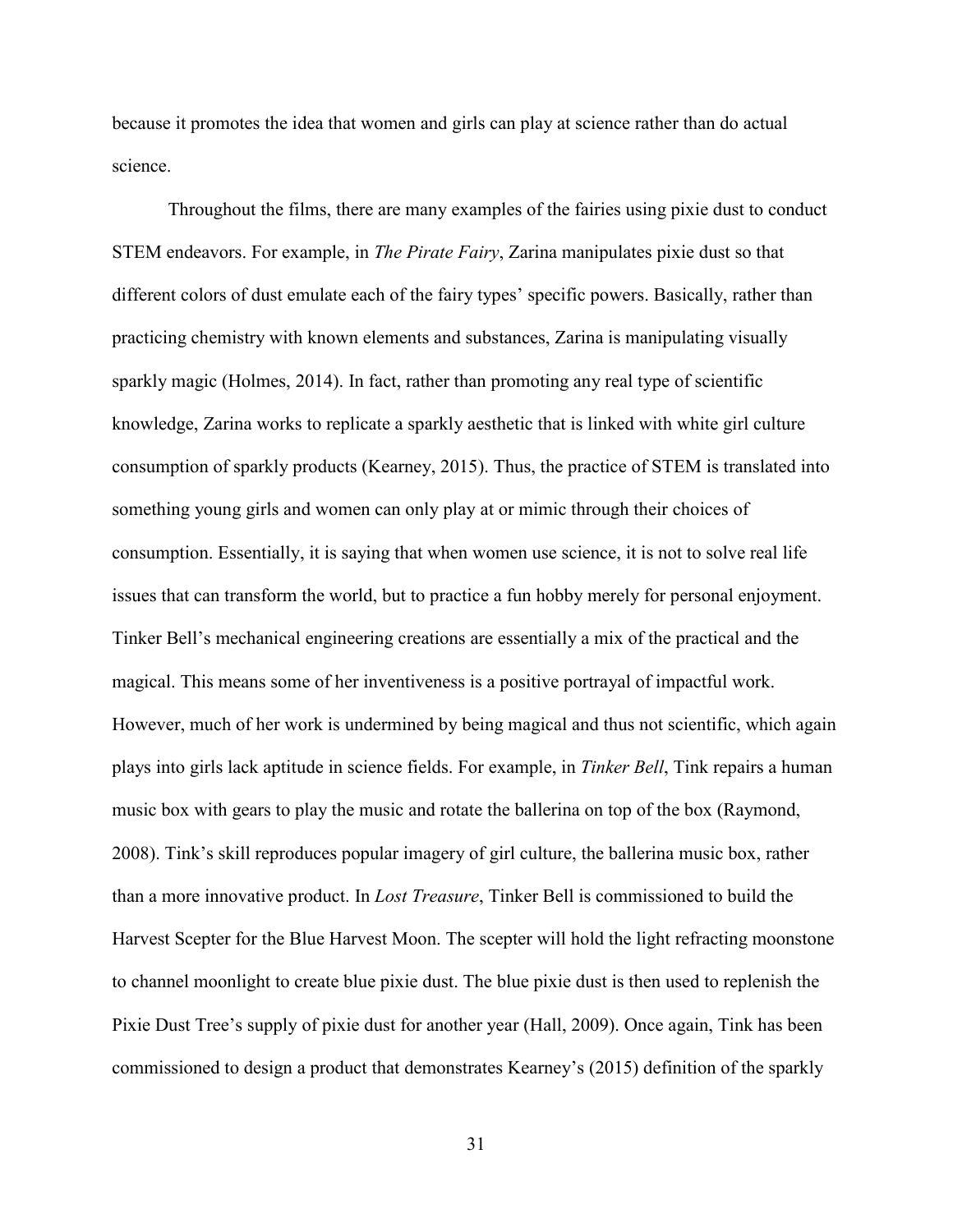because it promotes the idea that women and girls can play at science rather than do actual science.

Throughout the films, there are many examples of the fairies using pixie dust to conduct STEM endeavors. For example, in *The Pirate Fairy*, Zarina manipulates pixie dust so that different colors of dust emulate each of the fairy types' specific powers. Basically, rather than practicing chemistry with known elements and substances, Zarina is manipulating visually sparkly magic (Holmes, 2014). In fact, rather than promoting any real type of scientific knowledge, Zarina works to replicate a sparkly aesthetic that is linked with white girl culture consumption of sparkly products (Kearney, 2015). Thus, the practice of STEM is translated into something young girls and women can only play at or mimic through their choices of consumption. Essentially, it is saying that when women use science, it is not to solve real life issues that can transform the world, but to practice a fun hobby merely for personal enjoyment. Tinker Bell's mechanical engineering creations are essentially a mix of the practical and the magical. This means some of her inventiveness is a positive portrayal of impactful work. However, much of her work is undermined by being magical and thus not scientific, which again plays into girls lack aptitude in science fields. For example, in *Tinker Bell*, Tink repairs a human music box with gears to play the music and rotate the ballerina on top of the box (Raymond, 2008). Tink's skill reproduces popular imagery of girl culture, the ballerina music box, rather than a more innovative product. In *Lost Treasure*, Tinker Bell is commissioned to build the Harvest Scepter for the Blue Harvest Moon. The scepter will hold the light refracting moonstone to channel moonlight to create blue pixie dust. The blue pixie dust is then used to replenish the Pixie Dust Tree's supply of pixie dust for another year (Hall, 2009). Once again, Tink has been commissioned to design a product that demonstrates Kearney's (2015) definition of the sparkly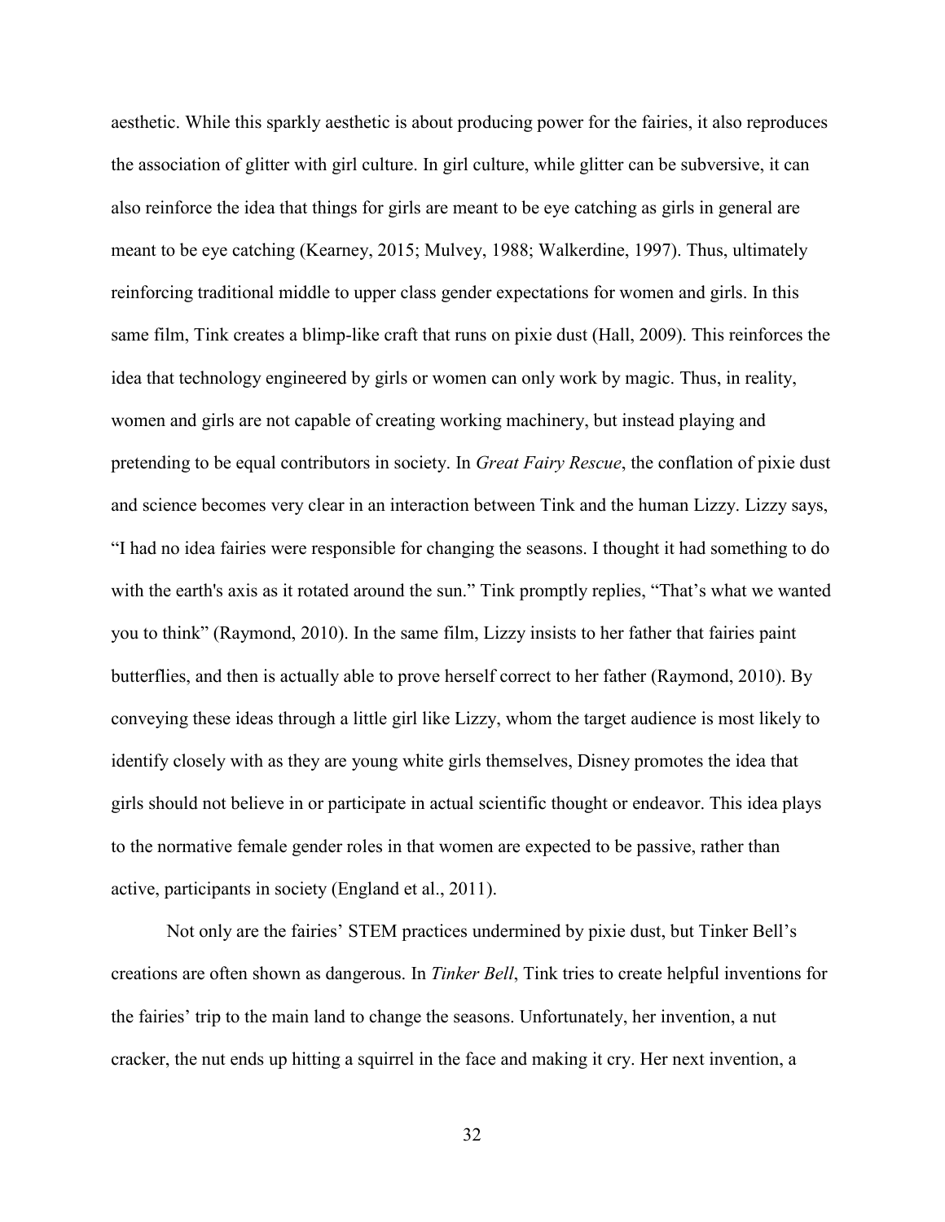aesthetic. While this sparkly aesthetic is about producing power for the fairies, it also reproduces the association of glitter with girl culture. In girl culture, while glitter can be subversive, it can also reinforce the idea that things for girls are meant to be eye catching as girls in general are meant to be eye catching (Kearney, 2015; Mulvey, 1988; Walkerdine, 1997). Thus, ultimately reinforcing traditional middle to upper class gender expectations for women and girls. In this same film, Tink creates a blimp-like craft that runs on pixie dust (Hall, 2009). This reinforces the idea that technology engineered by girls or women can only work by magic. Thus, in reality, women and girls are not capable of creating working machinery, but instead playing and pretending to be equal contributors in society. In *Great Fairy Rescue*, the conflation of pixie dust and science becomes very clear in an interaction between Tink and the human Lizzy. Lizzy says, "I had no idea fairies were responsible for changing the seasons. I thought it had something to do with the earth's axis as it rotated around the sun." Tink promptly replies, "That's what we wanted you to think" (Raymond, 2010). In the same film, Lizzy insists to her father that fairies paint butterflies, and then is actually able to prove herself correct to her father (Raymond, 2010). By conveying these ideas through a little girl like Lizzy, whom the target audience is most likely to identify closely with as they are young white girls themselves, Disney promotes the idea that girls should not believe in or participate in actual scientific thought or endeavor. This idea plays to the normative female gender roles in that women are expected to be passive, rather than active, participants in society (England et al., 2011).

Not only are the fairies' STEM practices undermined by pixie dust, but Tinker Bell's creations are often shown as dangerous. In *Tinker Bell*, Tink tries to create helpful inventions for the fairies' trip to the main land to change the seasons. Unfortunately, her invention, a nut cracker, the nut ends up hitting a squirrel in the face and making it cry. Her next invention, a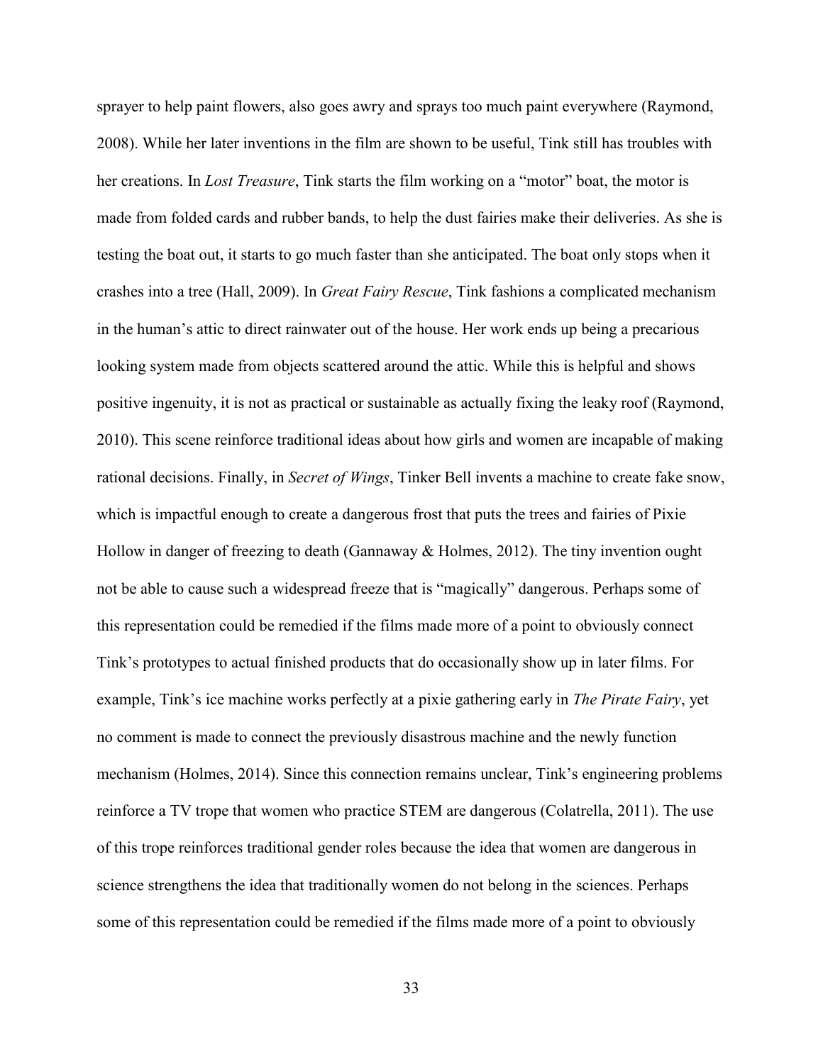sprayer to help paint flowers, also goes awry and sprays too much paint everywhere (Raymond, 2008). While her later inventions in the film are shown to be useful, Tink still has troubles with her creations. In *Lost Treasure*, Tink starts the film working on a "motor" boat, the motor is made from folded cards and rubber bands, to help the dust fairies make their deliveries. As she is testing the boat out, it starts to go much faster than she anticipated. The boat only stops when it crashes into a tree (Hall, 2009). In *Great Fairy Rescue*, Tink fashions a complicated mechanism in the human's attic to direct rainwater out of the house. Her work ends up being a precarious looking system made from objects scattered around the attic. While this is helpful and shows positive ingenuity, it is not as practical or sustainable as actually fixing the leaky roof (Raymond, 2010). This scene reinforce traditional ideas about how girls and women are incapable of making rational decisions. Finally, in *Secret of Wings*, Tinker Bell invents a machine to create fake snow, which is impactful enough to create a dangerous frost that puts the trees and fairies of Pixie Hollow in danger of freezing to death (Gannaway & Holmes, 2012). The tiny invention ought not be able to cause such a widespread freeze that is "magically" dangerous. Perhaps some of this representation could be remedied if the films made more of a point to obviously connect Tink's prototypes to actual finished products that do occasionally show up in later films. For example, Tink's ice machine works perfectly at a pixie gathering early in *The Pirate Fairy*, yet no comment is made to connect the previously disastrous machine and the newly function mechanism (Holmes, 2014). Since this connection remains unclear, Tink's engineering problems reinforce a TV trope that women who practice STEM are dangerous (Colatrella, 2011). The use of this trope reinforces traditional gender roles because the idea that women are dangerous in science strengthens the idea that traditionally women do not belong in the sciences. Perhaps some of this representation could be remedied if the films made more of a point to obviously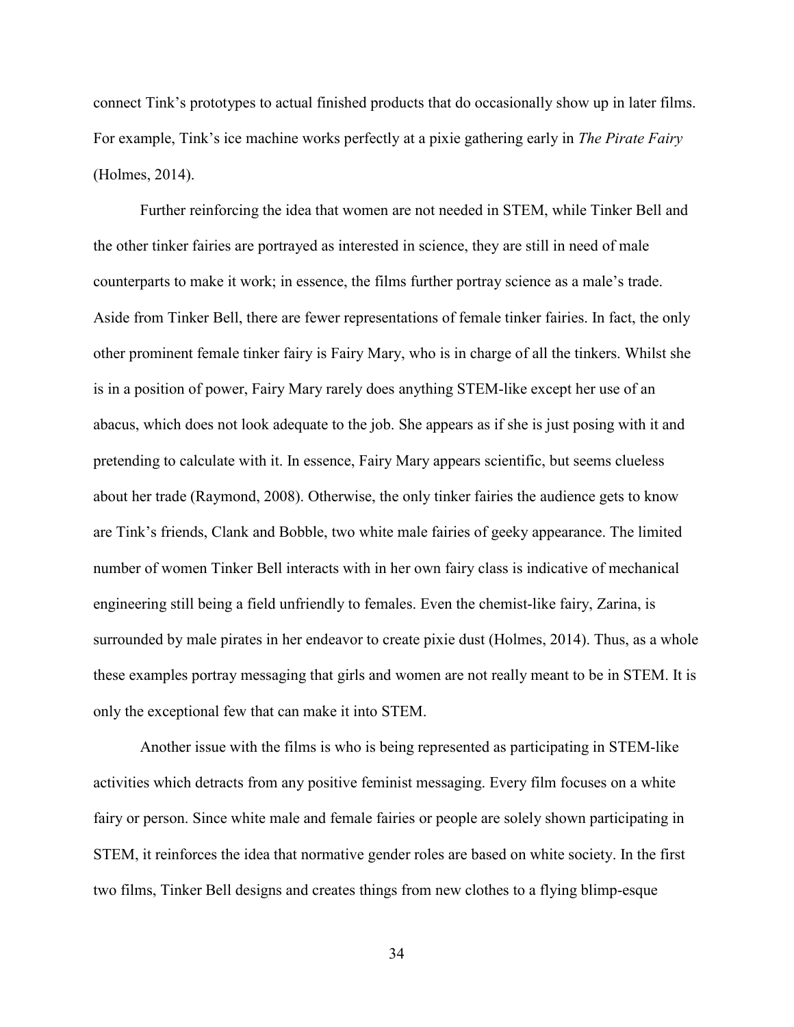connect Tink's prototypes to actual finished products that do occasionally show up in later films. For example, Tink's ice machine works perfectly at a pixie gathering early in *The Pirate Fairy* (Holmes, 2014).

Further reinforcing the idea that women are not needed in STEM, while Tinker Bell and the other tinker fairies are portrayed as interested in science, they are still in need of male counterparts to make it work; in essence, the films further portray science as a male's trade. Aside from Tinker Bell, there are fewer representations of female tinker fairies. In fact, the only other prominent female tinker fairy is Fairy Mary, who is in charge of all the tinkers. Whilst she is in a position of power, Fairy Mary rarely does anything STEM-like except her use of an abacus, which does not look adequate to the job. She appears as if she is just posing with it and pretending to calculate with it. In essence, Fairy Mary appears scientific, but seems clueless about her trade (Raymond, 2008). Otherwise, the only tinker fairies the audience gets to know are Tink's friends, Clank and Bobble, two white male fairies of geeky appearance. The limited number of women Tinker Bell interacts with in her own fairy class is indicative of mechanical engineering still being a field unfriendly to females. Even the chemist-like fairy, Zarina, is surrounded by male pirates in her endeavor to create pixie dust (Holmes, 2014). Thus, as a whole these examples portray messaging that girls and women are not really meant to be in STEM. It is only the exceptional few that can make it into STEM.

Another issue with the films is who is being represented as participating in STEM-like activities which detracts from any positive feminist messaging. Every film focuses on a white fairy or person. Since white male and female fairies or people are solely shown participating in STEM, it reinforces the idea that normative gender roles are based on white society. In the first two films, Tinker Bell designs and creates things from new clothes to a flying blimp-esque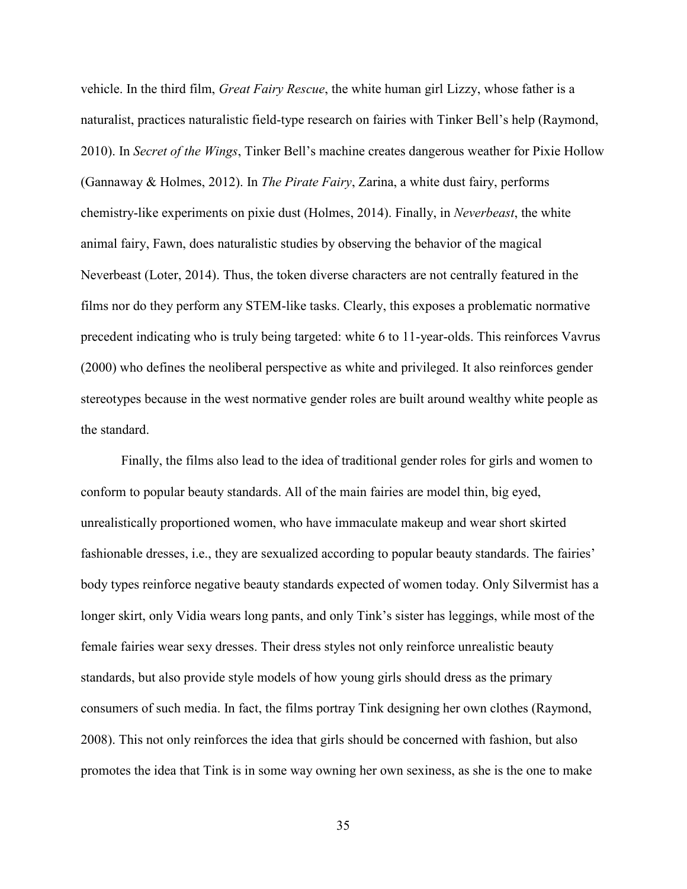vehicle. In the third film, *Great Fairy Rescue*, the white human girl Lizzy, whose father is a naturalist, practices naturalistic field-type research on fairies with Tinker Bell's help (Raymond, 2010). In *Secret of the Wings*, Tinker Bell's machine creates dangerous weather for Pixie Hollow (Gannaway & Holmes, 2012). In *The Pirate Fairy*, Zarina, a white dust fairy, performs chemistry-like experiments on pixie dust (Holmes, 2014). Finally, in *Neverbeast*, the white animal fairy, Fawn, does naturalistic studies by observing the behavior of the magical Neverbeast (Loter, 2014). Thus, the token diverse characters are not centrally featured in the films nor do they perform any STEM-like tasks. Clearly, this exposes a problematic normative precedent indicating who is truly being targeted: white 6 to 11-year-olds. This reinforces Vavrus (2000) who defines the neoliberal perspective as white and privileged. It also reinforces gender stereotypes because in the west normative gender roles are built around wealthy white people as the standard.

Finally, the films also lead to the idea of traditional gender roles for girls and women to conform to popular beauty standards. All of the main fairies are model thin, big eyed, unrealistically proportioned women, who have immaculate makeup and wear short skirted fashionable dresses, i.e., they are sexualized according to popular beauty standards. The fairies' body types reinforce negative beauty standards expected of women today. Only Silvermist has a longer skirt, only Vidia wears long pants, and only Tink's sister has leggings, while most of the female fairies wear sexy dresses. Their dress styles not only reinforce unrealistic beauty standards, but also provide style models of how young girls should dress as the primary consumers of such media. In fact, the films portray Tink designing her own clothes (Raymond, 2008). This not only reinforces the idea that girls should be concerned with fashion, but also promotes the idea that Tink is in some way owning her own sexiness, as she is the one to make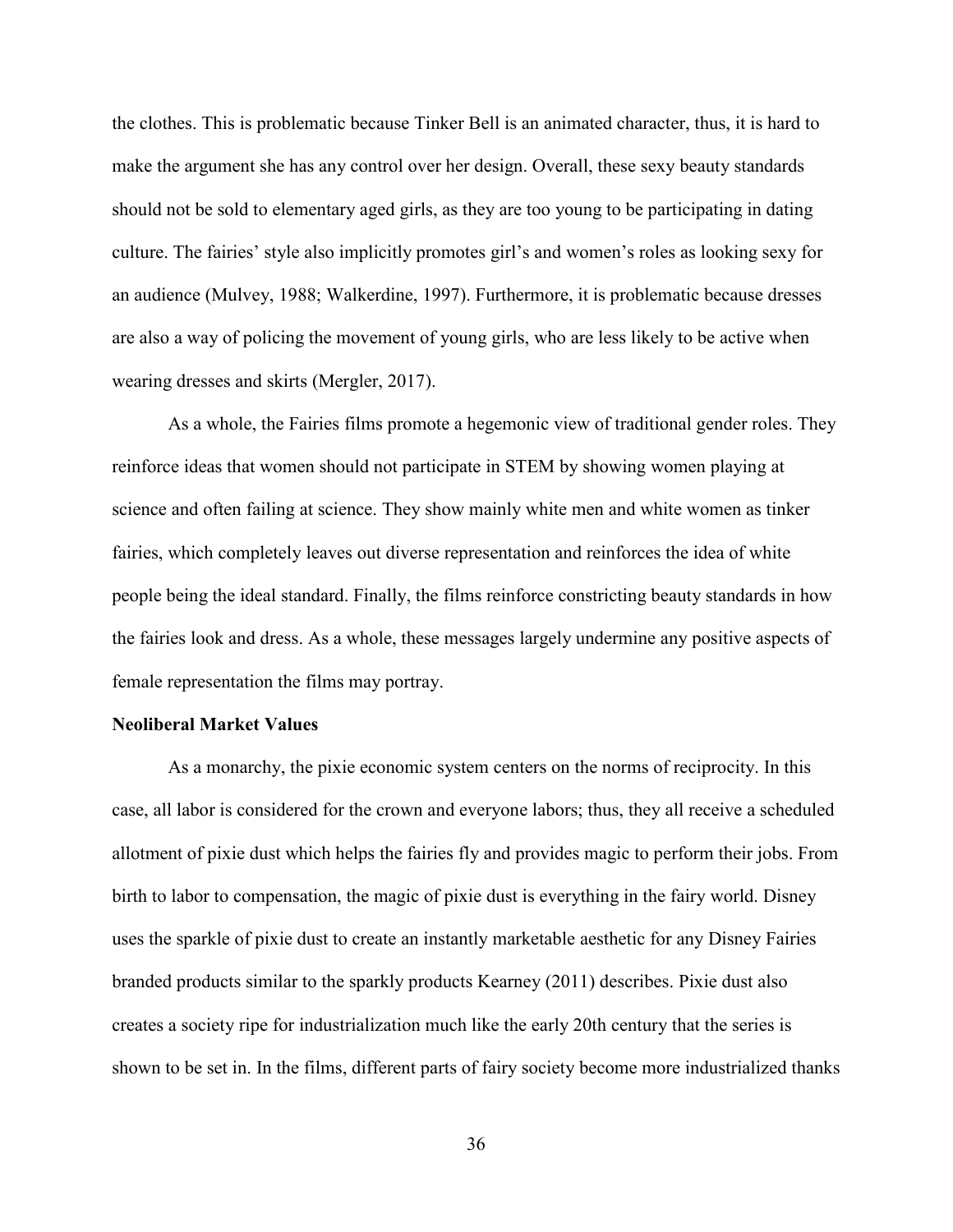the clothes. This is problematic because Tinker Bell is an animated character, thus, it is hard to make the argument she has any control over her design. Overall, these sexy beauty standards should not be sold to elementary aged girls, as they are too young to be participating in dating culture. The fairies' style also implicitly promotes girl's and women's roles as looking sexy for an audience (Mulvey, 1988; Walkerdine, 1997). Furthermore, it is problematic because dresses are also a way of policing the movement of young girls, who are less likely to be active when wearing dresses and skirts (Mergler, 2017).

As a whole, the Fairies films promote a hegemonic view of traditional gender roles. They reinforce ideas that women should not participate in STEM by showing women playing at science and often failing at science. They show mainly white men and white women as tinker fairies, which completely leaves out diverse representation and reinforces the idea of white people being the ideal standard. Finally, the films reinforce constricting beauty standards in how the fairies look and dress. As a whole, these messages largely undermine any positive aspects of female representation the films may portray.

**Neoliberal Market Values**

As a monarchy, the pixie economic system centers on the norms of reciprocity. In this case, all labor is considered for the crown and everyone labors; thus, they all receive a scheduled allotment of pixie dust which helps the fairies fly and provides magic to perform their jobs. From birth to labor to compensation, the magic of pixie dust is everything in the fairy world. Disney uses the sparkle of pixie dust to create an instantly marketable aesthetic for any Disney Fairies branded products similar to the sparkly products Kearney (2011) describes. Pixie dust also creates a society ripe for industrialization much like the early 20th century that the series is shown to be set in. In the films, different parts of fairy society become more industrialized thanks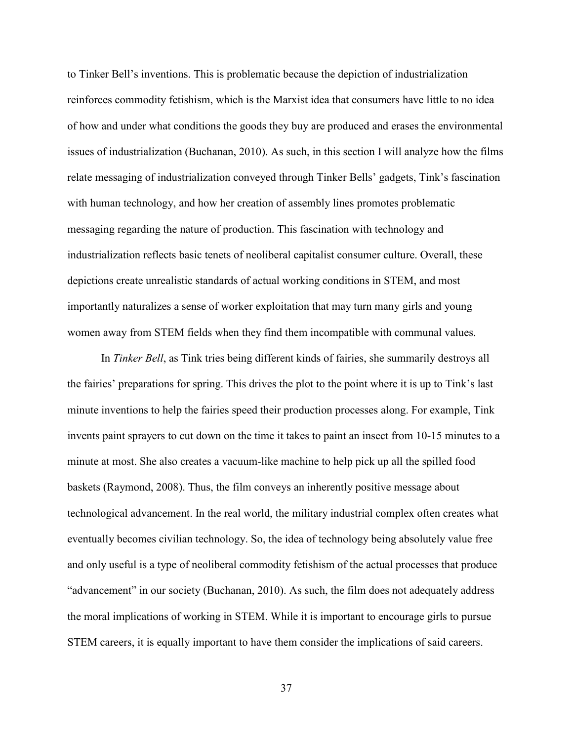to Tinker Bell's inventions. This is problematic because the depiction of industrialization reinforces commodity fetishism, which is the Marxist idea that consumers have little to no idea of how and under what conditions the goods they buy are produced and erases the environmental issues of industrialization (Buchanan, 2010). As such, in this section I will analyze how the films relate messaging of industrialization conveyed through Tinker Bells' gadgets, Tink's fascination with human technology, and how her creation of assembly lines promotes problematic messaging regarding the nature of production. This fascination with technology and industrialization reflects basic tenets of neoliberal capitalist consumer culture. Overall, these depictions create unrealistic standards of actual working conditions in STEM, and most importantly naturalizes a sense of worker exploitation that may turn many girls and young women away from STEM fields when they find them incompatible with communal values.

In *Tinker Bell*, as Tink tries being different kinds of fairies, she summarily destroys all the fairies' preparations for spring. This drives the plot to the point where it is up to Tink's last minute inventions to help the fairies speed their production processes along. For example, Tink invents paint sprayers to cut down on the time it takes to paint an insect from 10-15 minutes to a minute at most. She also creates a vacuum-like machine to help pick up all the spilled food baskets (Raymond, 2008). Thus, the film conveys an inherently positive message about technological advancement. In the real world, the military industrial complex often creates what eventually becomes civilian technology. So, the idea of technology being absolutely value free and only useful is a type of neoliberal commodity fetishism of the actual processes that produce "advancement" in our society (Buchanan, 2010). As such, the film does not adequately address the moral implications of working in STEM. While it is important to encourage girls to pursue STEM careers, it is equally important to have them consider the implications of said careers.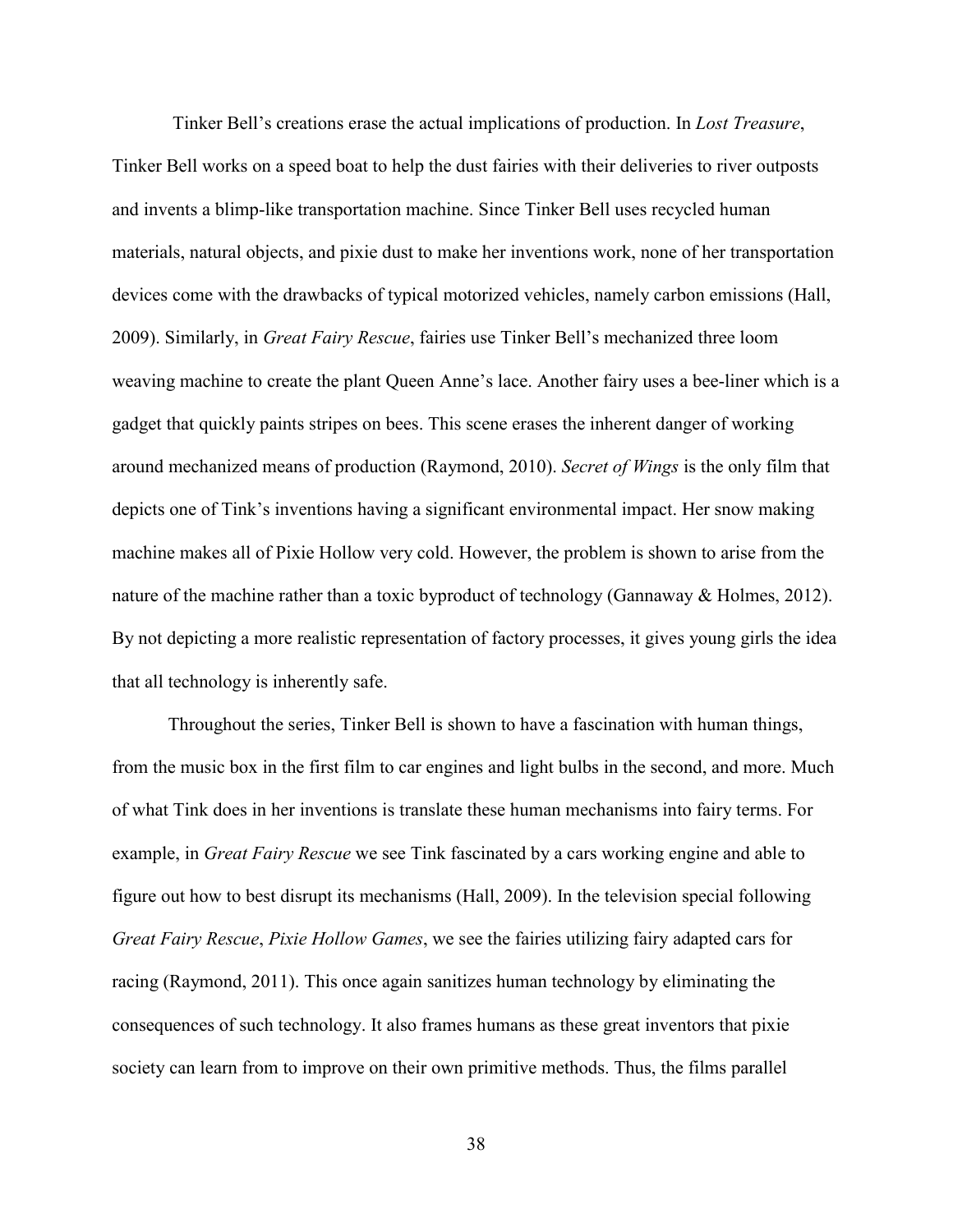Tinker Bell's creations erase the actual implications of production. In *Lost Treasure*, Tinker Bell works on a speed boat to help the dust fairies with their deliveries to river outposts and invents a blimp-like transportation machine. Since Tinker Bell uses recycled human materials, natural objects, and pixie dust to make her inventions work, none of her transportation devices come with the drawbacks of typical motorized vehicles, namely carbon emissions (Hall, 2009). Similarly, in *Great Fairy Rescue*, fairies use Tinker Bell's mechanized three loom weaving machine to create the plant Queen Anne's lace. Another fairy uses a bee-liner which is a gadget that quickly paints stripes on bees. This scene erases the inherent danger of working around mechanized means of production (Raymond, 2010). *Secret of Wings* is the only film that depicts one of Tink's inventions having a significant environmental impact. Her snow making machine makes all of Pixie Hollow very cold. However, the problem is shown to arise from the nature of the machine rather than a toxic byproduct of technology (Gannaway & Holmes, 2012). By not depicting a more realistic representation of factory processes, it gives young girls the idea that all technology is inherently safe.

Throughout the series, Tinker Bell is shown to have a fascination with human things, from the music box in the first film to car engines and light bulbs in the second, and more. Much of what Tink does in her inventions is translate these human mechanisms into fairy terms. For example, in *Great Fairy Rescue* we see Tink fascinated by a cars working engine and able to figure out how to best disrupt its mechanisms (Hall, 2009). In the television special following *Great Fairy Rescue*, *Pixie Hollow Games*, we see the fairies utilizing fairy adapted cars for racing (Raymond, 2011). This once again sanitizes human technology by eliminating the consequences of such technology. It also frames humans as these great inventors that pixie society can learn from to improve on their own primitive methods. Thus, the films parallel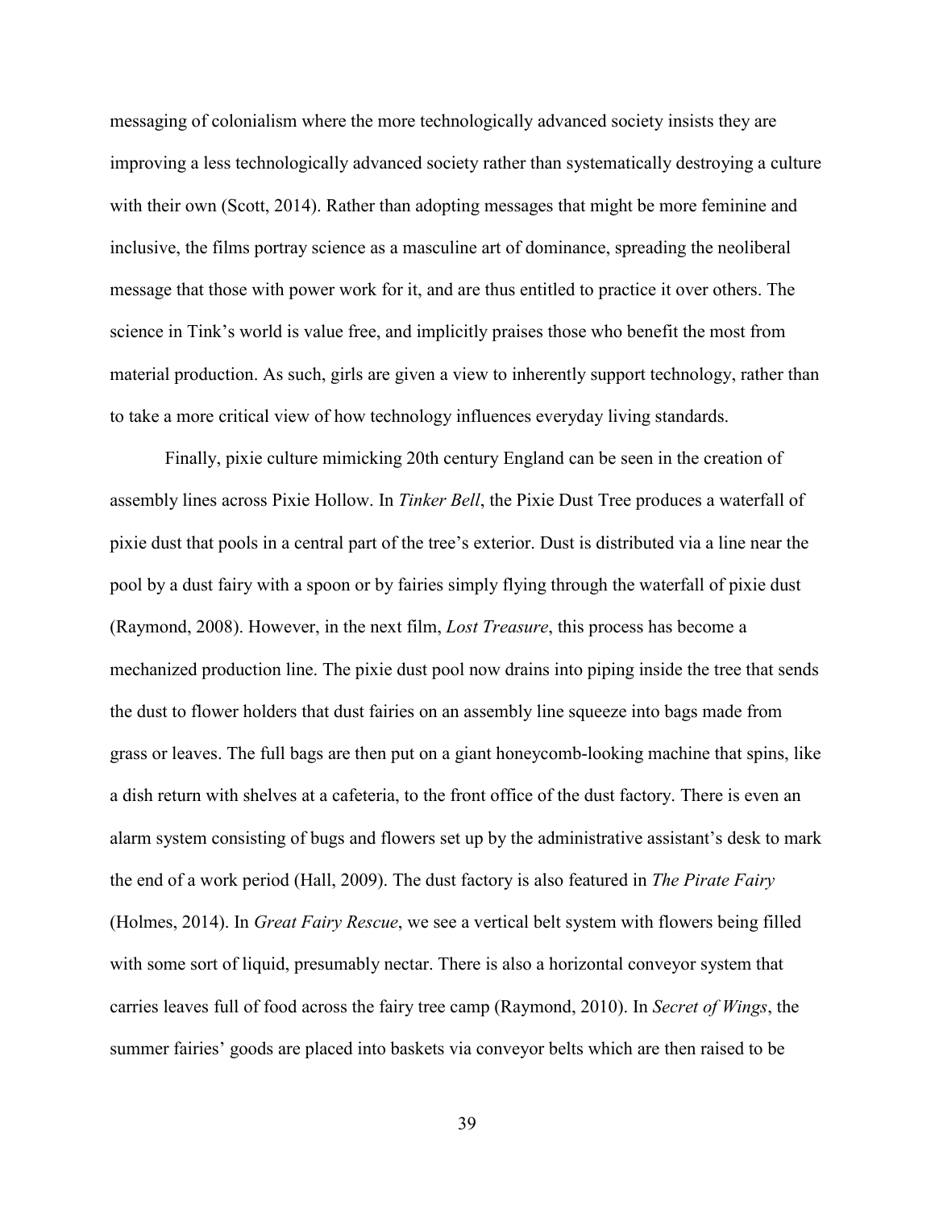messaging of colonialism where the more technologically advanced society insists they are improving a less technologically advanced society rather than systematically destroying a culture with their own (Scott, 2014). Rather than adopting messages that might be more feminine and inclusive, the films portray science as a masculine art of dominance, spreading the neoliberal message that those with power work for it, and are thus entitled to practice it over others. The science in Tink's world is value free, and implicitly praises those who benefit the most from material production. As such, girls are given a view to inherently support technology, rather than to take a more critical view of how technology influences everyday living standards.

Finally, pixie culture mimicking 20th century England can be seen in the creation of assembly lines across Pixie Hollow. In *Tinker Bell*, the Pixie Dust Tree produces a waterfall of pixie dust that pools in a central part of the tree's exterior. Dust is distributed via a line near the pool by a dust fairy with a spoon or by fairies simply flying through the waterfall of pixie dust (Raymond, 2008). However, in the next film, *Lost Treasure*, this process has become a mechanized production line. The pixie dust pool now drains into piping inside the tree that sends the dust to flower holders that dust fairies on an assembly line squeeze into bags made from grass or leaves. The full bags are then put on a giant honeycomb-looking machine that spins, like a dish return with shelves at a cafeteria, to the front office of the dust factory. There is even an alarm system consisting of bugs and flowers set up by the administrative assistant's desk to mark the end of a work period (Hall, 2009). The dust factory is also featured in *The Pirate Fairy* (Holmes, 2014). In *Great Fairy Rescue*, we see a vertical belt system with flowers being filled with some sort of liquid, presumably nectar. There is also a horizontal conveyor system that carries leaves full of food across the fairy tree camp (Raymond, 2010). In *Secret of Wings*, the summer fairies' goods are placed into baskets via conveyor belts which are then raised to be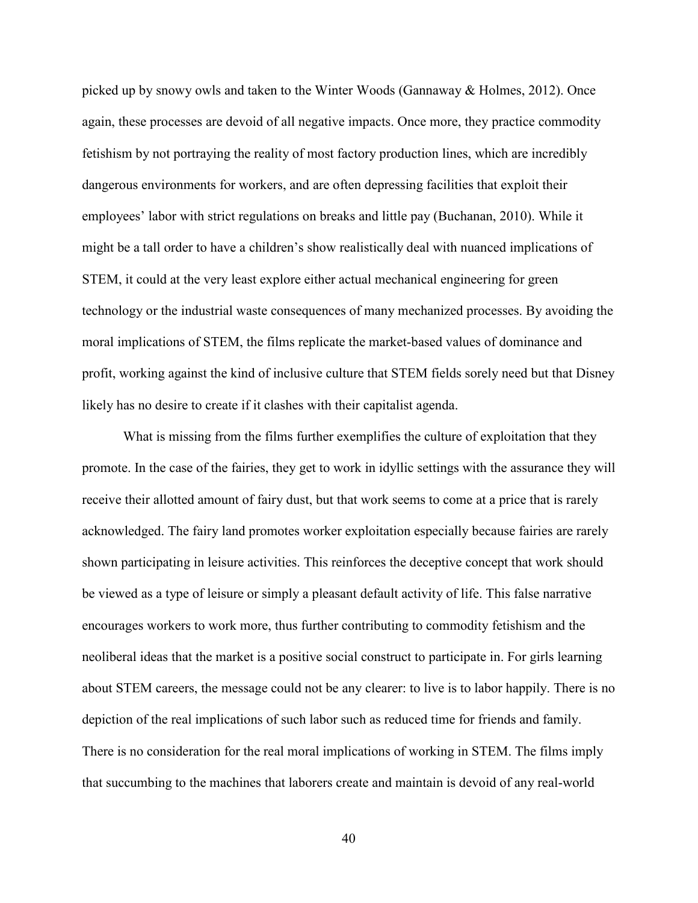picked up by snowy owls and taken to the Winter Woods (Gannaway & Holmes, 2012). Once again, these processes are devoid of all negative impacts. Once more, they practice commodity fetishism by not portraying the reality of most factory production lines, which are incredibly dangerous environments for workers, and are often depressing facilities that exploit their employees' labor with strict regulations on breaks and little pay (Buchanan, 2010). While it might be a tall order to have a children's show realistically deal with nuanced implications of STEM, it could at the very least explore either actual mechanical engineering for green technology or the industrial waste consequences of many mechanized processes. By avoiding the moral implications of STEM, the films replicate the market-based values of dominance and profit, working against the kind of inclusive culture that STEM fields sorely need but that Disney likely has no desire to create if it clashes with their capitalist agenda.

What is missing from the films further exemplifies the culture of exploitation that they promote. In the case of the fairies, they get to work in idyllic settings with the assurance they will receive their allotted amount of fairy dust, but that work seems to come at a price that is rarely acknowledged. The fairy land promotes worker exploitation especially because fairies are rarely shown participating in leisure activities. This reinforces the deceptive concept that work should be viewed as a type of leisure or simply a pleasant default activity of life. This false narrative encourages workers to work more, thus further contributing to commodity fetishism and the neoliberal ideas that the market is a positive social construct to participate in. For girls learning about STEM careers, the message could not be any clearer: to live is to labor happily. There is no depiction of the real implications of such labor such as reduced time for friends and family. There is no consideration for the real moral implications of working in STEM. The films imply that succumbing to the machines that laborers create and maintain is devoid of any real-world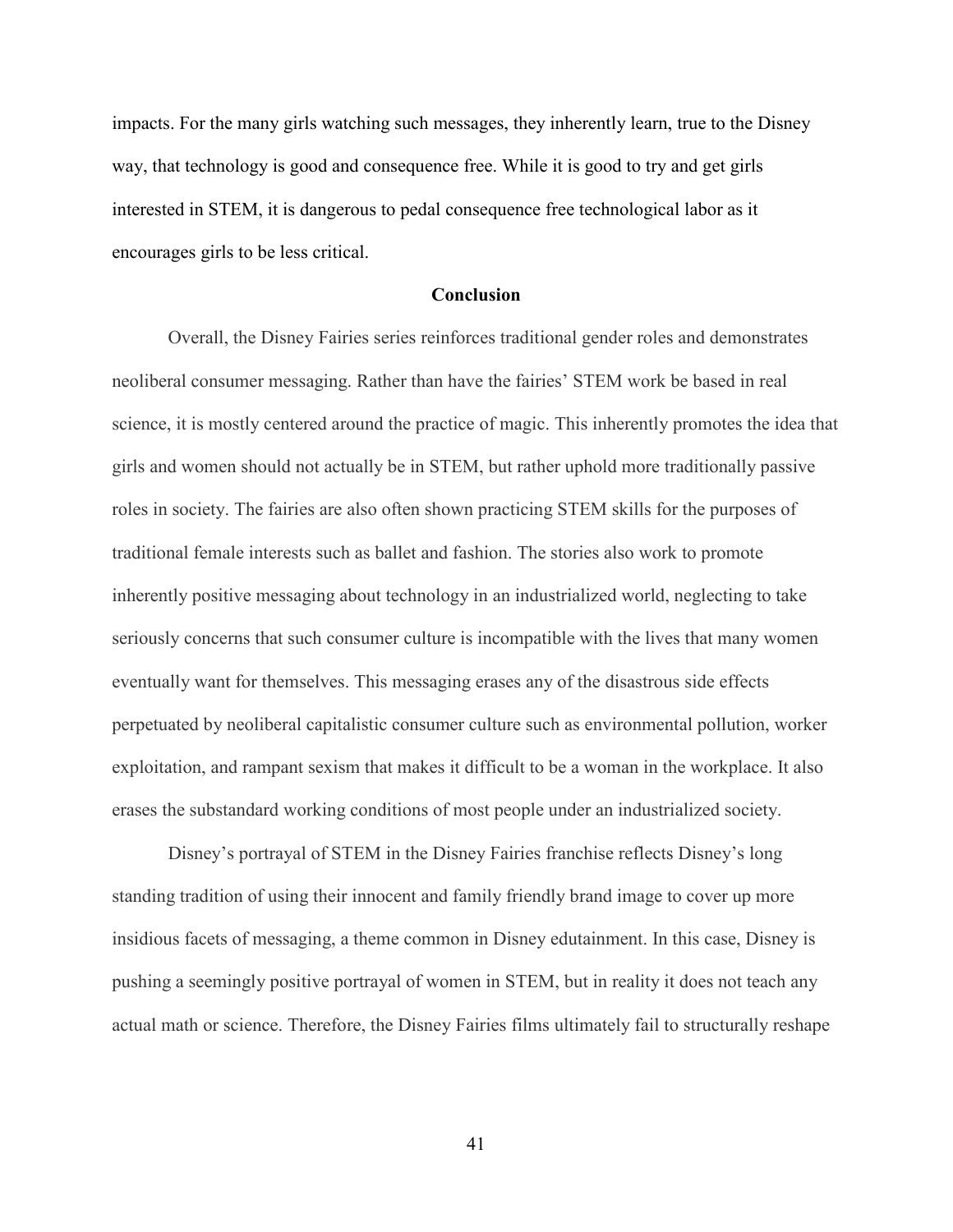impacts. For the many girls watching such messages, they inherently learn, true to the Disney way, that technology is good and consequence free. While it is good to try and get girls interested in STEM, it is dangerous to pedal consequence free technological labor as it encourages girls to be less critical.

## Conclusion

Overall, the Disney Fairies series reinforces traditional gender roles and demonstrates neoliberal consumer messaging. Rather than have the fairies' STEM work be based in real science, it is mostly centered around the practice of magic. This inherently promotes the idea that girls and women should not actually be in STEM, but rather uphold more traditionally passive roles in society. The fairies are also often shown practicing STEM skills for the purposes of traditional female interests such as ballet and fashion. The stories also work to promote inherently positive messaging about technology in an industrialized world, neglecting to take seriously concerns that such consumer culture is incompatible with the lives that many women eventually want for themselves. This messaging erases any of the disastrous side effects perpetuated by neoliberal capitalistic consumer culture such as environmental pollution, worker exploitation, and rampant sexism that makes it difficult to be a woman in the workplace. It also erases the substandard working conditions of most people under an industrialized society.

Disney's portrayal of STEM in the Disney Fairies franchise reflects Disney's long standing tradition of using their innocent and family friendly brand image to cover up more insidious facets of messaging, a theme common in Disney edutainment. In this case, Disney is pushing a seemingly positive portrayal of women in STEM, but in reality it does not teach any actual math or science. Therefore, the Disney Fairies films ultimately fail to structurally reshape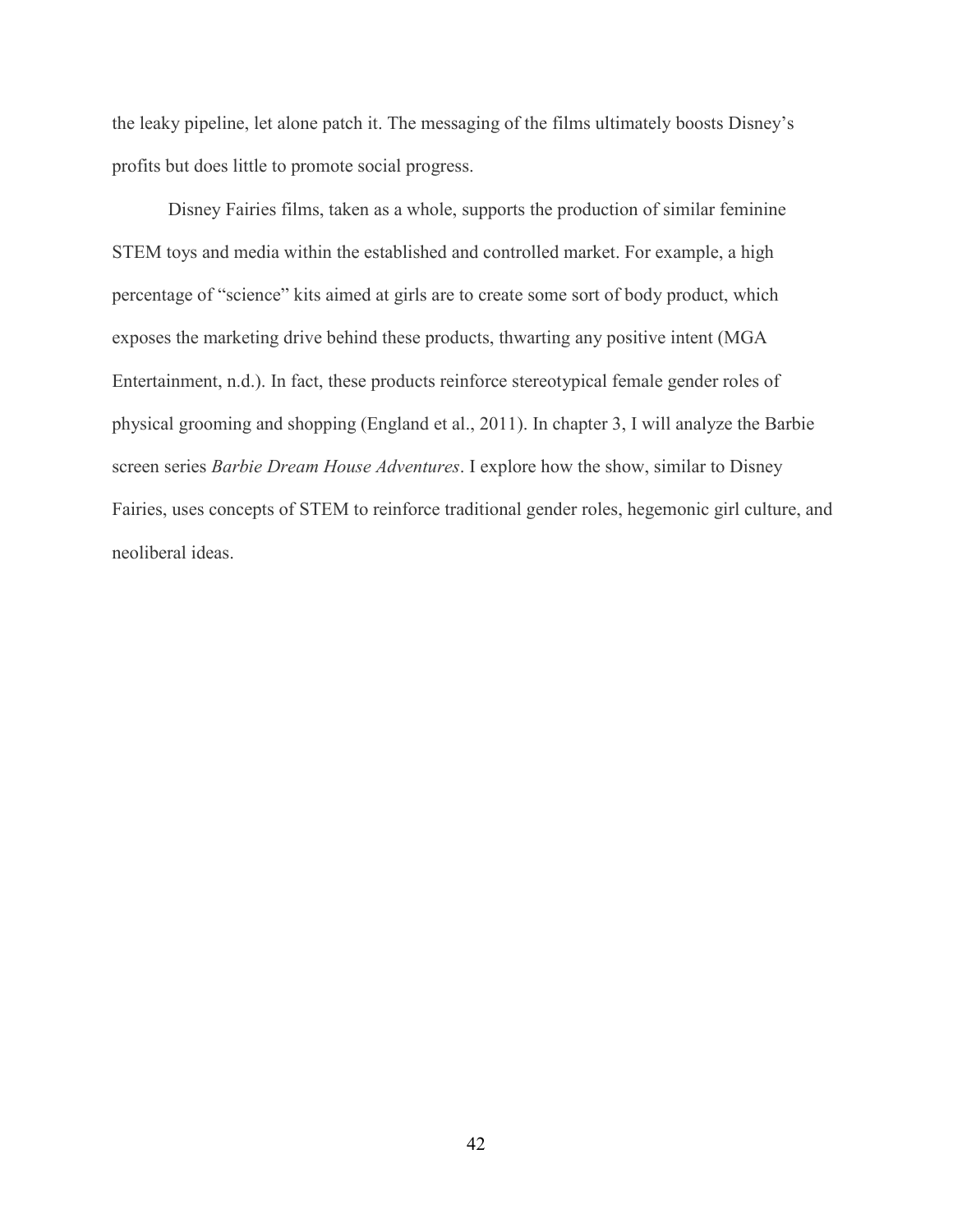the leaky pipeline, let alone patch it. The messaging of the films ultimately boosts Disney's profits but does little to promote social progress.

Disney Fairies films, taken as a whole, supports the production of similar feminine STEM toys and media within the established and controlled market. For example, a high percentage of "science" kits aimed at girls are to create some sort of body product, which exposes the marketing drive behind these products, thwarting any positive intent (MGA Entertainment, n.d.). In fact, these products reinforce stereotypical female gender roles of physical grooming and shopping (England et al., 2011). In chapter 3, I will analyze the Barbie screen series *Barbie Dream House Adventures*. I explore how the show, similar to Disney Fairies, uses concepts of STEM to reinforce traditional gender roles, hegemonic girl culture, and neoliberal ideas.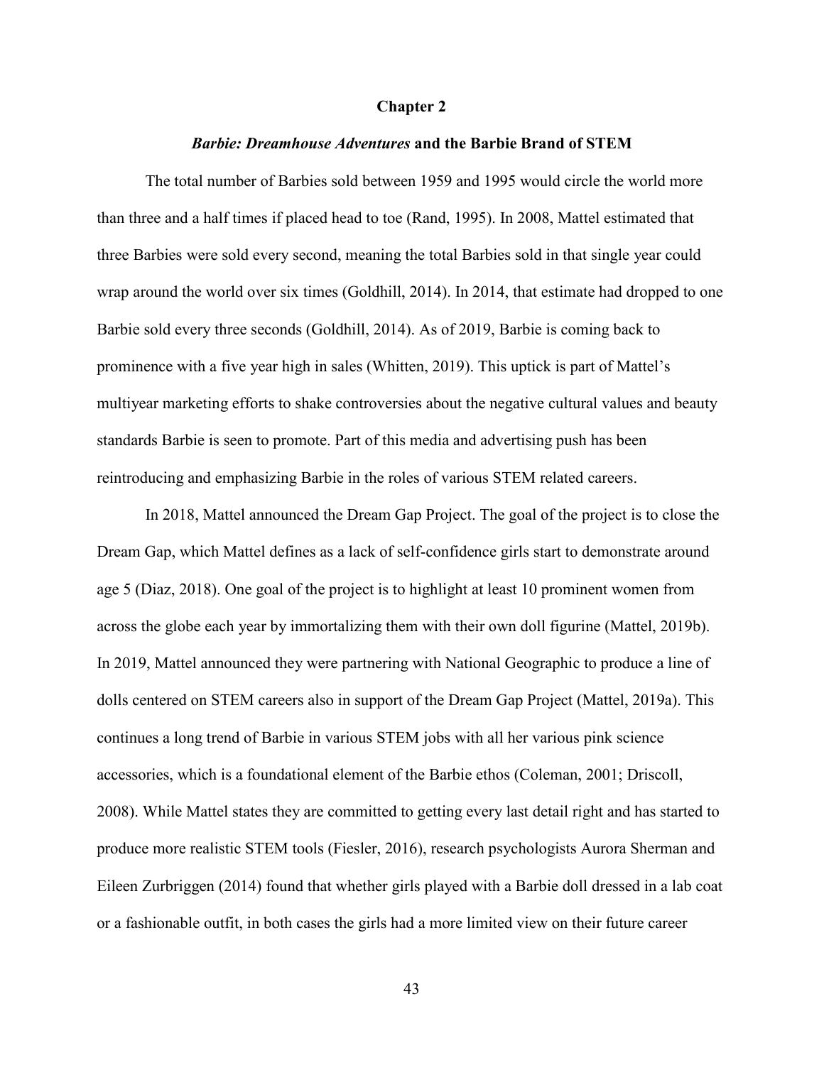# Chapter 2

## *Barbie: Dreamhouse Adventures* and the Barbie Brand of STEM

The total number of Barbies sold between 1959 and 1995 would circle the world more than three and a half times if placed head to toe (Rand, 1995). In 2008, Mattel estimated that three Barbies were sold every second, meaning the total Barbies sold in that single year could wrap around the world over six times (Goldhill, 2014). In 2014, that estimate had dropped to one Barbie sold every three seconds (Goldhill, 2014). As of 2019, Barbie is coming back to prominence with a five year high in sales (Whitten, 2019). This uptick is part of Mattel's multiyear marketing efforts to shake controversies about the negative cultural values and beauty standards Barbie is seen to promote. Part of this media and advertising push has been reintroducing and emphasizing Barbie in the roles of various STEM related careers.

In 2018, Mattel announced the Dream Gap Project. The goal of the project is to close the Dream Gap, which Mattel defines as a lack of self-confidence girls start to demonstrate around age 5 (Diaz, 2018). One goal of the project is to highlight at least 10 prominent women from across the globe each year by immortalizing them with their own doll figurine (Mattel, 2019b). In 2019, Mattel announced they were partnering with National Geographic to produce a line of dolls centered on STEM careers also in support of the Dream Gap Project (Mattel, 2019a). This continues a long trend of Barbie in various STEM jobs with all her various pink science accessories, which is a foundational element of the Barbie ethos (Coleman, 2001; Driscoll, 2008). While Mattel states they are committed to getting every last detail right and has started to produce more realistic STEM tools (Fiesler, 2016), research psychologists Aurora Sherman and Eileen Zurbriggen (2014) found that whether girls played with a Barbie doll dressed in a lab coat or a fashionable outfit, in both cases the girls had a more limited view on their future career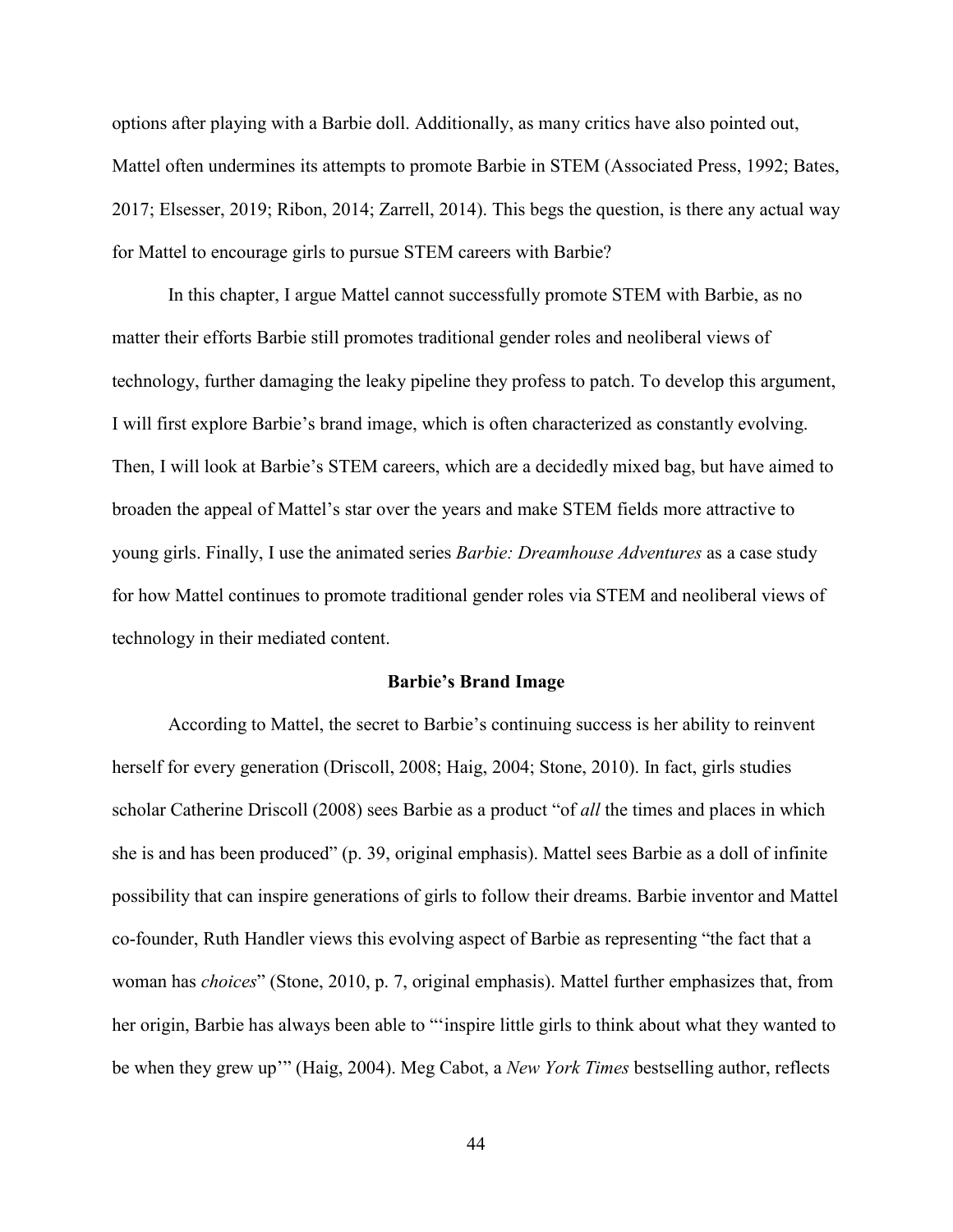options after playing with a Barbie doll. Additionally, as many critics have also pointed out, Mattel often undermines its attempts to promote Barbie in STEM (Associated Press, 1992; Bates, 2017; Elsesser, 2019; Ribon, 2014; Zarrell, 2014). This begs the question, is there any actual way for Mattel to encourage girls to pursue STEM careers with Barbie?

In this chapter, I argue Mattel cannot successfully promote STEM with Barbie, as no matter their efforts Barbie still promotes traditional gender roles and neoliberal views of technology, further damaging the leaky pipeline they profess to patch. To develop this argument, I will first explore Barbie's brand image, which is often characterized as constantly evolving. Then, I will look at Barbie's STEM careers, which are a decidedly mixed bag, but have aimed to broaden the appeal of Mattel's star over the years and make STEM fields more attractive to young girls. Finally, I use the animated series *Barbie: Dreamhouse Adventures* as a case study for how Mattel continues to promote traditional gender roles via STEM and neoliberal views of technology in their mediated content.

## Barbie's Brand Image

According to Mattel, the secret to Barbie's continuing success is her ability to reinvent herself for every generation (Driscoll, 2008; Haig, 2004; Stone, 2010). In fact, girls studies scholar Catherine Driscoll (2008) sees Barbie as a product "of *all* the times and places in which she is and has been produced" (p. 39, original emphasis). Mattel sees Barbie as a doll of infinite possibility that can inspire generations of girls to follow their dreams. Barbie inventor and Mattel co-founder, Ruth Handler views this evolving aspect of Barbie as representing "the fact that a woman has *choices*" (Stone, 2010, p. 7, original emphasis). Mattel further emphasizes that, from her origin, Barbie has always been able to "'inspire little girls to think about what they wanted to be when they grew up'" (Haig, 2004). Meg Cabot, a *New York Times* bestselling author, reflects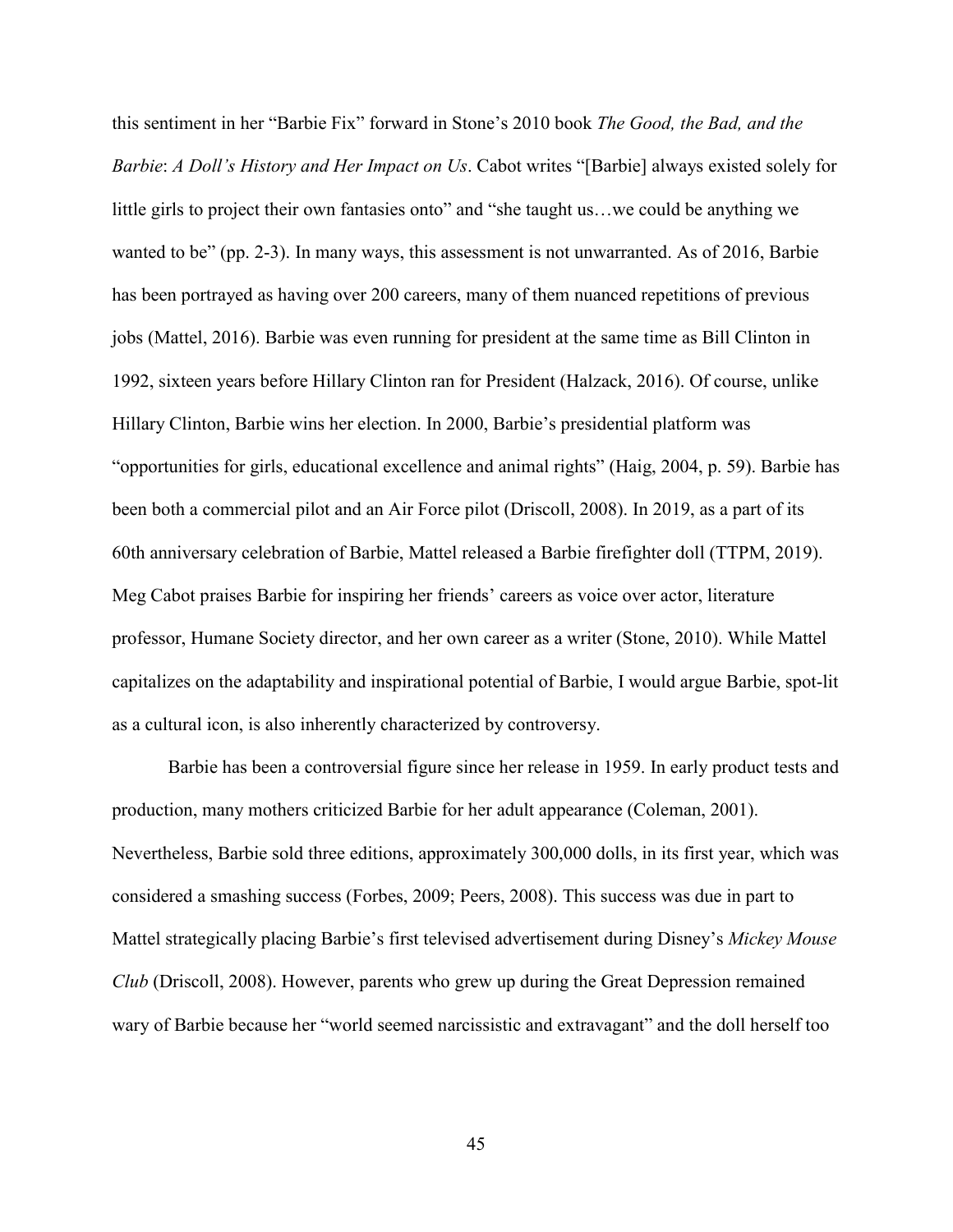this sentiment in her "Barbie Fix" forward in Stone's 2010 book *The Good, the Bad, and the Barbie*: *A Doll's History and Her Impact on Us*. Cabot writes "[Barbie] always existed solely for little girls to project their own fantasies onto" and "she taught us…we could be anything we wanted to be" (pp. 2-3). In many ways, this assessment is not unwarranted. As of 2016, Barbie has been portrayed as having over 200 careers, many of them nuanced repetitions of previous jobs (Mattel, 2016). Barbie was even running for president at the same time as Bill Clinton in 1992, sixteen years before Hillary Clinton ran for President (Halzack, 2016). Of course, unlike Hillary Clinton, Barbie wins her election. In 2000, Barbie's presidential platform was "opportunities for girls, educational excellence and animal rights" (Haig, 2004, p. 59). Barbie has been both a commercial pilot and an Air Force pilot (Driscoll, 2008). In 2019, as a part of its 60th anniversary celebration of Barbie, Mattel released a Barbie firefighter doll (TTPM, 2019). Meg Cabot praises Barbie for inspiring her friends' careers as voice over actor, literature professor, Humane Society director, and her own career as a writer (Stone, 2010). While Mattel capitalizes on the adaptability and inspirational potential of Barbie, I would argue Barbie, spot-lit as a cultural icon, is also inherently characterized by controversy.

Barbie has been a controversial figure since her release in 1959. In early product tests and production, many mothers criticized Barbie for her adult appearance (Coleman, 2001). Nevertheless, Barbie sold three editions, approximately 300,000 dolls, in its first year, which was considered a smashing success (Forbes, 2009; Peers, 2008). This success was due in part to Mattel strategically placing Barbie's first televised advertisement during Disney's *Mickey Mouse Club* (Driscoll, 2008). However, parents who grew up during the Great Depression remained wary of Barbie because her "world seemed narcissistic and extravagant" and the doll herself too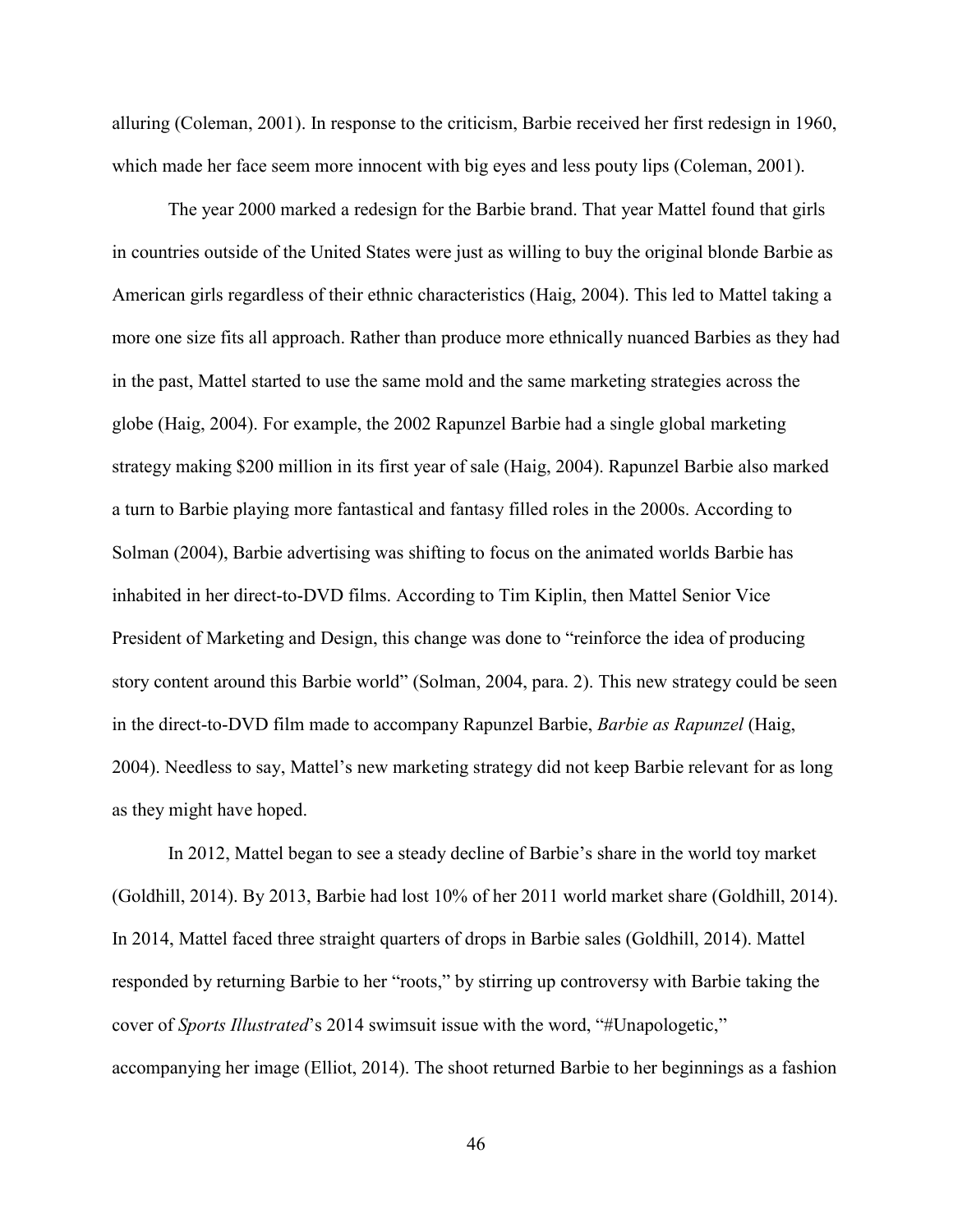alluring (Coleman, 2001). In response to the criticism, Barbie received her first redesign in 1960, which made her face seem more innocent with big eyes and less pouty lips (Coleman, 2001).

The year 2000 marked a redesign for the Barbie brand. That year Mattel found that girls in countries outside of the United States were just as willing to buy the original blonde Barbie as American girls regardless of their ethnic characteristics (Haig, 2004). This led to Mattel taking a more one size fits all approach. Rather than produce more ethnically nuanced Barbies as they had in the past, Mattel started to use the same mold and the same marketing strategies across the globe (Haig, 2004). For example, the 2002 Rapunzel Barbie had a single global marketing strategy making $200 million in its first year of sale (Haig, 2004). Rapunzel Barbie also marked a turn to Barbie playing more fantastical and fantasy filled roles in the 2000s. According to Solman (2004), Barbie advertising was shifting to focus on the animated worlds Barbie has inhabited in her direct-to-DVD films. According to Tim Kiplin, then Mattel Senior Vice President of Marketing and Design, this change was done to "reinforce the idea of producing story content around this Barbie world" (Solman, 2004, para. 2). This new strategy could be seen in the direct-to-DVD film made to accompany Rapunzel Barbie, *Barbie as Rapunzel* (Haig, 2004). Needless to say, Mattel's new marketing strategy did not keep Barbie relevant for as long as they might have hoped.

In 2012, Mattel began to see a steady decline of Barbie's share in the world toy market (Goldhill, 2014). By 2013, Barbie had lost 10% of her 2011 world market share (Goldhill, 2014). In 2014, Mattel faced three straight quarters of drops in Barbie sales (Goldhill, 2014). Mattel responded by returning Barbie to her "roots," by stirring up controversy with Barbie taking the cover of *Sports Illustrated*'s 2014 swimsuit issue with the word, "#Unapologetic," accompanying her image (Elliot, 2014). The shoot returned Barbie to her beginnings as a fashion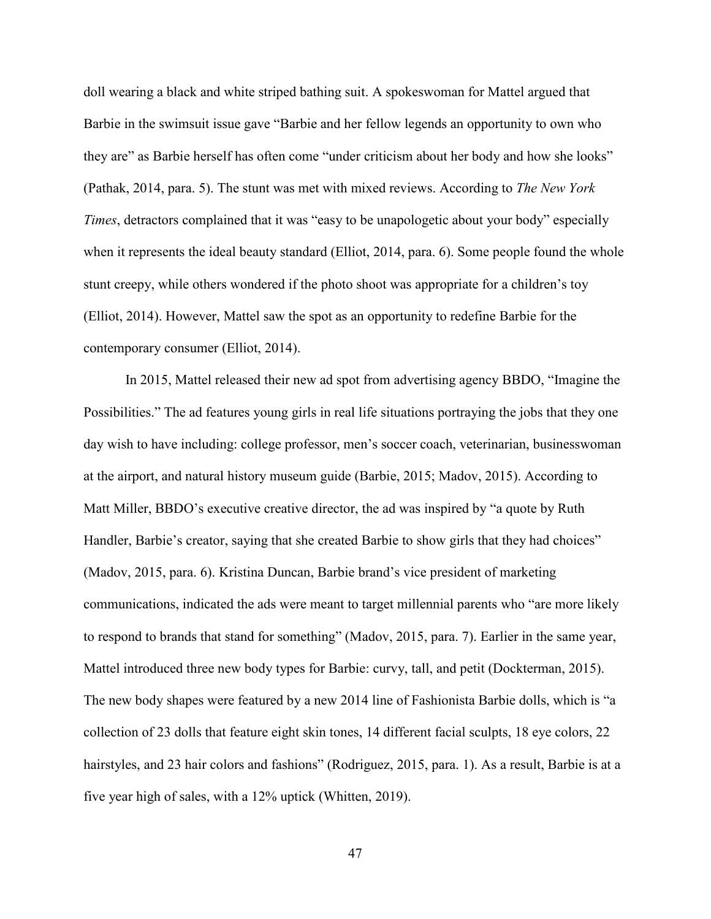doll wearing a black and white striped bathing suit. A spokeswoman for Mattel argued that Barbie in the swimsuit issue gave “Barbie and her fellow legends an opportunity to own who they are” as Barbie herself has often come “under criticism about her body and how she looks” (Pathak, 2014, para. 5). The stunt was met with mixed reviews. According to *The New York Times*, detractors complained that it was “easy to be unapologetic about your body” especially when it represents the ideal beauty standard (Elliot, 2014, para. 6). Some people found the whole stunt creepy, while others wondered if the photo shoot was appropriate for a children’s toy (Elliot, 2014). However, Mattel saw the spot as an opportunity to redefine Barbie for the contemporary consumer (Elliot, 2014).

In 2015, Mattel released their new ad spot from advertising agency BBDO, “Imagine the Possibilities.” The ad features young girls in real life situations portraying the jobs that they one day wish to have including: college professor, men’s soccer coach, veterinarian, businesswoman at the airport, and natural history museum guide (Barbie, 2015; Madov, 2015). According to Matt Miller, BBDO’s executive creative director, the ad was inspired by “a quote by Ruth Handler, Barbie’s creator, saying that she created Barbie to show girls that they had choices” (Madov, 2015, para. 6). Kristina Duncan, Barbie brand’s vice president of marketing communications, indicated the ads were meant to target millennial parents who “are more likely to respond to brands that stand for something” (Madov, 2015, para. 7). Earlier in the same year, Mattel introduced three new body types for Barbie: curvy, tall, and petit (Dockterman, 2015). The new body shapes were featured by a new 2014 line of Fashionista Barbie dolls, which is “a collection of 23 dolls that feature eight skin tones, 14 different facial sculpts, 18 eye colors, 22 hairstyles, and 23 hair colors and fashions” (Rodriguez, 2015, para. 1). As a result, Barbie is at a five year high of sales, with a 12% uptick (Whitten, 2019).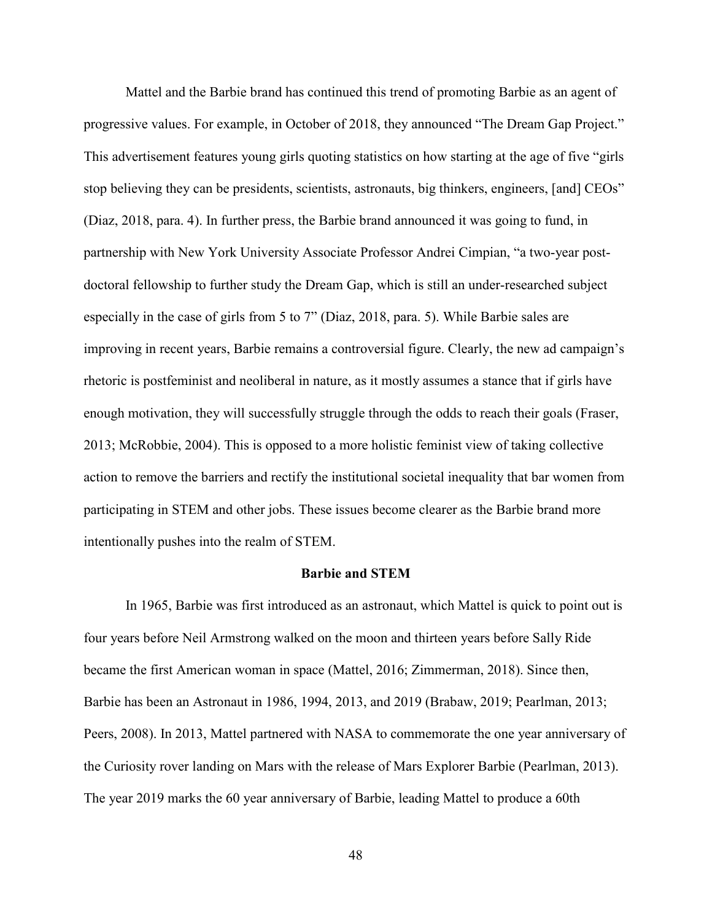Mattel and the Barbie brand has continued this trend of promoting Barbie as an agent of progressive values. For example, in October of 2018, they announced "The Dream Gap Project." This advertisement features young girls quoting statistics on how starting at the age of five "girls stop believing they can be presidents, scientists, astronauts, big thinkers, engineers, [and] CEOs" (Diaz, 2018, para. 4). In further press, the Barbie brand announced it was going to fund, in partnership with New York University Associate Professor Andrei Cimpian, "a two-year post-doctoral fellowship to further study the Dream Gap, which is still an under-researched subject especially in the case of girls from 5 to 7" (Diaz, 2018, para. 5). While Barbie sales are improving in recent years, Barbie remains a controversial figure. Clearly, the new ad campaign's rhetoric is postfeminist and neoliberal in nature, as it mostly assumes a stance that if girls have enough motivation, they will successfully struggle through the odds to reach their goals (Fraser, 2013; McRobbie, 2004). This is opposed to a more holistic feminist view of taking collective action to remove the barriers and rectify the institutional societal inequality that bar women from participating in STEM and other jobs. These issues become clearer as the Barbie brand more intentionally pushes into the realm of STEM.

## Barbie and STEM

In 1965, Barbie was first introduced as an astronaut, which Mattel is quick to point out is four years before Neil Armstrong walked on the moon and thirteen years before Sally Ride became the first American woman in space (Mattel, 2016; Zimmerman, 2018). Since then, Barbie has been an Astronaut in 1986, 1994, 2013, and 2019 (Brabaw, 2019; Pearlman, 2013; Peers, 2008). In 2013, Mattel partnered with NASA to commemorate the one year anniversary of the Curiosity rover landing on Mars with the release of Mars Explorer Barbie (Pearlman, 2013). The year 2019 marks the 60 year anniversary of Barbie, leading Mattel to produce a 60th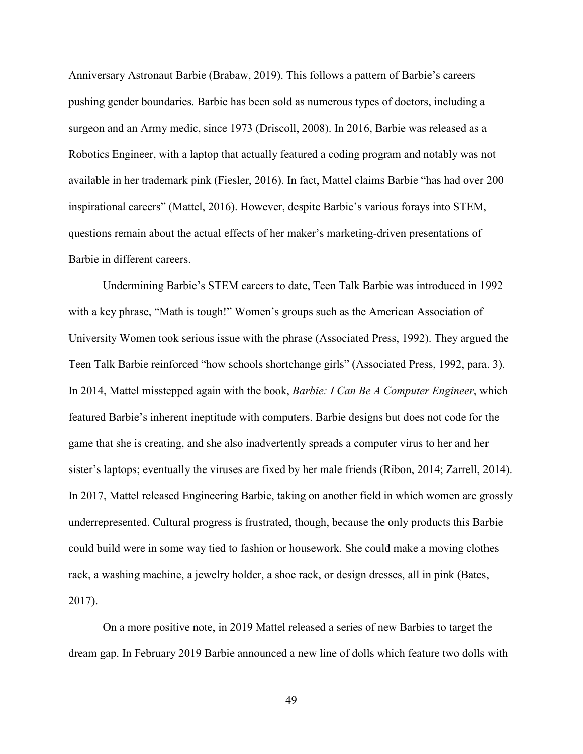Anniversary Astronaut Barbie (Brabaw, 2019). This follows a pattern of Barbie's careers pushing gender boundaries. Barbie has been sold as numerous types of doctors, including a surgeon and an Army medic, since 1973 (Driscoll, 2008). In 2016, Barbie was released as a Robotics Engineer, with a laptop that actually featured a coding program and notably was not available in her trademark pink (Fiesler, 2016). In fact, Mattel claims Barbie "has had over 200 inspirational careers" (Mattel, 2016). However, despite Barbie's various forays into STEM, questions remain about the actual effects of her maker's marketing-driven presentations of Barbie in different careers.

Undermining Barbie's STEM careers to date, Teen Talk Barbie was introduced in 1992 with a key phrase, "Math is tough!" Women's groups such as the American Association of University Women took serious issue with the phrase (Associated Press, 1992). They argued the Teen Talk Barbie reinforced "how schools shortchange girls" (Associated Press, 1992, para. 3). In 2014, Mattel misstepped again with the book, *Barbie: I Can Be A Computer Engineer*, which featured Barbie's inherent ineptitude with computers. Barbie designs but does not code for the game that she is creating, and she also inadvertently spreads a computer virus to her and her sister's laptops; eventually the viruses are fixed by her male friends (Ribon, 2014; Zarrell, 2014). In 2017, Mattel released Engineering Barbie, taking on another field in which women are grossly underrepresented. Cultural progress is frustrated, though, because the only products this Barbie could build were in some way tied to fashion or housework. She could make a moving clothes rack, a washing machine, a jewelry holder, a shoe rack, or design dresses, all in pink (Bates, 2017).

On a more positive note, in 2019 Mattel released a series of new Barbies to target the dream gap. In February 2019 Barbie announced a new line of dolls which feature two dolls with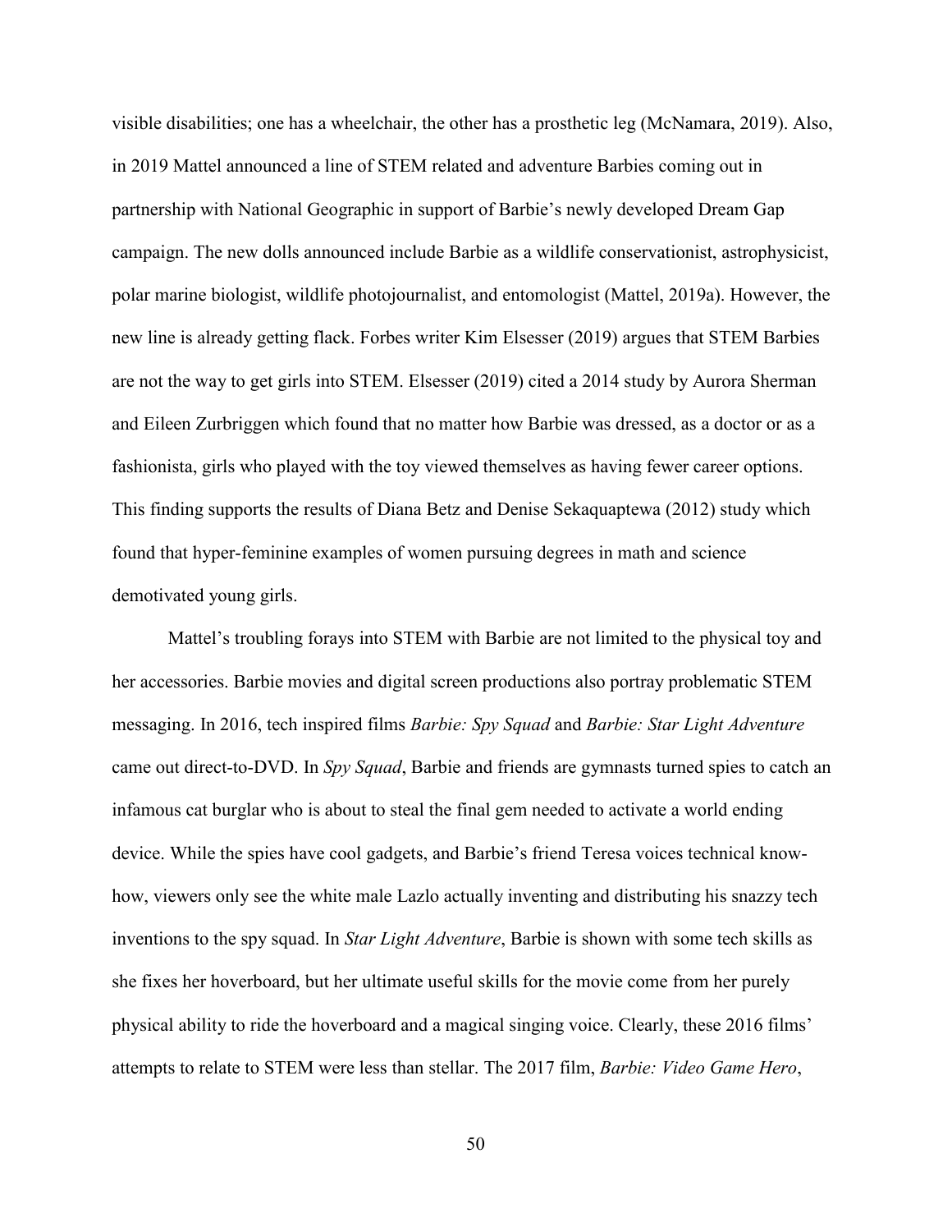visible disabilities; one has a wheelchair, the other has a prosthetic leg (McNamara, 2019). Also, in 2019 Mattel announced a line of STEM related and adventure Barbies coming out in partnership with National Geographic in support of Barbie's newly developed Dream Gap campaign. The new dolls announced include Barbie as a wildlife conservationist, astrophysicist, polar marine biologist, wildlife photojournalist, and entomologist (Mattel, 2019a). However, the new line is already getting flack. Forbes writer Kim Elsesser (2019) argues that STEM Barbies are not the way to get girls into STEM. Elsesser (2019) cited a 2014 study by Aurora Sherman and Eileen Zurbriggen which found that no matter how Barbie was dressed, as a doctor or as a fashionista, girls who played with the toy viewed themselves as having fewer career options. This finding supports the results of Diana Betz and Denise Sekaquaptewa (2012) study which found that hyper-feminine examples of women pursuing degrees in math and science demotivated young girls.

Mattel's troubling forays into STEM with Barbie are not limited to the physical toy and her accessories. Barbie movies and digital screen productions also portray problematic STEM messaging. In 2016, tech inspired films *Barbie: Spy Squad* and *Barbie: Star Light Adventure* came out direct-to-DVD. In *Spy Squad*, Barbie and friends are gymnasts turned spies to catch an infamous cat burglar who is about to steal the final gem needed to activate a world ending device. While the spies have cool gadgets, and Barbie's friend Teresa voices technical know-how, viewers only see the white male Lazlo actually inventing and distributing his snazzy tech inventions to the spy squad. In *Star Light Adventure*, Barbie is shown with some tech skills as she fixes her hoverboard, but her ultimate useful skills for the movie come from her purely physical ability to ride the hoverboard and a magical singing voice. Clearly, these 2016 films' attempts to relate to STEM were less than stellar. The 2017 film, *Barbie: Video Game Hero*,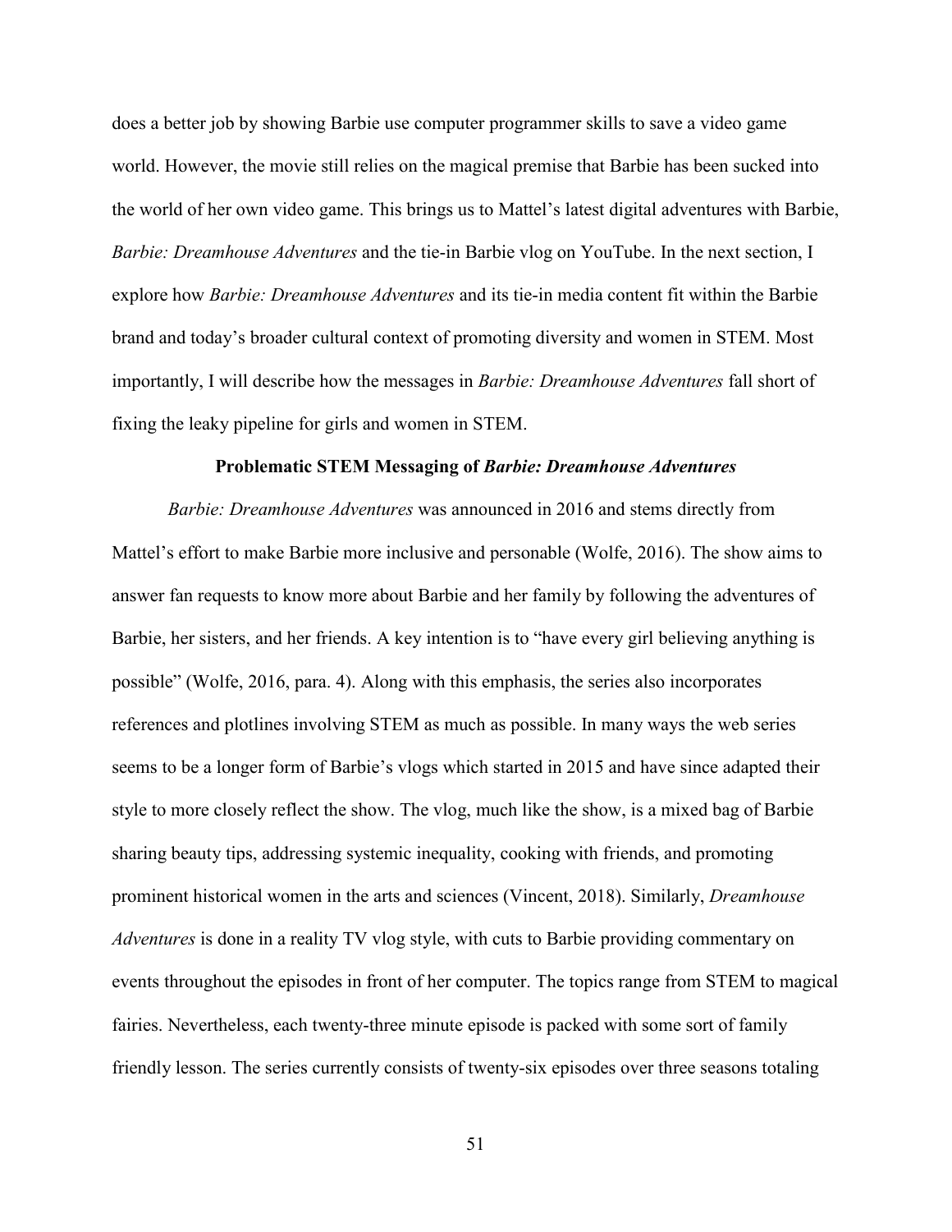does a better job by showing Barbie use computer programmer skills to save a video game world. However, the movie still relies on the magical premise that Barbie has been sucked into the world of her own video game. This brings us to Mattel's latest digital adventures with Barbie, *Barbie: Dreamhouse Adventures* and the tie-in Barbie vlog on YouTube. In the next section, I explore how *Barbie: Dreamhouse Adventures* and its tie-in media content fit within the Barbie brand and today's broader cultural context of promoting diversity and women in STEM. Most importantly, I will describe how the messages in *Barbie: Dreamhouse Adventures* fall short of fixing the leaky pipeline for girls and women in STEM.

## Problematic STEM Messaging of *Barbie: Dreamhouse Adventures*

*Barbie: Dreamhouse Adventures* was announced in 2016 and stems directly from Mattel's effort to make Barbie more inclusive and personable (Wolfe, 2016). The show aims to answer fan requests to know more about Barbie and her family by following the adventures of Barbie, her sisters, and her friends. A key intention is to "have every girl believing anything is possible" (Wolfe, 2016, para. 4). Along with this emphasis, the series also incorporates references and plotlines involving STEM as much as possible. In many ways the web series seems to be a longer form of Barbie's vlogs which started in 2015 and have since adapted their style to more closely reflect the show. The vlog, much like the show, is a mixed bag of Barbie sharing beauty tips, addressing systemic inequality, cooking with friends, and promoting prominent historical women in the arts and sciences (Vincent, 2018). Similarly, *Dreamhouse Adventures* is done in a reality TV vlog style, with cuts to Barbie providing commentary on events throughout the episodes in front of her computer. The topics range from STEM to magical fairies. Nevertheless, each twenty-three minute episode is packed with some sort of family friendly lesson. The series currently consists of twenty-six episodes over three seasons totaling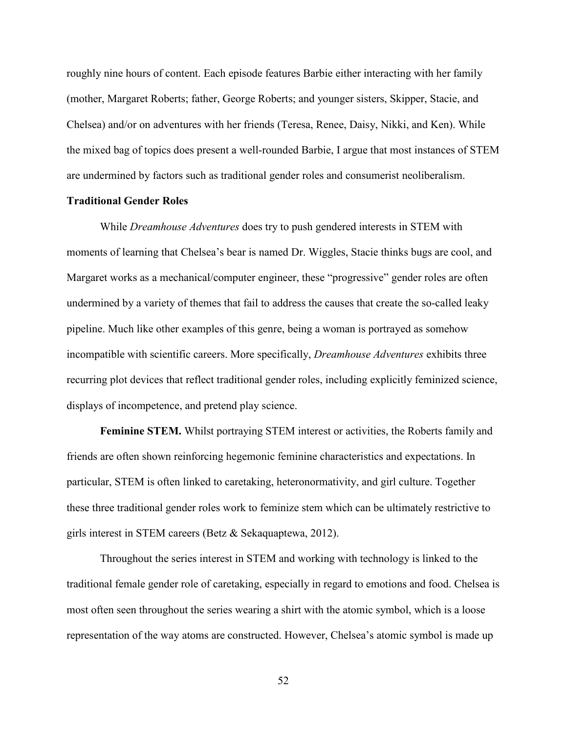roughly nine hours of content. Each episode features Barbie either interacting with her family (mother, Margaret Roberts; father, George Roberts; and younger sisters, Skipper, Stacie, and Chelsea) and/or on adventures with her friends (Teresa, Renee, Daisy, Nikki, and Ken). While the mixed bag of topics does present a well-rounded Barbie, I argue that most instances of STEM are undermined by factors such as traditional gender roles and consumerist neoliberalism.

### Traditional Gender Roles

While *Dreamhouse Adventures* does try to push gendered interests in STEM with moments of learning that Chelsea's bear is named Dr. Wiggles, Stacie thinks bugs are cool, and Margaret works as a mechanical/computer engineer, these "progressive" gender roles are often undermined by a variety of themes that fail to address the causes that create the so-called leaky pipeline. Much like other examples of this genre, being a woman is portrayed as somehow incompatible with scientific careers. More specifically, *Dreamhouse Adventures* exhibits three recurring plot devices that reflect traditional gender roles, including explicitly feminized science, displays of incompetence, and pretend play science.

**Feminine STEM.** Whilst portraying STEM interest or activities, the Roberts family and friends are often shown reinforcing hegemonic feminine characteristics and expectations. In particular, STEM is often linked to caretaking, heteronormativity, and girl culture. Together these three traditional gender roles work to feminize stem which can be ultimately restrictive to girls interest in STEM careers (Betz & Sekaquaptewa, 2012).

Throughout the series interest in STEM and working with technology is linked to the traditional female gender role of caretaking, especially in regard to emotions and food. Chelsea is most often seen throughout the series wearing a shirt with the atomic symbol, which is a loose representation of the way atoms are constructed. However, Chelsea's atomic symbol is made up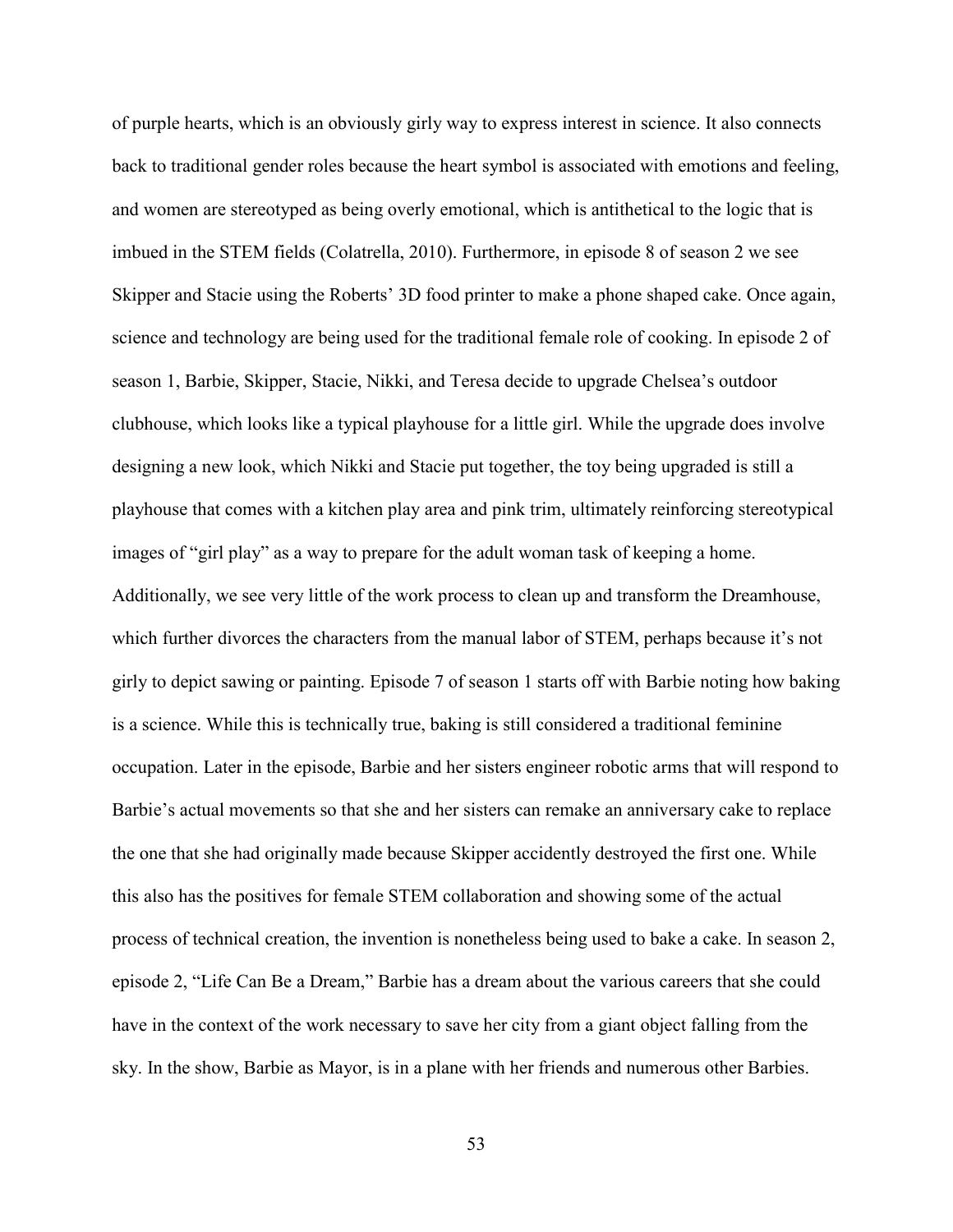of purple hearts, which is an obviously girly way to express interest in science. It also connects back to traditional gender roles because the heart symbol is associated with emotions and feeling, and women are stereotyped as being overly emotional, which is antithetical to the logic that is imbued in the STEM fields (Colatrella, 2010). Furthermore, in episode 8 of season 2 we see Skipper and Stacie using the Roberts' 3D food printer to make a phone shaped cake. Once again, science and technology are being used for the traditional female role of cooking. In episode 2 of season 1, Barbie, Skipper, Stacie, Nikki, and Teresa decide to upgrade Chelsea's outdoor clubhouse, which looks like a typical playhouse for a little girl. While the upgrade does involve designing a new look, which Nikki and Stacie put together, the toy being upgraded is still a playhouse that comes with a kitchen play area and pink trim, ultimately reinforcing stereotypical images of "girl play" as a way to prepare for the adult woman task of keeping a home. Additionally, we see very little of the work process to clean up and transform the Dreamhouse, which further divorces the characters from the manual labor of STEM, perhaps because it's not girly to depict sawing or painting. Episode 7 of season 1 starts off with Barbie noting how baking is a science. While this is technically true, baking is still considered a traditional feminine occupation. Later in the episode, Barbie and her sisters engineer robotic arms that will respond to Barbie's actual movements so that she and her sisters can remake an anniversary cake to replace the one that she had originally made because Skipper accidently destroyed the first one. While this also has the positives for female STEM collaboration and showing some of the actual process of technical creation, the invention is nonetheless being used to bake a cake. In season 2, episode 2, "Life Can Be a Dream," Barbie has a dream about the various careers that she could have in the context of the work necessary to save her city from a giant object falling from the sky. In the show, Barbie as Mayor, is in a plane with her friends and numerous other Barbies.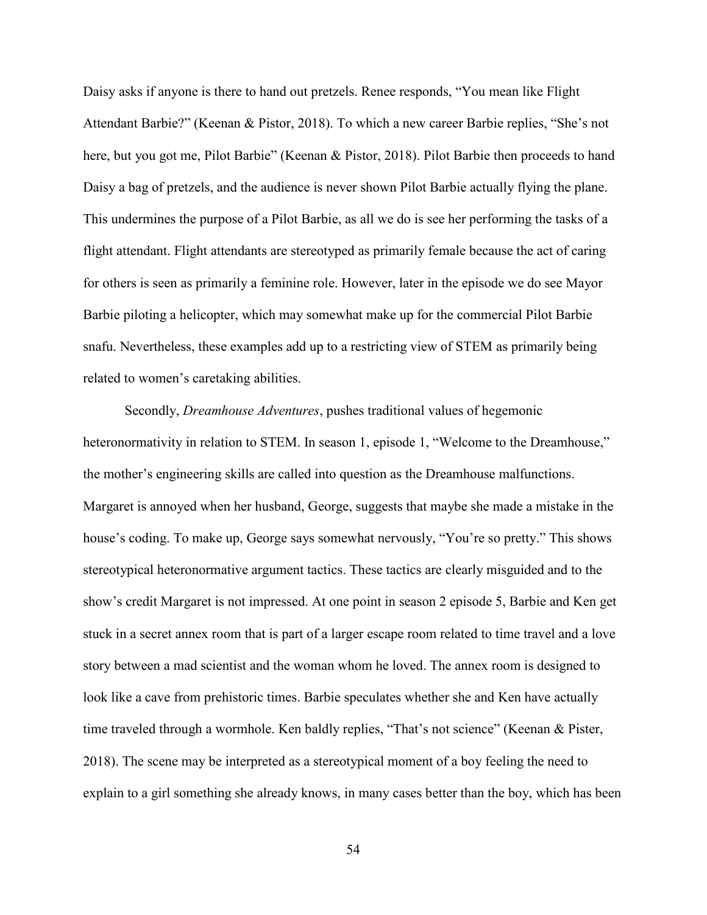Daisy asks if anyone is there to hand out pretzels. Renee responds, "You mean like Flight Attendant Barbie?" (Keenan & Pistor, 2018). To which a new career Barbie replies, "She's not here, but you got me, Pilot Barbie" (Keenan & Pistor, 2018). Pilot Barbie then proceeds to hand Daisy a bag of pretzels, and the audience is never shown Pilot Barbie actually flying the plane. This undermines the purpose of a Pilot Barbie, as all we do is see her performing the tasks of a flight attendant. Flight attendants are stereotyped as primarily female because the act of caring for others is seen as primarily a feminine role. However, later in the episode we do see Mayor Barbie piloting a helicopter, which may somewhat make up for the commercial Pilot Barbie snafu. Nevertheless, these examples add up to a restricting view of STEM as primarily being related to women's caretaking abilities.

Secondly, *Dreamhouse Adventures*, pushes traditional values of hegemonic heteronormativity in relation to STEM. In season 1, episode 1, "Welcome to the Dreamhouse," the mother's engineering skills are called into question as the Dreamhouse malfunctions. Margaret is annoyed when her husband, George, suggests that maybe she made a mistake in the house's coding. To make up, George says somewhat nervously, "You're so pretty." This shows stereotypical heteronormative argument tactics. These tactics are clearly misguided and to the show's credit Margaret is not impressed. At one point in season 2 episode 5, Barbie and Ken get stuck in a secret annex room that is part of a larger escape room related to time travel and a love story between a mad scientist and the woman whom he loved. The annex room is designed to look like a cave from prehistoric times. Barbie speculates whether she and Ken have actually time traveled through a wormhole. Ken baldly replies, "That's not science" (Keenan & Pister, 2018). The scene may be interpreted as a stereotypical moment of a boy feeling the need to explain to a girl something she already knows, in many cases better than the boy, which has been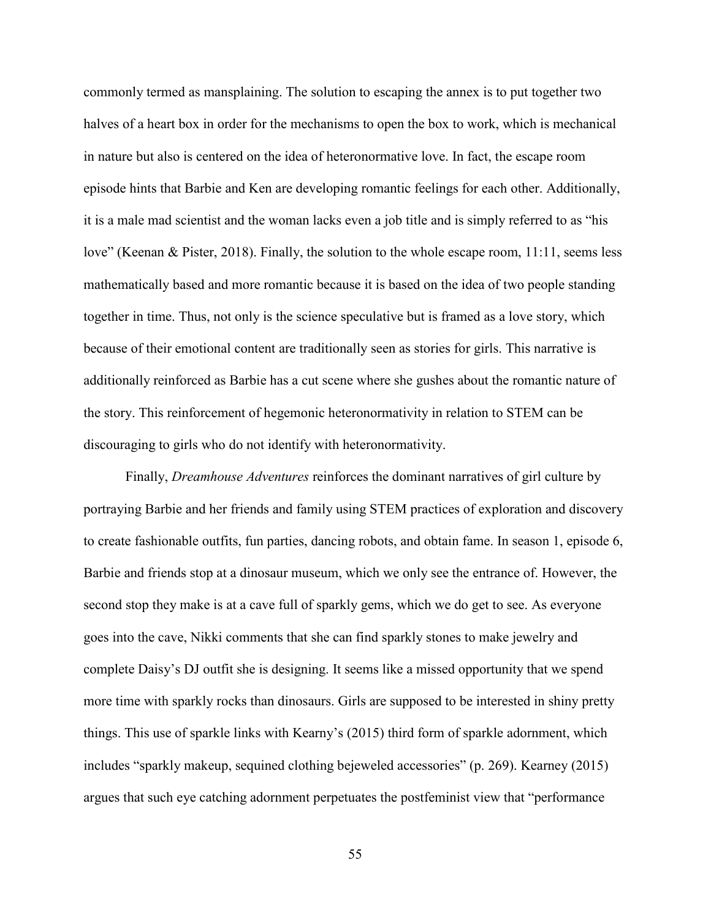commonly termed as mansplaining. The solution to escaping the annex is to put together two halves of a heart box in order for the mechanisms to open the box to work, which is mechanical in nature but also is centered on the idea of heteronormative love. In fact, the escape room episode hints that Barbie and Ken are developing romantic feelings for each other. Additionally, it is a male mad scientist and the woman lacks even a job title and is simply referred to as "his love" (Keenan & Pister, 2018). Finally, the solution to the whole escape room, 11:11, seems less mathematically based and more romantic because it is based on the idea of two people standing together in time. Thus, not only is the science speculative but is framed as a love story, which because of their emotional content are traditionally seen as stories for girls. This narrative is additionally reinforced as Barbie has a cut scene where she gushes about the romantic nature of the story. This reinforcement of hegemonic heteronormativity in relation to STEM can be discouraging to girls who do not identify with heteronormativity.

Finally, *Dreamhouse Adventures* reinforces the dominant narratives of girl culture by portraying Barbie and her friends and family using STEM practices of exploration and discovery to create fashionable outfits, fun parties, dancing robots, and obtain fame. In season 1, episode 6, Barbie and friends stop at a dinosaur museum, which we only see the entrance of. However, the second stop they make is at a cave full of sparkly gems, which we do get to see. As everyone goes into the cave, Nikki comments that she can find sparkly stones to make jewelry and complete Daisy's DJ outfit she is designing. It seems like a missed opportunity that we spend more time with sparkly rocks than dinosaurs. Girls are supposed to be interested in shiny pretty things. This use of sparkle links with Kearny's (2015) third form of sparkle adornment, which includes "sparkly makeup, sequined clothing bejeweled accessories" (p. 269). Kearney (2015) argues that such eye catching adornment perpetuates the postfeminist view that "performance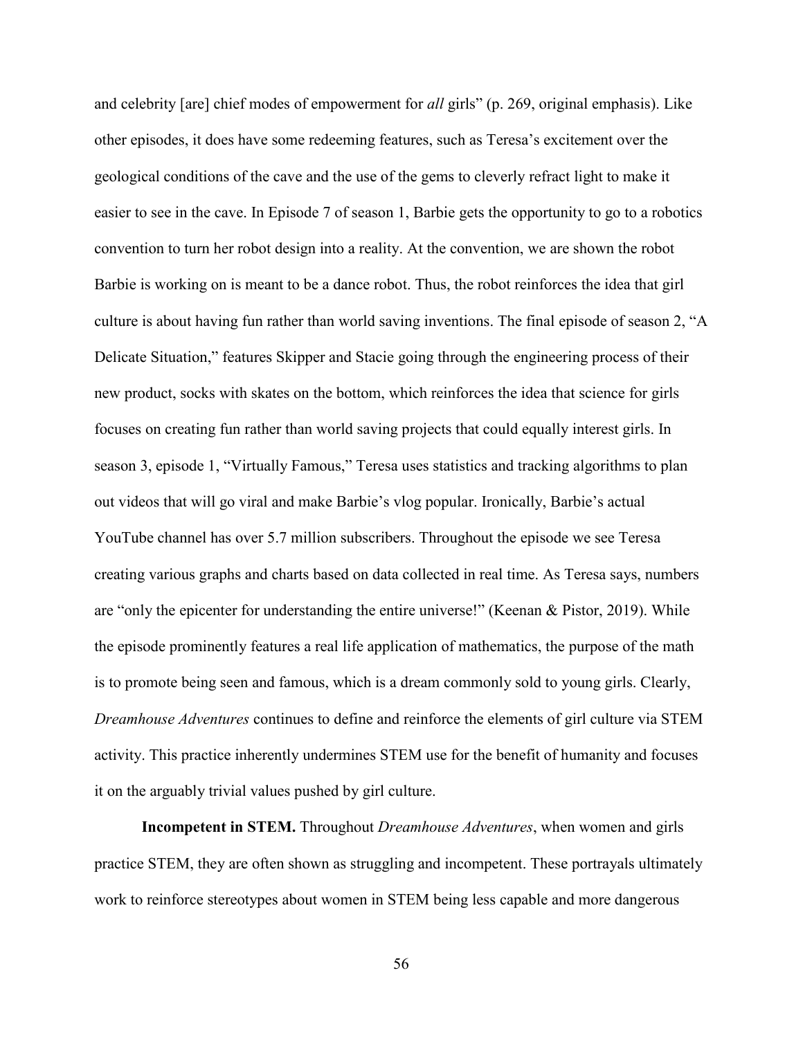and celebrity [are] chief modes of empowerment for *all* girls" (p. 269, original emphasis). Like other episodes, it does have some redeeming features, such as Teresa's excitement over the geological conditions of the cave and the use of the gems to cleverly refract light to make it easier to see in the cave. In Episode 7 of season 1, Barbie gets the opportunity to go to a robotics convention to turn her robot design into a reality. At the convention, we are shown the robot Barbie is working on is meant to be a dance robot. Thus, the robot reinforces the idea that girl culture is about having fun rather than world saving inventions. The final episode of season 2, "A Delicate Situation," features Skipper and Stacie going through the engineering process of their new product, socks with skates on the bottom, which reinforces the idea that science for girls focuses on creating fun rather than world saving projects that could equally interest girls. In season 3, episode 1, "Virtually Famous," Teresa uses statistics and tracking algorithms to plan out videos that will go viral and make Barbie's vlog popular. Ironically, Barbie's actual YouTube channel has over 5.7 million subscribers. Throughout the episode we see Teresa creating various graphs and charts based on data collected in real time. As Teresa says, numbers are "only the epicenter for understanding the entire universe!" (Keenan & Pistor, 2019). While the episode prominently features a real life application of mathematics, the purpose of the math is to promote being seen and famous, which is a dream commonly sold to young girls. Clearly, *Dreamhouse Adventures* continues to define and reinforce the elements of girl culture via STEM activity. This practice inherently undermines STEM use for the benefit of humanity and focuses it on the arguably trivial values pushed by girl culture.

**Incompetent in STEM.** Throughout *Dreamhouse Adventures*, when women and girls practice STEM, they are often shown as struggling and incompetent. These portrayals ultimately work to reinforce stereotypes about women in STEM being less capable and more dangerous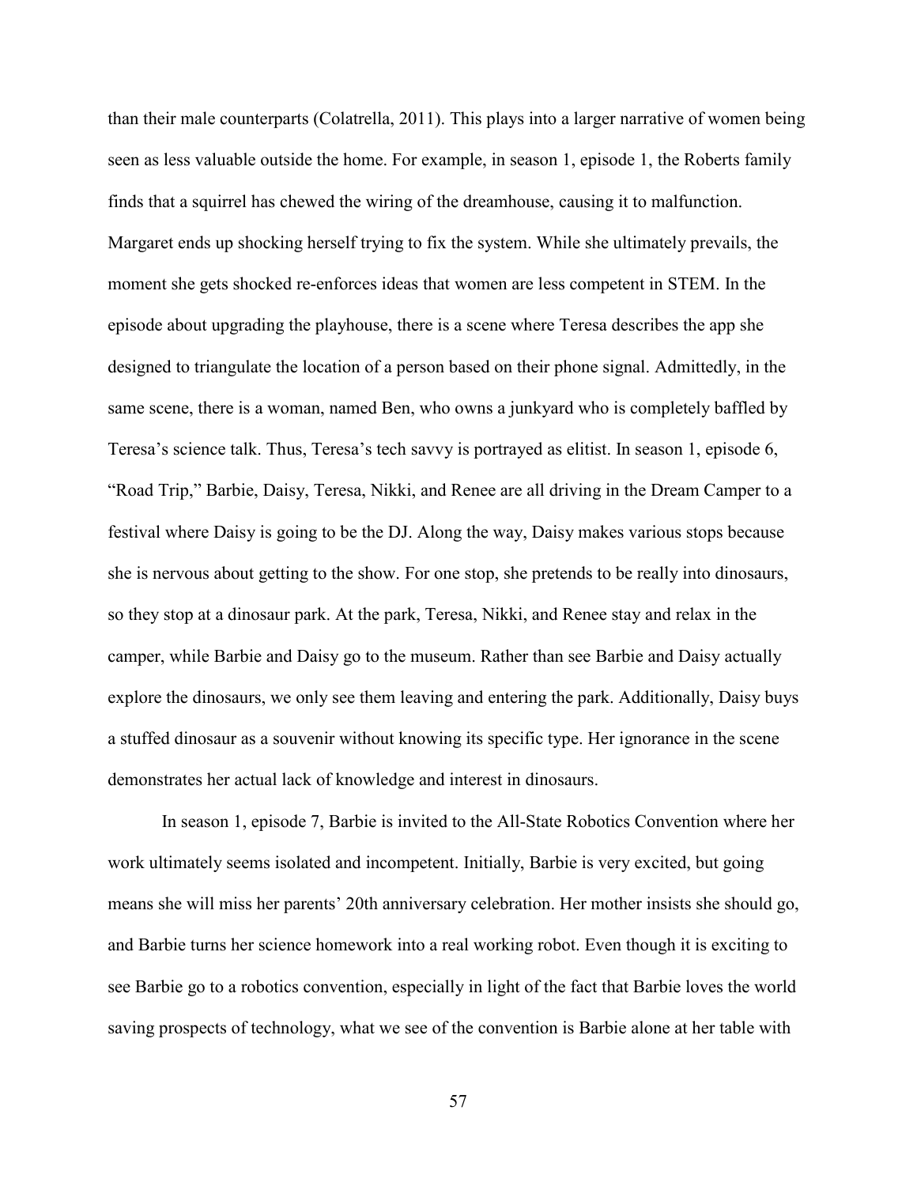than their male counterparts (Colatrella, 2011). This plays into a larger narrative of women being seen as less valuable outside the home. For example, in season 1, episode 1, the Roberts family finds that a squirrel has chewed the wiring of the dreamhouse, causing it to malfunction. Margaret ends up shocking herself trying to fix the system. While she ultimately prevails, the moment she gets shocked re-enforces ideas that women are less competent in STEM. In the episode about upgrading the playhouse, there is a scene where Teresa describes the app she designed to triangulate the location of a person based on their phone signal. Admittedly, in the same scene, there is a woman, named Ben, who owns a junkyard who is completely baffled by Teresa's science talk. Thus, Teresa's tech savvy is portrayed as elitist. In season 1, episode 6, "Road Trip," Barbie, Daisy, Teresa, Nikki, and Renee are all driving in the Dream Camper to a festival where Daisy is going to be the DJ. Along the way, Daisy makes various stops because she is nervous about getting to the show. For one stop, she pretends to be really into dinosaurs, so they stop at a dinosaur park. At the park, Teresa, Nikki, and Renee stay and relax in the camper, while Barbie and Daisy go to the museum. Rather than see Barbie and Daisy actually explore the dinosaurs, we only see them leaving and entering the park. Additionally, Daisy buys a stuffed dinosaur as a souvenir without knowing its specific type. Her ignorance in the scene demonstrates her actual lack of knowledge and interest in dinosaurs.

In season 1, episode 7, Barbie is invited to the All-State Robotics Convention where her work ultimately seems isolated and incompetent. Initially, Barbie is very excited, but going means she will miss her parents' 20th anniversary celebration. Her mother insists she should go, and Barbie turns her science homework into a real working robot. Even though it is exciting to see Barbie go to a robotics convention, especially in light of the fact that Barbie loves the world saving prospects of technology, what we see of the convention is Barbie alone at her table with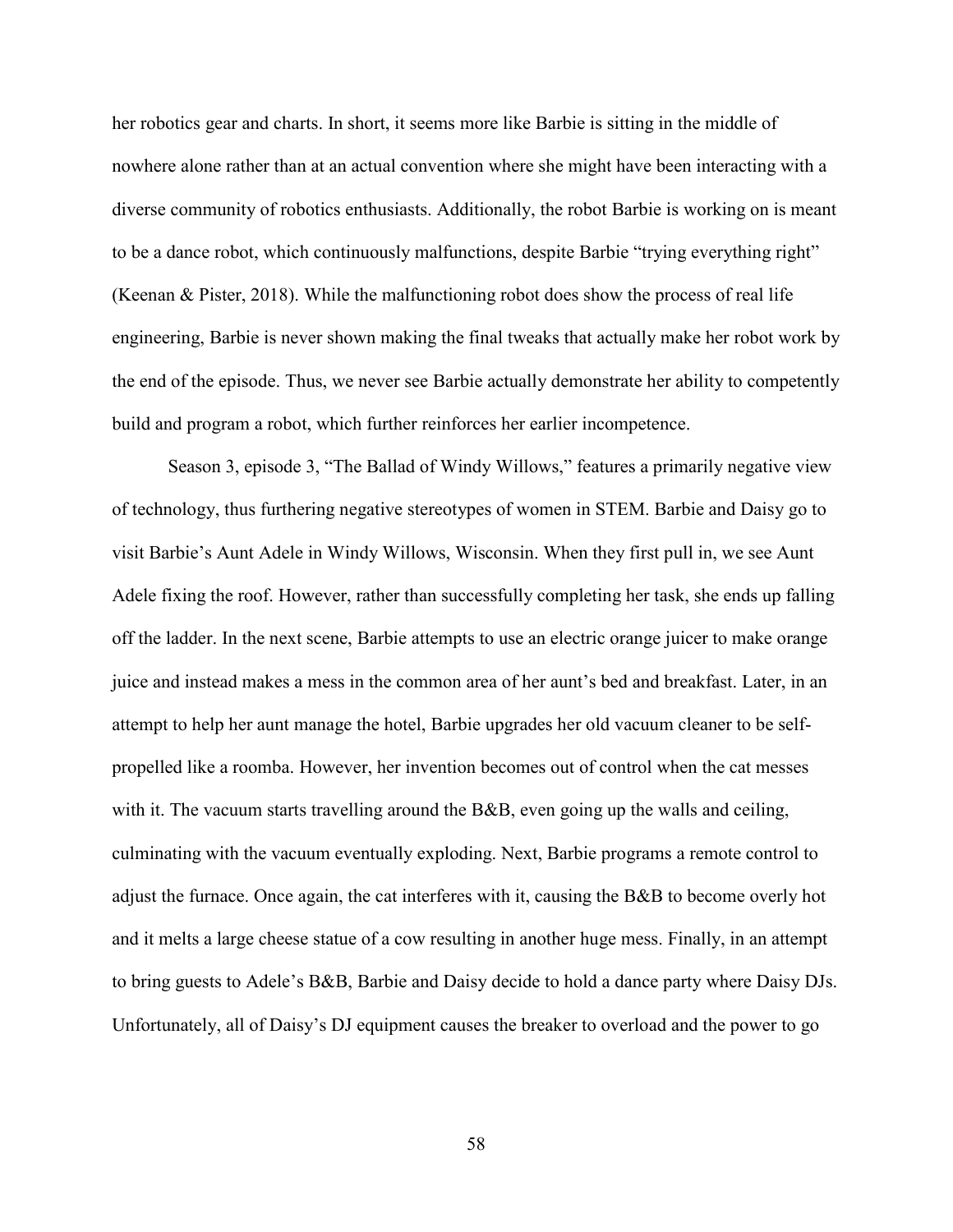her robotics gear and charts. In short, it seems more like Barbie is sitting in the middle of nowhere alone rather than at an actual convention where she might have been interacting with a diverse community of robotics enthusiasts. Additionally, the robot Barbie is working on is meant to be a dance robot, which continuously malfunctions, despite Barbie "trying everything right" (Keenan & Pister, 2018). While the malfunctioning robot does show the process of real life engineering, Barbie is never shown making the final tweaks that actually make her robot work by the end of the episode. Thus, we never see Barbie actually demonstrate her ability to competently build and program a robot, which further reinforces her earlier incompetence.

Season 3, episode 3, "The Ballad of Windy Willows," features a primarily negative view of technology, thus furthering negative stereotypes of women in STEM. Barbie and Daisy go to visit Barbie's Aunt Adele in Windy Willows, Wisconsin. When they first pull in, we see Aunt Adele fixing the roof. However, rather than successfully completing her task, she ends up falling off the ladder. In the next scene, Barbie attempts to use an electric orange juicer to make orange juice and instead makes a mess in the common area of her aunt's bed and breakfast. Later, in an attempt to help her aunt manage the hotel, Barbie upgrades her old vacuum cleaner to be self-propelled like a roomba. However, her invention becomes out of control when the cat messes with it. The vacuum starts travelling around the B&B, even going up the walls and ceiling, culminating with the vacuum eventually exploding. Next, Barbie programs a remote control to adjust the furnace. Once again, the cat interferes with it, causing the B&B to become overly hot and it melts a large cheese statue of a cow resulting in another huge mess. Finally, in an attempt to bring guests to Adele's B&B, Barbie and Daisy decide to hold a dance party where Daisy DJs. Unfortunately, all of Daisy's DJ equipment causes the breaker to overload and the power to go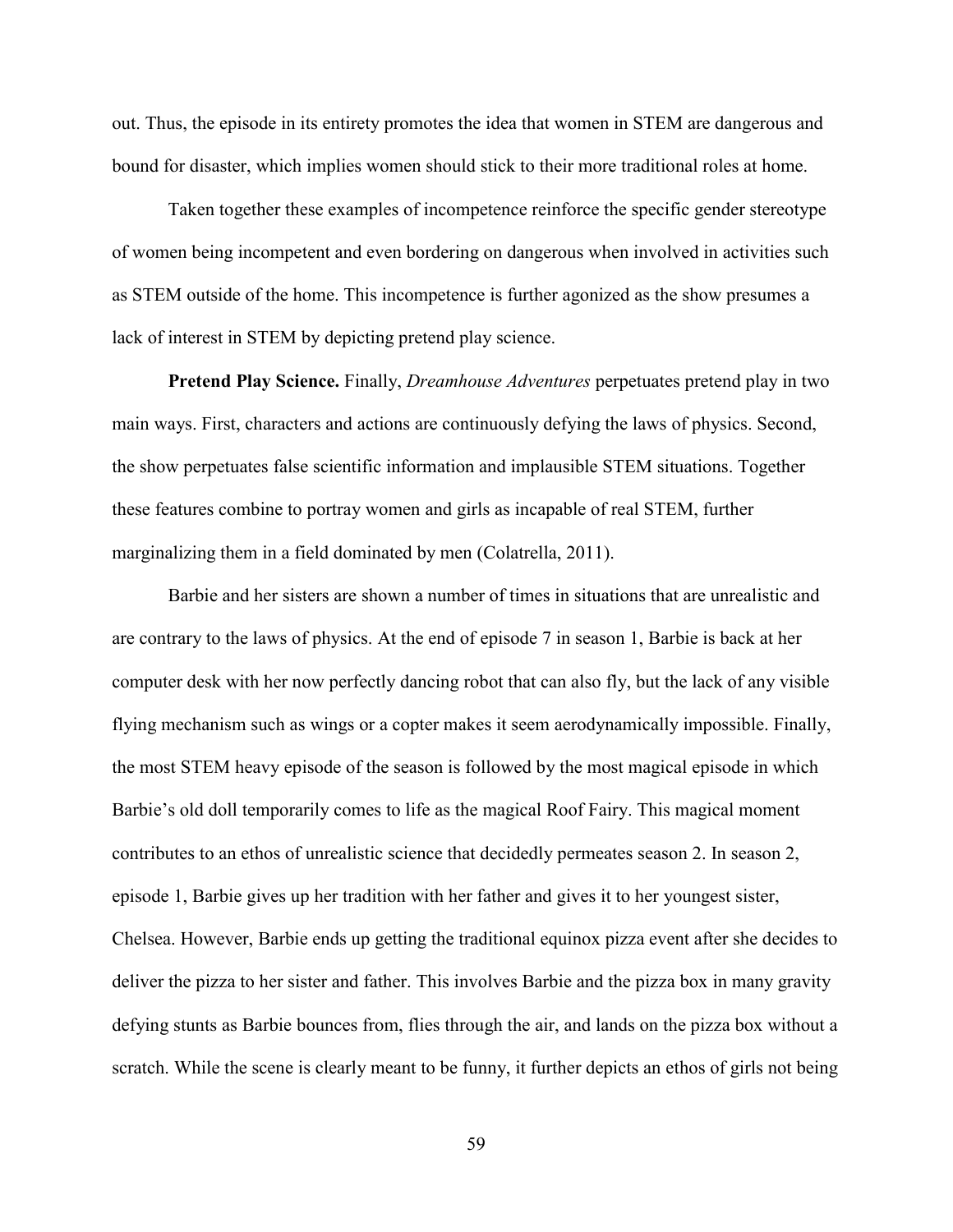out. Thus, the episode in its entirety promotes the idea that women in STEM are dangerous and bound for disaster, which implies women should stick to their more traditional roles at home.

Taken together these examples of incompetence reinforce the specific gender stereotype of women being incompetent and even bordering on dangerous when involved in activities such as STEM outside of the home. This incompetence is further agonized as the show presumes a lack of interest in STEM by depicting pretend play science.

**Pretend Play Science.** Finally, *Dreamhouse Adventures* perpetuates pretend play in two main ways. First, characters and actions are continuously defying the laws of physics. Second, the show perpetuates false scientific information and implausible STEM situations. Together these features combine to portray women and girls as incapable of real STEM, further marginalizing them in a field dominated by men (Colatrella, 2011).

Barbie and her sisters are shown a number of times in situations that are unrealistic and are contrary to the laws of physics. At the end of episode 7 in season 1, Barbie is back at her computer desk with her now perfectly dancing robot that can also fly, but the lack of any visible flying mechanism such as wings or a copter makes it seem aerodynamically impossible. Finally, the most STEM heavy episode of the season is followed by the most magical episode in which Barbie's old doll temporarily comes to life as the magical Roof Fairy. This magical moment contributes to an ethos of unrealistic science that decidedly permeates season 2. In season 2, episode 1, Barbie gives up her tradition with her father and gives it to her youngest sister, Chelsea. However, Barbie ends up getting the traditional equinox pizza event after she decides to deliver the pizza to her sister and father. This involves Barbie and the pizza box in many gravity defying stunts as Barbie bounces from, flies through the air, and lands on the pizza box without a scratch. While the scene is clearly meant to be funny, it further depicts an ethos of girls not being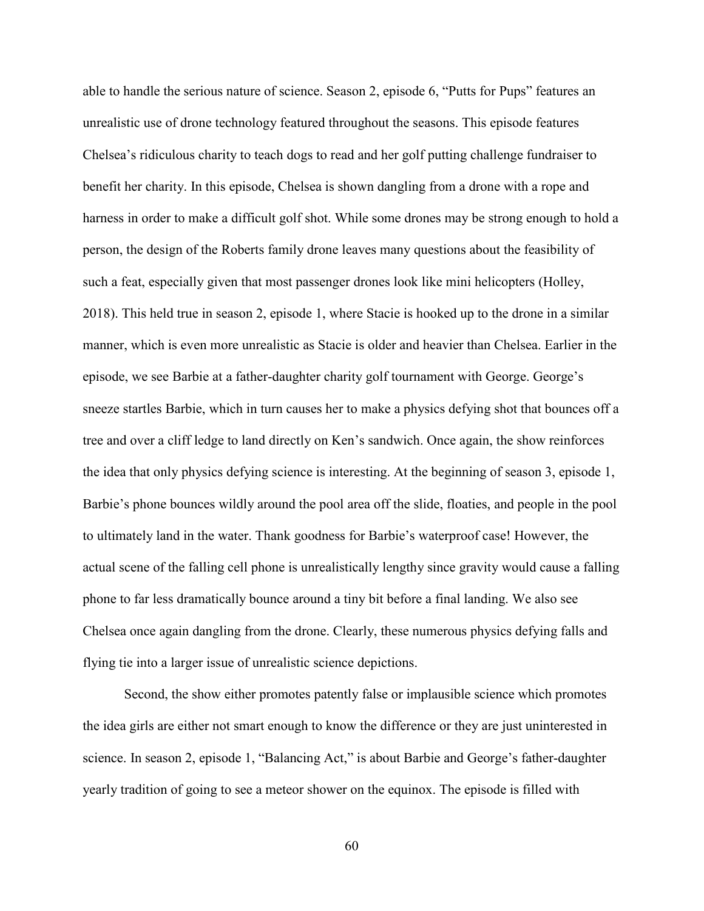able to handle the serious nature of science. Season 2, episode 6, "Putts for Pups" features an unrealistic use of drone technology featured throughout the seasons. This episode features Chelsea's ridiculous charity to teach dogs to read and her golf putting challenge fundraiser to benefit her charity. In this episode, Chelsea is shown dangling from a drone with a rope and harness in order to make a difficult golf shot. While some drones may be strong enough to hold a person, the design of the Roberts family drone leaves many questions about the feasibility of such a feat, especially given that most passenger drones look like mini helicopters (Holley, 2018). This held true in season 2, episode 1, where Stacie is hooked up to the drone in a similar manner, which is even more unrealistic as Stacie is older and heavier than Chelsea. Earlier in the episode, we see Barbie at a father-daughter charity golf tournament with George. George's sneeze startles Barbie, which in turn causes her to make a physics defying shot that bounces off a tree and over a cliff ledge to land directly on Ken's sandwich. Once again, the show reinforces the idea that only physics defying science is interesting. At the beginning of season 3, episode 1, Barbie's phone bounces wildly around the pool area off the slide, floaties, and people in the pool to ultimately land in the water. Thank goodness for Barbie's waterproof case! However, the actual scene of the falling cell phone is unrealistically lengthy since gravity would cause a falling phone to far less dramatically bounce around a tiny bit before a final landing. We also see Chelsea once again dangling from the drone. Clearly, these numerous physics defying falls and flying tie into a larger issue of unrealistic science depictions.

Second, the show either promotes patently false or implausible science which promotes the idea girls are either not smart enough to know the difference or they are just uninterested in science. In season 2, episode 1, "Balancing Act," is about Barbie and George's father-daughter yearly tradition of going to see a meteor shower on the equinox. The episode is filled with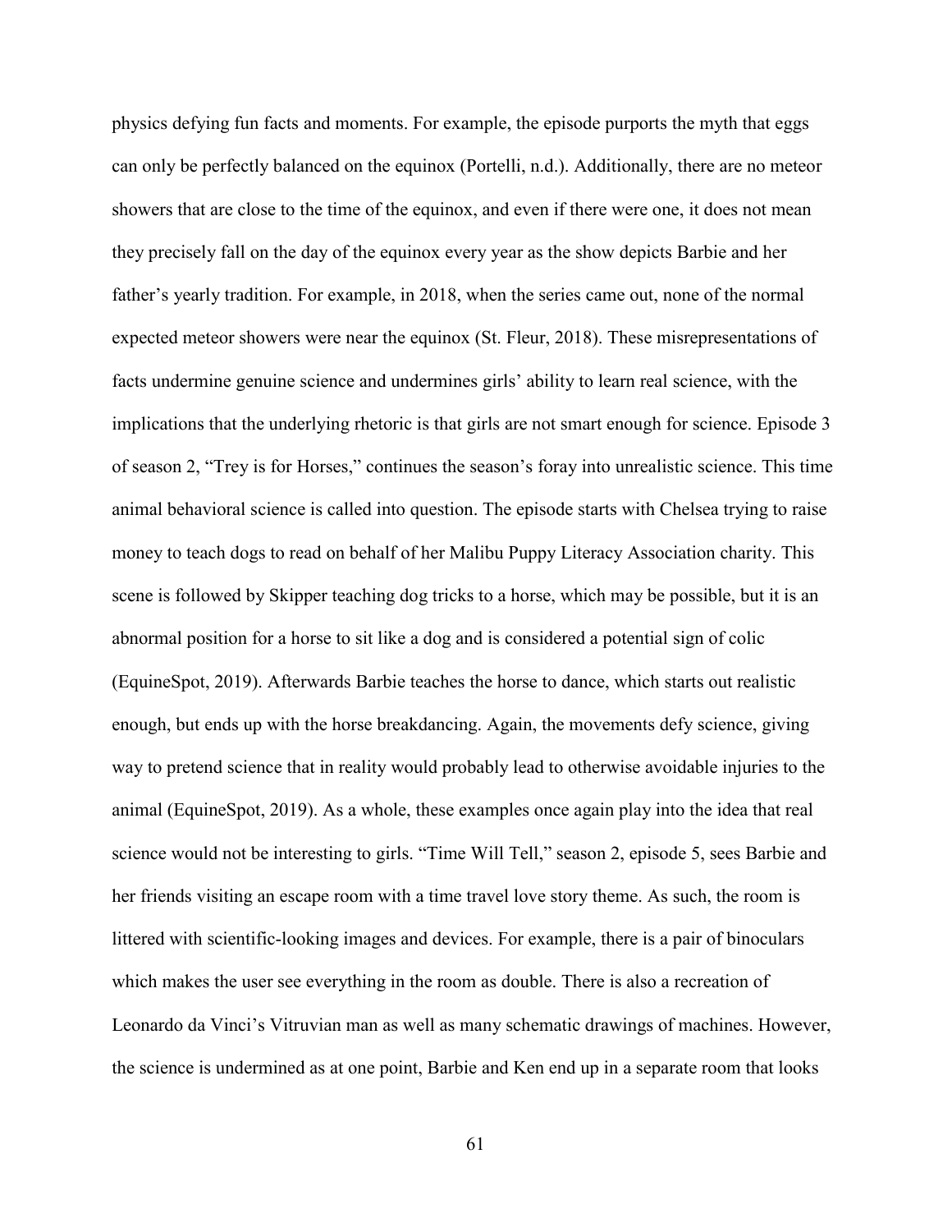physics defying fun facts and moments. For example, the episode purports the myth that eggs can only be perfectly balanced on the equinox (Portelli, n.d.). Additionally, there are no meteor showers that are close to the time of the equinox, and even if there were one, it does not mean they precisely fall on the day of the equinox every year as the show depicts Barbie and her father's yearly tradition. For example, in 2018, when the series came out, none of the normal expected meteor showers were near the equinox (St. Fleur, 2018). These misrepresentations of facts undermine genuine science and undermines girls' ability to learn real science, with the implications that the underlying rhetoric is that girls are not smart enough for science. Episode 3 of season 2, "Trey is for Horses," continues the season's foray into unrealistic science. This time animal behavioral science is called into question. The episode starts with Chelsea trying to raise money to teach dogs to read on behalf of her Malibu Puppy Literacy Association charity. This scene is followed by Skipper teaching dog tricks to a horse, which may be possible, but it is an abnormal position for a horse to sit like a dog and is considered a potential sign of colic (EquineSpot, 2019). Afterwards Barbie teaches the horse to dance, which starts out realistic enough, but ends up with the horse breakdancing. Again, the movements defy science, giving way to pretend science that in reality would probably lead to otherwise avoidable injuries to the animal (EquineSpot, 2019). As a whole, these examples once again play into the idea that real science would not be interesting to girls. "Time Will Tell," season 2, episode 5, sees Barbie and her friends visiting an escape room with a time travel love story theme. As such, the room is littered with scientific-looking images and devices. For example, there is a pair of binoculars which makes the user see everything in the room as double. There is also a recreation of Leonardo da Vinci's Vitruvian man as well as many schematic drawings of machines. However, the science is undermined as at one point, Barbie and Ken end up in a separate room that looks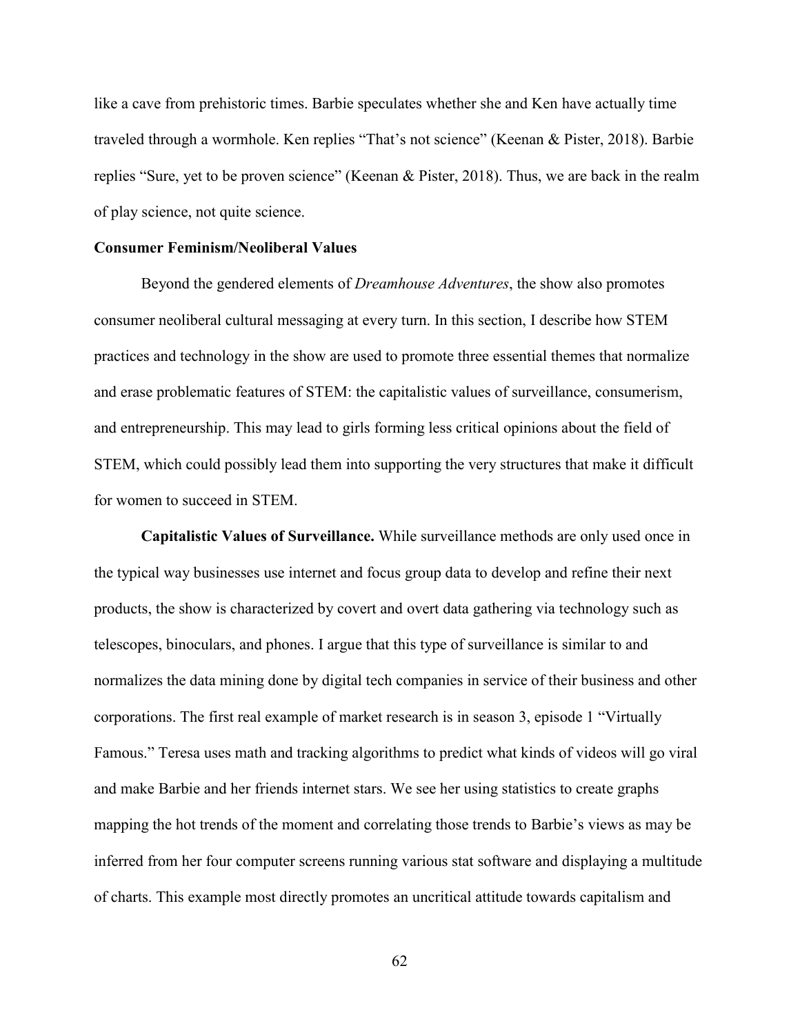like a cave from prehistoric times. Barbie speculates whether she and Ken have actually time traveled through a wormhole. Ken replies "That's not science" (Keenan & Pister, 2018). Barbie replies "Sure, yet to be proven science" (Keenan & Pister, 2018). Thus, we are back in the realm of play science, not quite science.

**Consumer Feminism/Neoliberal Values**

Beyond the gendered elements of *Dreamhouse Adventures*, the show also promotes consumer neoliberal cultural messaging at every turn. In this section, I describe how STEM practices and technology in the show are used to promote three essential themes that normalize and erase problematic features of STEM: the capitalistic values of surveillance, consumerism, and entrepreneurship. This may lead to girls forming less critical opinions about the field of STEM, which could possibly lead them into supporting the very structures that make it difficult for women to succeed in STEM.

**Capitalistic Values of Surveillance.** While surveillance methods are only used once in the typical way businesses use internet and focus group data to develop and refine their next products, the show is characterized by covert and overt data gathering via technology such as telescopes, binoculars, and phones. I argue that this type of surveillance is similar to and normalizes the data mining done by digital tech companies in service of their business and other corporations. The first real example of market research is in season 3, episode 1 "Virtually Famous." Teresa uses math and tracking algorithms to predict what kinds of videos will go viral and make Barbie and her friends internet stars. We see her using statistics to create graphs mapping the hot trends of the moment and correlating those trends to Barbie's views as may be inferred from her four computer screens running various stat software and displaying a multitude of charts. This example most directly promotes an uncritical attitude towards capitalism and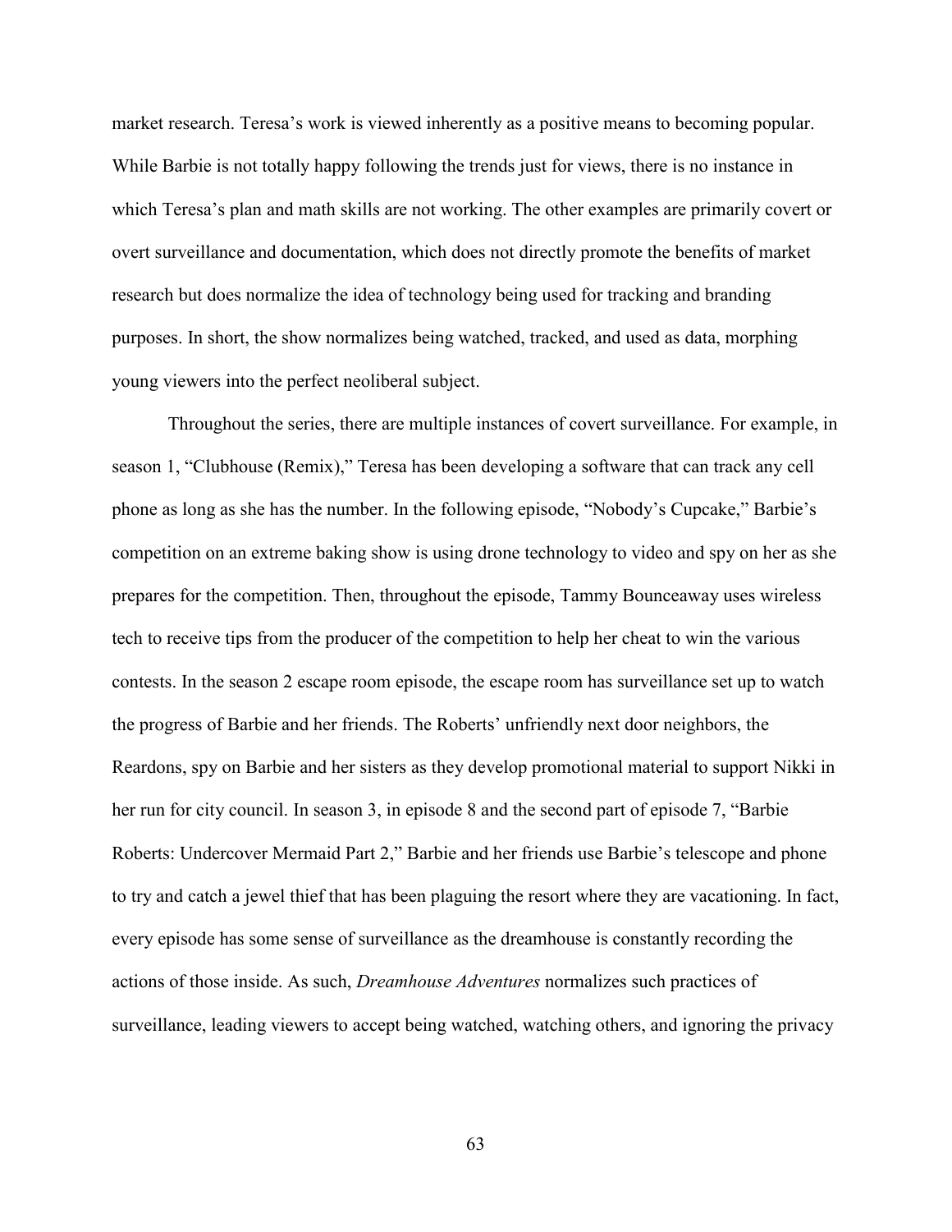market research. Teresa's work is viewed inherently as a positive means to becoming popular. While Barbie is not totally happy following the trends just for views, there is no instance in which Teresa's plan and math skills are not working. The other examples are primarily covert or overt surveillance and documentation, which does not directly promote the benefits of market research but does normalize the idea of technology being used for tracking and branding purposes. In short, the show normalizes being watched, tracked, and used as data, morphing young viewers into the perfect neoliberal subject.

Throughout the series, there are multiple instances of covert surveillance. For example, in season 1, "Clubhouse (Remix)," Teresa has been developing a software that can track any cell phone as long as she has the number. In the following episode, "Nobody's Cupcake," Barbie's competition on an extreme baking show is using drone technology to video and spy on her as she prepares for the competition. Then, throughout the episode, Tammy Bounceaway uses wireless tech to receive tips from the producer of the competition to help her cheat to win the various contests. In the season 2 escape room episode, the escape room has surveillance set up to watch the progress of Barbie and her friends. The Roberts' unfriendly next door neighbors, the Reardons, spy on Barbie and her sisters as they develop promotional material to support Nikki in her run for city council. In season 3, in episode 8 and the second part of episode 7, "Barbie Roberts: Undercover Mermaid Part 2," Barbie and her friends use Barbie's telescope and phone to try and catch a jewel thief that has been plaguing the resort where they are vacationing. In fact, every episode has some sense of surveillance as the dreamhouse is constantly recording the actions of those inside. As such, *Dreamhouse Adventures* normalizes such practices of surveillance, leading viewers to accept being watched, watching others, and ignoring the privacy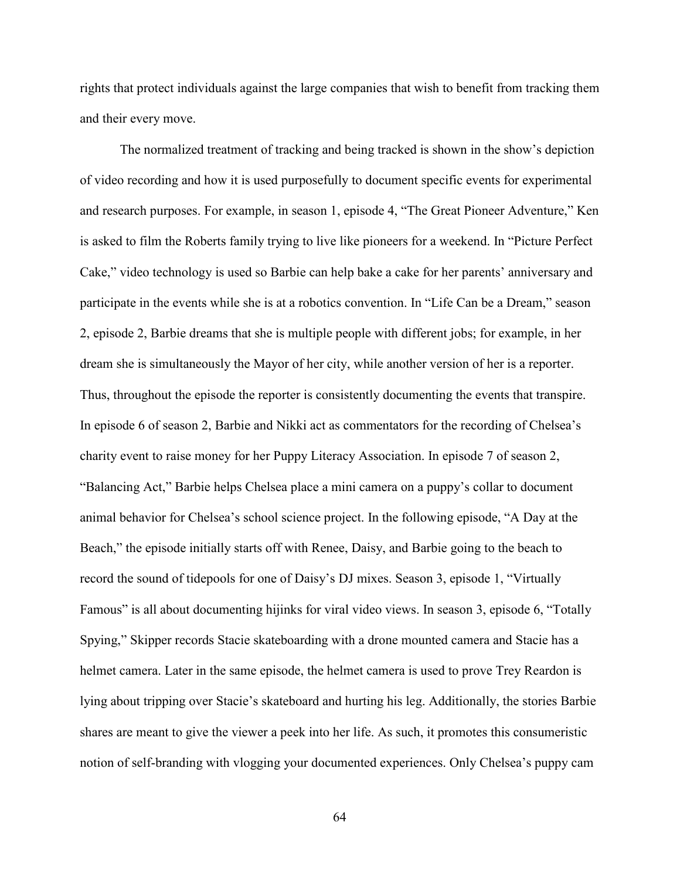rights that protect individuals against the large companies that wish to benefit from tracking them and their every move.

The normalized treatment of tracking and being tracked is shown in the show's depiction of video recording and how it is used purposefully to document specific events for experimental and research purposes. For example, in season 1, episode 4, "The Great Pioneer Adventure," Ken is asked to film the Roberts family trying to live like pioneers for a weekend. In "Picture Perfect Cake," video technology is used so Barbie can help bake a cake for her parents' anniversary and participate in the events while she is at a robotics convention. In "Life Can be a Dream," season 2, episode 2, Barbie dreams that she is multiple people with different jobs; for example, in her dream she is simultaneously the Mayor of her city, while another version of her is a reporter. Thus, throughout the episode the reporter is consistently documenting the events that transpire. In episode 6 of season 2, Barbie and Nikki act as commentators for the recording of Chelsea's charity event to raise money for her Puppy Literacy Association. In episode 7 of season 2, "Balancing Act," Barbie helps Chelsea place a mini camera on a puppy's collar to document animal behavior for Chelsea's school science project. In the following episode, "A Day at the Beach," the episode initially starts off with Renee, Daisy, and Barbie going to the beach to record the sound of tidepools for one of Daisy's DJ mixes. Season 3, episode 1, "Virtually Famous" is all about documenting hijinks for viral video views. In season 3, episode 6, "Totally Spying," Skipper records Stacie skateboarding with a drone mounted camera and Stacie has a helmet camera. Later in the same episode, the helmet camera is used to prove Trey Reardon is lying about tripping over Stacie's skateboard and hurting his leg. Additionally, the stories Barbie shares are meant to give the viewer a peek into her life. As such, it promotes this consumeristic notion of self-branding with vlogging your documented experiences. Only Chelsea's puppy cam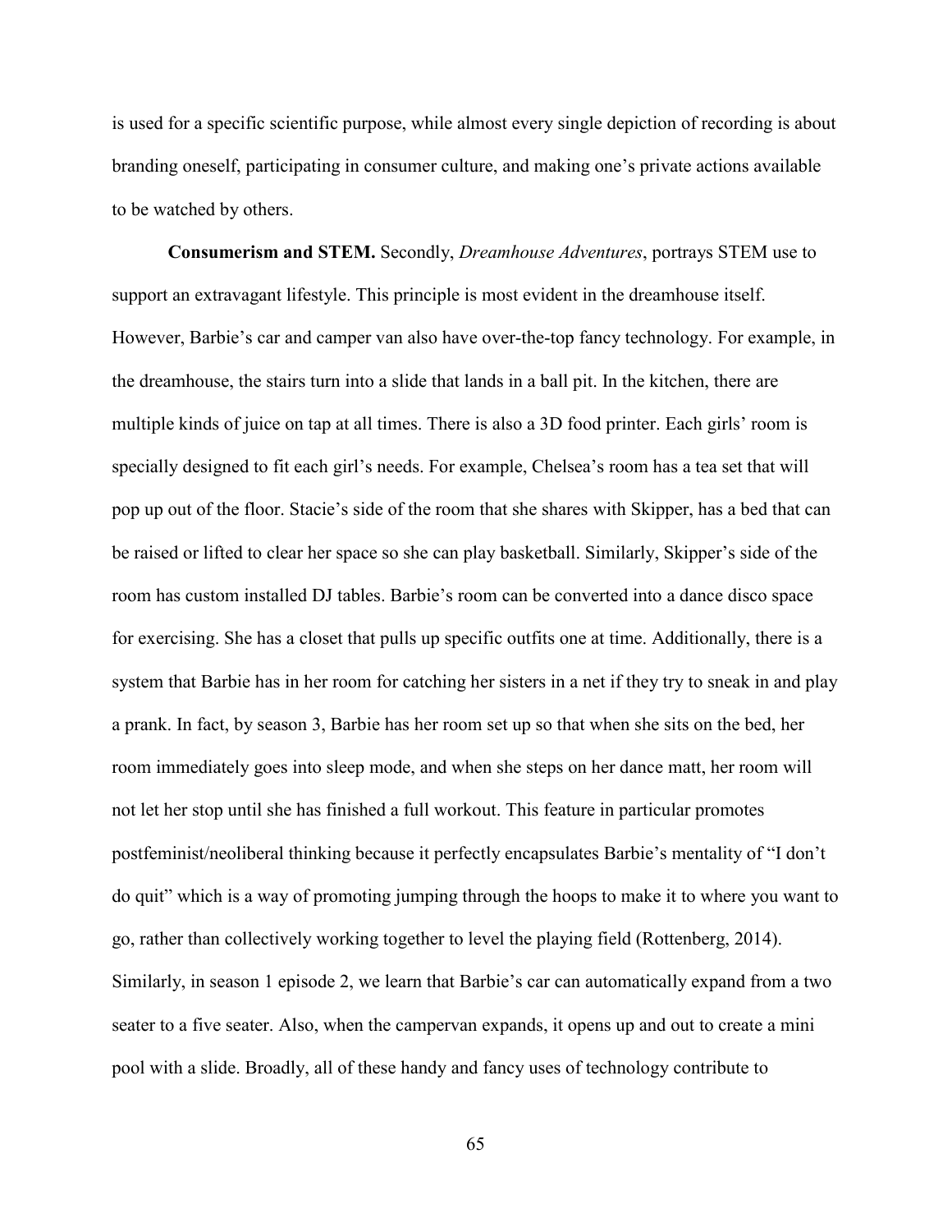is used for a specific scientific purpose, while almost every single depiction of recording is about branding oneself, participating in consumer culture, and making one's private actions available to be watched by others.

**Consumerism and STEM.** Secondly, *Dreamhouse Adventures*, portrays STEM use to support an extravagant lifestyle. This principle is most evident in the dreamhouse itself. However, Barbie's car and camper van also have over-the-top fancy technology. For example, in the dreamhouse, the stairs turn into a slide that lands in a ball pit. In the kitchen, there are multiple kinds of juice on tap at all times. There is also a 3D food printer. Each girls' room is specially designed to fit each girl's needs. For example, Chelsea's room has a tea set that will pop up out of the floor. Stacie's side of the room that she shares with Skipper, has a bed that can be raised or lifted to clear her space so she can play basketball. Similarly, Skipper's side of the room has custom installed DJ tables. Barbie's room can be converted into a dance disco space for exercising. She has a closet that pulls up specific outfits one at time. Additionally, there is a system that Barbie has in her room for catching her sisters in a net if they try to sneak in and play a prank. In fact, by season 3, Barbie has her room set up so that when she sits on the bed, her room immediately goes into sleep mode, and when she steps on her dance matt, her room will not let her stop until she has finished a full workout. This feature in particular promotes postfeminist/neoliberal thinking because it perfectly encapsulates Barbie's mentality of "I don't do quit" which is a way of promoting jumping through the hoops to make it to where you want to go, rather than collectively working together to level the playing field (Rottenberg, 2014). Similarly, in season 1 episode 2, we learn that Barbie's car can automatically expand from a two seater to a five seater. Also, when the campervan expands, it opens up and out to create a mini pool with a slide. Broadly, all of these handy and fancy uses of technology contribute to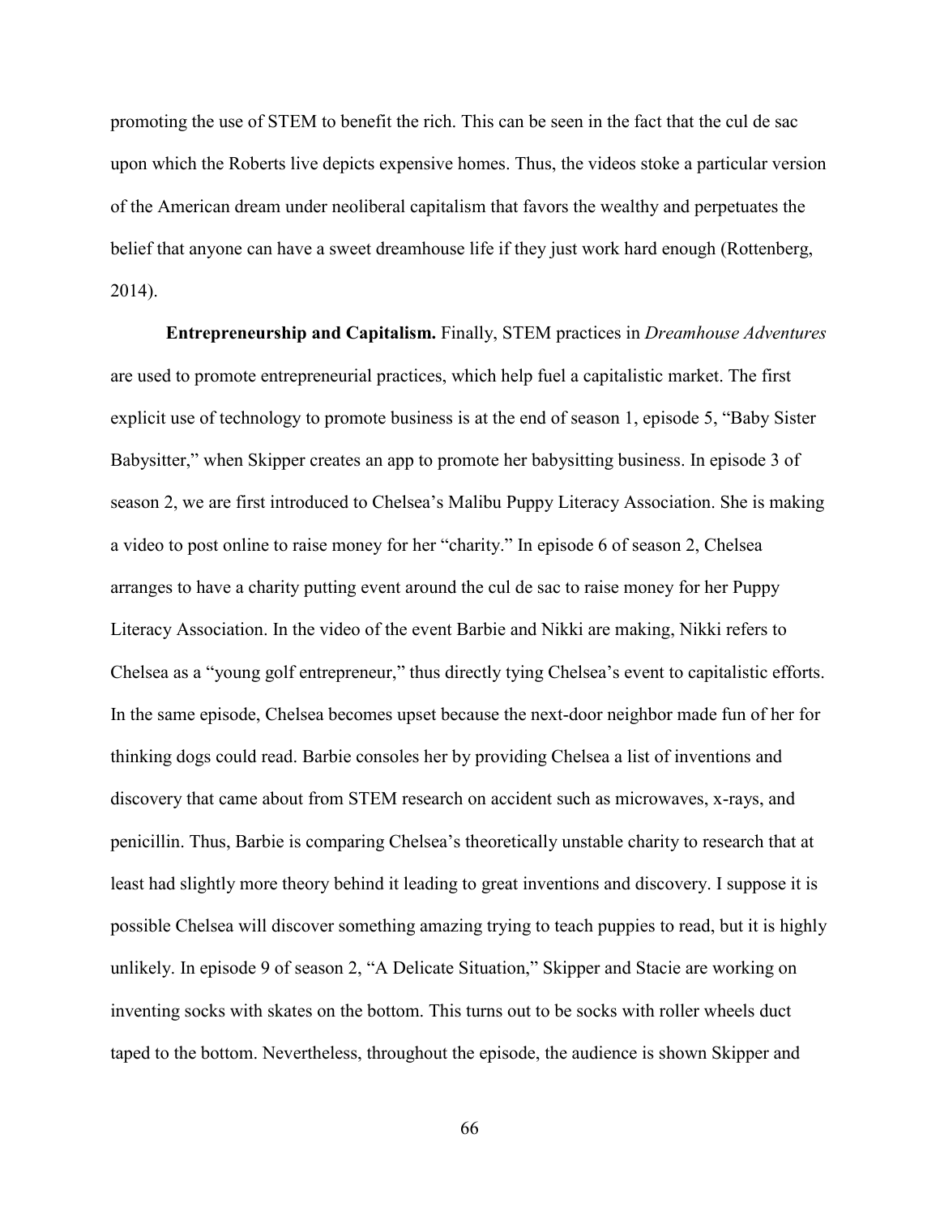promoting the use of STEM to benefit the rich. This can be seen in the fact that the cul de sac upon which the Roberts live depicts expensive homes. Thus, the videos stoke a particular version of the American dream under neoliberal capitalism that favors the wealthy and perpetuates the belief that anyone can have a sweet dreamhouse life if they just work hard enough (Rottenberg, 2014).

**Entrepreneurship and Capitalism.** Finally, STEM practices in *Dreamhouse Adventures* are used to promote entrepreneurial practices, which help fuel a capitalistic market. The first explicit use of technology to promote business is at the end of season 1, episode 5, "Baby Sister Babysitter," when Skipper creates an app to promote her babysitting business. In episode 3 of season 2, we are first introduced to Chelsea's Malibu Puppy Literacy Association. She is making a video to post online to raise money for her "charity." In episode 6 of season 2, Chelsea arranges to have a charity putting event around the cul de sac to raise money for her Puppy Literacy Association. In the video of the event Barbie and Nikki are making, Nikki refers to Chelsea as a "young golf entrepreneur," thus directly tying Chelsea's event to capitalistic efforts. In the same episode, Chelsea becomes upset because the next-door neighbor made fun of her for thinking dogs could read. Barbie consoles her by providing Chelsea a list of inventions and discovery that came about from STEM research on accident such as microwaves, x-rays, and penicillin. Thus, Barbie is comparing Chelsea's theoretically unstable charity to research that at least had slightly more theory behind it leading to great inventions and discovery. I suppose it is possible Chelsea will discover something amazing trying to teach puppies to read, but it is highly unlikely. In episode 9 of season 2, "A Delicate Situation," Skipper and Stacie are working on inventing socks with skates on the bottom. This turns out to be socks with roller wheels duct taped to the bottom. Nevertheless, throughout the episode, the audience is shown Skipper and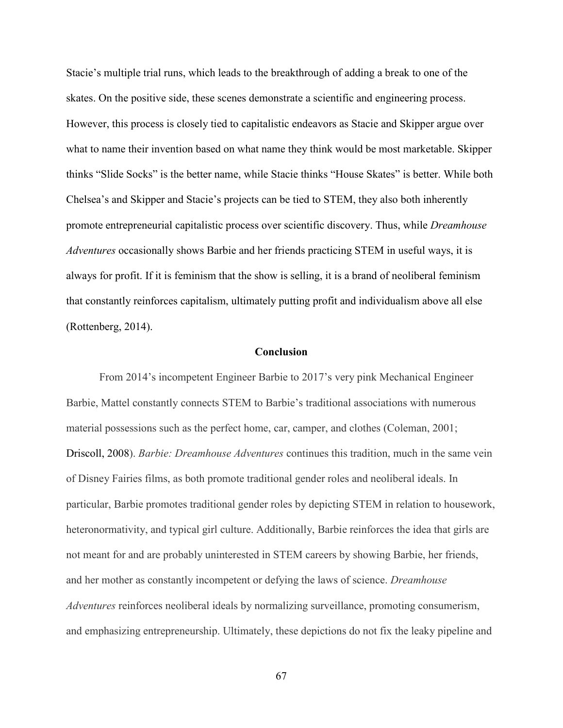Stacie's multiple trial runs, which leads to the breakthrough of adding a break to one of the skates. On the positive side, these scenes demonstrate a scientific and engineering process. However, this process is closely tied to capitalistic endeavors as Stacie and Skipper argue over what to name their invention based on what name they think would be most marketable. Skipper thinks "Slide Socks" is the better name, while Stacie thinks "House Skates" is better. While both Chelsea's and Skipper and Stacie's projects can be tied to STEM, they also both inherently promote entrepreneurial capitalistic process over scientific discovery. Thus, while *Dreamhouse Adventures* occasionally shows Barbie and her friends practicing STEM in useful ways, it is always for profit. If it is feminism that the show is selling, it is a brand of neoliberal feminism that constantly reinforces capitalism, ultimately putting profit and individualism above all else (Rottenberg, 2014).

## Conclusion

From 2014's incompetent Engineer Barbie to 2017's very pink Mechanical Engineer Barbie, Mattel constantly connects STEM to Barbie's traditional associations with numerous material possessions such as the perfect home, car, camper, and clothes (Coleman, 2001; Driscoll, 2008). *Barbie: Dreamhouse Adventures* continues this tradition, much in the same vein of Disney Fairies films, as both promote traditional gender roles and neoliberal ideals. In particular, Barbie promotes traditional gender roles by depicting STEM in relation to housework, heteronormativity, and typical girl culture. Additionally, Barbie reinforces the idea that girls are not meant for and are probably uninterested in STEM careers by showing Barbie, her friends, and her mother as constantly incompetent or defying the laws of science. *Dreamhouse Adventures* reinforces neoliberal ideals by normalizing surveillance, promoting consumerism, and emphasizing entrepreneurship. Ultimately, these depictions do not fix the leaky pipeline and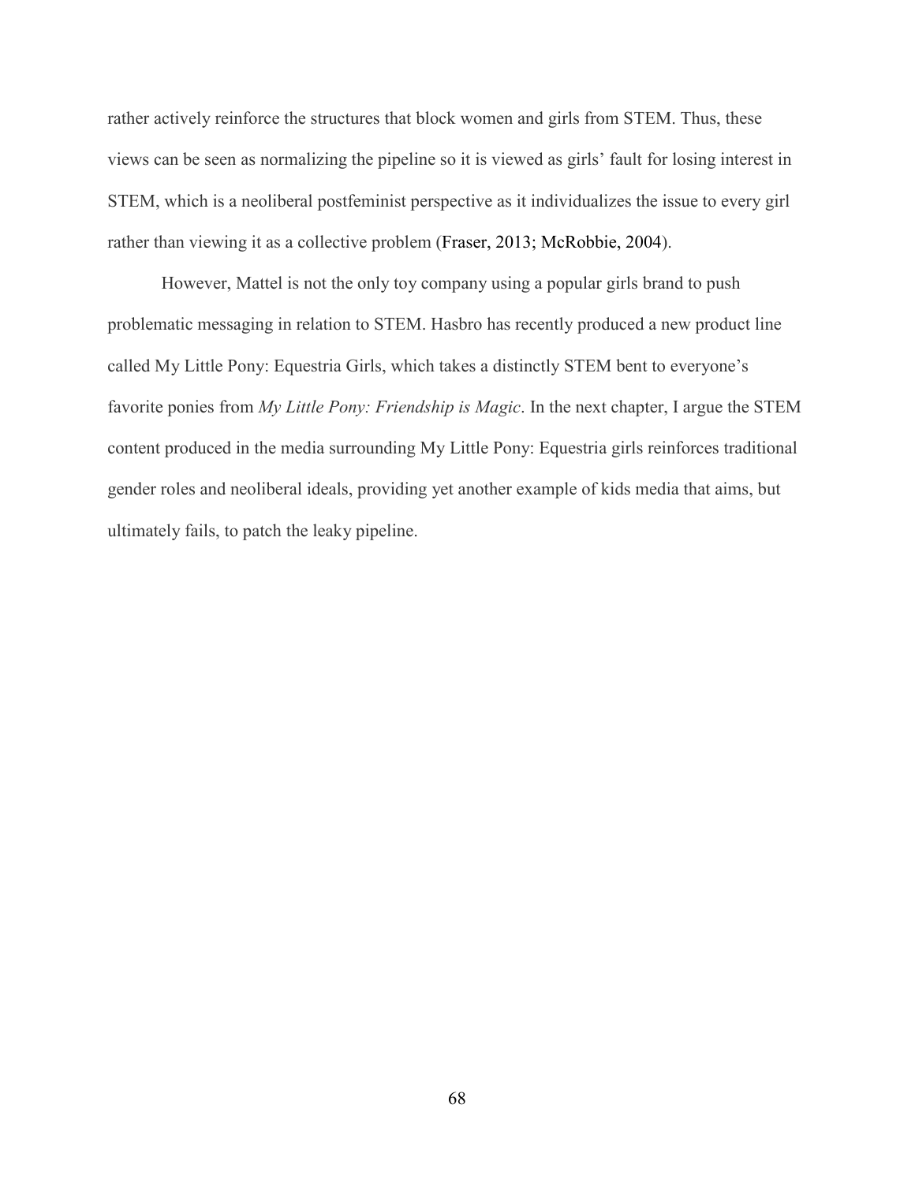rather actively reinforce the structures that block women and girls from STEM. Thus, these views can be seen as normalizing the pipeline so it is viewed as girls' fault for losing interest in STEM, which is a neoliberal postfeminist perspective as it individualizes the issue to every girl rather than viewing it as a collective problem (Fraser, 2013; McRobbie, 2004).

However, Mattel is not the only toy company using a popular girls brand to push problematic messaging in relation to STEM. Hasbro has recently produced a new product line called My Little Pony: Equestria Girls, which takes a distinctly STEM bent to everyone's favorite ponies from *My Little Pony: Friendship is Magic*. In the next chapter, I argue the STEM content produced in the media surrounding My Little Pony: Equestria girls reinforces traditional gender roles and neoliberal ideals, providing yet another example of kids media that aims, but ultimately fails, to patch the leaky pipeline.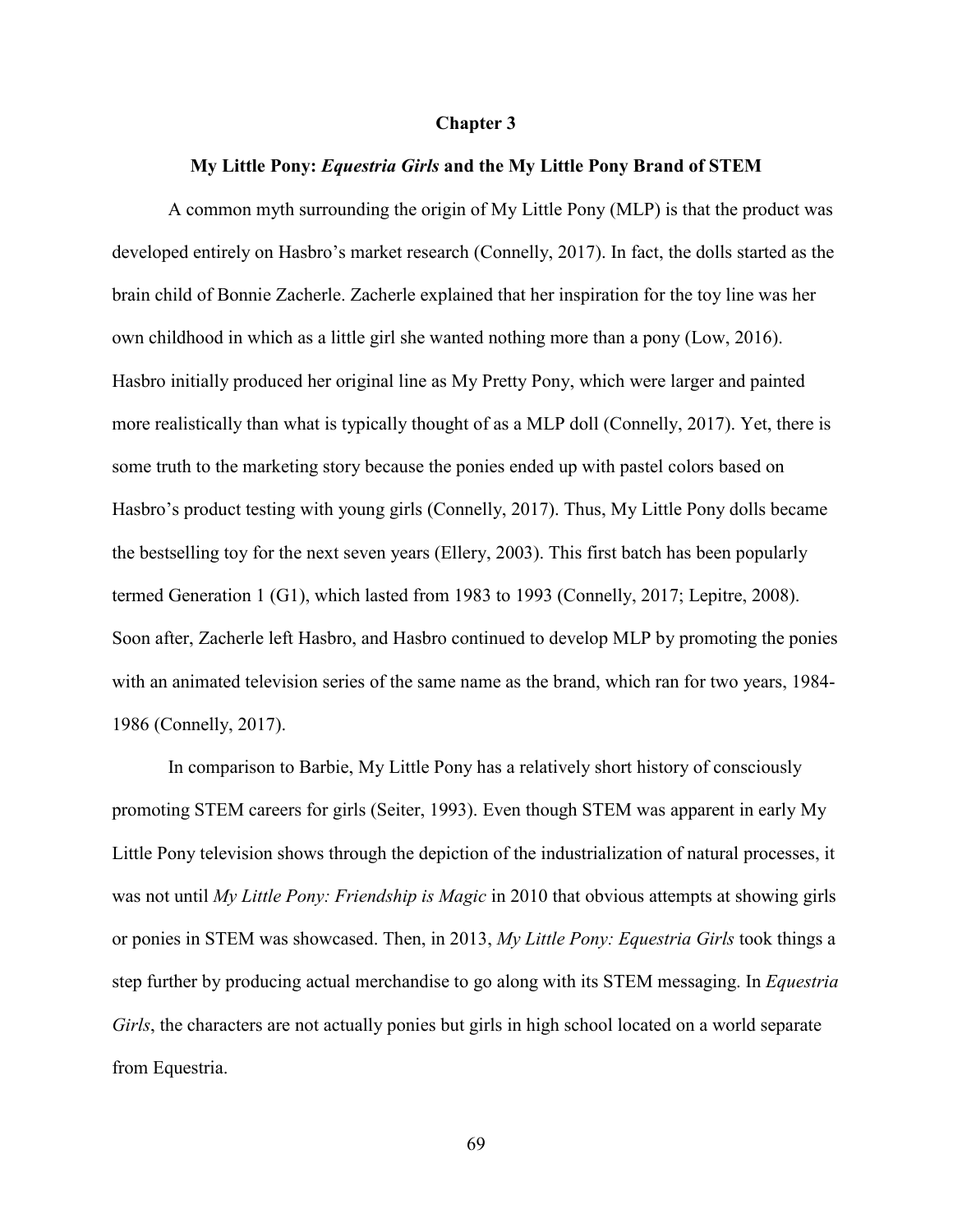# Chapter 3

## My Little Pony: *Equestria Girls* and the My Little Pony Brand of STEM

A common myth surrounding the origin of My Little Pony (MLP) is that the product was developed entirely on Hasbro's market research (Connelly, 2017). In fact, the dolls started as the brain child of Bonnie Zacherle. Zacherle explained that her inspiration for the toy line was her own childhood in which as a little girl she wanted nothing more than a pony (Low, 2016). Hasbro initially produced her original line as My Pretty Pony, which were larger and painted more realistically than what is typically thought of as a MLP doll (Connelly, 2017). Yet, there is some truth to the marketing story because the ponies ended up with pastel colors based on Hasbro's product testing with young girls (Connelly, 2017). Thus, My Little Pony dolls became the bestselling toy for the next seven years (Ellery, 2003). This first batch has been popularly termed Generation 1 (G1), which lasted from 1983 to 1993 (Connelly, 2017; Lepitre, 2008). Soon after, Zacherle left Hasbro, and Hasbro continued to develop MLP by promoting the ponies with an animated television series of the same name as the brand, which ran for two years, 1984-1986 (Connelly, 2017).

In comparison to Barbie, My Little Pony has a relatively short history of consciously promoting STEM careers for girls (Seiter, 1993). Even though STEM was apparent in early My Little Pony television shows through the depiction of the industrialization of natural processes, it was not until *My Little Pony: Friendship is Magic* in 2010 that obvious attempts at showing girls or ponies in STEM was showcased. Then, in 2013, *My Little Pony: Equestria Girls* took things a step further by producing actual merchandise to go along with its STEM messaging. In *Equestria Girls*, the characters are not actually ponies but girls in high school located on a world separate from Equestria.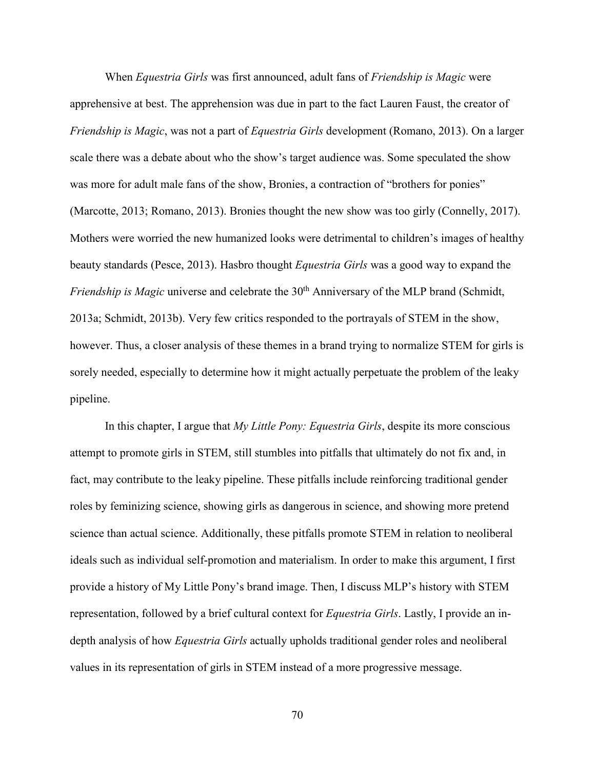When *Equestria Girls* was first announced, adult fans of *Friendship is Magic* were apprehensive at best. The apprehension was due in part to the fact Lauren Faust, the creator of *Friendship is Magic*, was not a part of *Equestria Girls* development (Romano, 2013). On a larger scale there was a debate about who the show's target audience was. Some speculated the show was more for adult male fans of the show, Bronies, a contraction of "brothers for ponies" (Marcotte, 2013; Romano, 2013). Bronies thought the new show was too girly (Connelly, 2017). Mothers were worried the new humanized looks were detrimental to children's images of healthy beauty standards (Pesce, 2013). Hasbro thought *Equestria Girls* was a good way to expand the *Friendship is Magic* universe and celebrate the 30th Anniversary of the MLP brand (Schmidt, 2013a; Schmidt, 2013b). Very few critics responded to the portrayals of STEM in the show, however. Thus, a closer analysis of these themes in a brand trying to normalize STEM for girls is sorely needed, especially to determine how it might actually perpetuate the problem of the leaky pipeline.

In this chapter, I argue that *My Little Pony: Equestria Girls*, despite its more conscious attempt to promote girls in STEM, still stumbles into pitfalls that ultimately do not fix and, in fact, may contribute to the leaky pipeline. These pitfalls include reinforcing traditional gender roles by feminizing science, showing girls as dangerous in science, and showing more pretend science than actual science. Additionally, these pitfalls promote STEM in relation to neoliberal ideals such as individual self-promotion and materialism. In order to make this argument, I first provide a history of My Little Pony's brand image. Then, I discuss MLP's history with STEM representation, followed by a brief cultural context for *Equestria Girls*. Lastly, I provide an in-depth analysis of how *Equestria Girls* actually upholds traditional gender roles and neoliberal values in its representation of girls in STEM instead of a more progressive message.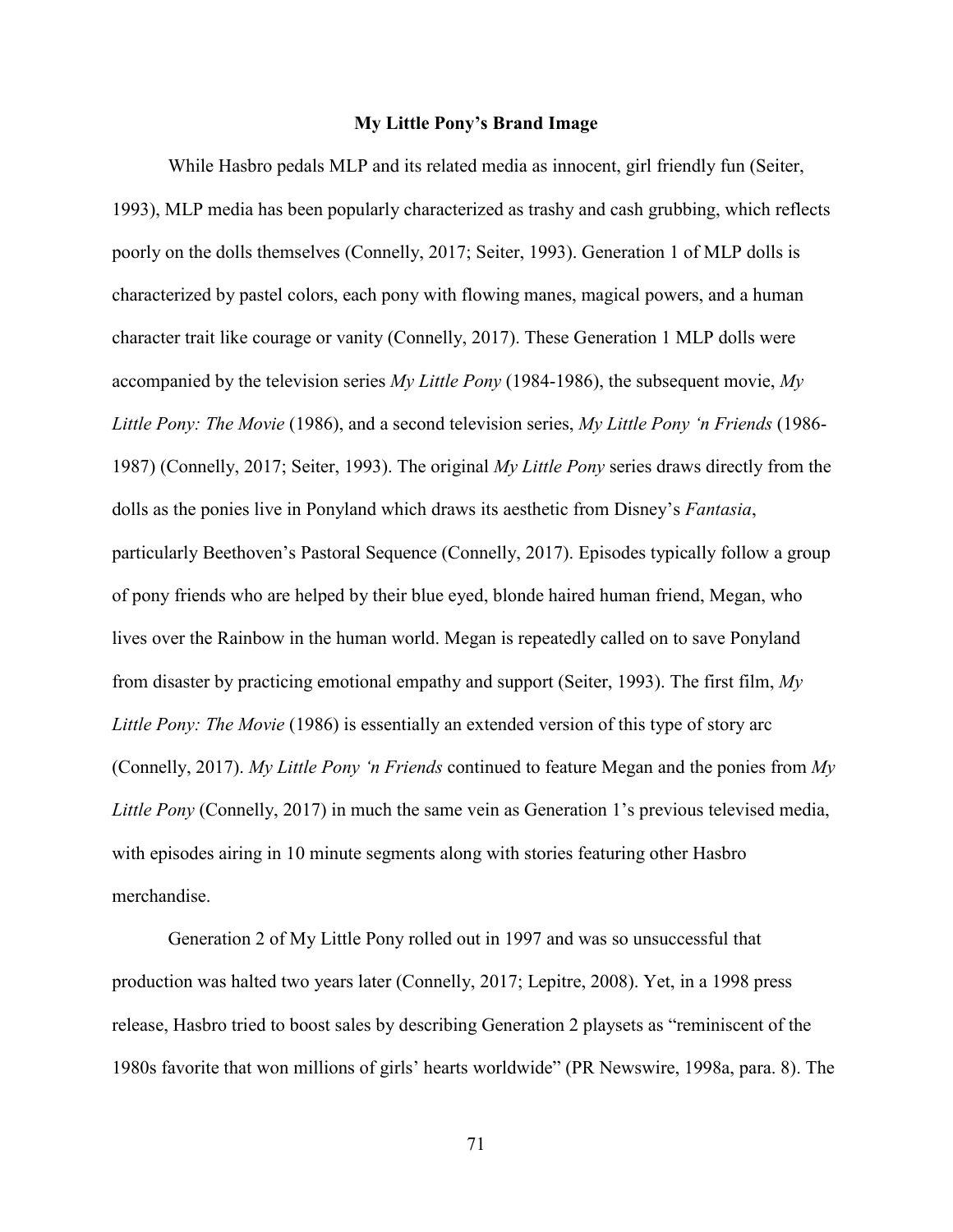## My Little Pony's Brand Image

While Hasbro pedals MLP and its related media as innocent, girl friendly fun (Seiter, 1993), MLP media has been popularly characterized as trashy and cash grubbing, which reflects poorly on the dolls themselves (Connelly, 2017; Seiter, 1993). Generation 1 of MLP dolls is characterized by pastel colors, each pony with flowing manes, magical powers, and a human character trait like courage or vanity (Connelly, 2017). These Generation 1 MLP dolls were accompanied by the television series *My Little Pony* (1984-1986), the subsequent movie, *My Little Pony: The Movie* (1986), and a second television series, *My Little Pony 'n Friends* (1986-1987) (Connelly, 2017; Seiter, 1993). The original *My Little Pony* series draws directly from the dolls as the ponies live in Ponyland which draws its aesthetic from Disney's *Fantasia*, particularly Beethoven's Pastoral Sequence (Connelly, 2017). Episodes typically follow a group of pony friends who are helped by their blue eyed, blonde haired human friend, Megan, who lives over the Rainbow in the human world. Megan is repeatedly called on to save Ponyland from disaster by practicing emotional empathy and support (Seiter, 1993). The first film, *My Little Pony: The Movie* (1986) is essentially an extended version of this type of story arc (Connelly, 2017). *My Little Pony 'n Friends* continued to feature Megan and the ponies from *My Little Pony* (Connelly, 2017) in much the same vein as Generation 1's previous televised media, with episodes airing in 10 minute segments along with stories featuring other Hasbro merchandise.

Generation 2 of My Little Pony rolled out in 1997 and was so unsuccessful that production was halted two years later (Connelly, 2017; Lepitre, 2008). Yet, in a 1998 press release, Hasbro tried to boost sales by describing Generation 2 playsets as "reminiscent of the 1980s favorite that won millions of girls' hearts worldwide" (PR Newswire, 1998a, para. 8). The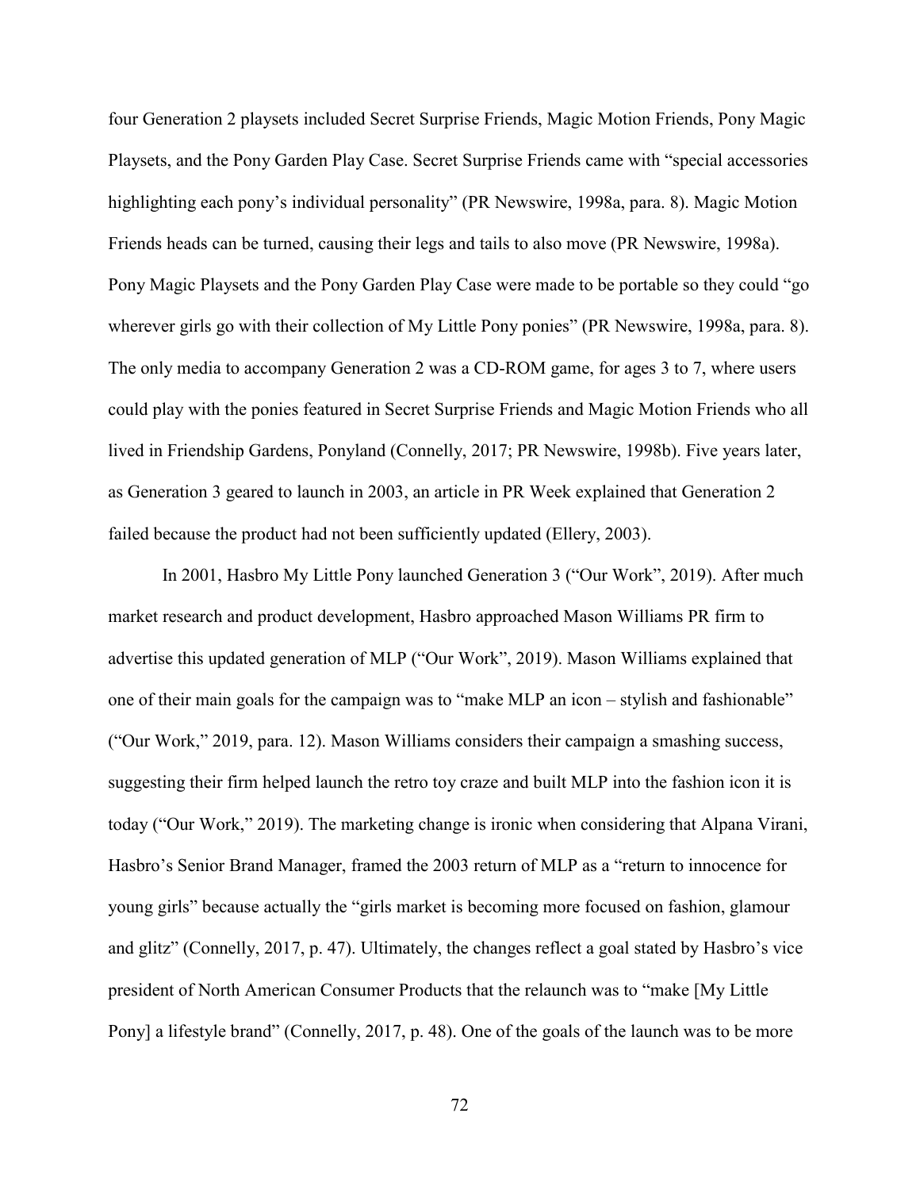four Generation 2 playsets included Secret Surprise Friends, Magic Motion Friends, Pony Magic Playsets, and the Pony Garden Play Case. Secret Surprise Friends came with "special accessories highlighting each pony's individual personality" (PR Newswire, 1998a, para. 8). Magic Motion Friends heads can be turned, causing their legs and tails to also move (PR Newswire, 1998a). Pony Magic Playsets and the Pony Garden Play Case were made to be portable so they could "go wherever girls go with their collection of My Little Pony ponies" (PR Newswire, 1998a, para. 8). The only media to accompany Generation 2 was a CD-ROM game, for ages 3 to 7, where users could play with the ponies featured in Secret Surprise Friends and Magic Motion Friends who all lived in Friendship Gardens, Ponyland (Connelly, 2017; PR Newswire, 1998b). Five years later, as Generation 3 geared to launch in 2003, an article in PR Week explained that Generation 2 failed because the product had not been sufficiently updated (Ellery, 2003).

In 2001, Hasbro My Little Pony launched Generation 3 ("Our Work", 2019). After much market research and product development, Hasbro approached Mason Williams PR firm to advertise this updated generation of MLP ("Our Work", 2019). Mason Williams explained that one of their main goals for the campaign was to "make MLP an icon – stylish and fashionable" ("Our Work," 2019, para. 12). Mason Williams considers their campaign a smashing success, suggesting their firm helped launch the retro toy craze and built MLP into the fashion icon it is today ("Our Work," 2019). The marketing change is ironic when considering that Alpana Virani, Hasbro's Senior Brand Manager, framed the 2003 return of MLP as a "return to innocence for young girls" because actually the "girls market is becoming more focused on fashion, glamour and glitz" (Connelly, 2017, p. 47). Ultimately, the changes reflect a goal stated by Hasbro's vice president of North American Consumer Products that the relaunch was to "make [My Little Pony] a lifestyle brand" (Connelly, 2017, p. 48). One of the goals of the launch was to be more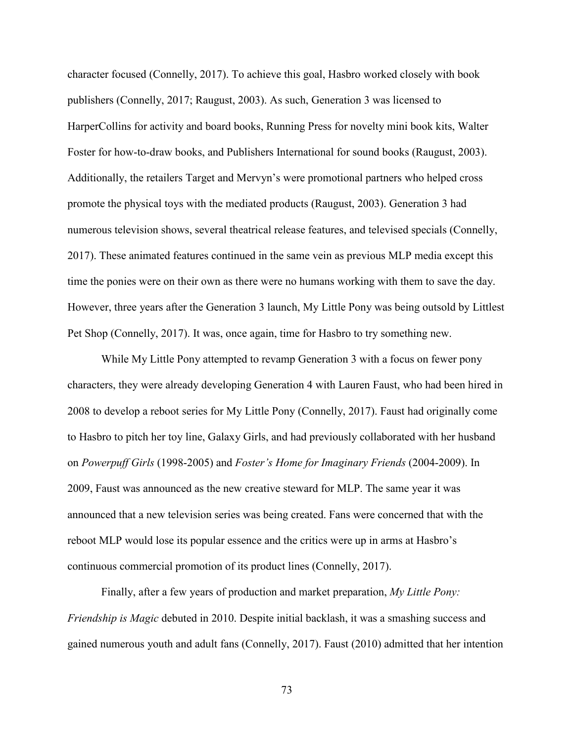character focused (Connelly, 2017). To achieve this goal, Hasbro worked closely with book publishers (Connelly, 2017; Raugust, 2003). As such, Generation 3 was licensed to HarperCollins for activity and board books, Running Press for novelty mini book kits, Walter Foster for how-to-draw books, and Publishers International for sound books (Raugust, 2003). Additionally, the retailers Target and Mervyn's were promotional partners who helped cross promote the physical toys with the mediated products (Raugust, 2003). Generation 3 had numerous television shows, several theatrical release features, and televised specials (Connelly, 2017). These animated features continued in the same vein as previous MLP media except this time the ponies were on their own as there were no humans working with them to save the day. However, three years after the Generation 3 launch, My Little Pony was being outsold by Littlest Pet Shop (Connelly, 2017). It was, once again, time for Hasbro to try something new.

While My Little Pony attempted to revamp Generation 3 with a focus on fewer pony characters, they were already developing Generation 4 with Lauren Faust, who had been hired in 2008 to develop a reboot series for My Little Pony (Connelly, 2017). Faust had originally come to Hasbro to pitch her toy line, Galaxy Girls, and had previously collaborated with her husband on *Powerpuff Girls* (1998-2005) and *Foster's Home for Imaginary Friends* (2004-2009). In 2009, Faust was announced as the new creative steward for MLP. The same year it was announced that a new television series was being created. Fans were concerned that with the reboot MLP would lose its popular essence and the critics were up in arms at Hasbro's continuous commercial promotion of its product lines (Connelly, 2017).

Finally, after a few years of production and market preparation, *My Little Pony: Friendship is Magic* debuted in 2010. Despite initial backlash, it was a smashing success and gained numerous youth and adult fans (Connelly, 2017). Faust (2010) admitted that her intention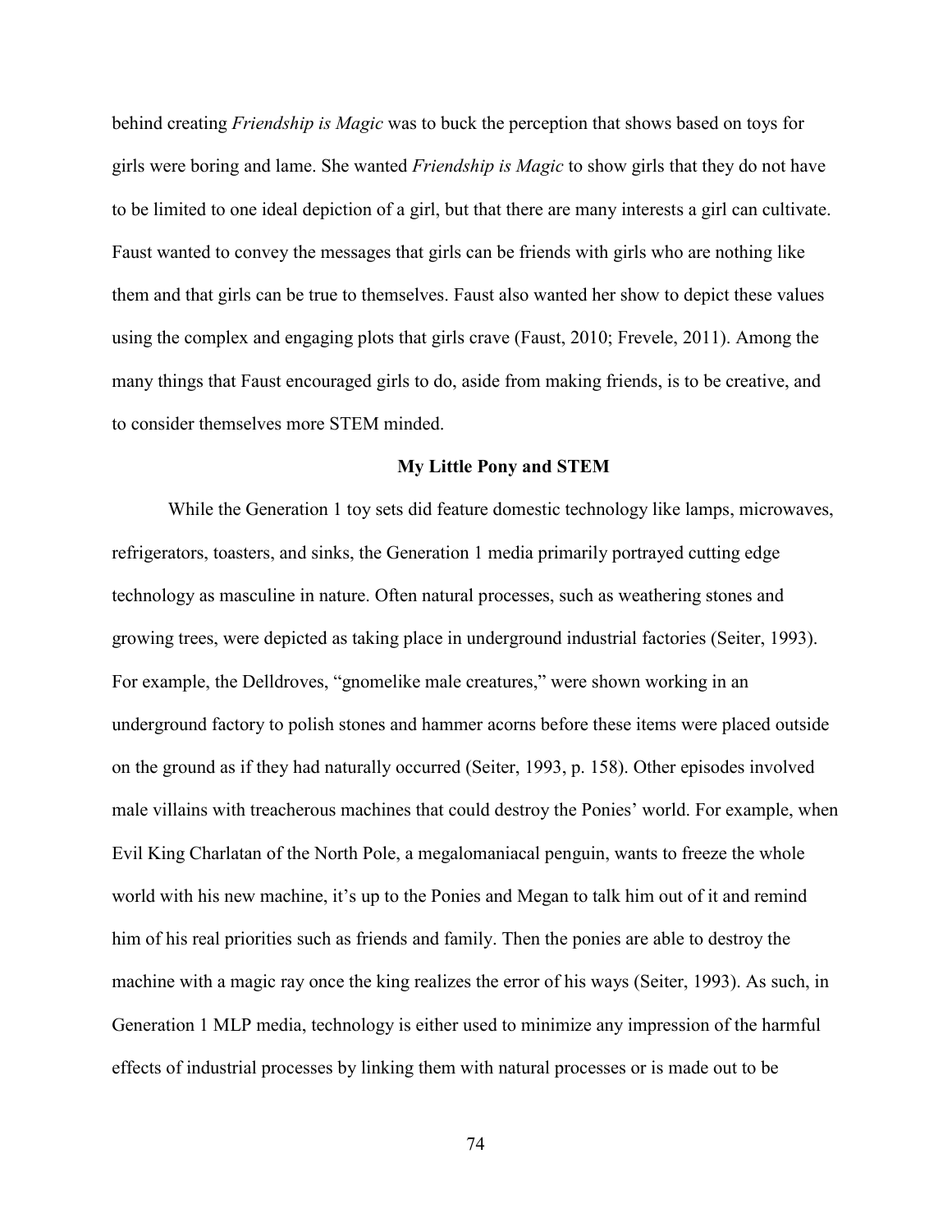behind creating *Friendship is Magic* was to buck the perception that shows based on toys for girls were boring and lame. She wanted *Friendship is Magic* to show girls that they do not have to be limited to one ideal depiction of a girl, but that there are many interests a girl can cultivate. Faust wanted to convey the messages that girls can be friends with girls who are nothing like them and that girls can be true to themselves. Faust also wanted her show to depict these values using the complex and engaging plots that girls crave (Faust, 2010; Frevele, 2011). Among the many things that Faust encouraged girls to do, aside from making friends, is to be creative, and to consider themselves more STEM minded.

## My Little Pony and STEM

While the Generation 1 toy sets did feature domestic technology like lamps, microwaves, refrigerators, toasters, and sinks, the Generation 1 media primarily portrayed cutting edge technology as masculine in nature. Often natural processes, such as weathering stones and growing trees, were depicted as taking place in underground industrial factories (Seiter, 1993). For example, the Delldroves, "gnomelike male creatures," were shown working in an underground factory to polish stones and hammer acorns before these items were placed outside on the ground as if they had naturally occurred (Seiter, 1993, p. 158). Other episodes involved male villains with treacherous machines that could destroy the Ponies' world. For example, when Evil King Charlatan of the North Pole, a megalomaniacal penguin, wants to freeze the whole world with his new machine, it's up to the Ponies and Megan to talk him out of it and remind him of his real priorities such as friends and family. Then the ponies are able to destroy the machine with a magic ray once the king realizes the error of his ways (Seiter, 1993). As such, in Generation 1 MLP media, technology is either used to minimize any impression of the harmful effects of industrial processes by linking them with natural processes or is made out to be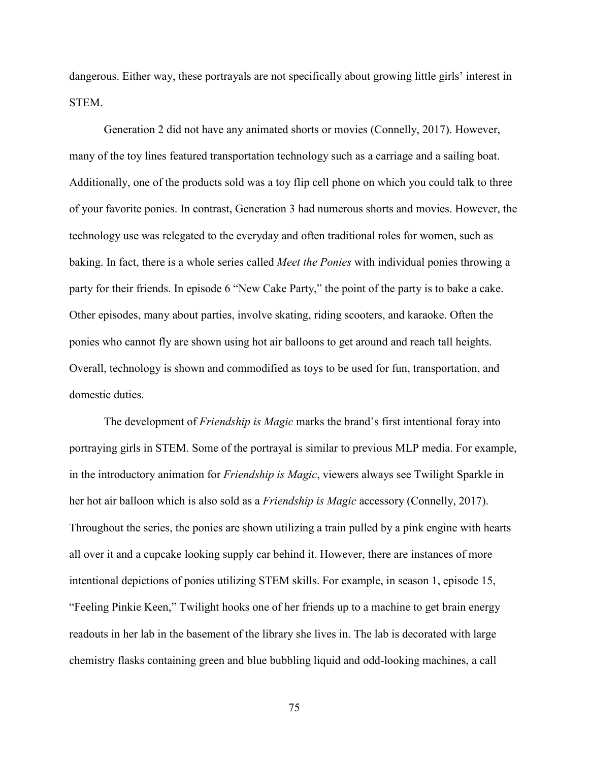dangerous. Either way, these portrayals are not specifically about growing little girls' interest in STEM.

Generation 2 did not have any animated shorts or movies (Connelly, 2017). However, many of the toy lines featured transportation technology such as a carriage and a sailing boat. Additionally, one of the products sold was a toy flip cell phone on which you could talk to three of your favorite ponies. In contrast, Generation 3 had numerous shorts and movies. However, the technology use was relegated to the everyday and often traditional roles for women, such as baking. In fact, there is a whole series called *Meet the Ponies* with individual ponies throwing a party for their friends. In episode 6 "New Cake Party," the point of the party is to bake a cake. Other episodes, many about parties, involve skating, riding scooters, and karaoke. Often the ponies who cannot fly are shown using hot air balloons to get around and reach tall heights. Overall, technology is shown and commodified as toys to be used for fun, transportation, and domestic duties.

The development of *Friendship is Magic* marks the brand's first intentional foray into portraying girls in STEM. Some of the portrayal is similar to previous MLP media. For example, in the introductory animation for *Friendship is Magic*, viewers always see Twilight Sparkle in her hot air balloon which is also sold as a *Friendship is Magic* accessory (Connelly, 2017). Throughout the series, the ponies are shown utilizing a train pulled by a pink engine with hearts all over it and a cupcake looking supply car behind it. However, there are instances of more intentional depictions of ponies utilizing STEM skills. For example, in season 1, episode 15, "Feeling Pinkie Keen," Twilight hooks one of her friends up to a machine to get brain energy readouts in her lab in the basement of the library she lives in. The lab is decorated with large chemistry flasks containing green and blue bubbling liquid and odd-looking machines, a call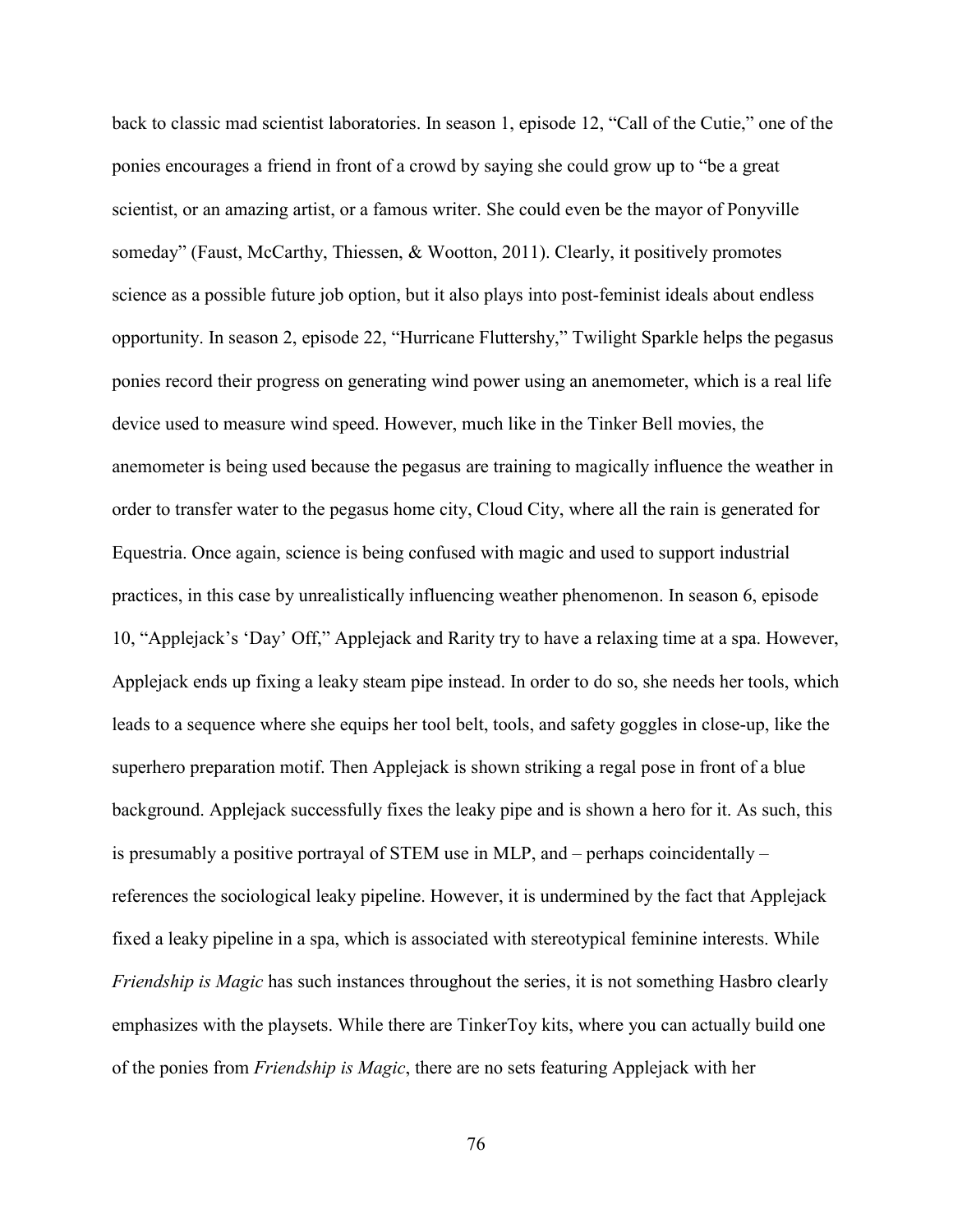back to classic mad scientist laboratories. In season 1, episode 12, "Call of the Cutie," one of the ponies encourages a friend in front of a crowd by saying she could grow up to "be a great scientist, or an amazing artist, or a famous writer. She could even be the mayor of Ponyville someday" (Faust, McCarthy, Thiessen, & Wootton, 2011). Clearly, it positively promotes science as a possible future job option, but it also plays into post-feminist ideals about endless opportunity. In season 2, episode 22, "Hurricane Fluttershy," Twilight Sparkle helps the pegasus ponies record their progress on generating wind power using an anemometer, which is a real life device used to measure wind speed. However, much like in the Tinker Bell movies, the anemometer is being used because the pegasus are training to magically influence the weather in order to transfer water to the pegasus home city, Cloud City, where all the rain is generated for Equestria. Once again, science is being confused with magic and used to support industrial practices, in this case by unrealistically influencing weather phenomenon. In season 6, episode 10, "Applejack's 'Day' Off," Applejack and Rarity try to have a relaxing time at a spa. However, Applejack ends up fixing a leaky steam pipe instead. In order to do so, she needs her tools, which leads to a sequence where she equips her tool belt, tools, and safety goggles in close-up, like the superhero preparation motif. Then Applejack is shown striking a regal pose in front of a blue background. Applejack successfully fixes the leaky pipe and is shown a hero for it. As such, this is presumably a positive portrayal of STEM use in MLP, and – perhaps coincidentally – references the sociological leaky pipeline. However, it is undermined by the fact that Applejack fixed a leaky pipeline in a spa, which is associated with stereotypical feminine interests. While *Friendship is Magic* has such instances throughout the series, it is not something Hasbro clearly emphasizes with the playsets. While there are TinkerToy kits, where you can actually build one of the ponies from *Friendship is Magic*, there are no sets featuring Applejack with her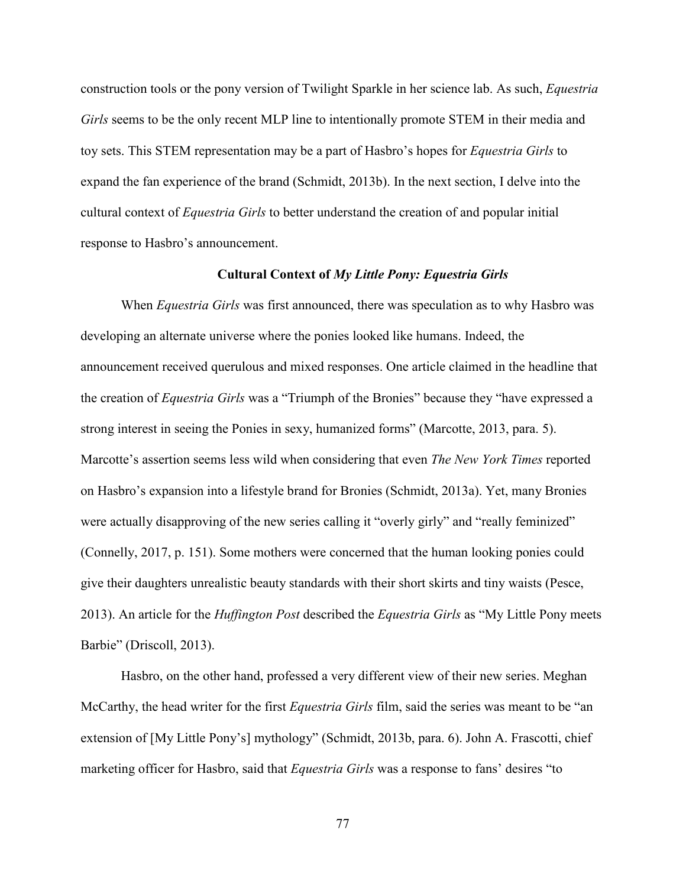construction tools or the pony version of Twilight Sparkle in her science lab. As such, *Equestria Girls* seems to be the only recent MLP line to intentionally promote STEM in their media and toy sets. This STEM representation may be a part of Hasbro's hopes for *Equestria Girls* to expand the fan experience of the brand (Schmidt, 2013b). In the next section, I delve into the cultural context of *Equestria Girls* to better understand the creation of and popular initial response to Hasbro's announcement.

## Cultural Context of *My Little Pony: Equestria Girls*

When *Equestria Girls* was first announced, there was speculation as to why Hasbro was developing an alternate universe where the ponies looked like humans. Indeed, the announcement received querulous and mixed responses. One article claimed in the headline that the creation of *Equestria Girls* was a "Triumph of the Bronies" because they "have expressed a strong interest in seeing the Ponies in sexy, humanized forms" (Marcotte, 2013, para. 5). Marcotte's assertion seems less wild when considering that even *The New York Times* reported on Hasbro's expansion into a lifestyle brand for Bronies (Schmidt, 2013a). Yet, many Bronies were actually disapproving of the new series calling it "overly girly" and "really feminized" (Connelly, 2017, p. 151). Some mothers were concerned that the human looking ponies could give their daughters unrealistic beauty standards with their short skirts and tiny waists (Pesce, 2013). An article for the *Huffington Post* described the *Equestria Girls* as "My Little Pony meets Barbie" (Driscoll, 2013).

Hasbro, on the other hand, professed a very different view of their new series. Meghan McCarthy, the head writer for the first *Equestria Girls* film, said the series was meant to be "an extension of [My Little Pony's] mythology" (Schmidt, 2013b, para. 6). John A. Frascotti, chief marketing officer for Hasbro, said that *Equestria Girls* was a response to fans' desires "to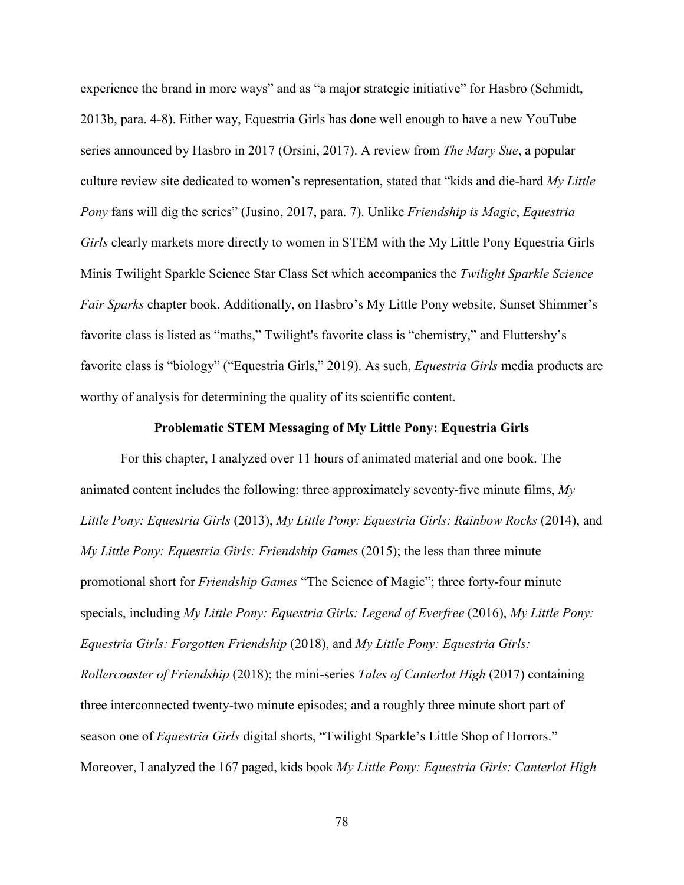experience the brand in more ways" and as "a major strategic initiative" for Hasbro (Schmidt, 2013b, para. 4-8). Either way, Equestria Girls has done well enough to have a new YouTube series announced by Hasbro in 2017 (Orsini, 2017). A review from *The Mary Sue*, a popular culture review site dedicated to women's representation, stated that "kids and die-hard *My Little Pony* fans will dig the series" (Jusino, 2017, para. 7). Unlike *Friendship is Magic*, *Equestria Girls* clearly markets more directly to women in STEM with the My Little Pony Equestria Girls Minis Twilight Sparkle Science Star Class Set which accompanies the *Twilight Sparkle Science Fair Sparks* chapter book. Additionally, on Hasbro's My Little Pony website, Sunset Shimmer's favorite class is listed as "maths," Twilight's favorite class is "chemistry," and Fluttershy's favorite class is "biology" ("Equestria Girls," 2019). As such, *Equestria Girls* media products are worthy of analysis for determining the quality of its scientific content.

### Problematic STEM Messaging of My Little Pony: Equestria Girls

For this chapter, I analyzed over 11 hours of animated material and one book. The animated content includes the following: three approximately seventy-five minute films, *My Little Pony: Equestria Girls* (2013), *My Little Pony: Equestria Girls: Rainbow Rocks* (2014), and *My Little Pony: Equestria Girls: Friendship Games* (2015); the less than three minute promotional short for *Friendship Games* "The Science of Magic"; three forty-four minute specials, including *My Little Pony: Equestria Girls: Legend of Everfree* (2016), *My Little Pony: Equestria Girls: Forgotten Friendship* (2018), and *My Little Pony: Equestria Girls: Rollercoaster of Friendship* (2018); the mini-series *Tales of Canterlot High* (2017) containing three interconnected twenty-two minute episodes; and a roughly three minute short part of season one of *Equestria Girls* digital shorts, "Twilight Sparkle's Little Shop of Horrors." Moreover, I analyzed the 167 paged, kids book *My Little Pony: Equestria Girls: Canterlot High*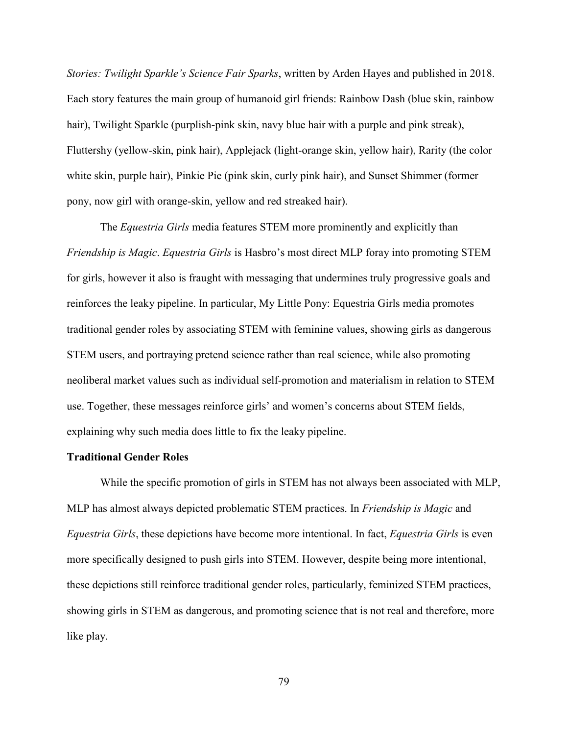*Stories: Twilight Sparkle's Science Fair Sparks*, written by Arden Hayes and published in 2018. Each story features the main group of humanoid girl friends: Rainbow Dash (blue skin, rainbow hair), Twilight Sparkle (purplish-pink skin, navy blue hair with a purple and pink streak), Fluttershy (yellow-skin, pink hair), Applejack (light-orange skin, yellow hair), Rarity (the color white skin, purple hair), Pinkie Pie (pink skin, curly pink hair), and Sunset Shimmer (former pony, now girl with orange-skin, yellow and red streaked hair).

The *Equestria Girls* media features STEM more prominently and explicitly than *Friendship is Magic*. *Equestria Girls* is Hasbro's most direct MLP foray into promoting STEM for girls, however it also is fraught with messaging that undermines truly progressive goals and reinforces the leaky pipeline. In particular, My Little Pony: Equestria Girls media promotes traditional gender roles by associating STEM with feminine values, showing girls as dangerous STEM users, and portraying pretend science rather than real science, while also promoting neoliberal market values such as individual self-promotion and materialism in relation to STEM use. Together, these messages reinforce girls' and women's concerns about STEM fields, explaining why such media does little to fix the leaky pipeline.

**Traditional Gender Roles**

While the specific promotion of girls in STEM has not always been associated with MLP, MLP has almost always depicted problematic STEM practices. In *Friendship is Magic* and *Equestria Girls*, these depictions have become more intentional. In fact, *Equestria Girls* is even more specifically designed to push girls into STEM. However, despite being more intentional, these depictions still reinforce traditional gender roles, particularly, feminized STEM practices, showing girls in STEM as dangerous, and promoting science that is not real and therefore, more like play.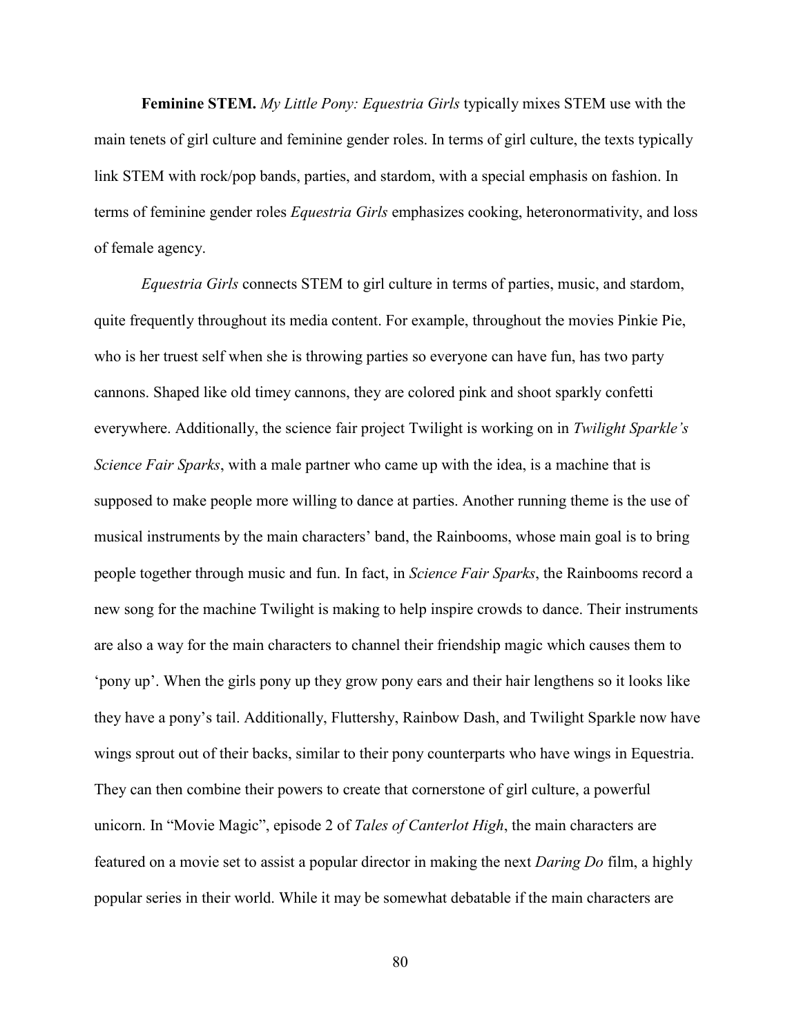**Feminine STEM.** *My Little Pony: Equestria Girls* typically mixes STEM use with the main tenets of girl culture and feminine gender roles. In terms of girl culture, the texts typically link STEM with rock/pop bands, parties, and stardom, with a special emphasis on fashion. In terms of feminine gender roles *Equestria Girls* emphasizes cooking, heteronormativity, and loss of female agency.

*Equestria Girls* connects STEM to girl culture in terms of parties, music, and stardom, quite frequently throughout its media content. For example, throughout the movies Pinkie Pie, who is her truest self when she is throwing parties so everyone can have fun, has two party cannons. Shaped like old timey cannons, they are colored pink and shoot sparkly confetti everywhere. Additionally, the science fair project Twilight is working on in *Twilight Sparkle's Science Fair Sparks*, with a male partner who came up with the idea, is a machine that is supposed to make people more willing to dance at parties. Another running theme is the use of musical instruments by the main characters' band, the Rainbooms, whose main goal is to bring people together through music and fun. In fact, in *Science Fair Sparks*, the Rainbooms record a new song for the machine Twilight is making to help inspire crowds to dance. Their instruments are also a way for the main characters to channel their friendship magic which causes them to 'pony up'. When the girls pony up they grow pony ears and their hair lengthens so it looks like they have a pony's tail. Additionally, Fluttershy, Rainbow Dash, and Twilight Sparkle now have wings sprout out of their backs, similar to their pony counterparts who have wings in Equestria. They can then combine their powers to create that cornerstone of girl culture, a powerful unicorn. In "Movie Magic", episode 2 of *Tales of Canterlot High*, the main characters are featured on a movie set to assist a popular director in making the next *Daring Do* film, a highly popular series in their world. While it may be somewhat debatable if the main characters are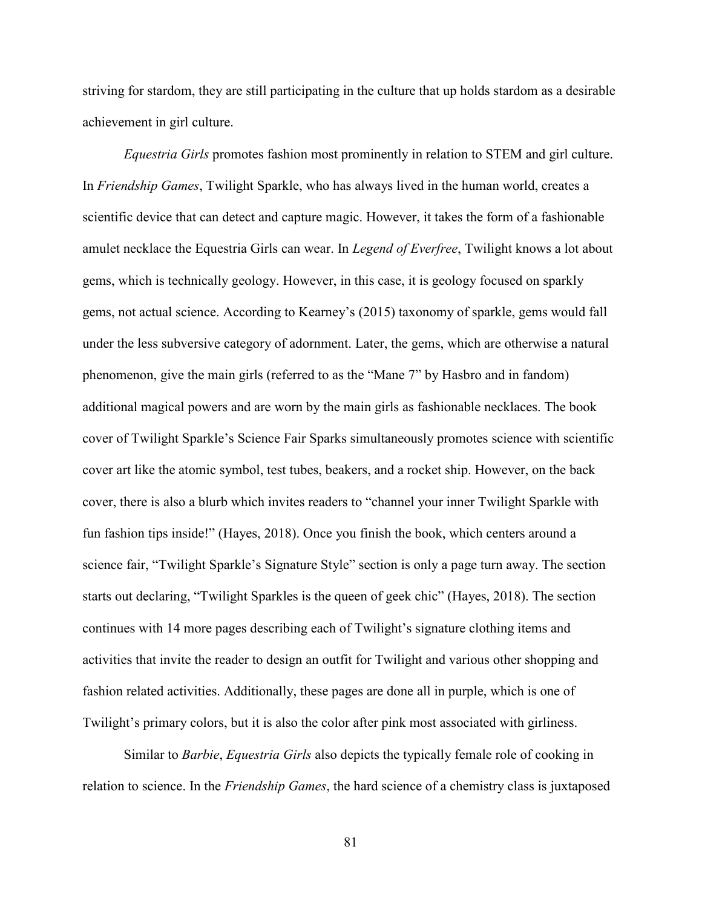striving for stardom, they are still participating in the culture that up holds stardom as a desirable achievement in girl culture.

*Equestria Girls* promotes fashion most prominently in relation to STEM and girl culture. In *Friendship Games*, Twilight Sparkle, who has always lived in the human world, creates a scientific device that can detect and capture magic. However, it takes the form of a fashionable amulet necklace the Equestria Girls can wear. In *Legend of Everfree*, Twilight knows a lot about gems, which is technically geology. However, in this case, it is geology focused on sparkly gems, not actual science. According to Kearney's (2015) taxonomy of sparkle, gems would fall under the less subversive category of adornment. Later, the gems, which are otherwise a natural phenomenon, give the main girls (referred to as the "Mane 7" by Hasbro and in fandom) additional magical powers and are worn by the main girls as fashionable necklaces. The book cover of Twilight Sparkle's Science Fair Sparks simultaneously promotes science with scientific cover art like the atomic symbol, test tubes, beakers, and a rocket ship. However, on the back cover, there is also a blurb which invites readers to "channel your inner Twilight Sparkle with fun fashion tips inside!" (Hayes, 2018). Once you finish the book, which centers around a science fair, "Twilight Sparkle's Signature Style" section is only a page turn away. The section starts out declaring, "Twilight Sparkles is the queen of geek chic" (Hayes, 2018). The section continues with 14 more pages describing each of Twilight's signature clothing items and activities that invite the reader to design an outfit for Twilight and various other shopping and fashion related activities. Additionally, these pages are done all in purple, which is one of Twilight's primary colors, but it is also the color after pink most associated with girliness.

Similar to *Barbie*, *Equestria Girls* also depicts the typically female role of cooking in relation to science. In the *Friendship Games*, the hard science of a chemistry class is juxtaposed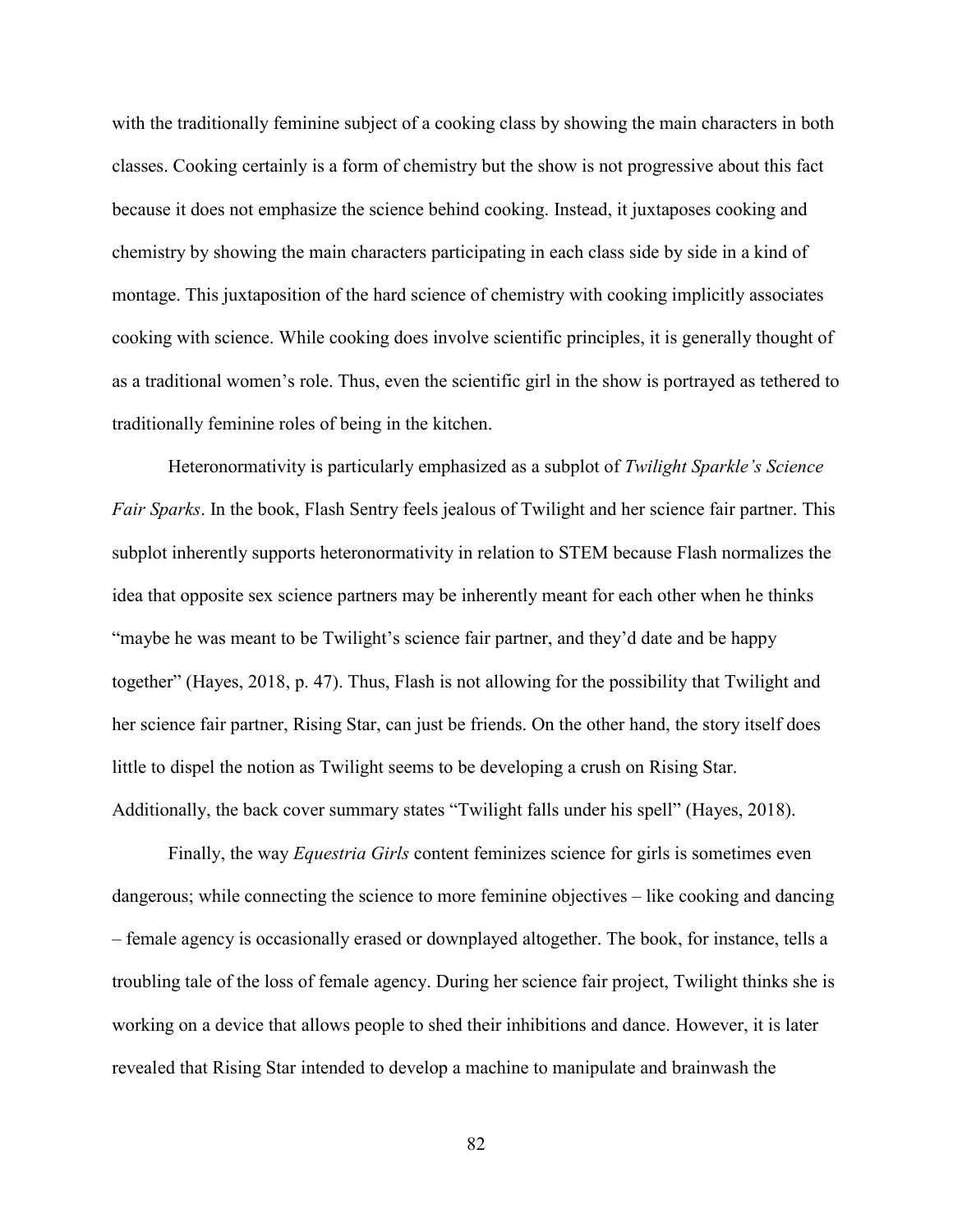with the traditionally feminine subject of a cooking class by showing the main characters in both classes. Cooking certainly is a form of chemistry but the show is not progressive about this fact because it does not emphasize the science behind cooking. Instead, it juxtaposes cooking and chemistry by showing the main characters participating in each class side by side in a kind of montage. This juxtaposition of the hard science of chemistry with cooking implicitly associates cooking with science. While cooking does involve scientific principles, it is generally thought of as a traditional women's role. Thus, even the scientific girl in the show is portrayed as tethered to traditionally feminine roles of being in the kitchen.

Heteronormativity is particularly emphasized as a subplot of *Twilight Sparkle's Science Fair Sparks*. In the book, Flash Sentry feels jealous of Twilight and her science fair partner. This subplot inherently supports heteronormativity in relation to STEM because Flash normalizes the idea that opposite sex science partners may be inherently meant for each other when he thinks "maybe he was meant to be Twilight's science fair partner, and they'd date and be happy together" (Hayes, 2018, p. 47). Thus, Flash is not allowing for the possibility that Twilight and her science fair partner, Rising Star, can just be friends. On the other hand, the story itself does little to dispel the notion as Twilight seems to be developing a crush on Rising Star. Additionally, the back cover summary states "Twilight falls under his spell" (Hayes, 2018).

Finally, the way *Equestria Girls* content feminizes science for girls is sometimes even dangerous; while connecting the science to more feminine objectives – like cooking and dancing – female agency is occasionally erased or downplayed altogether. The book, for instance, tells a troubling tale of the loss of female agency. During her science fair project, Twilight thinks she is working on a device that allows people to shed their inhibitions and dance. However, it is later revealed that Rising Star intended to develop a machine to manipulate and brainwash the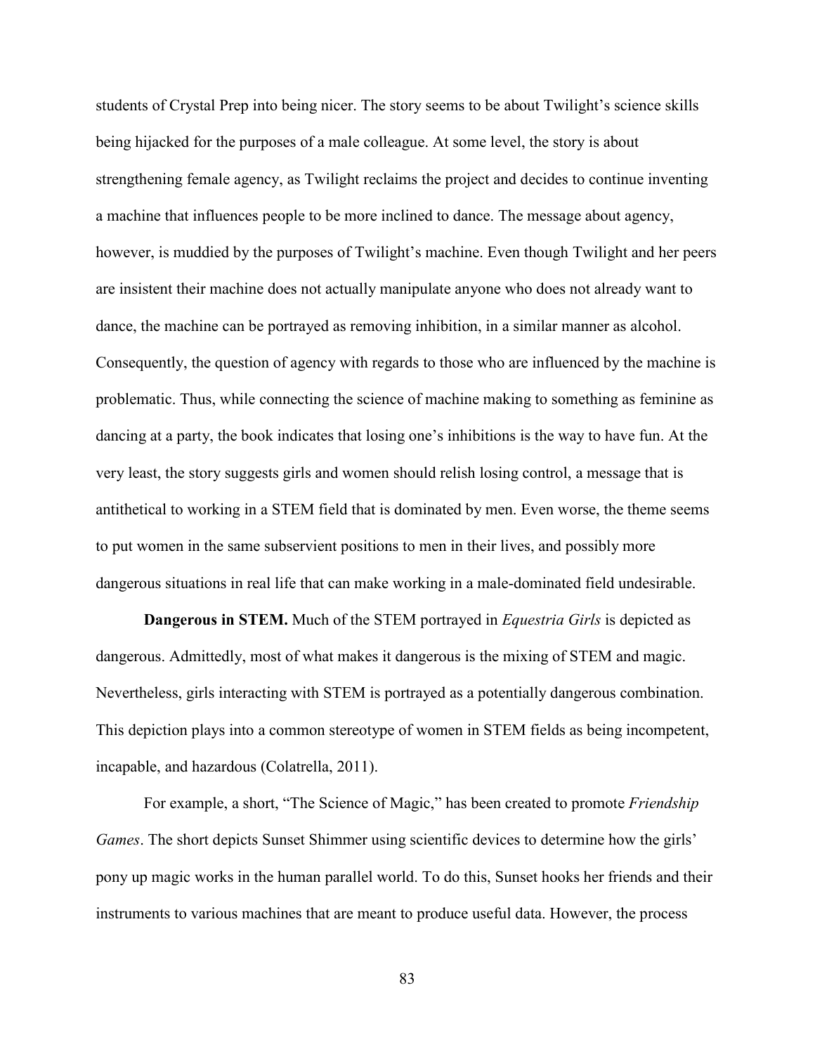students of Crystal Prep into being nicer. The story seems to be about Twilight's science skills being hijacked for the purposes of a male colleague. At some level, the story is about strengthening female agency, as Twilight reclaims the project and decides to continue inventing a machine that influences people to be more inclined to dance. The message about agency, however, is muddied by the purposes of Twilight's machine. Even though Twilight and her peers are insistent their machine does not actually manipulate anyone who does not already want to dance, the machine can be portrayed as removing inhibition, in a similar manner as alcohol. Consequently, the question of agency with regards to those who are influenced by the machine is problematic. Thus, while connecting the science of machine making to something as feminine as dancing at a party, the book indicates that losing one's inhibitions is the way to have fun. At the very least, the story suggests girls and women should relish losing control, a message that is antithetical to working in a STEM field that is dominated by men. Even worse, the theme seems to put women in the same subservient positions to men in their lives, and possibly more dangerous situations in real life that can make working in a male-dominated field undesirable.

**Dangerous in STEM.** Much of the STEM portrayed in *Equestria Girls* is depicted as dangerous. Admittedly, most of what makes it dangerous is the mixing of STEM and magic. Nevertheless, girls interacting with STEM is portrayed as a potentially dangerous combination. This depiction plays into a common stereotype of women in STEM fields as being incompetent, incapable, and hazardous (Colatrella, 2011).

For example, a short, "The Science of Magic," has been created to promote *Friendship Games*. The short depicts Sunset Shimmer using scientific devices to determine how the girls' pony up magic works in the human parallel world. To do this, Sunset hooks her friends and their instruments to various machines that are meant to produce useful data. However, the process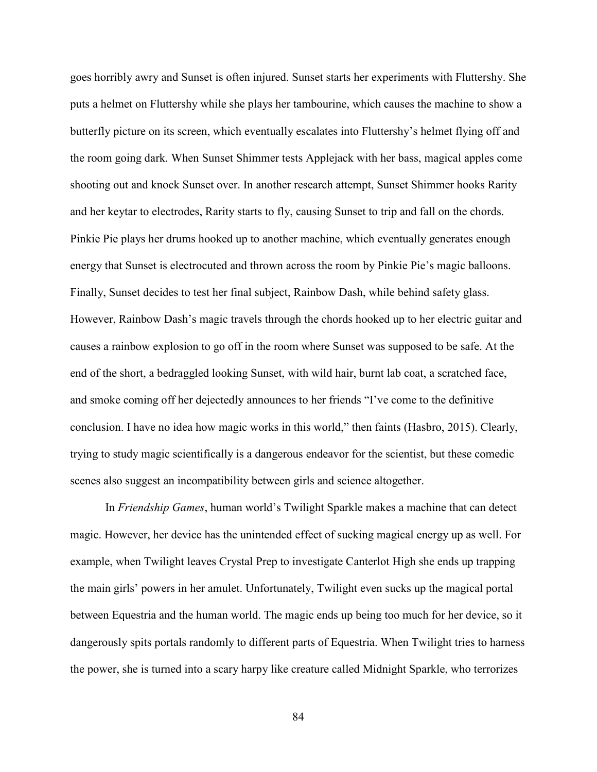goes horribly awry and Sunset is often injured. Sunset starts her experiments with Fluttershy. She puts a helmet on Fluttershy while she plays her tambourine, which causes the machine to show a butterfly picture on its screen, which eventually escalates into Fluttershy's helmet flying off and the room going dark. When Sunset Shimmer tests Applejack with her bass, magical apples come shooting out and knock Sunset over. In another research attempt, Sunset Shimmer hooks Rarity and her keytar to electrodes, Rarity starts to fly, causing Sunset to trip and fall on the chords. Pinkie Pie plays her drums hooked up to another machine, which eventually generates enough energy that Sunset is electrocuted and thrown across the room by Pinkie Pie's magic balloons. Finally, Sunset decides to test her final subject, Rainbow Dash, while behind safety glass. However, Rainbow Dash's magic travels through the chords hooked up to her electric guitar and causes a rainbow explosion to go off in the room where Sunset was supposed to be safe. At the end of the short, a bedraggled looking Sunset, with wild hair, burnt lab coat, a scratched face, and smoke coming off her dejectedly announces to her friends "I've come to the definitive conclusion. I have no idea how magic works in this world," then faints (Hasbro, 2015). Clearly, trying to study magic scientifically is a dangerous endeavor for the scientist, but these comedic scenes also suggest an incompatibility between girls and science altogether.

In *Friendship Games*, human world's Twilight Sparkle makes a machine that can detect magic. However, her device has the unintended effect of sucking magical energy up as well. For example, when Twilight leaves Crystal Prep to investigate Canterlot High she ends up trapping the main girls' powers in her amulet. Unfortunately, Twilight even sucks up the magical portal between Equestria and the human world. The magic ends up being too much for her device, so it dangerously spits portals randomly to different parts of Equestria. When Twilight tries to harness the power, she is turned into a scary harpy like creature called Midnight Sparkle, who terrorizes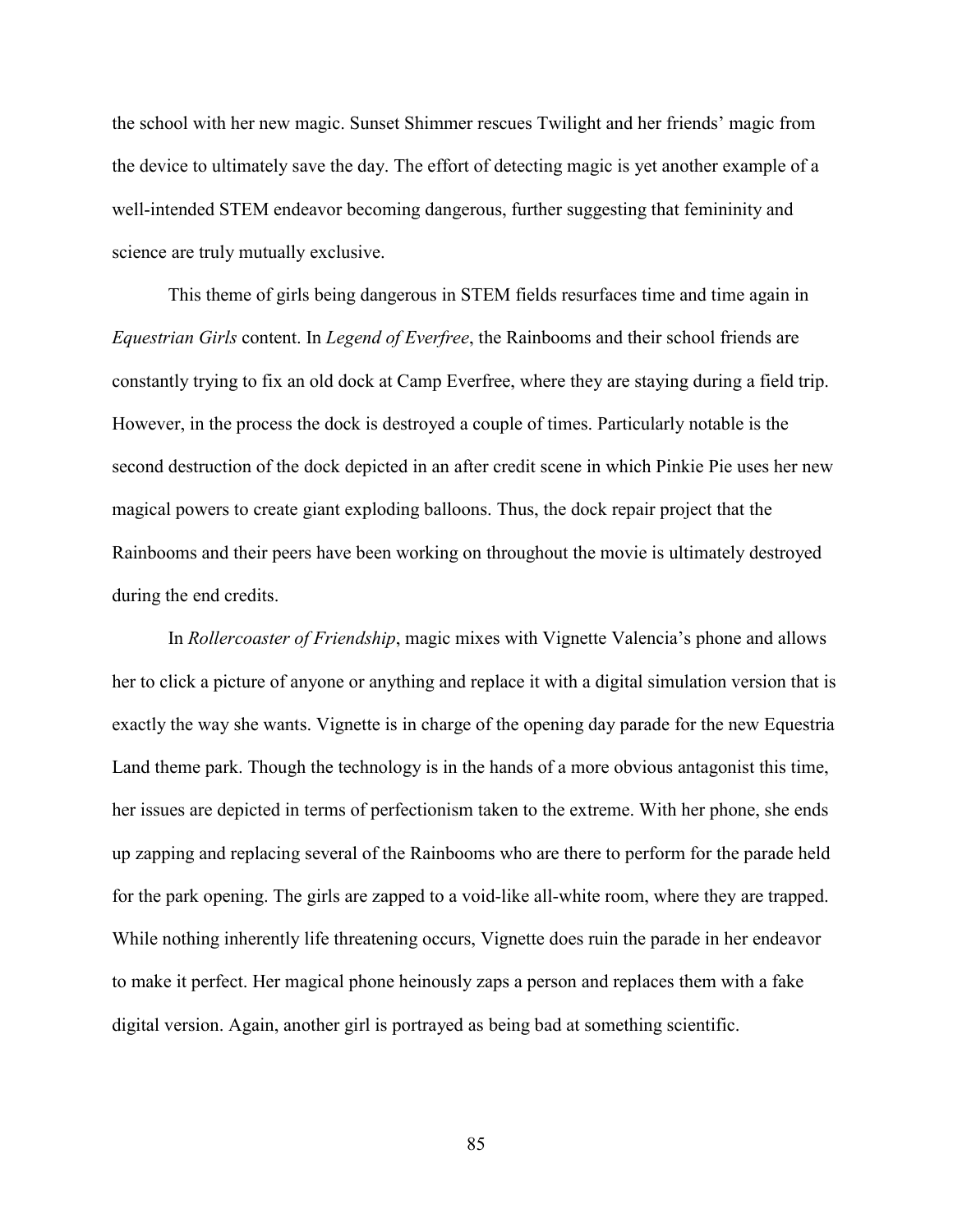the school with her new magic. Sunset Shimmer rescues Twilight and her friends' magic from the device to ultimately save the day. The effort of detecting magic is yet another example of a well-intended STEM endeavor becoming dangerous, further suggesting that femininity and science are truly mutually exclusive.

This theme of girls being dangerous in STEM fields resurfaces time and time again in *Equestrian Girls* content. In *Legend of Everfree*, the Rainbooms and their school friends are constantly trying to fix an old dock at Camp Everfree, where they are staying during a field trip. However, in the process the dock is destroyed a couple of times. Particularly notable is the second destruction of the dock depicted in an after credit scene in which Pinkie Pie uses her new magical powers to create giant exploding balloons. Thus, the dock repair project that the Rainbooms and their peers have been working on throughout the movie is ultimately destroyed during the end credits.

In *Rollercoaster of Friendship*, magic mixes with Vignette Valencia's phone and allows her to click a picture of anyone or anything and replace it with a digital simulation version that is exactly the way she wants. Vignette is in charge of the opening day parade for the new Equestria Land theme park. Though the technology is in the hands of a more obvious antagonist this time, her issues are depicted in terms of perfectionism taken to the extreme. With her phone, she ends up zapping and replacing several of the Rainbooms who are there to perform for the parade held for the park opening. The girls are zapped to a void-like all-white room, where they are trapped. While nothing inherently life threatening occurs, Vignette does ruin the parade in her endeavor to make it perfect. Her magical phone heinously zaps a person and replaces them with a fake digital version. Again, another girl is portrayed as being bad at something scientific.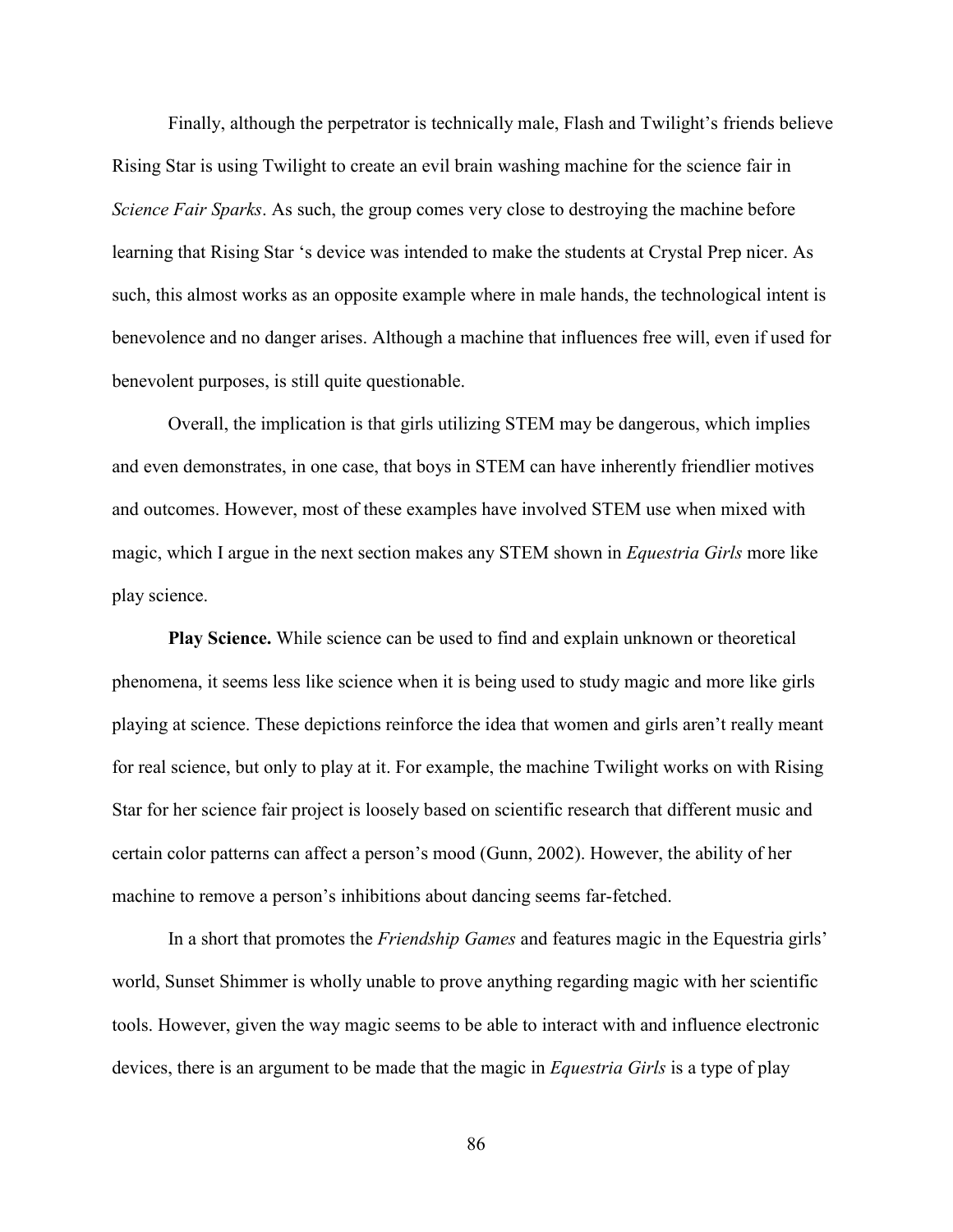Finally, although the perpetrator is technically male, Flash and Twilight's friends believe Rising Star is using Twilight to create an evil brain washing machine for the science fair in *Science Fair Sparks*. As such, the group comes very close to destroying the machine before learning that Rising Star 's device was intended to make the students at Crystal Prep nicer. As such, this almost works as an opposite example where in male hands, the technological intent is benevolence and no danger arises. Although a machine that influences free will, even if used for benevolent purposes, is still quite questionable.

Overall, the implication is that girls utilizing STEM may be dangerous, which implies and even demonstrates, in one case, that boys in STEM can have inherently friendlier motives and outcomes. However, most of these examples have involved STEM use when mixed with magic, which I argue in the next section makes any STEM shown in *Equestria Girls* more like play science.

**Play Science.** While science can be used to find and explain unknown or theoretical phenomena, it seems less like science when it is being used to study magic and more like girls playing at science. These depictions reinforce the idea that women and girls aren't really meant for real science, but only to play at it. For example, the machine Twilight works on with Rising Star for her science fair project is loosely based on scientific research that different music and certain color patterns can affect a person's mood (Gunn, 2002). However, the ability of her machine to remove a person's inhibitions about dancing seems far-fetched.

In a short that promotes the *Friendship Games* and features magic in the Equestria girls' world, Sunset Shimmer is wholly unable to prove anything regarding magic with her scientific tools. However, given the way magic seems to be able to interact with and influence electronic devices, there is an argument to be made that the magic in *Equestria Girls* is a type of play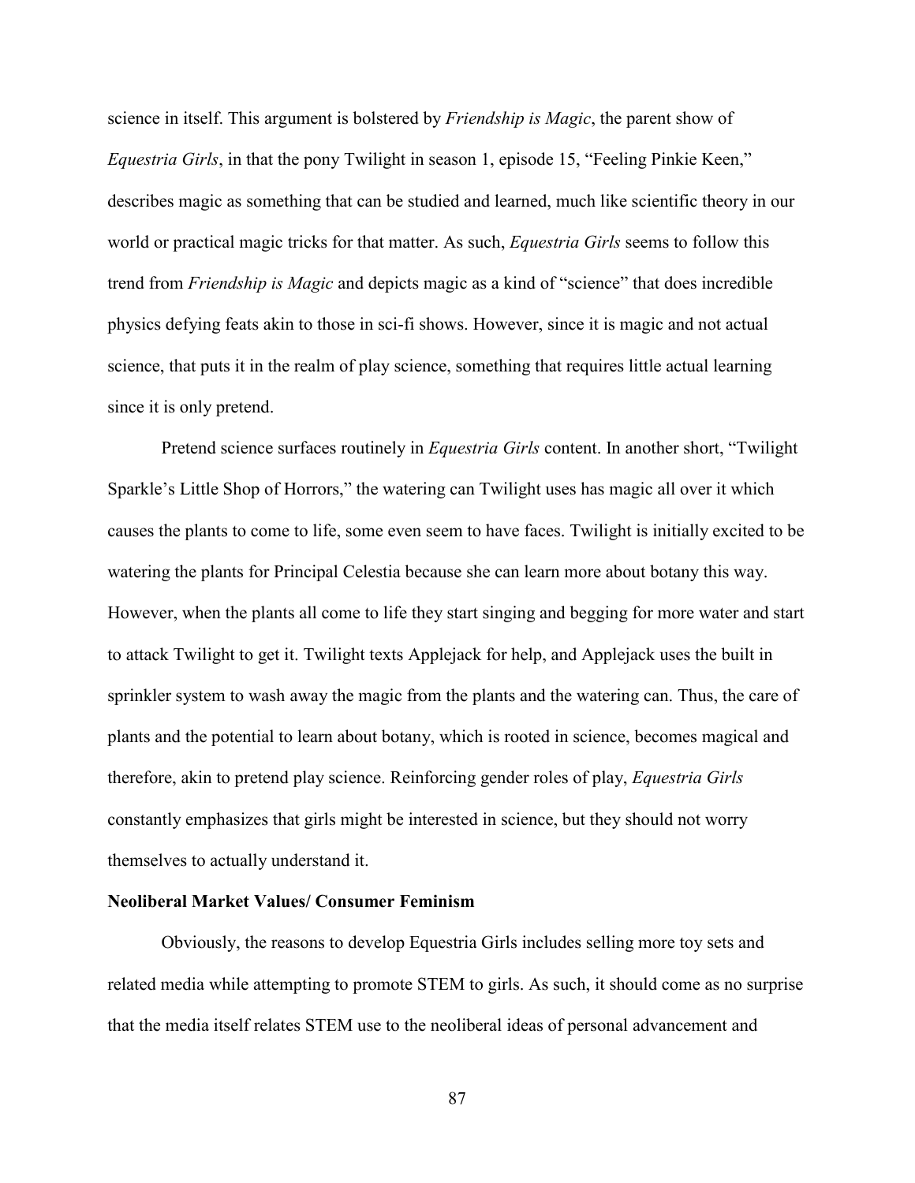science in itself. This argument is bolstered by *Friendship is Magic*, the parent show of *Equestria Girls*, in that the pony Twilight in season 1, episode 15, "Feeling Pinkie Keen," describes magic as something that can be studied and learned, much like scientific theory in our world or practical magic tricks for that matter. As such, *Equestria Girls* seems to follow this trend from *Friendship is Magic* and depicts magic as a kind of "science" that does incredible physics defying feats akin to those in sci-fi shows. However, since it is magic and not actual science, that puts it in the realm of play science, something that requires little actual learning since it is only pretend.

Pretend science surfaces routinely in *Equestria Girls* content. In another short, "Twilight Sparkle's Little Shop of Horrors," the watering can Twilight uses has magic all over it which causes the plants to come to life, some even seem to have faces. Twilight is initially excited to be watering the plants for Principal Celestia because she can learn more about botany this way. However, when the plants all come to life they start singing and begging for more water and start to attack Twilight to get it. Twilight texts Applejack for help, and Applejack uses the built in sprinkler system to wash away the magic from the plants and the watering can. Thus, the care of plants and the potential to learn about botany, which is rooted in science, becomes magical and therefore, akin to pretend play science. Reinforcing gender roles of play, *Equestria Girls* constantly emphasizes that girls might be interested in science, but they should not worry themselves to actually understand it.

**Neoliberal Market Values/ Consumer Feminism**

Obviously, the reasons to develop Equestria Girls includes selling more toy sets and related media while attempting to promote STEM to girls. As such, it should come as no surprise that the media itself relates STEM use to the neoliberal ideas of personal advancement and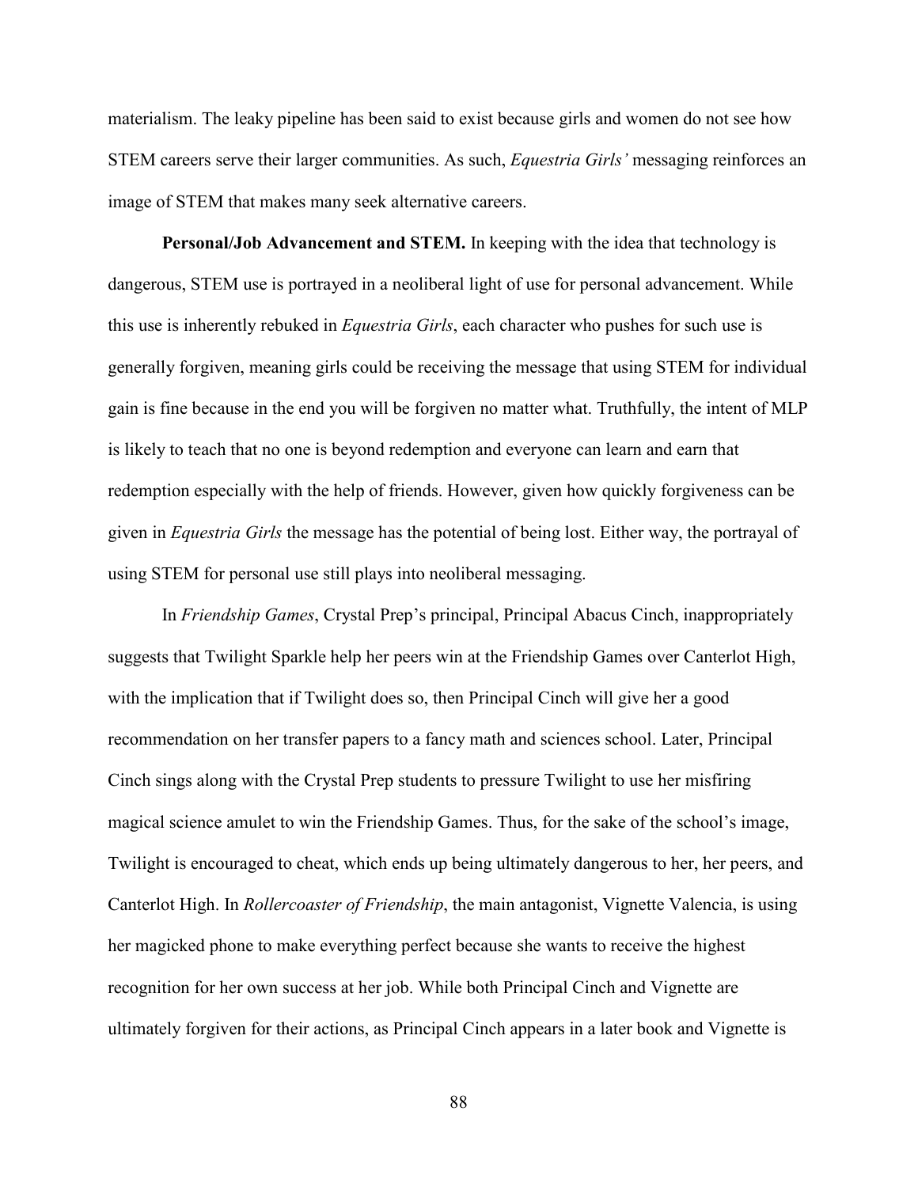materialism. The leaky pipeline has been said to exist because girls and women do not see how STEM careers serve their larger communities. As such, *Equestria Girls'* messaging reinforces an image of STEM that makes many seek alternative careers.

**Personal/Job Advancement and STEM.** In keeping with the idea that technology is dangerous, STEM use is portrayed in a neoliberal light of use for personal advancement. While this use is inherently rebuked in *Equestria Girls*, each character who pushes for such use is generally forgiven, meaning girls could be receiving the message that using STEM for individual gain is fine because in the end you will be forgiven no matter what. Truthfully, the intent of MLP is likely to teach that no one is beyond redemption and everyone can learn and earn that redemption especially with the help of friends. However, given how quickly forgiveness can be given in *Equestria Girls* the message has the potential of being lost. Either way, the portrayal of using STEM for personal use still plays into neoliberal messaging.

In *Friendship Games*, Crystal Prep's principal, Principal Abacus Cinch, inappropriately suggests that Twilight Sparkle help her peers win at the Friendship Games over Canterlot High, with the implication that if Twilight does so, then Principal Cinch will give her a good recommendation on her transfer papers to a fancy math and sciences school. Later, Principal Cinch sings along with the Crystal Prep students to pressure Twilight to use her misfiring magical science amulet to win the Friendship Games. Thus, for the sake of the school's image, Twilight is encouraged to cheat, which ends up being ultimately dangerous to her, her peers, and Canterlot High. In *Rollercoaster of Friendship*, the main antagonist, Vignette Valencia, is using her magicked phone to make everything perfect because she wants to receive the highest recognition for her own success at her job. While both Principal Cinch and Vignette are ultimately forgiven for their actions, as Principal Cinch appears in a later book and Vignette is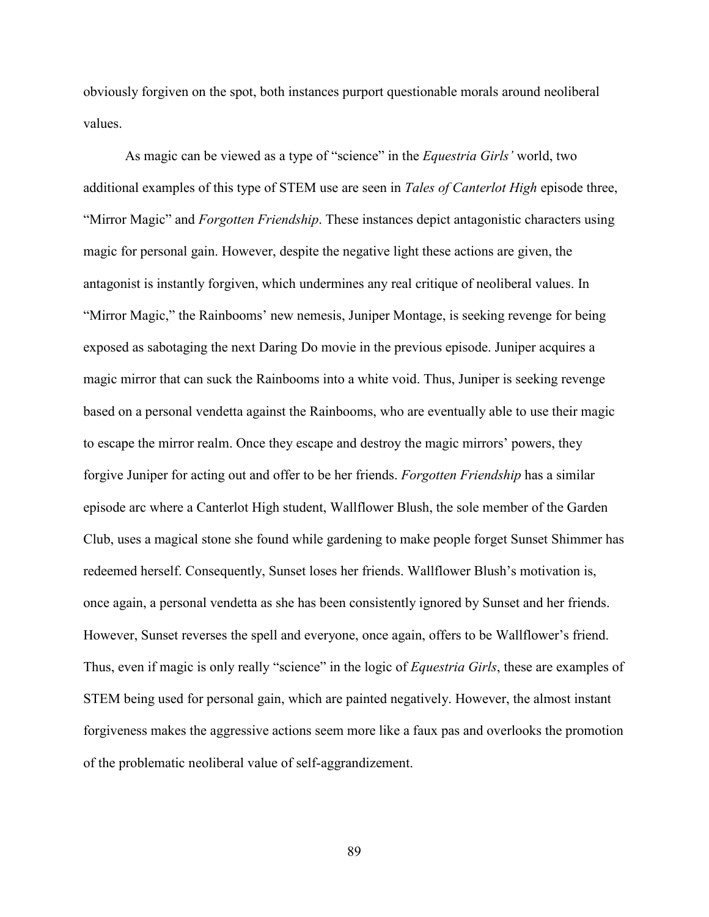obviously forgiven on the spot, both instances purport questionable morals around neoliberal values.

As magic can be viewed as a type of "science" in the *Equestria Girls'* world, two additional examples of this type of STEM use are seen in *Tales of Canterlot High* episode three, "Mirror Magic" and *Forgotten Friendship*. These instances depict antagonistic characters using magic for personal gain. However, despite the negative light these actions are given, the antagonist is instantly forgiven, which undermines any real critique of neoliberal values. In "Mirror Magic," the Rainbooms' new nemesis, Juniper Montage, is seeking revenge for being exposed as sabotaging the next Daring Do movie in the previous episode. Juniper acquires a magic mirror that can suck the Rainbooms into a white void. Thus, Juniper is seeking revenge based on a personal vendetta against the Rainbooms, who are eventually able to use their magic to escape the mirror realm. Once they escape and destroy the magic mirrors' powers, they forgive Juniper for acting out and offer to be her friends. *Forgotten Friendship* has a similar episode arc where a Canterlot High student, Wallflower Blush, the sole member of the Garden Club, uses a magical stone she found while gardening to make people forget Sunset Shimmer has redeemed herself. Consequently, Sunset loses her friends. Wallflower Blush's motivation is, once again, a personal vendetta as she has been consistently ignored by Sunset and her friends. However, Sunset reverses the spell and everyone, once again, offers to be Wallflower's friend. Thus, even if magic is only really "science" in the logic of *Equestria Girls*, these are examples of STEM being used for personal gain, which are painted negatively. However, the almost instant forgiveness makes the aggressive actions seem more like a faux pas and overlooks the promotion of the problematic neoliberal value of self-aggrandizement.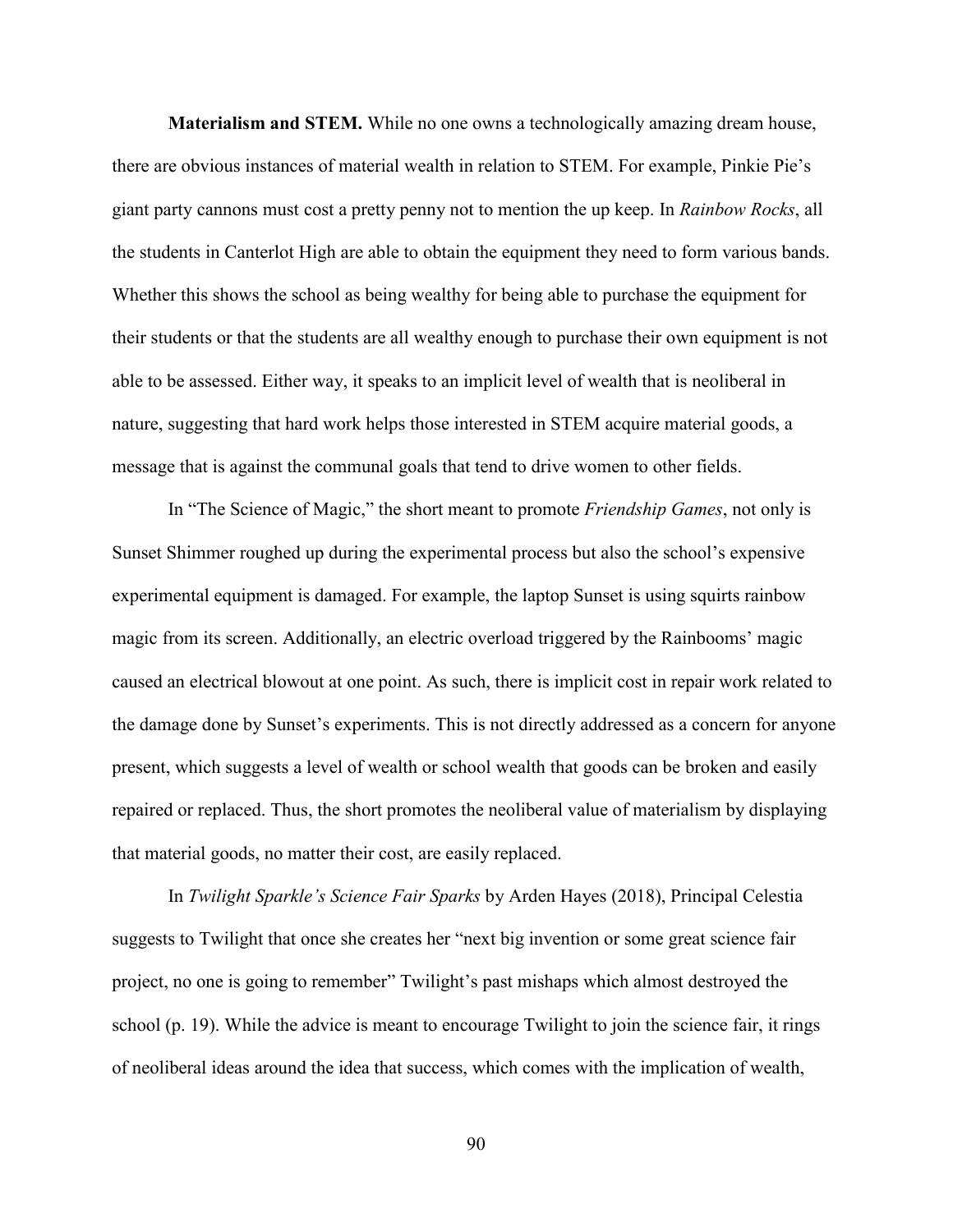**Materialism and STEM.** While no one owns a technologically amazing dream house, there are obvious instances of material wealth in relation to STEM. For example, Pinkie Pie's giant party cannons must cost a pretty penny not to mention the up keep. In *Rainbow Rocks*, all the students in Canterlot High are able to obtain the equipment they need to form various bands. Whether this shows the school as being wealthy for being able to purchase the equipment for their students or that the students are all wealthy enough to purchase their own equipment is not able to be assessed. Either way, it speaks to an implicit level of wealth that is neoliberal in nature, suggesting that hard work helps those interested in STEM acquire material goods, a message that is against the communal goals that tend to drive women to other fields.

In "The Science of Magic," the short meant to promote *Friendship Games*, not only is Sunset Shimmer roughed up during the experimental process but also the school's expensive experimental equipment is damaged. For example, the laptop Sunset is using squirts rainbow magic from its screen. Additionally, an electric overload triggered by the Rainbooms' magic caused an electrical blowout at one point. As such, there is implicit cost in repair work related to the damage done by Sunset's experiments. This is not directly addressed as a concern for anyone present, which suggests a level of wealth or school wealth that goods can be broken and easily repaired or replaced. Thus, the short promotes the neoliberal value of materialism by displaying that material goods, no matter their cost, are easily replaced.

In *Twilight Sparkle's Science Fair Sparks* by Arden Hayes (2018), Principal Celestia suggests to Twilight that once she creates her "next big invention or some great science fair project, no one is going to remember" Twilight's past mishaps which almost destroyed the school (p. 19). While the advice is meant to encourage Twilight to join the science fair, it rings of neoliberal ideas around the idea that success, which comes with the implication of wealth,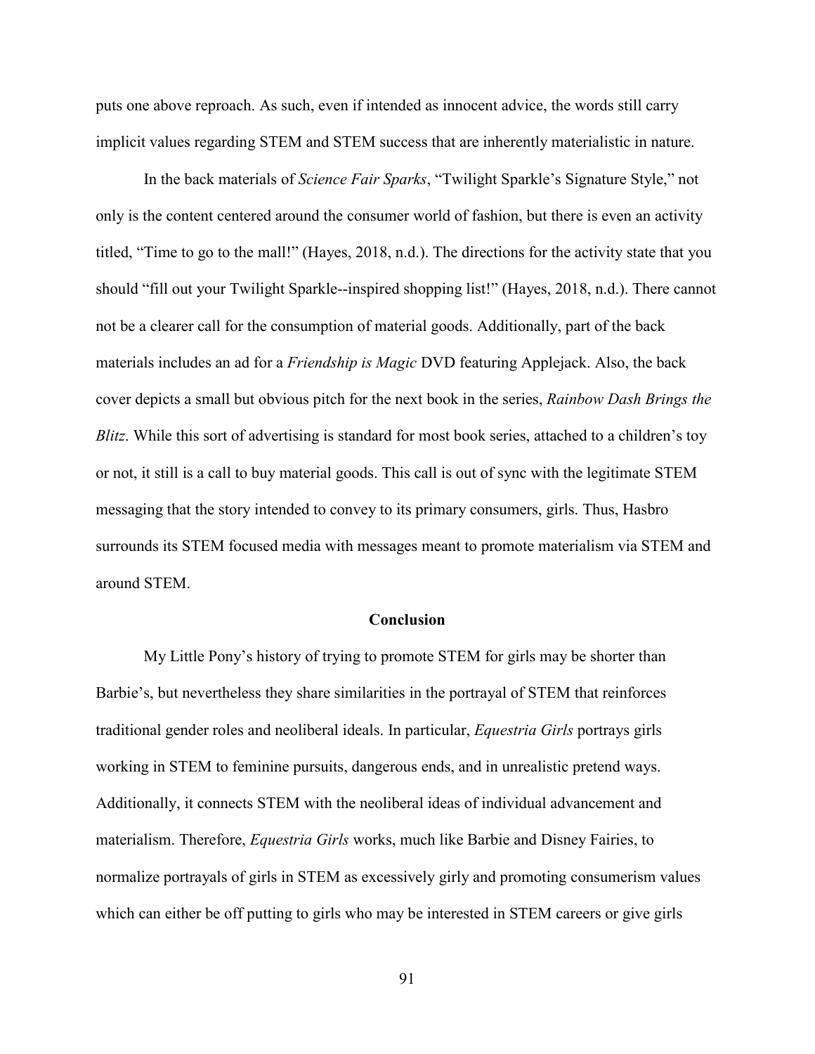puts one above reproach. As such, even if intended as innocent advice, the words still carry implicit values regarding STEM and STEM success that are inherently materialistic in nature.

In the back materials of *Science Fair Sparks*, "Twilight Sparkle's Signature Style," not only is the content centered around the consumer world of fashion, but there is even an activity titled, "Time to go to the mall!" (Hayes, 2018, n.d.). The directions for the activity state that you should "fill out your Twilight Sparkle--inspired shopping list!" (Hayes, 2018, n.d.). There cannot not be a clearer call for the consumption of material goods. Additionally, part of the back materials includes an ad for a *Friendship is Magic* DVD featuring Applejack. Also, the back cover depicts a small but obvious pitch for the next book in the series, *Rainbow Dash Brings the Blitz*. While this sort of advertising is standard for most book series, attached to a children's toy or not, it still is a call to buy material goods. This call is out of sync with the legitimate STEM messaging that the story intended to convey to its primary consumers, girls. Thus, Hasbro surrounds its STEM focused media with messages meant to promote materialism via STEM and around STEM.

## Conclusion

My Little Pony's history of trying to promote STEM for girls may be shorter than Barbie's, but nevertheless they share similarities in the portrayal of STEM that reinforces traditional gender roles and neoliberal ideals. In particular, *Equestria Girls* portrays girls working in STEM to feminine pursuits, dangerous ends, and in unrealistic pretend ways. Additionally, it connects STEM with the neoliberal ideas of individual advancement and materialism. Therefore, *Equestria Girls* works, much like Barbie and Disney Fairies, to normalize portrayals of girls in STEM as excessively girly and promoting consumerism values which can either be off putting to girls who may be interested in STEM careers or give girls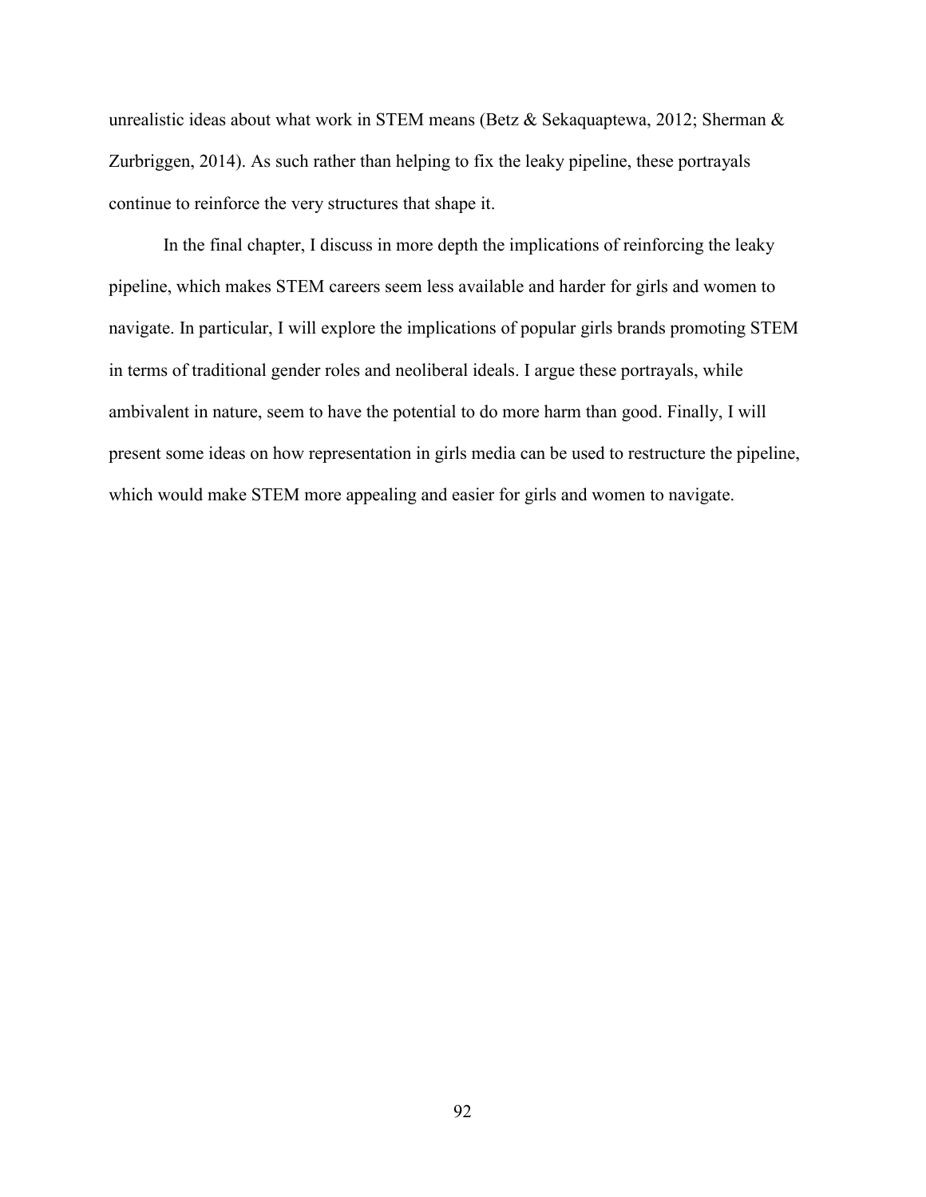unrealistic ideas about what work in STEM means (Betz & Sekaquaptewa, 2012; Sherman & Zurbriggen, 2014). As such rather than helping to fix the leaky pipeline, these portrayals continue to reinforce the very structures that shape it.

In the final chapter, I discuss in more depth the implications of reinforcing the leaky pipeline, which makes STEM careers seem less available and harder for girls and women to navigate. In particular, I will explore the implications of popular girls brands promoting STEM in terms of traditional gender roles and neoliberal ideals. I argue these portrayals, while ambivalent in nature, seem to have the potential to do more harm than good. Finally, I will present some ideas on how representation in girls media can be used to restructure the pipeline, which would make STEM more appealing and easier for girls and women to navigate.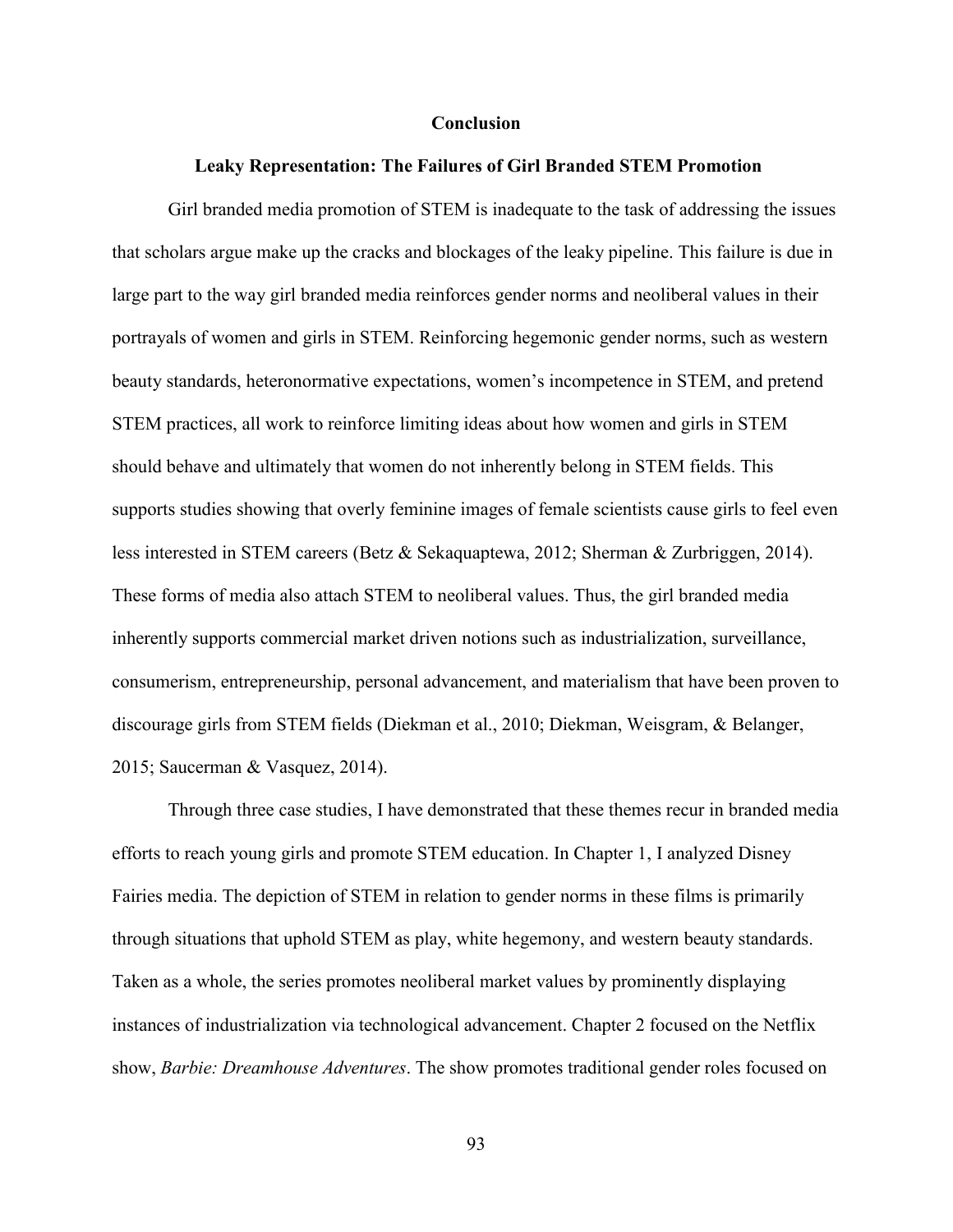# Conclusion

## Leaky Representation: The Failures of Girl Branded STEM Promotion

Girl branded media promotion of STEM is inadequate to the task of addressing the issues that scholars argue make up the cracks and blockages of the leaky pipeline. This failure is due in large part to the way girl branded media reinforces gender norms and neoliberal values in their portrayals of women and girls in STEM. Reinforcing hegemonic gender norms, such as western beauty standards, heteronormative expectations, women's incompetence in STEM, and pretend STEM practices, all work to reinforce limiting ideas about how women and girls in STEM should behave and ultimately that women do not inherently belong in STEM fields. This supports studies showing that overly feminine images of female scientists cause girls to feel even less interested in STEM careers (Betz & Sekaquaptewa, 2012; Sherman & Zurbriggen, 2014). These forms of media also attach STEM to neoliberal values. Thus, the girl branded media inherently supports commercial market driven notions such as industrialization, surveillance, consumerism, entrepreneurship, personal advancement, and materialism that have been proven to discourage girls from STEM fields (Diekman et al., 2010; Diekman, Weisgram, & Belanger, 2015; Saucerman & Vasquez, 2014).

Through three case studies, I have demonstrated that these themes recur in branded media efforts to reach young girls and promote STEM education. In Chapter 1, I analyzed Disney Fairies media. The depiction of STEM in relation to gender norms in these films is primarily through situations that uphold STEM as play, white hegemony, and western beauty standards. Taken as a whole, the series promotes neoliberal market values by prominently displaying instances of industrialization via technological advancement. Chapter 2 focused on the Netflix show, *Barbie: Dreamhouse Adventures*. The show promotes traditional gender roles focused on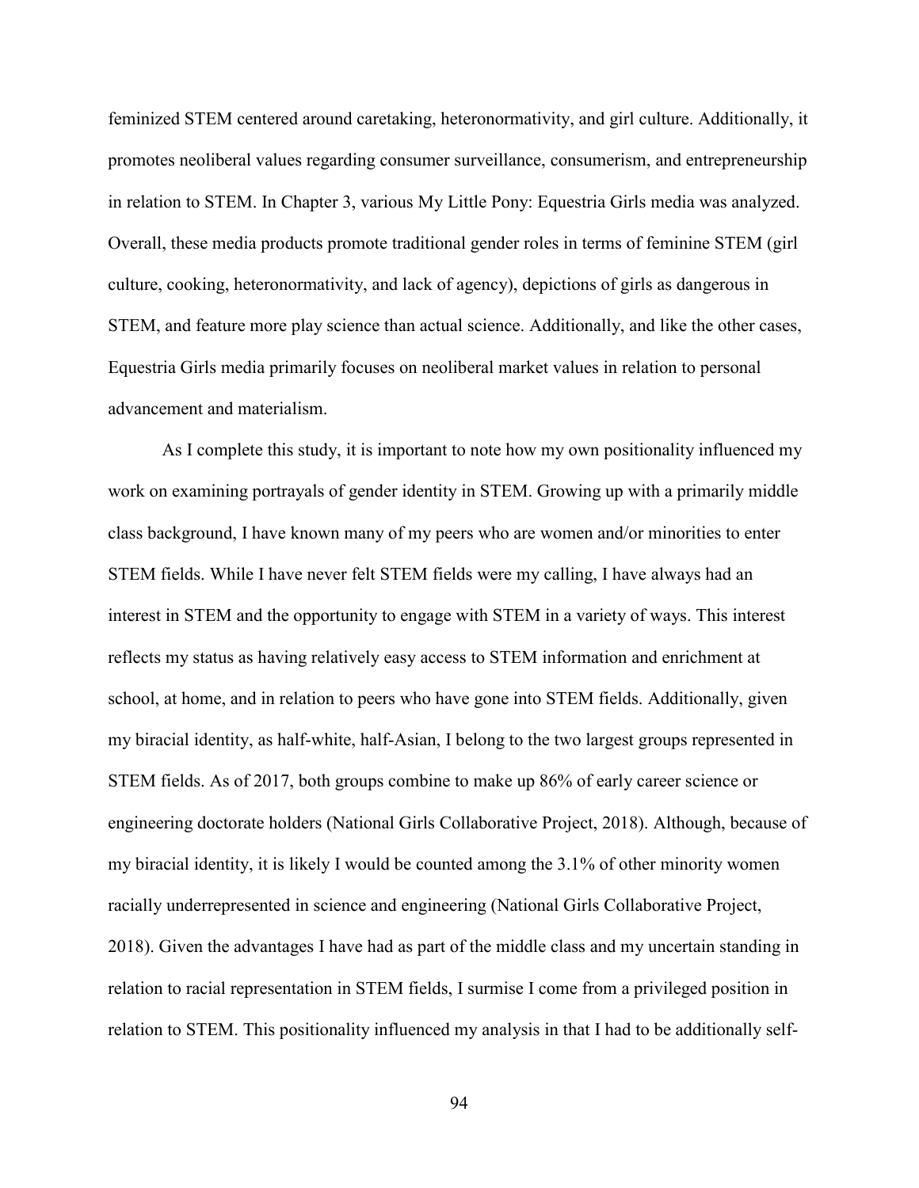feminized STEM centered around caretaking, heteronormativity, and girl culture. Additionally, it promotes neoliberal values regarding consumer surveillance, consumerism, and entrepreneurship in relation to STEM. In Chapter 3, various My Little Pony: Equestria Girls media was analyzed. Overall, these media products promote traditional gender roles in terms of feminine STEM (girl culture, cooking, heteronormativity, and lack of agency), depictions of girls as dangerous in STEM, and feature more play science than actual science. Additionally, and like the other cases, Equestria Girls media primarily focuses on neoliberal market values in relation to personal advancement and materialism.

As I complete this study, it is important to note how my own positionality influenced my work on examining portrayals of gender identity in STEM. Growing up with a primarily middle class background, I have known many of my peers who are women and/or minorities to enter STEM fields. While I have never felt STEM fields were my calling, I have always had an interest in STEM and the opportunity to engage with STEM in a variety of ways. This interest reflects my status as having relatively easy access to STEM information and enrichment at school, at home, and in relation to peers who have gone into STEM fields. Additionally, given my biracial identity, as half-white, half-Asian, I belong to the two largest groups represented in STEM fields. As of 2017, both groups combine to make up 86% of early career science or engineering doctorate holders (National Girls Collaborative Project, 2018). Although, because of my biracial identity, it is likely I would be counted among the 3.1% of other minority women racially underrepresented in science and engineering (National Girls Collaborative Project, 2018). Given the advantages I have had as part of the middle class and my uncertain standing in relation to racial representation in STEM fields, I surmise I come from a privileged position in relation to STEM. This positionality influenced my analysis in that I had to be additionally self-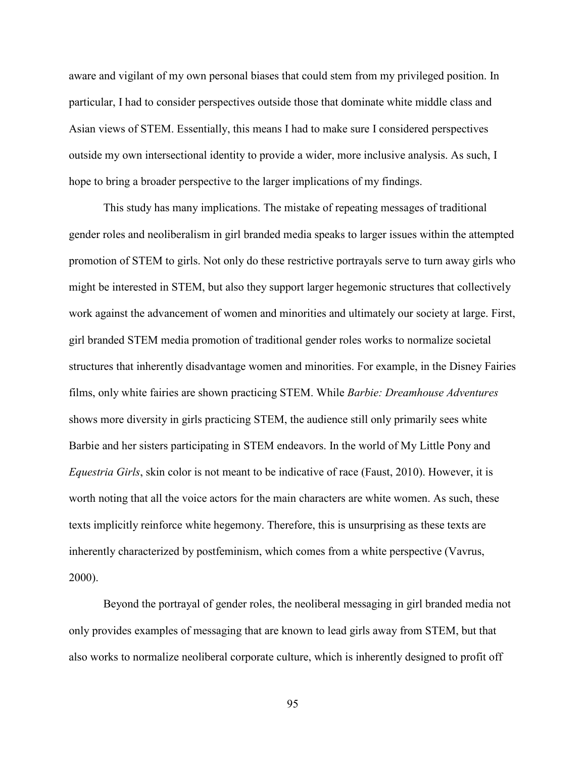aware and vigilant of my own personal biases that could stem from my privileged position. In particular, I had to consider perspectives outside those that dominate white middle class and Asian views of STEM. Essentially, this means I had to make sure I considered perspectives outside my own intersectional identity to provide a wider, more inclusive analysis. As such, I hope to bring a broader perspective to the larger implications of my findings.

This study has many implications. The mistake of repeating messages of traditional gender roles and neoliberalism in girl branded media speaks to larger issues within the attempted promotion of STEM to girls. Not only do these restrictive portrayals serve to turn away girls who might be interested in STEM, but also they support larger hegemonic structures that collectively work against the advancement of women and minorities and ultimately our society at large. First, girl branded STEM media promotion of traditional gender roles works to normalize societal structures that inherently disadvantage women and minorities. For example, in the Disney Fairies films, only white fairies are shown practicing STEM. While *Barbie: Dreamhouse Adventures* shows more diversity in girls practicing STEM, the audience still only primarily sees white Barbie and her sisters participating in STEM endeavors. In the world of My Little Pony and *Equestria Girls*, skin color is not meant to be indicative of race (Faust, 2010). However, it is worth noting that all the voice actors for the main characters are white women. As such, these texts implicitly reinforce white hegemony. Therefore, this is unsurprising as these texts are inherently characterized by postfeminism, which comes from a white perspective (Vavrus, 2000).

Beyond the portrayal of gender roles, the neoliberal messaging in girl branded media not only provides examples of messaging that are known to lead girls away from STEM, but that also works to normalize neoliberal corporate culture, which is inherently designed to profit off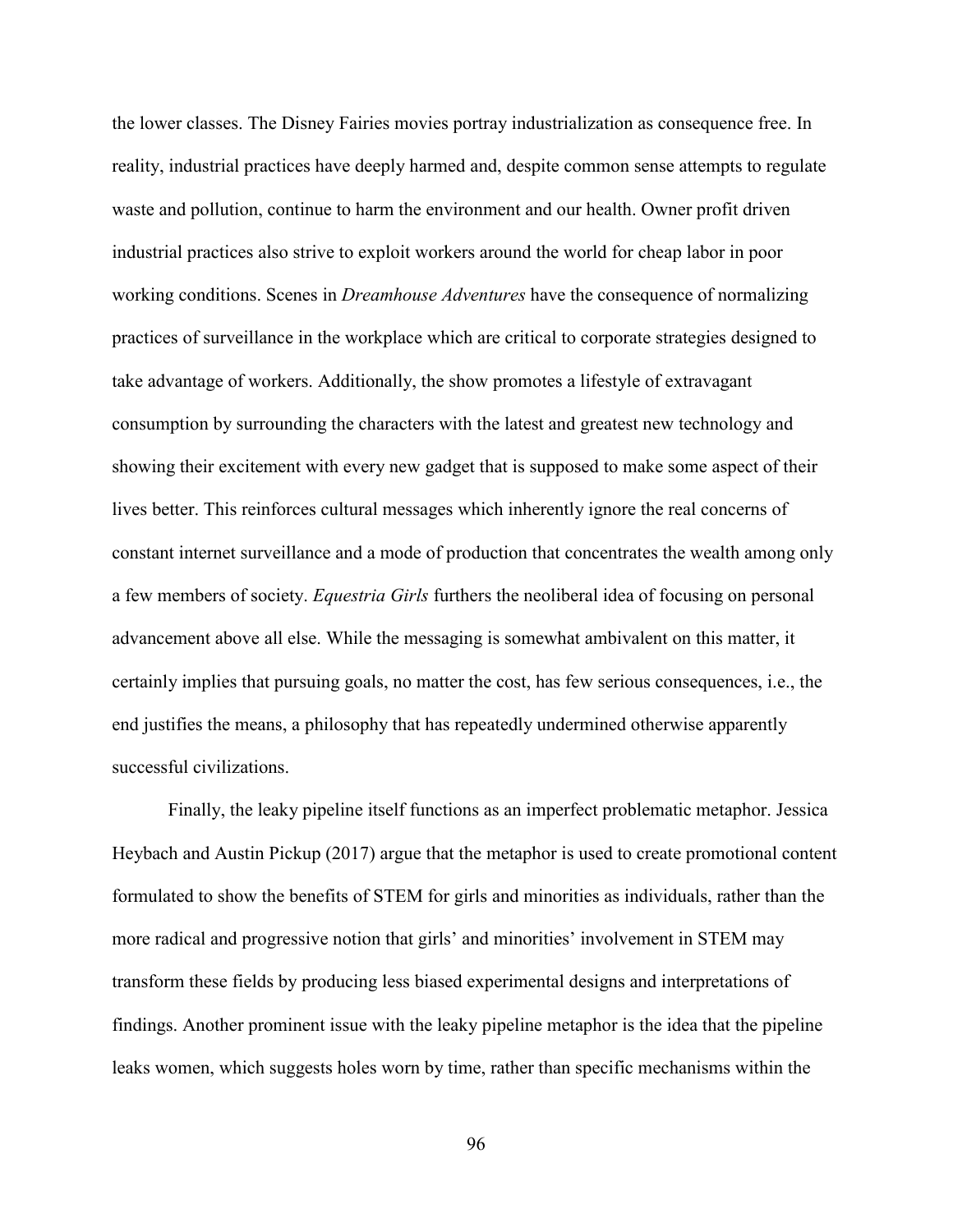the lower classes. The Disney Fairies movies portray industrialization as consequence free. In reality, industrial practices have deeply harmed and, despite common sense attempts to regulate waste and pollution, continue to harm the environment and our health. Owner profit driven industrial practices also strive to exploit workers around the world for cheap labor in poor working conditions. Scenes in *Dreamhouse Adventures* have the consequence of normalizing practices of surveillance in the workplace which are critical to corporate strategies designed to take advantage of workers. Additionally, the show promotes a lifestyle of extravagant consumption by surrounding the characters with the latest and greatest new technology and showing their excitement with every new gadget that is supposed to make some aspect of their lives better. This reinforces cultural messages which inherently ignore the real concerns of constant internet surveillance and a mode of production that concentrates the wealth among only a few members of society. *Equestria Girls* furthers the neoliberal idea of focusing on personal advancement above all else. While the messaging is somewhat ambivalent on this matter, it certainly implies that pursuing goals, no matter the cost, has few serious consequences, i.e., the end justifies the means, a philosophy that has repeatedly undermined otherwise apparently successful civilizations.

Finally, the leaky pipeline itself functions as an imperfect problematic metaphor. Jessica Heybach and Austin Pickup (2017) argue that the metaphor is used to create promotional content formulated to show the benefits of STEM for girls and minorities as individuals, rather than the more radical and progressive notion that girls' and minorities' involvement in STEM may transform these fields by producing less biased experimental designs and interpretations of findings. Another prominent issue with the leaky pipeline metaphor is the idea that the pipeline leaks women, which suggests holes worn by time, rather than specific mechanisms within the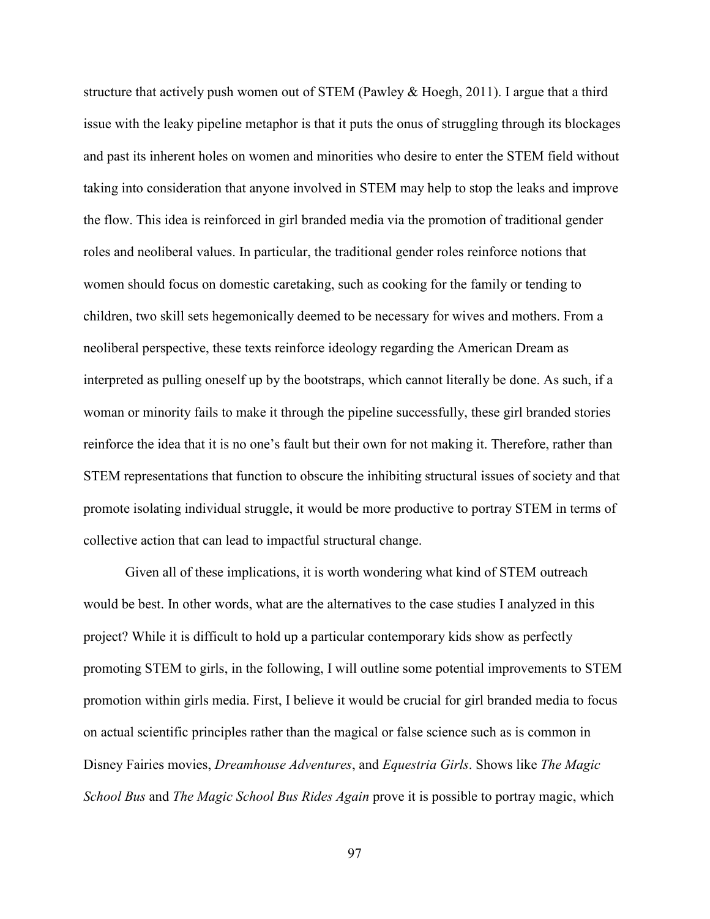structure that actively push women out of STEM (Pawley & Hoegh, 2011). I argue that a third issue with the leaky pipeline metaphor is that it puts the onus of struggling through its blockages and past its inherent holes on women and minorities who desire to enter the STEM field without taking into consideration that anyone involved in STEM may help to stop the leaks and improve the flow. This idea is reinforced in girl branded media via the promotion of traditional gender roles and neoliberal values. In particular, the traditional gender roles reinforce notions that women should focus on domestic caretaking, such as cooking for the family or tending to children, two skill sets hegemonically deemed to be necessary for wives and mothers. From a neoliberal perspective, these texts reinforce ideology regarding the American Dream as interpreted as pulling oneself up by the bootstraps, which cannot literally be done. As such, if a woman or minority fails to make it through the pipeline successfully, these girl branded stories reinforce the idea that it is no one's fault but their own for not making it. Therefore, rather than STEM representations that function to obscure the inhibiting structural issues of society and that promote isolating individual struggle, it would be more productive to portray STEM in terms of collective action that can lead to impactful structural change.

Given all of these implications, it is worth wondering what kind of STEM outreach would be best. In other words, what are the alternatives to the case studies I analyzed in this project? While it is difficult to hold up a particular contemporary kids show as perfectly promoting STEM to girls, in the following, I will outline some potential improvements to STEM promotion within girls media. First, I believe it would be crucial for girl branded media to focus on actual scientific principles rather than the magical or false science such as is common in Disney Fairies movies, *Dreamhouse Adventures*, and *Equestria Girls*. Shows like *The Magic School Bus* and *The Magic School Bus Rides Again* prove it is possible to portray magic, which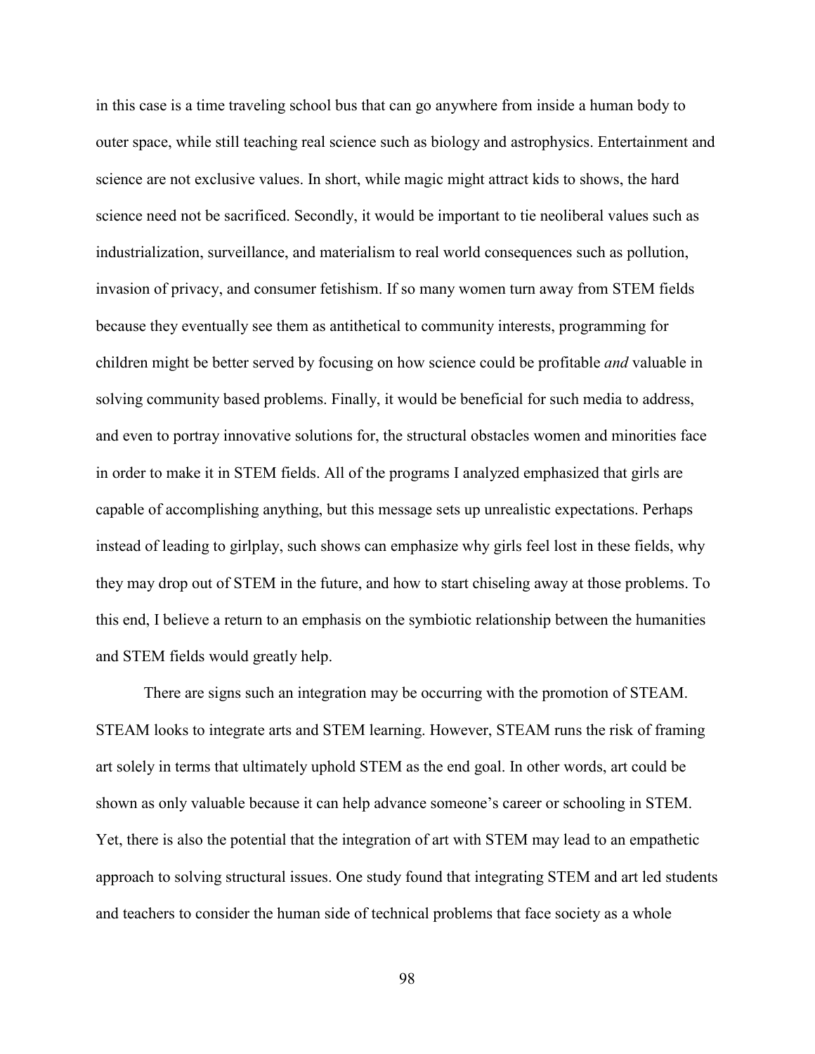in this case is a time traveling school bus that can go anywhere from inside a human body to outer space, while still teaching real science such as biology and astrophysics. Entertainment and science are not exclusive values. In short, while magic might attract kids to shows, the hard science need not be sacrificed. Secondly, it would be important to tie neoliberal values such as industrialization, surveillance, and materialism to real world consequences such as pollution, invasion of privacy, and consumer fetishism. If so many women turn away from STEM fields because they eventually see them as antithetical to community interests, programming for children might be better served by focusing on how science could be profitable *and* valuable in solving community based problems. Finally, it would be beneficial for such media to address, and even to portray innovative solutions for, the structural obstacles women and minorities face in order to make it in STEM fields. All of the programs I analyzed emphasized that girls are capable of accomplishing anything, but this message sets up unrealistic expectations. Perhaps instead of leading to girlplay, such shows can emphasize why girls feel lost in these fields, why they may drop out of STEM in the future, and how to start chiseling away at those problems. To this end, I believe a return to an emphasis on the symbiotic relationship between the humanities and STEM fields would greatly help.

There are signs such an integration may be occurring with the promotion of STEAM. STEAM looks to integrate arts and STEM learning. However, STEAM runs the risk of framing art solely in terms that ultimately uphold STEM as the end goal. In other words, art could be shown as only valuable because it can help advance someone's career or schooling in STEM. Yet, there is also the potential that the integration of art with STEM may lead to an empathetic approach to solving structural issues. One study found that integrating STEM and art led students and teachers to consider the human side of technical problems that face society as a whole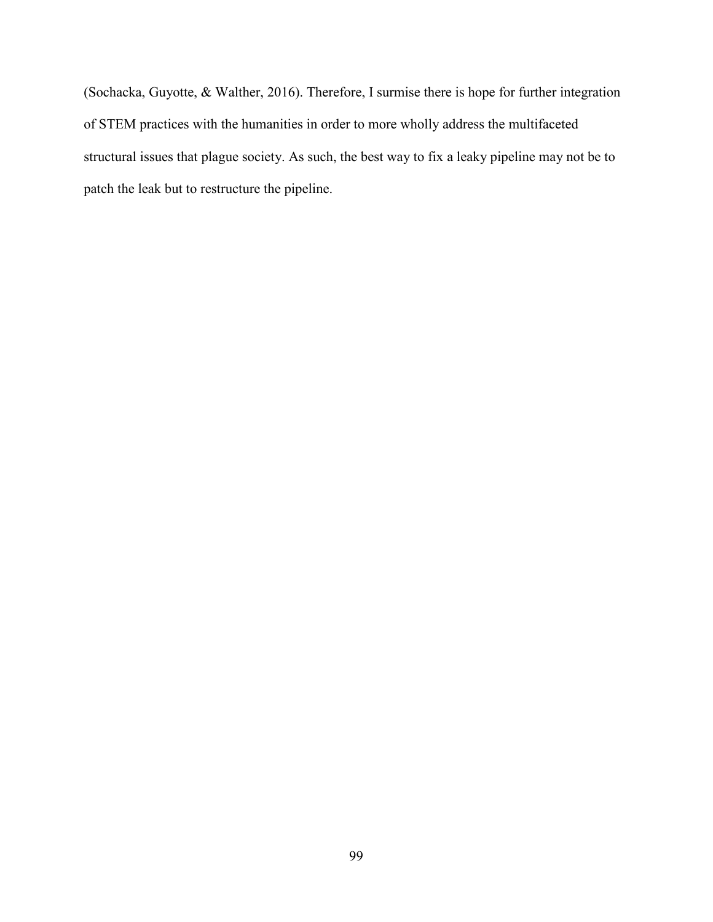(Sochacka, Guyotte, & Walther, 2016). Therefore, I surmise there is hope for further integration of STEM practices with the humanities in order to more wholly address the multifaceted structural issues that plague society. As such, the best way to fix a leaky pipeline may not be to patch the leak but to restructure the pipeline.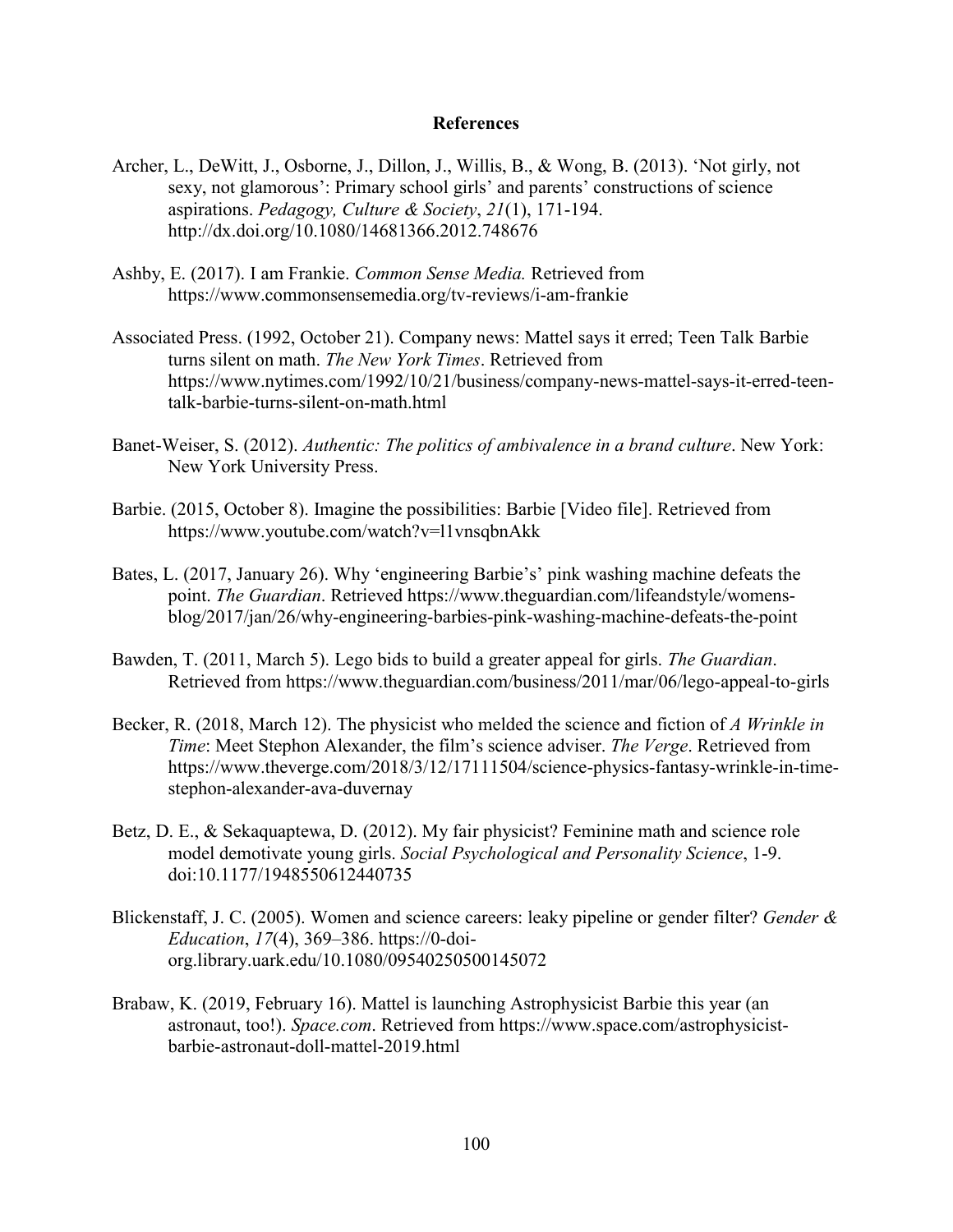## References

Archer, L., DeWitt, J., Osborne, J., Dillon, J., Willis, B., & Wong, B. (2013). 'Not girly, not sexy, not glamorous': Primary school girls' and parents' constructions of science aspirations. *Pedagogy, Culture & Society*, *21*(1), 171-194. http://dx.doi.org/10.1080/14681366.2012.748676

Ashby, E. (2017). I am Frankie. *Common Sense Media.* Retrieved from https://www.commonsensemedia.org/tv-reviews/i-am-frankie

Associated Press. (1992, October 21). Company news: Mattel says it erred; Teen Talk Barbie turns silent on math. *The New York Times*. Retrieved from https://www.nytimes.com/1992/10/21/business/company-news-mattel-says-it-erred-teen-talk-barbie-turns-silent-on-math.html

Banet-Weiser, S. (2012). *Authentic: The politics of ambivalence in a brand culture*. New York: New York University Press.

Barbie. (2015, October 8). Imagine the possibilities: Barbie [Video file]. Retrieved from https://www.youtube.com/watch?v=l1vnsqbnAkk

Bates, L. (2017, January 26). Why 'engineering Barbie's' pink washing machine defeats the point. *The Guardian*. Retrieved https://www.theguardian.com/lifeandstyle/womens-blog/2017/jan/26/why-engineering-barbies-pink-washing-machine-defeats-the-point

Bawden, T. (2011, March 5). Lego bids to build a greater appeal for girls. *The Guardian*. Retrieved from https://www.theguardian.com/business/2011/mar/06/lego-appeal-to-girls

Becker, R. (2018, March 12). The physicist who melded the science and fiction of *A Wrinkle in Time*: Meet Stephon Alexander, the film's science adviser. *The Verge*. Retrieved from https://www.theverge.com/2018/3/12/17111504/science-physics-fantasy-wrinkle-in-time-stephon-alexander-ava-duvernay

Betz, D. E., & Sekaquaptewa, D. (2012). My fair physicist? Feminine math and science role model demotivate young girls. *Social Psychological and Personality Science*, 1-9. doi:10.1177/1948550612440735

Blickenstaff, J. C. (2005). Women and science careers: leaky pipeline or gender filter? *Gender & Education*, *17*(4), 369–386. https://0-doi-org.library.uark.edu/10.1080/09540250500145072

Brabaw, K. (2019, February 16). Mattel is launching Astrophysicist Barbie this year (an astronaut, too!). *Space.com*. Retrieved from https://www.space.com/astrophysicist-barbie-astronaut-doll-mattel-2019.html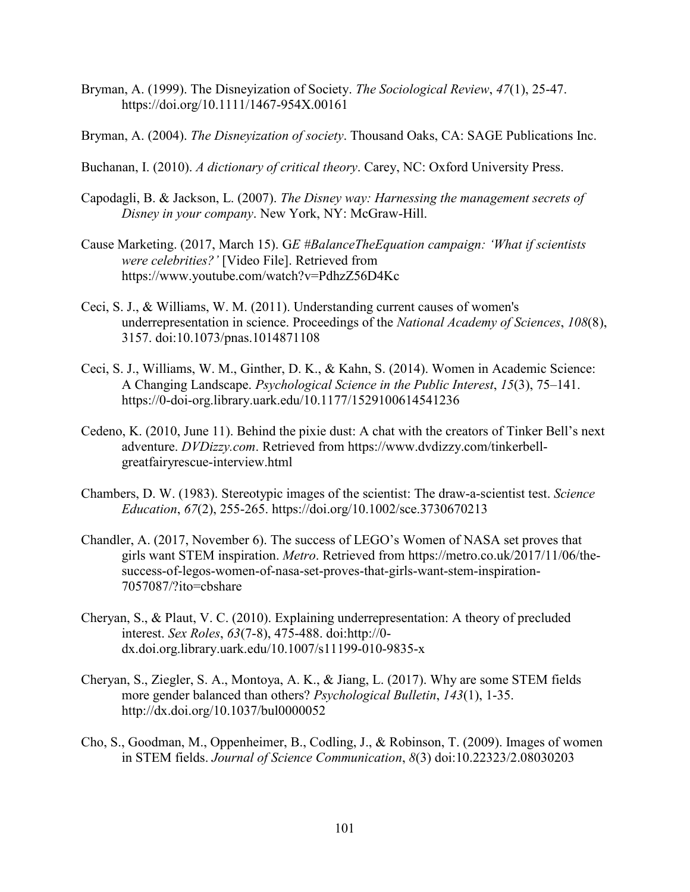Bryman, A. (1999). The Disneyization of Society. *The Sociological Review*, *47*(1), 25-47. https://doi.org/10.1111/1467-954X.00161

Bryman, A. (2004). *The Disneyization of society*. Thousand Oaks, CA: SAGE Publications Inc.

Buchanan, I. (2010). *A dictionary of critical theory*. Carey, NC: Oxford University Press.

Capodagli, B. & Jackson, L. (2007). *The Disney way: Harnessing the management secrets of Disney in your company*. New York, NY: McGraw-Hill.

Cause Marketing. (2017, March 15). G*E #BalanceTheEquation campaign: 'What if scientists were celebrities?'* [Video File]. Retrieved from https://www.youtube.com/watch?v=PdhzZ56D4Kc

Ceci, S. J., & Williams, W. M. (2011). Understanding current causes of women's underrepresentation in science. Proceedings of the *National Academy of Sciences*, *108*(8), 3157. doi:10.1073/pnas.1014871108

Ceci, S. J., Williams, W. M., Ginther, D. K., & Kahn, S. (2014). Women in Academic Science: A Changing Landscape. *Psychological Science in the Public Interest*, *15*(3), 75–141. https://0-doi-org.library.uark.edu/10.1177/1529100614541236

Cedeno, K. (2010, June 11). Behind the pixie dust: A chat with the creators of Tinker Bell's next adventure. *DVDizzy.com*. Retrieved from https://www.dvdizzy.com/tinkerbell-greatfairyrescue-interview.html

Chambers, D. W. (1983). Stereotypic images of the scientist: The draw-a-scientist test. *Science Education*, *67*(2), 255-265. https://doi.org/10.1002/sce.3730670213

Chandler, A. (2017, November 6). The success of LEGO's Women of NASA set proves that girls want STEM inspiration. *Metro*. Retrieved from https://metro.co.uk/2017/11/06/the-success-of-legos-women-of-nasa-set-proves-that-girls-want-stem-inspiration-7057087/?ito=cbshare

Cheryan, S., & Plaut, V. C. (2010). Explaining underrepresentation: A theory of precluded interest. *Sex Roles*, *63*(7-8), 475-488. doi:http://0-dx.doi.org.library.uark.edu/10.1007/s11199-010-9835-x

Cheryan, S., Ziegler, S. A., Montoya, A. K., & Jiang, L. (2017). Why are some STEM fields more gender balanced than others? *Psychological Bulletin*, *143*(1), 1-35. http://dx.doi.org/10.1037/bul0000052

Cho, S., Goodman, M., Oppenheimer, B., Codling, J., & Robinson, T. (2009). Images of women in STEM fields. *Journal of Science Communication*, *8*(3) doi:10.22323/2.08030203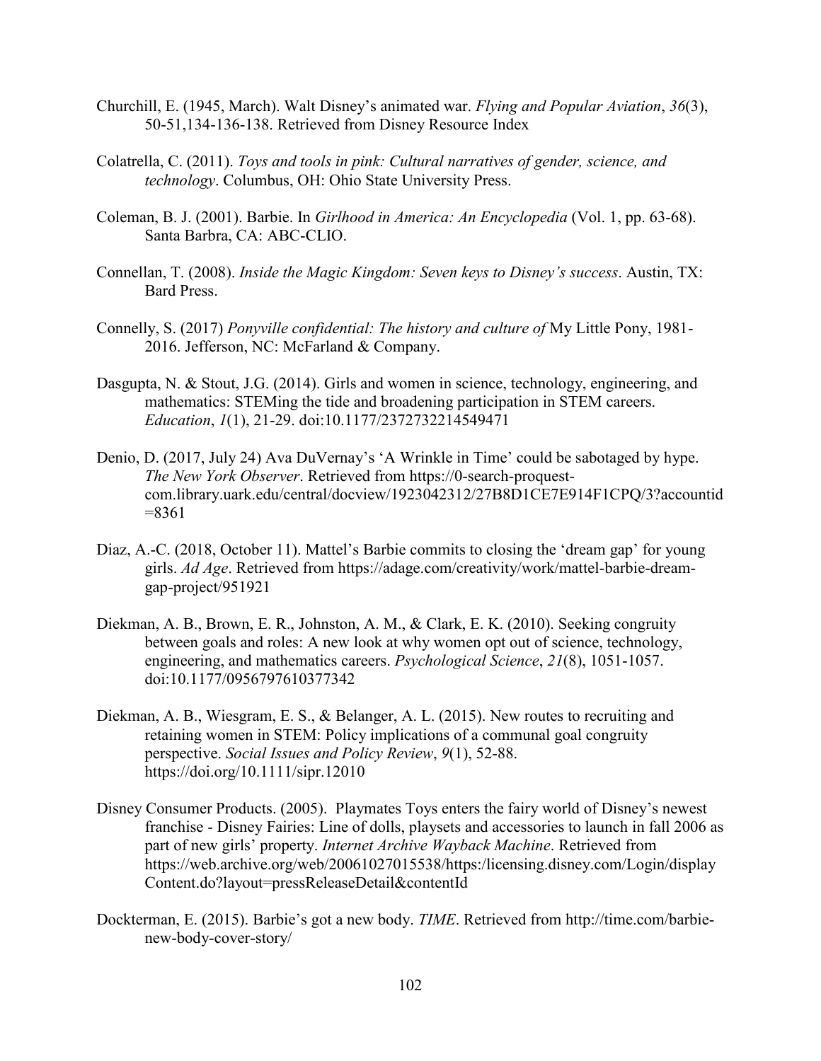Churchill, E. (1945, March). Walt Disney's animated war. *Flying and Popular Aviation*, *36*(3), 50-51,134-136-138. Retrieved from Disney Resource Index

Colatrella, C. (2011). *Toys and tools in pink: Cultural narratives of gender, science, and technology*. Columbus, OH: Ohio State University Press.

Coleman, B. J. (2001). Barbie. In *Girlhood in America: An Encyclopedia* (Vol. 1, pp. 63-68). Santa Barbra, CA: ABC-CLIO.

Connellan, T. (2008). *Inside the Magic Kingdom: Seven keys to Disney's success*. Austin, TX: Bard Press.

Connelly, S. (2017) *Ponyville confidential: The history and culture of* My Little Pony, 1981-2016. Jefferson, NC: McFarland & Company.

Dasgupta, N. & Stout, J.G. (2014). Girls and women in science, technology, engineering, and mathematics: STEMing the tide and broadening participation in STEM careers. *Education*, *1*(1), 21-29. doi:10.1177/2372732214549471

Denio, D. (2017, July 24) Ava DuVernay's 'A Wrinkle in Time' could be sabotaged by hype. *The New York Observer*. Retrieved from https://0-search-proquest-com.library.uark.edu/central/docview/1923042312/27B8D1CE7E914F1CPQ/3?accountid=8361

Diaz, A.-C. (2018, October 11). Mattel's Barbie commits to closing the 'dream gap' for young girls. *Ad Age*. Retrieved from https://adage.com/creativity/work/mattel-barbie-dream-gap-project/951921

Diekman, A. B., Brown, E. R., Johnston, A. M., & Clark, E. K. (2010). Seeking congruity between goals and roles: A new look at why women opt out of science, technology, engineering, and mathematics careers. *Psychological Science*, *21*(8), 1051-1057. doi:10.1177/0956797610377342

Diekman, A. B., Wiesgram, E. S., & Belanger, A. L. (2015). New routes to recruiting and retaining women in STEM: Policy implications of a communal goal congruity perspective. *Social Issues and Policy Review*, *9*(1), 52-88. https://doi.org/10.1111/sipr.12010

Disney Consumer Products. (2005). Playmates Toys enters the fairy world of Disney's newest franchise - Disney Fairies: Line of dolls, playsets and accessories to launch in fall 2006 as part of new girls' property. *Internet Archive Wayback Machine*. Retrieved from https://web.archive.org/web/20061027015538/https:/licensing.disney.com/Login/displayContent.do?layout=pressReleaseDetail&contentId

Dockterman, E. (2015). Barbie's got a new body. *TIME*. Retrieved from http://time.com/barbie-new-body-cover-story/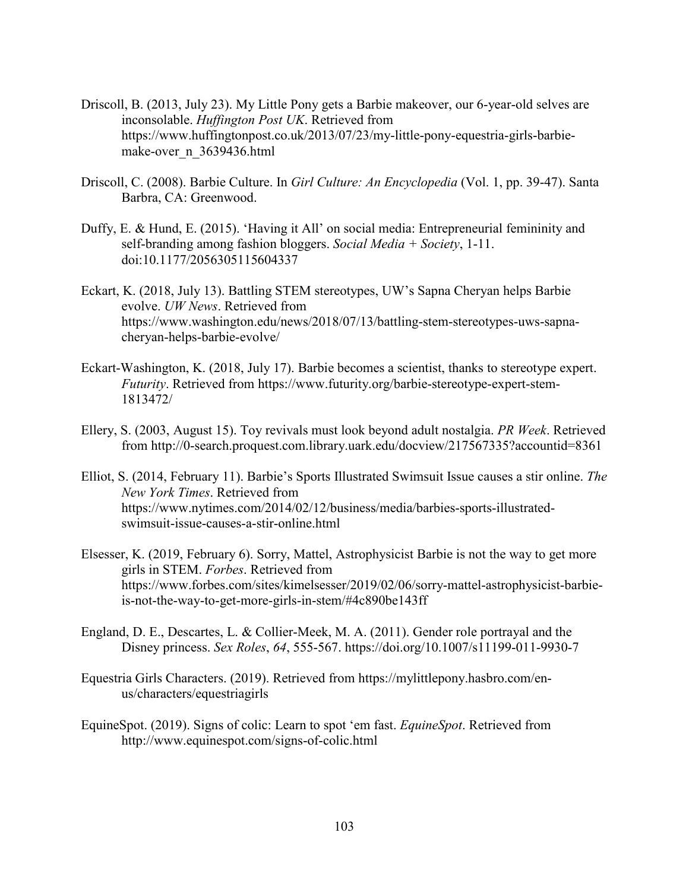Driscoll, B. (2013, July 23). My Little Pony gets a Barbie makeover, our 6-year-old selves are inconsolable. *Huffington Post UK*. Retrieved from https://www.huffingtonpost.co.uk/2013/07/23/my-little-pony-equestria-girls-barbie-make-over_n_3639436.html

Driscoll, C. (2008). Barbie Culture. In *Girl Culture: An Encyclopedia* (Vol. 1, pp. 39-47). Santa Barbra, CA: Greenwood.

Duffy, E. & Hund, E. (2015). 'Having it All' on social media: Entrepreneurial femininity and self-branding among fashion bloggers. *Social Media + Society*, 1-11. doi:10.1177/2056305115604337

Eckart, K. (2018, July 13). Battling STEM stereotypes, UW's Sapna Cheryan helps Barbie evolve. *UW News*. Retrieved from https://www.washington.edu/news/2018/07/13/battling-stem-stereotypes-uws-sapna-cheryan-helps-barbie-evolve/

Eckart-Washington, K. (2018, July 17). Barbie becomes a scientist, thanks to stereotype expert. *Futurity*. Retrieved from https://www.futurity.org/barbie-stereotype-expert-stem-1813472/

Ellery, S. (2003, August 15). Toy revivals must look beyond adult nostalgia. *PR Week*. Retrieved from http://0-search.proquest.com.library.uark.edu/docview/217567335?accountid=8361

Elliot, S. (2014, February 11). Barbie's Sports Illustrated Swimsuit Issue causes a stir online. *The New York Times*. Retrieved from https://www.nytimes.com/2014/02/12/business/media/barbies-sports-illustrated-swimsuit-issue-causes-a-stir-online.html

Elsesser, K. (2019, February 6). Sorry, Mattel, Astrophysicist Barbie is not the way to get more girls in STEM. *Forbes*. Retrieved from https://www.forbes.com/sites/kimelsesser/2019/02/06/sorry-mattel-astrophysicist-barbie-is-not-the-way-to-get-more-girls-in-stem/#4c890be143ff

England, D. E., Descartes, L. & Collier-Meek, M. A. (2011). Gender role portrayal and the Disney princess. *Sex Roles*, *64*, 555-567. https://doi.org/10.1007/s11199-011-9930-7

Equestria Girls Characters. (2019). Retrieved from https://mylittlepony.hasbro.com/en-us/characters/equestriagirls

EquineSpot. (2019). Signs of colic: Learn to spot 'em fast. *EquineSpot*. Retrieved from http://www.equinespot.com/signs-of-colic.html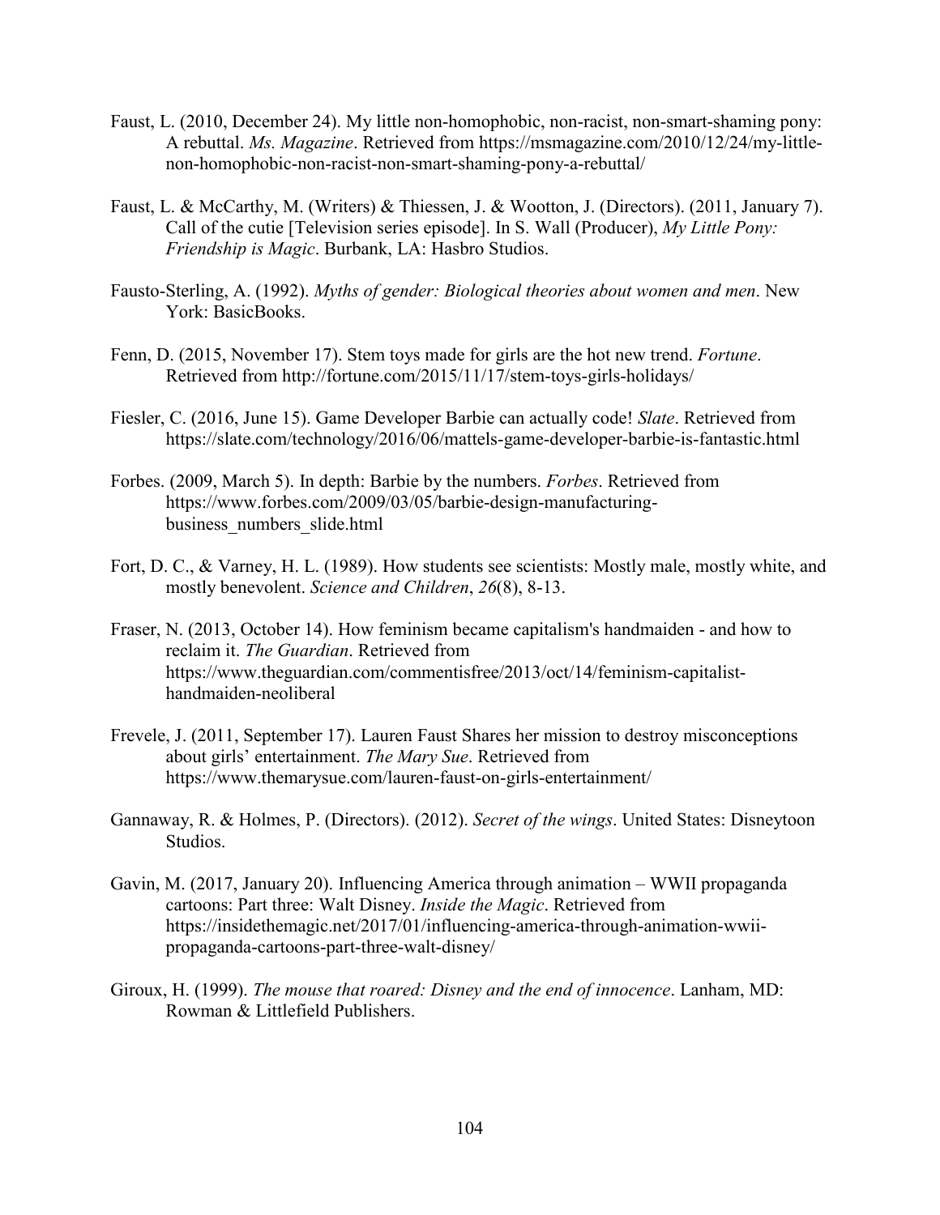Faust, L. (2010, December 24). My little non-homophobic, non-racist, non-smart-shaming pony: A rebuttal. *Ms. Magazine*. Retrieved from https://msmagazine.com/2010/12/24/my-little-non-homophobic-non-racist-non-smart-shaming-pony-a-rebuttal/

Faust, L. & McCarthy, M. (Writers) & Thiessen, J. & Wootton, J. (Directors). (2011, January 7). Call of the cutie [Television series episode]. In S. Wall (Producer), *My Little Pony: Friendship is Magic*. Burbank, LA: Hasbro Studios.

Fausto-Sterling, A. (1992). *Myths of gender: Biological theories about women and men*. New York: BasicBooks.

Fenn, D. (2015, November 17). Stem toys made for girls are the hot new trend. *Fortune*. Retrieved from http://fortune.com/2015/11/17/stem-toys-girls-holidays/

Fiesler, C. (2016, June 15). Game Developer Barbie can actually code! *Slate*. Retrieved from https://slate.com/technology/2016/06/mattels-game-developer-barbie-is-fantastic.html

Forbes. (2009, March 5). In depth: Barbie by the numbers. *Forbes*. Retrieved from https://www.forbes.com/2009/03/05/barbie-design-manufacturing-business_numbers_slide.html

Fort, D. C., & Varney, H. L. (1989). How students see scientists: Mostly male, mostly white, and mostly benevolent. *Science and Children*, *26*(8), 8-13.

Fraser, N. (2013, October 14). How feminism became capitalism's handmaiden - and how to reclaim it. *The Guardian*. Retrieved from https://www.theguardian.com/commentisfree/2013/oct/14/feminism-capitalist-handmaiden-neoliberal

Frevele, J. (2011, September 17). Lauren Faust Shares her mission to destroy misconceptions about girls' entertainment. *The Mary Sue*. Retrieved from https://www.themarysue.com/lauren-faust-on-girls-entertainment/

Gannaway, R. & Holmes, P. (Directors). (2012). *Secret of the wings*. United States: Disneytoon Studios.

Gavin, M. (2017, January 20). Influencing America through animation – WWII propaganda cartoons: Part three: Walt Disney. *Inside the Magic*. Retrieved from https://insidethemagic.net/2017/01/influencing-america-through-animation-wwii-propaganda-cartoons-part-three-walt-disney/

Giroux, H. (1999). *The mouse that roared: Disney and the end of innocence*. Lanham, MD: Rowman & Littlefield Publishers.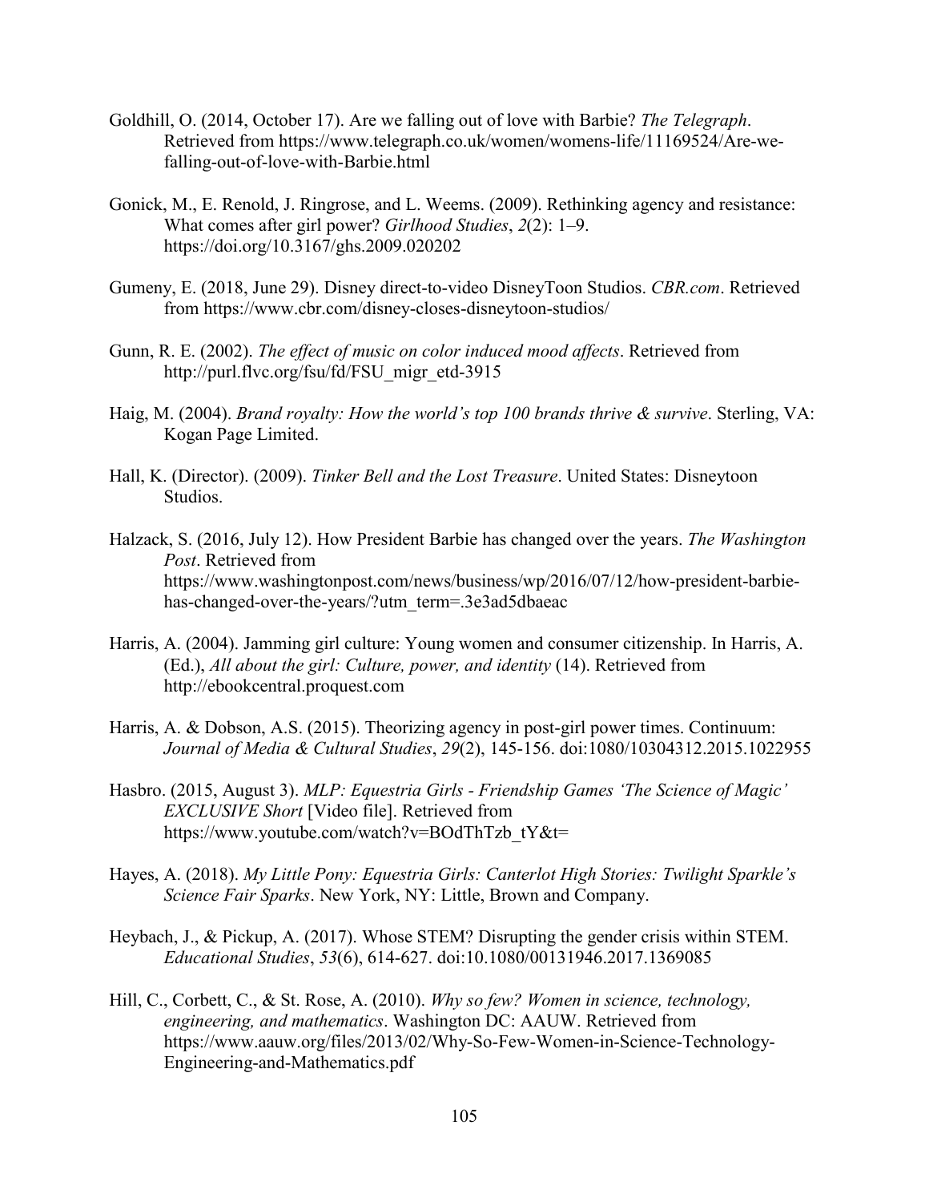Goldhill, O. (2014, October 17). Are we falling out of love with Barbie? *The Telegraph*. Retrieved from https://www.telegraph.co.uk/women/womens-life/11169524/Are-we-falling-out-of-love-with-Barbie.html

Gonick, M., E. Renold, J. Ringrose, and L. Weems. (2009). Rethinking agency and resistance: What comes after girl power? *Girlhood Studies*, *2*(2): 1–9. https://doi.org/10.3167/ghs.2009.020202

Gumeny, E. (2018, June 29). Disney direct-to-video DisneyToon Studios. *CBR.com*. Retrieved from https://www.cbr.com/disney-closes-disneytoon-studios/

Gunn, R. E. (2002). *The effect of music on color induced mood affects*. Retrieved from http://purl.flvc.org/fsu/fd/FSU_migr_etd-3915

Haig, M. (2004). *Brand royalty: How the world's top 100 brands thrive & survive*. Sterling, VA: Kogan Page Limited.

Hall, K. (Director). (2009). *Tinker Bell and the Lost Treasure*. United States: Disneytoon Studios.

Halzack, S. (2016, July 12). How President Barbie has changed over the years. *The Washington Post*. Retrieved from https://www.washingtonpost.com/news/business/wp/2016/07/12/how-president-barbie-has-changed-over-the-years/?utm_term=.3e3ad5dbaeac

Harris, A. (2004). Jamming girl culture: Young women and consumer citizenship. In Harris, A. (Ed.), *All about the girl: Culture, power, and identity* (14). Retrieved from http://ebookcentral.proquest.com

Harris, A. & Dobson, A.S. (2015). Theorizing agency in post-girl power times. Continuum: *Journal of Media & Cultural Studies*, *29*(2), 145-156. doi:1080/10304312.2015.1022955

Hasbro. (2015, August 3). *MLP: Equestria Girls - Friendship Games 'The Science of Magic' EXCLUSIVE Short* [Video file]. Retrieved from https://www.youtube.com/watch?v=BOdThTzb_tY&t=

Hayes, A. (2018). *My Little Pony: Equestria Girls: Canterlot High Stories: Twilight Sparkle's Science Fair Sparks*. New York, NY: Little, Brown and Company.

Heybach, J., & Pickup, A. (2017). Whose STEM? Disrupting the gender crisis within STEM. *Educational Studies*, *53*(6), 614-627. doi:10.1080/00131946.2017.1369085

Hill, C., Corbett, C., & St. Rose, A. (2010). *Why so few? Women in science, technology, engineering, and mathematics*. Washington DC: AAUW. Retrieved from https://www.aauw.org/files/2013/02/Why-So-Few-Women-in-Science-Technology-Engineering-and-Mathematics.pdf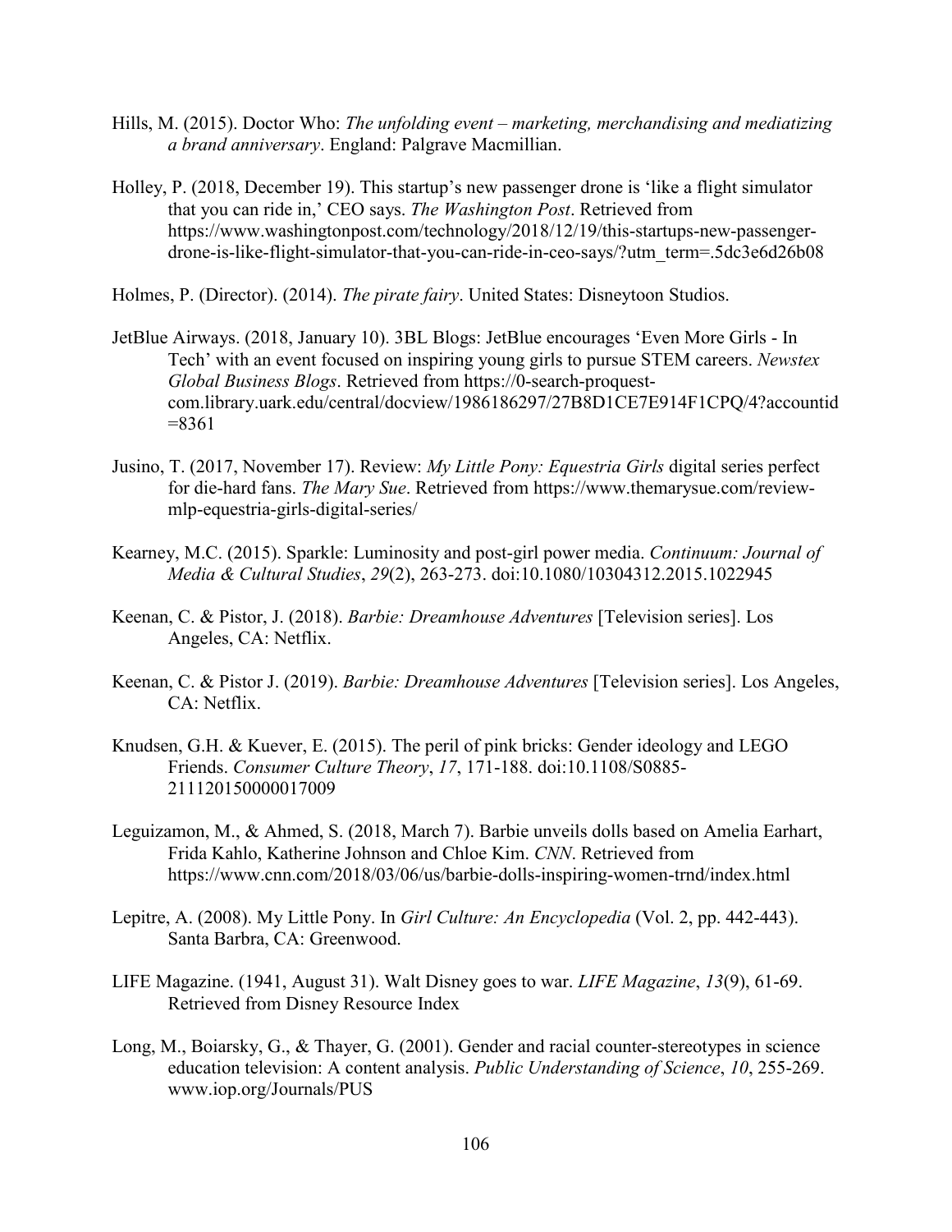Hills, M. (2015). Doctor Who: *The unfolding event – marketing, merchandising and mediatizing a brand anniversary*. England: Palgrave Macmillian.

Holley, P. (2018, December 19). This startup's new passenger drone is 'like a flight simulator that you can ride in,' CEO says. *The Washington Post*. Retrieved from https://www.washingtonpost.com/technology/2018/12/19/this-startups-new-passenger-drone-is-like-flight-simulator-that-you-can-ride-in-ceo-says/?utm_term=.5dc3e6d26b08

Holmes, P. (Director). (2014). *The pirate fairy*. United States: Disneytoon Studios.

JetBlue Airways. (2018, January 10). 3BL Blogs: JetBlue encourages 'Even More Girls - In Tech' with an event focused on inspiring young girls to pursue STEM careers. *Newstex Global Business Blogs*. Retrieved from https://0-search-proquest-com.library.uark.edu/central/docview/1986186297/27B8D1CE7E914F1CPQ/4?accountid=8361

Jusino, T. (2017, November 17). Review: *My Little Pony: Equestria Girls* digital series perfect for die-hard fans. *The Mary Sue*. Retrieved from https://www.themarysue.com/review-mlp-equestria-girls-digital-series/

Kearney, M.C. (2015). Sparkle: Luminosity and post-girl power media. *Continuum: Journal of Media & Cultural Studies*, *29*(2), 263-273. doi:10.1080/10304312.2015.1022945

Keenan, C. & Pistor, J. (2018). *Barbie: Dreamhouse Adventures* [Television series]. Los Angeles, CA: Netflix.

Keenan, C. & Pistor J. (2019). *Barbie: Dreamhouse Adventures* [Television series]. Los Angeles, CA: Netflix.

Knudsen, G.H. & Kuever, E. (2015). The peril of pink bricks: Gender ideology and LEGO Friends. *Consumer Culture Theory*, *17*, 171-188. doi:10.1108/S0885-211120150000017009

Leguizamon, M., & Ahmed, S. (2018, March 7). Barbie unveils dolls based on Amelia Earhart, Frida Kahlo, Katherine Johnson and Chloe Kim. *CNN*. Retrieved from https://www.cnn.com/2018/03/06/us/barbie-dolls-inspiring-women-trnd/index.html

Lepitre, A. (2008). My Little Pony. In *Girl Culture: An Encyclopedia* (Vol. 2, pp. 442-443). Santa Barbra, CA: Greenwood.

LIFE Magazine. (1941, August 31). Walt Disney goes to war. *LIFE Magazine*, *13*(9), 61-69. Retrieved from Disney Resource Index

Long, M., Boiarsky, G., & Thayer, G. (2001). Gender and racial counter-stereotypes in science education television: A content analysis. *Public Understanding of Science*, *10*, 255-269. www.iop.org/Journals/PUS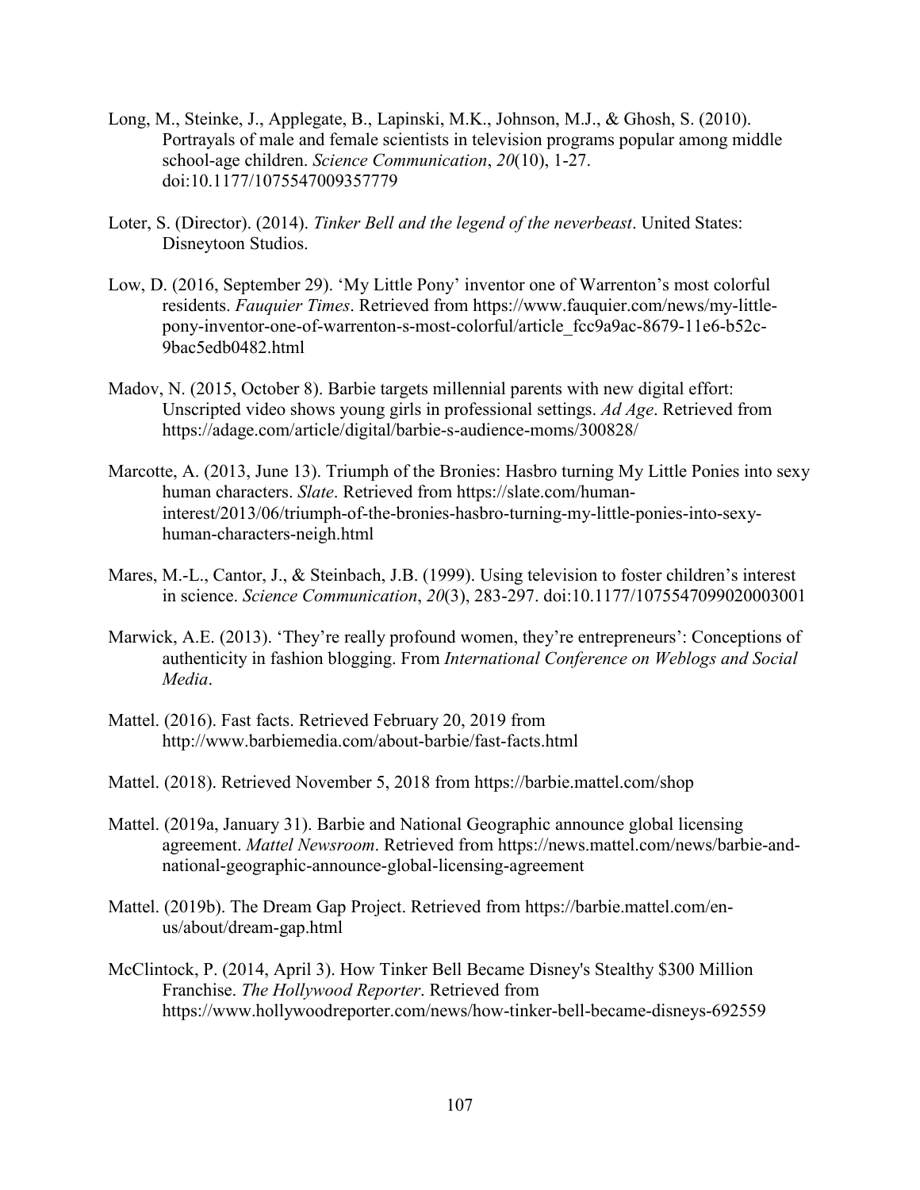Long, M., Steinke, J., Applegate, B., Lapinski, M.K., Johnson, M.J., & Ghosh, S. (2010). Portrayals of male and female scientists in television programs popular among middle school-age children. *Science Communication*, *20*(10), 1-27. doi:10.1177/1075547009357779

Loter, S. (Director). (2014). *Tinker Bell and the legend of the neverbeast*. United States: Disneytoon Studios.

Low, D. (2016, September 29). 'My Little Pony' inventor one of Warrenton's most colorful residents. *Fauquier Times*. Retrieved from https://www.fauquier.com/news/my-little-pony-inventor-one-of-warrenton-s-most-colorful/article_fcc9a9ac-8679-11e6-b52c-9bac5edb0482.html

Madov, N. (2015, October 8). Barbie targets millennial parents with new digital effort: Unscripted video shows young girls in professional settings. *Ad Age*. Retrieved from https://adage.com/article/digital/barbie-s-audience-moms/300828/

Marcotte, A. (2013, June 13). Triumph of the Bronies: Hasbro turning My Little Ponies into sexy human characters. *Slate*. Retrieved from https://slate.com/human-interest/2013/06/triumph-of-the-bronies-hasbro-turning-my-little-ponies-into-sexy-human-characters-neigh.html

Mares, M.-L., Cantor, J., & Steinbach, J.B. (1999). Using television to foster children's interest in science. *Science Communication*, *20*(3), 283-297. doi:10.1177/1075547099020003001

Marwick, A.E. (2013). 'They're really profound women, they're entrepreneurs': Conceptions of authenticity in fashion blogging. From *International Conference on Weblogs and Social Media*.

Mattel. (2016). Fast facts. Retrieved February 20, 2019 from http://www.barbiemedia.com/about-barbie/fast-facts.html

Mattel. (2018). Retrieved November 5, 2018 from https://barbie.mattel.com/shop

Mattel. (2019a, January 31). Barbie and National Geographic announce global licensing agreement. *Mattel Newsroom*. Retrieved from https://news.mattel.com/news/barbie-and-national-geographic-announce-global-licensing-agreement

Mattel. (2019b). The Dream Gap Project. Retrieved from https://barbie.mattel.com/en-us/about/dream-gap.html

McClintock, P. (2014, April 3). How Tinker Bell Became Disney's Stealthy $300 Million Franchise. *The Hollywood Reporter*. Retrieved from https://www.hollywoodreporter.com/news/how-tinker-bell-became-disneys-692559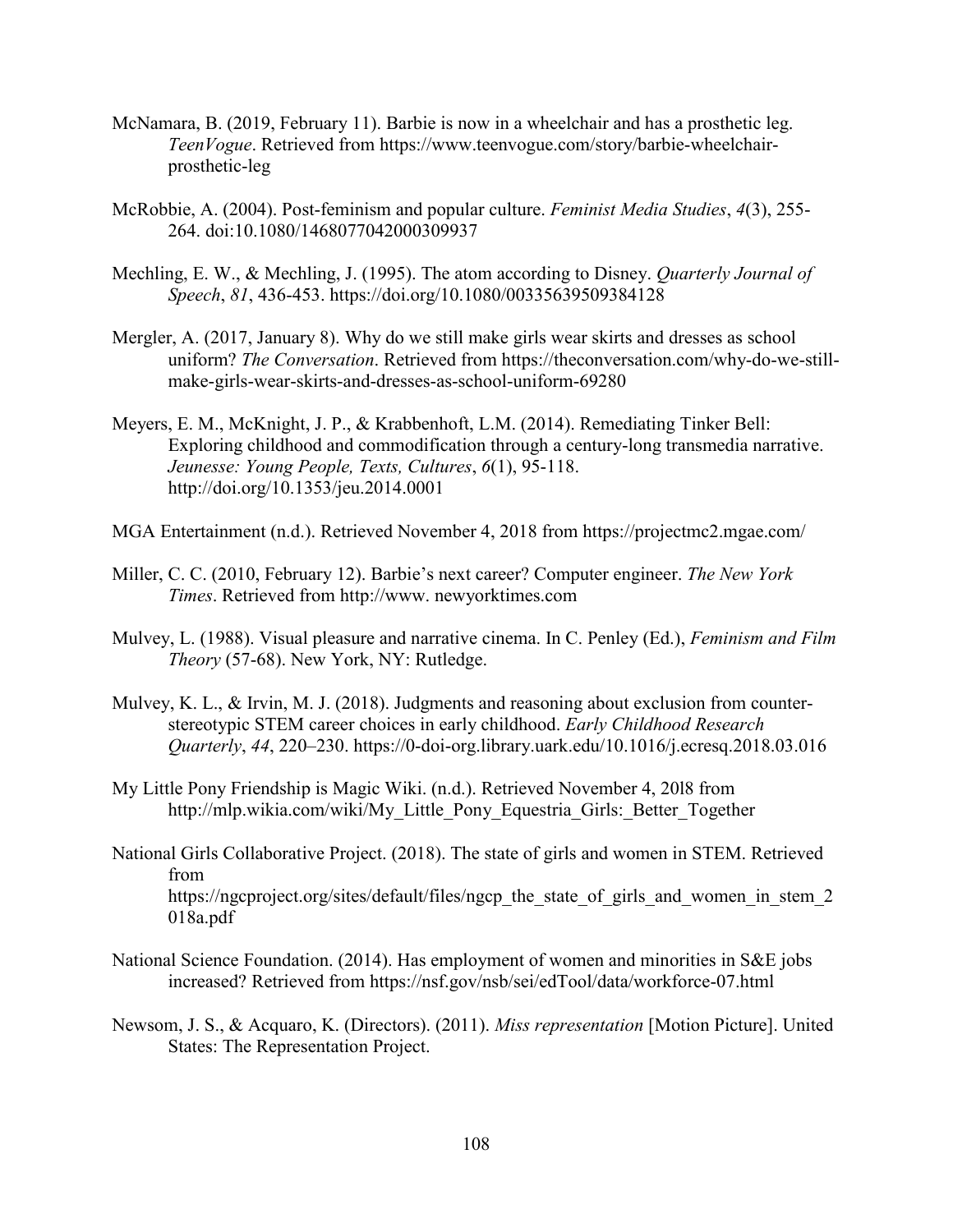McNamara, B. (2019, February 11). Barbie is now in a wheelchair and has a prosthetic leg. *TeenVogue*. Retrieved from https://www.teenvogue.com/story/barbie-wheelchair-prosthetic-leg

McRobbie, A. (2004). Post-feminism and popular culture. *Feminist Media Studies*, *4*(3), 255-264. doi:10.1080/1468077042000309937

Mechling, E. W., & Mechling, J. (1995). The atom according to Disney. *Quarterly Journal of Speech*, *81*, 436-453. https://doi.org/10.1080/00335639509384128

Mergler, A. (2017, January 8). Why do we still make girls wear skirts and dresses as school uniform? *The Conversation*. Retrieved from https://theconversation.com/why-do-we-still-make-girls-wear-skirts-and-dresses-as-school-uniform-69280

Meyers, E. M., McKnight, J. P., & Krabbenhoft, L.M. (2014). Remediating Tinker Bell: Exploring childhood and commodification through a century-long transmedia narrative. *Jeunesse: Young People, Texts, Cultures*, *6*(1), 95-118. http://doi.org/10.1353/jeu.2014.0001

MGA Entertainment (n.d.). Retrieved November 4, 2018 from https://projectmc2.mgae.com/

Miller, C. C. (2010, February 12). Barbie's next career? Computer engineer. *The New York Times*. Retrieved from http://www. newyorktimes.com

Mulvey, L. (1988). Visual pleasure and narrative cinema. In C. Penley (Ed.), *Feminism and Film Theory* (57-68). New York, NY: Rutledge.

Mulvey, K. L., & Irvin, M. J. (2018). Judgments and reasoning about exclusion from counter-stereotypic STEM career choices in early childhood. *Early Childhood Research Quarterly*, *44*, 220–230. https://0-doi-org.library.uark.edu/10.1016/j.ecresq.2018.03.016

My Little Pony Friendship is Magic Wiki. (n.d.). Retrieved November 4, 20l8 from http://mlp.wikia.com/wiki/My_Little_Pony_Equestria_Girls:_Better_Together

National Girls Collaborative Project. (2018). The state of girls and women in STEM. Retrieved from https://ngcproject.org/sites/default/files/ngcp_the_state_of_girls_and_women_in_stem_2018a.pdf

National Science Foundation. (2014). Has employment of women and minorities in S&E jobs increased? Retrieved from https://nsf.gov/nsb/sei/edTool/data/workforce-07.html

Newsom, J. S., & Acquaro, K. (Directors). (2011). *Miss representation* [Motion Picture]. United States: The Representation Project.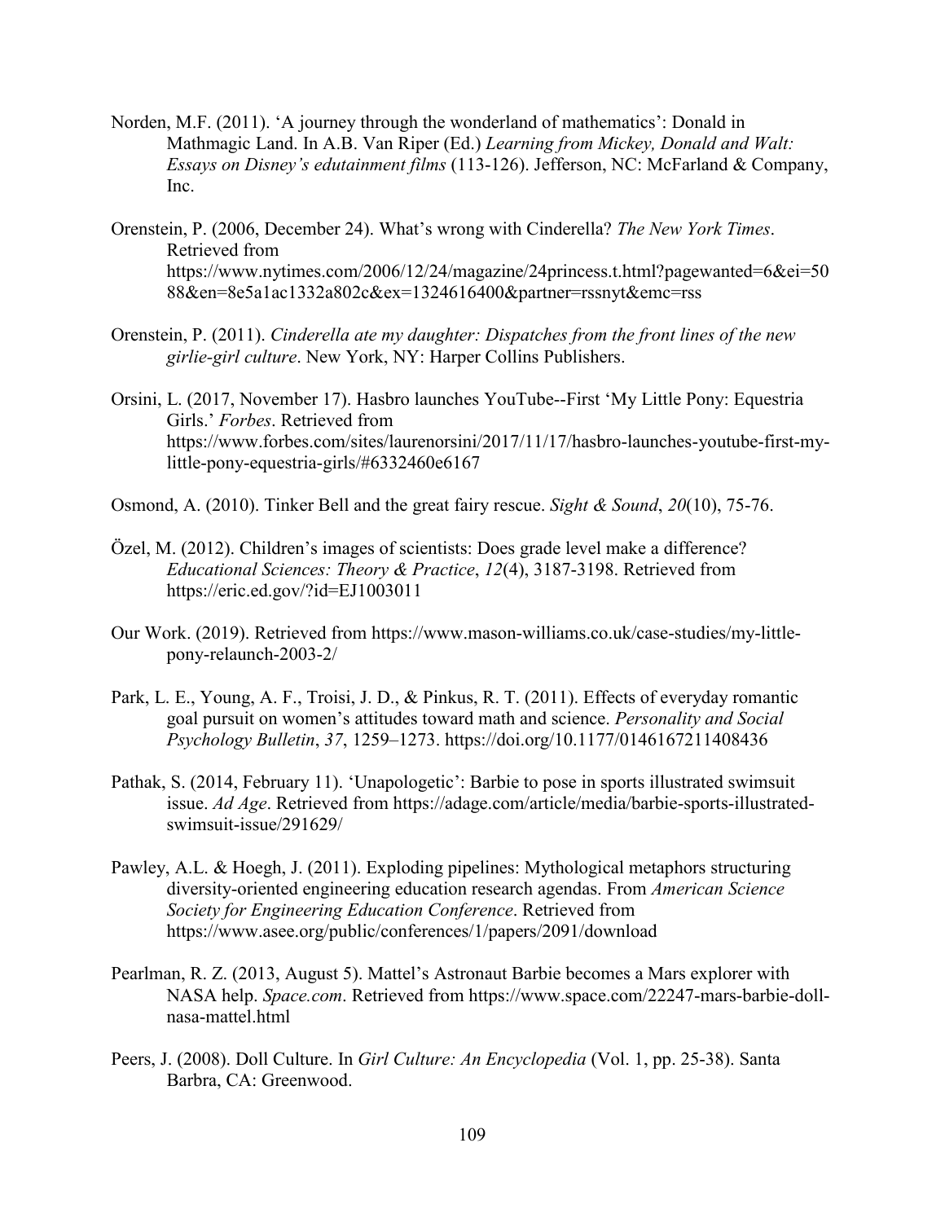Norden, M.F. (2011). 'A journey through the wonderland of mathematics': Donald in Mathmagic Land. In A.B. Van Riper (Ed.) *Learning from Mickey, Donald and Walt: Essays on Disney's edutainment films* (113-126). Jefferson, NC: McFarland & Company, Inc.

Orenstein, P. (2006, December 24). What's wrong with Cinderella? *The New York Times*. Retrieved from https://www.nytimes.com/2006/12/24/magazine/24princess.t.html?pagewanted=6&ei=5088&en=8e5a1ac1332a802c&ex=1324616400&partner=rssnyt&emc=rss

Orenstein, P. (2011). *Cinderella ate my daughter: Dispatches from the front lines of the new girlie-girl culture*. New York, NY: Harper Collins Publishers.

Orsini, L. (2017, November 17). Hasbro launches YouTube--First 'My Little Pony: Equestria Girls.' *Forbes*. Retrieved from https://www.forbes.com/sites/laurenorsini/2017/11/17/hasbro-launches-youtube-first-my-little-pony-equestria-girls/#6332460e6167

Osmond, A. (2010). Tinker Bell and the great fairy rescue. *Sight & Sound*, *20*(10), 75-76.

Özel, M. (2012). Children's images of scientists: Does grade level make a difference? *Educational Sciences: Theory & Practice*, *12*(4), 3187-3198. Retrieved from https://eric.ed.gov/?id=EJ1003011

Our Work. (2019). Retrieved from https://www.mason-williams.co.uk/case-studies/my-little-pony-relaunch-2003-2/

Park, L. E., Young, A. F., Troisi, J. D., & Pinkus, R. T. (2011). Effects of everyday romantic goal pursuit on women's attitudes toward math and science. *Personality and Social Psychology Bulletin*, *37*, 1259–1273. https://doi.org/10.1177/0146167211408436

Pathak, S. (2014, February 11). 'Unapologetic': Barbie to pose in sports illustrated swimsuit issue. *Ad Age*. Retrieved from https://adage.com/article/media/barbie-sports-illustrated-swimsuit-issue/291629/

Pawley, A.L. & Hoegh, J. (2011). Exploding pipelines: Mythological metaphors structuring diversity-oriented engineering education research agendas. From *American Science Society for Engineering Education Conference*. Retrieved from https://www.asee.org/public/conferences/1/papers/2091/download

Pearlman, R. Z. (2013, August 5). Mattel's Astronaut Barbie becomes a Mars explorer with NASA help. *Space.com*. Retrieved from https://www.space.com/22247-mars-barbie-doll-nasa-mattel.html

Peers, J. (2008). Doll Culture. In *Girl Culture: An Encyclopedia* (Vol. 1, pp. 25-38). Santa Barbra, CA: Greenwood.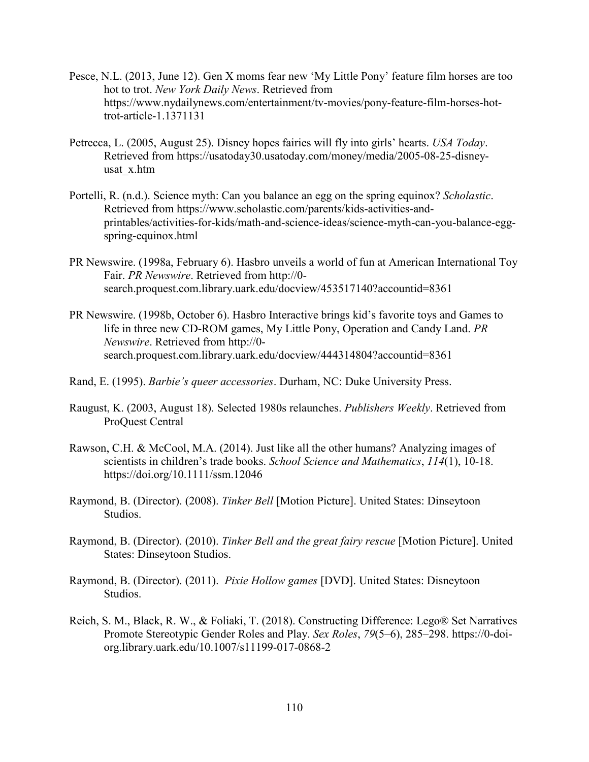Pesce, N.L. (2013, June 12). Gen X moms fear new 'My Little Pony' feature film horses are too hot to trot. *New York Daily News*. Retrieved from https://www.nydailynews.com/entertainment/tv-movies/pony-feature-film-horses-hot-trot-article-1.1371131

Petrecca, L. (2005, August 25). Disney hopes fairies will fly into girls' hearts. *USA Today*. Retrieved from https://usatoday30.usatoday.com/money/media/2005-08-25-disney-usat_x.htm

Portelli, R. (n.d.). Science myth: Can you balance an egg on the spring equinox? *Scholastic*. Retrieved from https://www.scholastic.com/parents/kids-activities-and-printables/activities-for-kids/math-and-science-ideas/science-myth-can-you-balance-egg-spring-equinox.html

PR Newswire. (1998a, February 6). Hasbro unveils a world of fun at American International Toy Fair. *PR Newswire*. Retrieved from http://0-search.proquest.com.library.uark.edu/docview/453517140?accountid=8361

PR Newswire. (1998b, October 6). Hasbro Interactive brings kid's favorite toys and Games to life in three new CD-ROM games, My Little Pony, Operation and Candy Land. *PR Newswire*. Retrieved from http://0-search.proquest.com.library.uark.edu/docview/444314804?accountid=8361

Rand, E. (1995). *Barbie's queer accessories*. Durham, NC: Duke University Press.

Raugust, K. (2003, August 18). Selected 1980s relaunches. *Publishers Weekly*. Retrieved from ProQuest Central

Rawson, C.H. & McCool, M.A. (2014). Just like all the other humans? Analyzing images of scientists in children's trade books. *School Science and Mathematics*, *114*(1), 10-18. https://doi.org/10.1111/ssm.12046

Raymond, B. (Director). (2008). *Tinker Bell* [Motion Picture]. United States: Dinseytoon Studios.

Raymond, B. (Director). (2010). *Tinker Bell and the great fairy rescue* [Motion Picture]. United States: Dinseytoon Studios.

Raymond, B. (Director). (2011). *Pixie Hollow games* [DVD]. United States: Disneytoon Studios.

Reich, S. M., Black, R. W., & Foliaki, T. (2018). Constructing Difference: Lego® Set Narratives Promote Stereotypic Gender Roles and Play. *Sex Roles*, *79*(5–6), 285–298. https://0-doi-org.library.uark.edu/10.1007/s11199-017-0868-2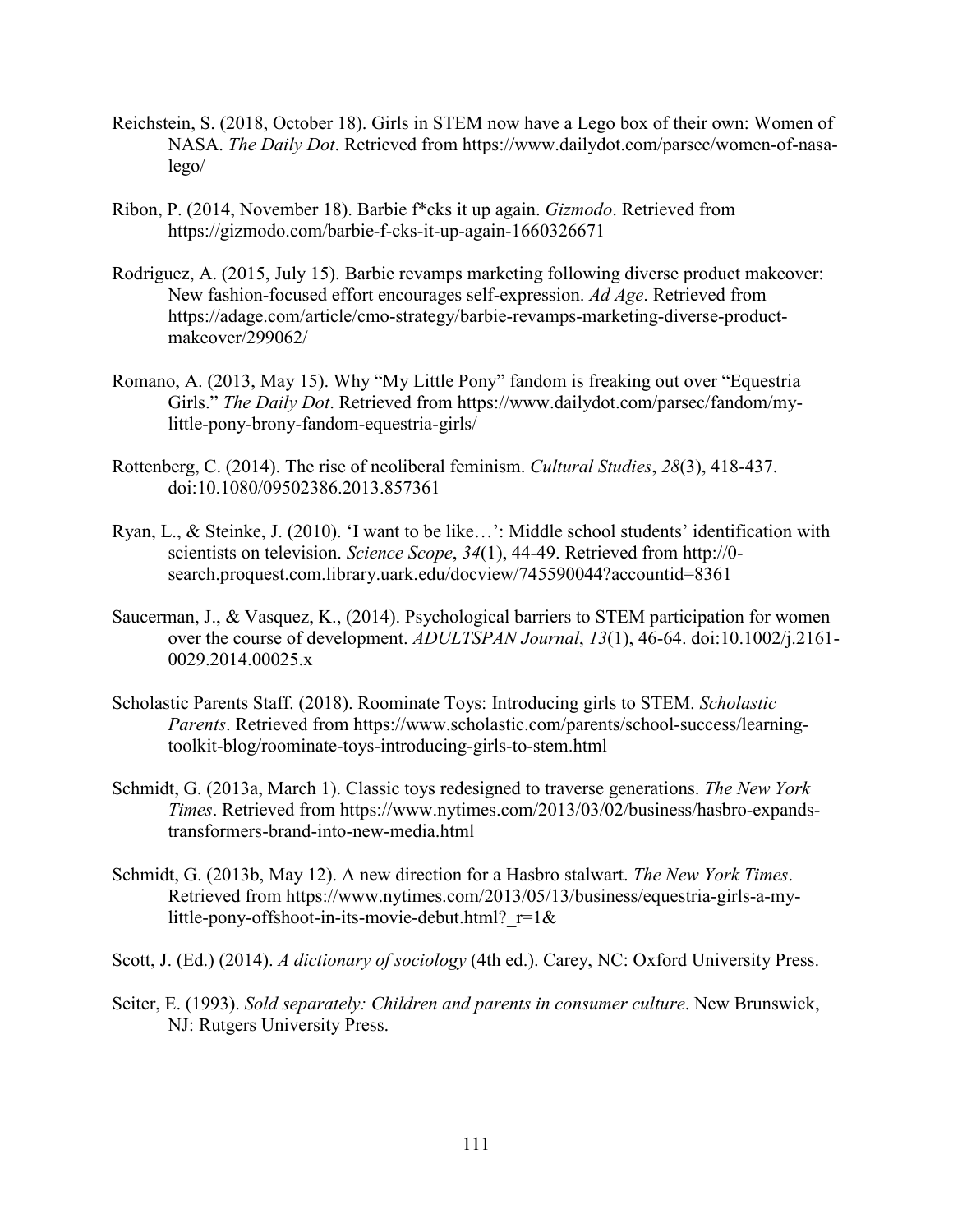Reichstein, S. (2018, October 18). Girls in STEM now have a Lego box of their own: Women of NASA. *The Daily Dot*. Retrieved from https://www.dailydot.com/parsec/women-of-nasa-lego/

Ribon, P. (2014, November 18). Barbie f*cks it up again. *Gizmodo*. Retrieved from https://gizmodo.com/barbie-f-cks-it-up-again-1660326671

Rodriguez, A. (2015, July 15). Barbie revamps marketing following diverse product makeover: New fashion-focused effort encourages self-expression. *Ad Age*. Retrieved from https://adage.com/article/cmo-strategy/barbie-revamps-marketing-diverse-product-makeover/299062/

Romano, A. (2013, May 15). Why "My Little Pony" fandom is freaking out over "Equestria Girls." *The Daily Dot*. Retrieved from https://www.dailydot.com/parsec/fandom/my-little-pony-brony-fandom-equestria-girls/

Rottenberg, C. (2014). The rise of neoliberal feminism. *Cultural Studies*, *28*(3), 418-437. doi:10.1080/09502386.2013.857361

Ryan, L., & Steinke, J. (2010). 'I want to be like…': Middle school students' identification with scientists on television. *Science Scope*, *34*(1), 44-49. Retrieved from http://0-search.proquest.com.library.uark.edu/docview/745590044?accountid=8361

Saucerman, J., & Vasquez, K., (2014). Psychological barriers to STEM participation for women over the course of development. *ADULTSPAN Journal*, *13*(1), 46-64. doi:10.1002/j.2161-0029.2014.00025.x

Scholastic Parents Staff. (2018). Roominate Toys: Introducing girls to STEM. *Scholastic Parents*. Retrieved from https://www.scholastic.com/parents/school-success/learning-toolkit-blog/roominate-toys-introducing-girls-to-stem.html

Schmidt, G. (2013a, March 1). Classic toys redesigned to traverse generations. *The New York Times*. Retrieved from https://www.nytimes.com/2013/03/02/business/hasbro-expands-transformers-brand-into-new-media.html

Schmidt, G. (2013b, May 12). A new direction for a Hasbro stalwart. *The New York Times*. Retrieved from https://www.nytimes.com/2013/05/13/business/equestria-girls-a-my-little-pony-offshoot-in-its-movie-debut.html?_r=1&

Scott, J. (Ed.) (2014). *A dictionary of sociology* (4th ed.). Carey, NC: Oxford University Press.

Seiter, E. (1993). *Sold separately: Children and parents in consumer culture*. New Brunswick, NJ: Rutgers University Press.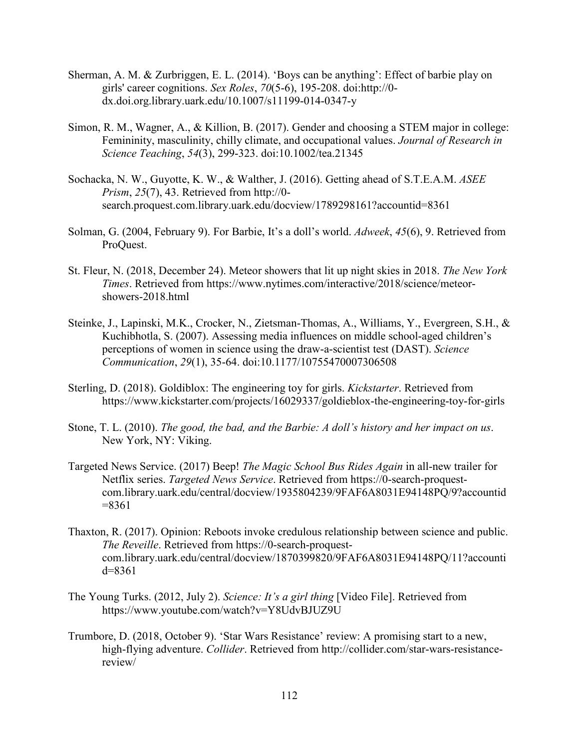Sherman, A. M. & Zurbriggen, E. L. (2014). 'Boys can be anything': Effect of barbie play on girls' career cognitions. *Sex Roles*, *70*(5-6), 195-208. doi:http://0-dx.doi.org.library.uark.edu/10.1007/s11199-014-0347-y

Simon, R. M., Wagner, A., & Killion, B. (2017). Gender and choosing a STEM major in college: Femininity, masculinity, chilly climate, and occupational values. *Journal of Research in Science Teaching*, *54*(3), 299-323. doi:10.1002/tea.21345

Sochacka, N. W., Guyotte, K. W., & Walther, J. (2016). Getting ahead of S.T.E.A.M. *ASEE Prism*, *25*(7), 43. Retrieved from http://0-search.proquest.com.library.uark.edu/docview/1789298161?accountid=8361

Solman, G. (2004, February 9). For Barbie, It's a doll's world. *Adweek*, *45*(6), 9. Retrieved from ProQuest.

St. Fleur, N. (2018, December 24). Meteor showers that lit up night skies in 2018. *The New York Times*. Retrieved from https://www.nytimes.com/interactive/2018/science/meteor-showers-2018.html

Steinke, J., Lapinski, M.K., Crocker, N., Zietsman-Thomas, A., Williams, Y., Evergreen, S.H., & Kuchibhotla, S. (2007). Assessing media influences on middle school-aged children's perceptions of women in science using the draw-a-scientist test (DAST). *Science Communication*, *29*(1), 35-64. doi:10.1177/10755470007306508

Sterling, D. (2018). Goldiblox: The engineering toy for girls. *Kickstarter*. Retrieved from https://www.kickstarter.com/projects/16029337/goldieblox-the-engineering-toy-for-girls

Stone, T. L. (2010). *The good, the bad, and the Barbie: A doll's history and her impact on us*. New York, NY: Viking.

Targeted News Service. (2017) Beep! *The Magic School Bus Rides Again* in all-new trailer for Netflix series. *Targeted News Service*. Retrieved from https://0-search-proquest-com.library.uark.edu/central/docview/1935804239/9FAF6A8031E94148PQ/9?accountid=8361

Thaxton, R. (2017). Opinion: Reboots invoke credulous relationship between science and public. *The Reveille*. Retrieved from https://0-search-proquest-com.library.uark.edu/central/docview/1870399820/9FAF6A8031E94148PQ/11?accountid=8361

The Young Turks. (2012, July 2). *Science: It's a girl thing* [Video File]. Retrieved from https://www.youtube.com/watch?v=Y8UdvBJUZ9U

Trumbore, D. (2018, October 9). 'Star Wars Resistance' review: A promising start to a new, high-flying adventure. *Collider*. Retrieved from http://collider.com/star-wars-resistance-review/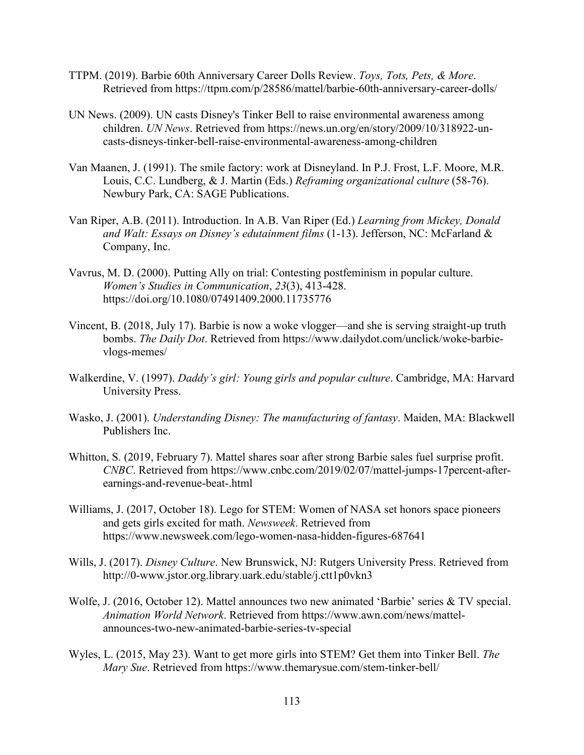TTPM. (2019). Barbie 60th Anniversary Career Dolls Review. *Toys, Tots, Pets, & More*. Retrieved from https://ttpm.com/p/28586/mattel/barbie-60th-anniversary-career-dolls/

UN News. (2009). UN casts Disney's Tinker Bell to raise environmental awareness among children. *UN News*. Retrieved from https://news.un.org/en/story/2009/10/318922-un-casts-disneys-tinker-bell-raise-environmental-awareness-among-children

Van Maanen, J. (1991). The smile factory: work at Disneyland. In P.J. Frost, L.F. Moore, M.R. Louis, C.C. Lundberg, & J. Martin (Eds.) *Reframing organizational culture* (58-76). Newbury Park, CA: SAGE Publications.

Van Riper, A.B. (2011). Introduction. In A.B. Van Riper (Ed.) *Learning from Mickey, Donald and Walt: Essays on Disney's edutainment films* (1-13). Jefferson, NC: McFarland & Company, Inc.

Vavrus, M. D. (2000). Putting Ally on trial: Contesting postfeminism in popular culture. *Women's Studies in Communication*, *23*(3), 413-428. https://doi.org/10.1080/07491409.2000.11735776

Vincent, B. (2018, July 17). Barbie is now a woke vlogger—and she is serving straight-up truth bombs. *The Daily Dot*. Retrieved from https://www.dailydot.com/unclick/woke-barbie-vlogs-memes/

Walkerdine, V. (1997). *Daddy's girl: Young girls and popular culture*. Cambridge, MA: Harvard University Press.

Wasko, J. (2001). *Understanding Disney: The manufacturing of fantasy*. Maiden, MA: Blackwell Publishers Inc.

Whitton, S. (2019, February 7). Mattel shares soar after strong Barbie sales fuel surprise profit. *CNBC*. Retrieved from https://www.cnbc.com/2019/02/07/mattel-jumps-17percent-after-earnings-and-revenue-beat-.html

Williams, J. (2017, October 18). Lego for STEM: Women of NASA set honors space pioneers and gets girls excited for math. *Newsweek*. Retrieved from https://www.newsweek.com/lego-women-nasa-hidden-figures-687641

Wills, J. (2017). *Disney Culture*. New Brunswick, NJ: Rutgers University Press. Retrieved from http://0-www.jstor.org.library.uark.edu/stable/j.ctt1p0vkn3

Wolfe, J. (2016, October 12). Mattel announces two new animated 'Barbie' series & TV special. *Animation World Network*. Retrieved from https://www.awn.com/news/mattel-announces-two-new-animated-barbie-series-tv-special

Wyles, L. (2015, May 23). Want to get more girls into STEM? Get them into Tinker Bell. *The Mary Sue*. Retrieved from https://www.themarysue.com/stem-tinker-bell/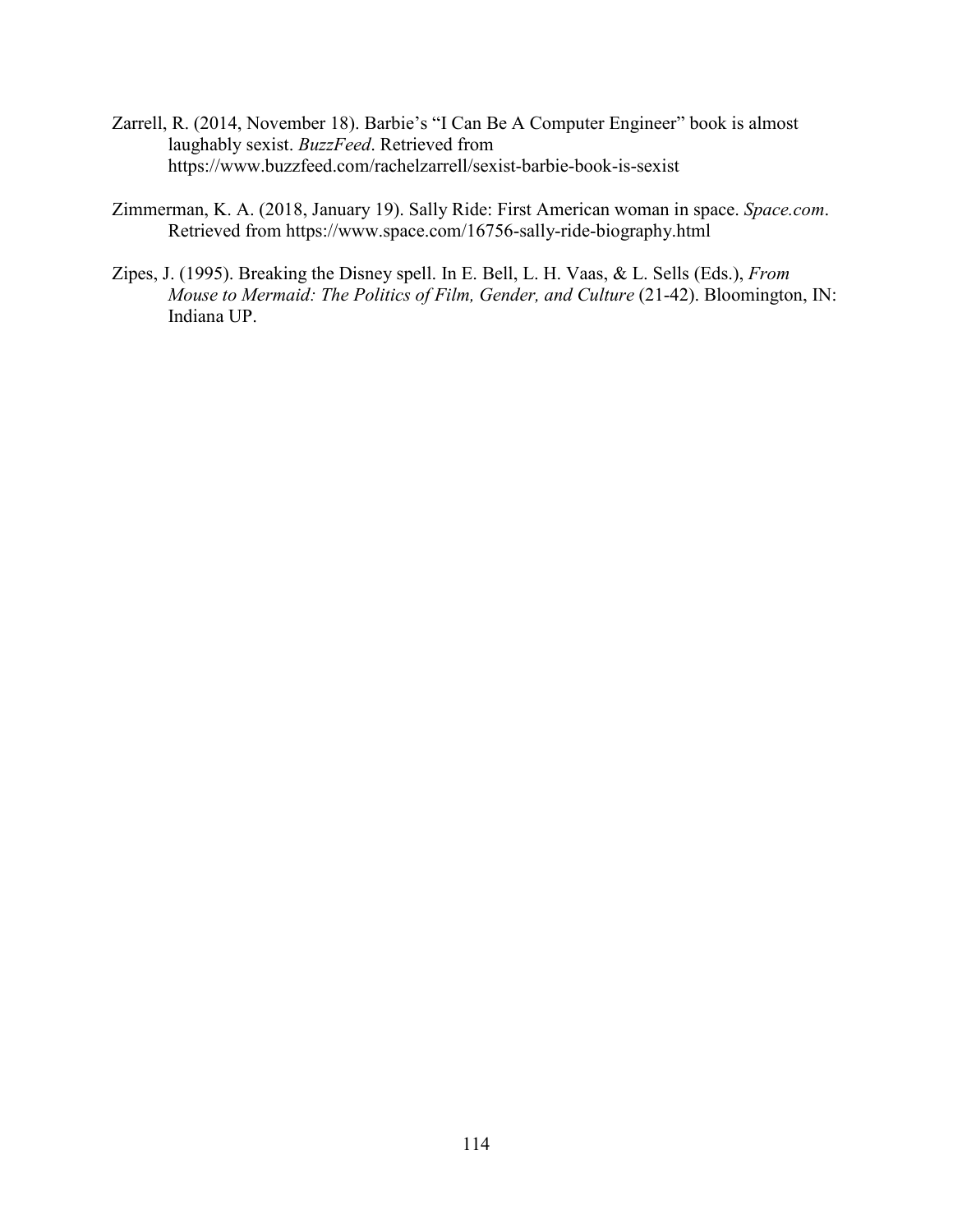Zarrell, R. (2014, November 18). Barbie's "I Can Be A Computer Engineer" book is almost laughably sexist. *BuzzFeed*. Retrieved from https://www.buzzfeed.com/rachelzarrell/sexist-barbie-book-is-sexist

Zimmerman, K. A. (2018, January 19). Sally Ride: First American woman in space. *Space.com*. Retrieved from https://www.space.com/16756-sally-ride-biography.html

Zipes, J. (1995). Breaking the Disney spell. In E. Bell, L. H. Vaas, & L. Sells (Eds.), *From Mouse to Mermaid: The Politics of Film, Gender, and Culture* (21-42). Bloomington, IN: Indiana UP.